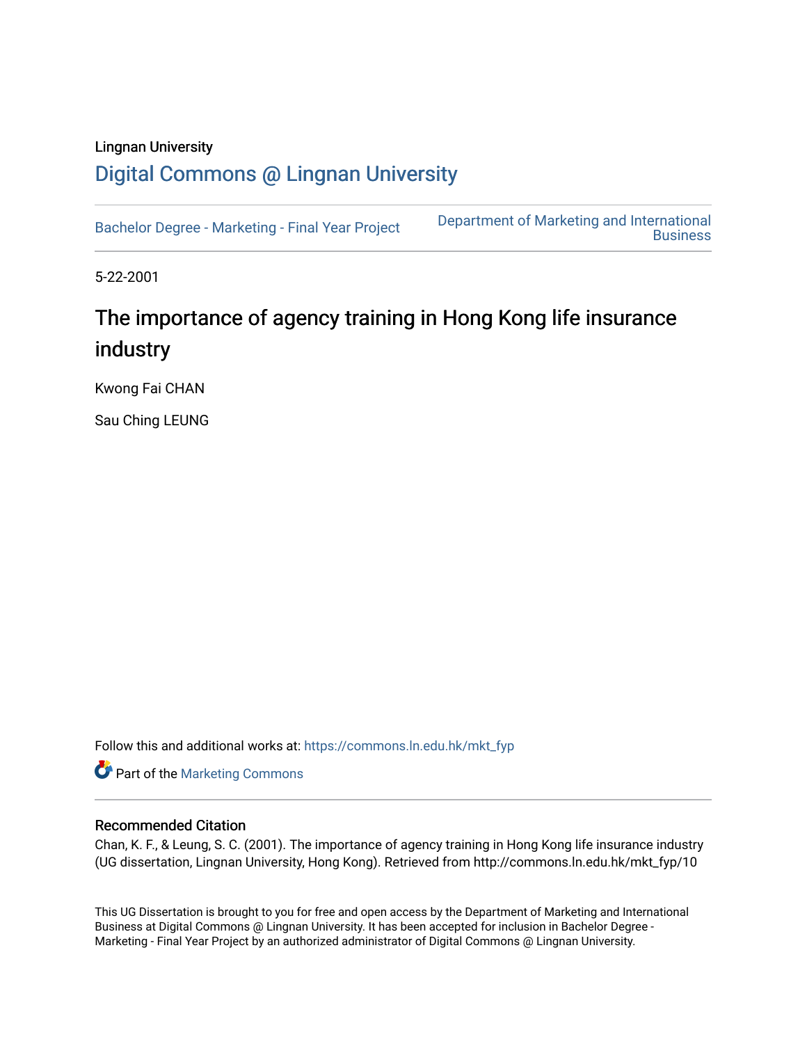Lingnan University

# Digital Commons @ Lingnan University

Bachelor Degree - Marketing - Final Year Project

Department of Marketing and International Business

5-22-2001

## The importance of agency training in Hong Kong life insurance industry

Kwong Fai CHAN

Sau Ching LEUNG

Follow this and additional works at: https://commons.ln.edu.hk/mkt_fyp

Part of the Marketing Commons

### Recommended Citation

Chan, K. F., & Leung, S. C. (2001). The importance of agency training in Hong Kong life insurance industry (UG dissertation, Lingnan University, Hong Kong). Retrieved from http://commons.ln.edu.hk/mkt_fyp/10

This UG Dissertation is brought to you for free and open access by the Department of Marketing and International Business at Digital Commons @ Lingnan University. It has been accepted for inclusion in Bachelor Degree - Marketing - Final Year Project by an authorized administrator of Digital Commons @ Lingnan University.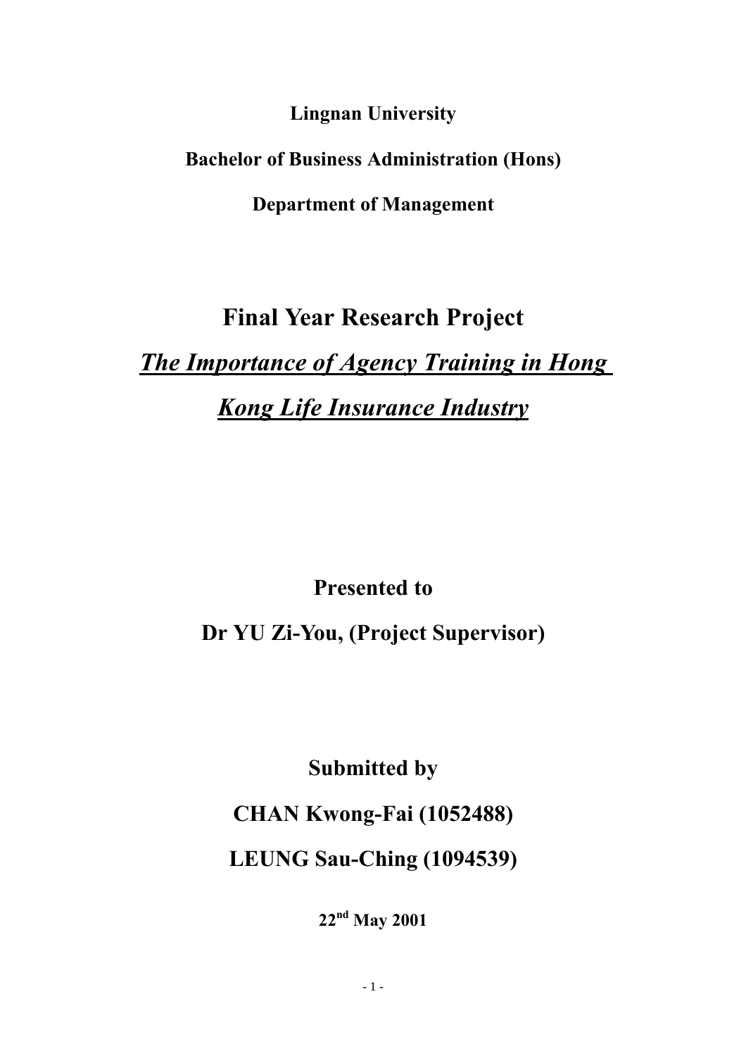**Lingnan University**

**Bachelor of Business Administration (Hons)**

**Department of Management**

# Final Year Research Project

## ***The Importance of Agency Training in Hong Kong Life Insurance Industry***

**Presented to**

**Dr YU Zi-You, (Project Supervisor)**

**Submitted by**

**CHAN Kwong-Fai (1052488)**

**LEUNG Sau-Ching (1094539)**

**22nd May 2001**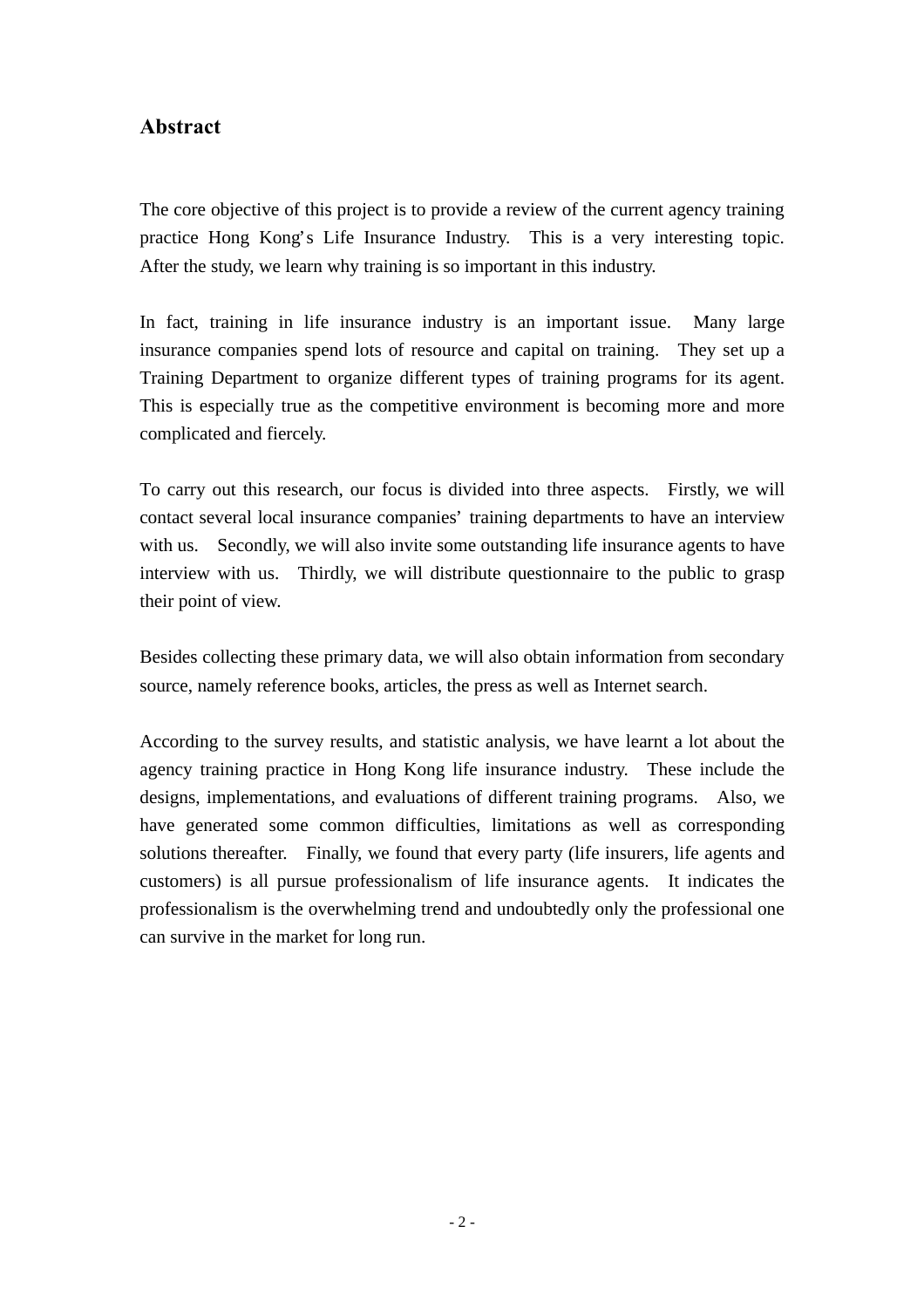## Abstract

The core objective of this project is to provide a review of the current agency training practice Hong Kong's Life Insurance Industry. This is a very interesting topic. After the study, we learn why training is so important in this industry.

In fact, training in life insurance industry is an important issue. Many large insurance companies spend lots of resource and capital on training. They set up a Training Department to organize different types of training programs for its agent. This is especially true as the competitive environment is becoming more and more complicated and fiercely.

To carry out this research, our focus is divided into three aspects. Firstly, we will contact several local insurance companies' training departments to have an interview with us. Secondly, we will also invite some outstanding life insurance agents to have interview with us. Thirdly, we will distribute questionnaire to the public to grasp their point of view.

Besides collecting these primary data, we will also obtain information from secondary source, namely reference books, articles, the press as well as Internet search.

According to the survey results, and statistic analysis, we have learnt a lot about the agency training practice in Hong Kong life insurance industry. These include the designs, implementations, and evaluations of different training programs. Also, we have generated some common difficulties, limitations as well as corresponding solutions thereafter. Finally, we found that every party (life insurers, life agents and customers) is all pursue professionalism of life insurance agents. It indicates the professionalism is the overwhelming trend and undoubtedly only the professional one can survive in the market for long run.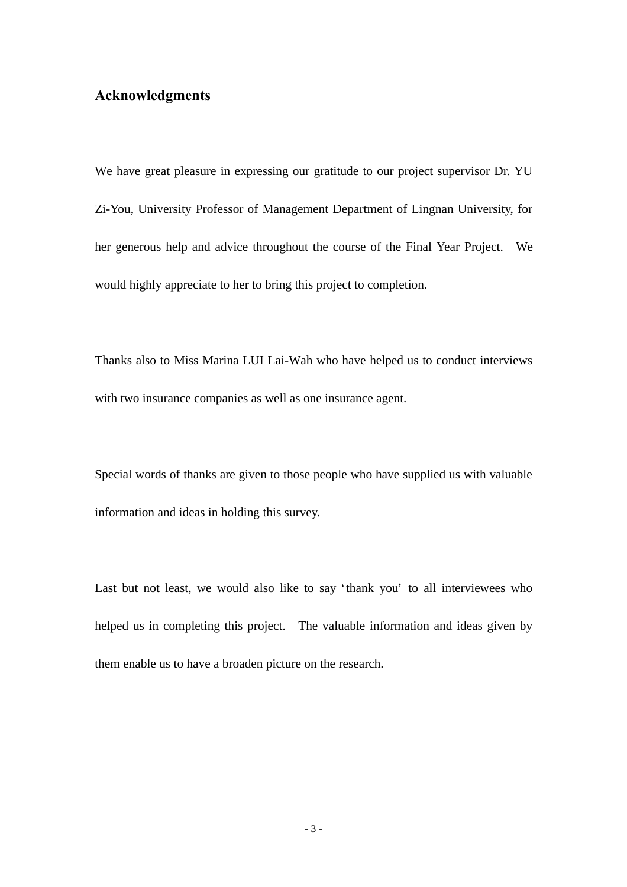## Acknowledgments

We have great pleasure in expressing our gratitude to our project supervisor Dr. YU Zi-You, University Professor of Management Department of Lingnan University, for her generous help and advice throughout the course of the Final Year Project. We would highly appreciate to her to bring this project to completion.

Thanks also to Miss Marina LUI Lai-Wah who have helped us to conduct interviews with two insurance companies as well as one insurance agent.

Special words of thanks are given to those people who have supplied us with valuable information and ideas in holding this survey.

Last but not least, we would also like to say ‘thank you’ to all interviewees who helped us in completing this project. The valuable information and ideas given by them enable us to have a broaden picture on the research.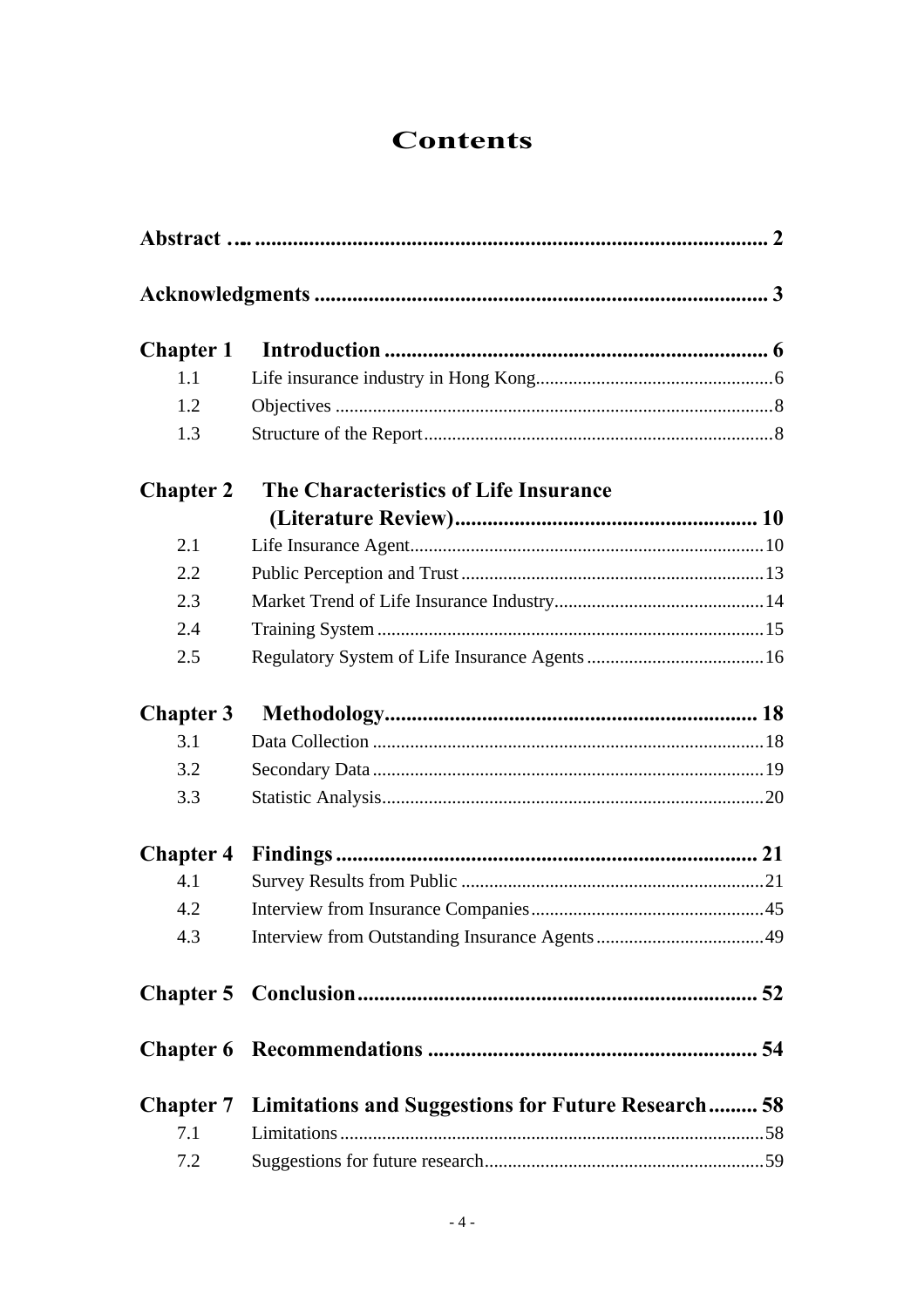# Contents

**Abstract …..................................................................................................... 2**

**Acknowledgments ..................................................................................... 3**

**Chapter 1 Introduction ........................................................................ 6**

1.1 Life insurance industry in Hong Kong..................................................6

1.2 Objectives ............................................................................................8

1.3 Structure of the Report..........................................................................8

**Chapter 2 The Characteristics of Life Insurance (Literature Review)......................................................... 10**

2.1 Life Insurance Agent...........................................................................10

2.2 Public Perception and Trust................................................................13

2.3 Market Trend of Life Insurance Industry............................................14

2.4 Training System ..................................................................................15

2.5 Regulatory System of Life Insurance Agents.....................................16

**Chapter 3 Methodology....................................................................... 18**

3.1 Data Collection ...................................................................................18

3.2 Secondary Data ...................................................................................19

3.3 Statistic Analysis.................................................................................20

**Chapter 4 Findings ............................................................................... 21**

4.1 Survey Results from Public ................................................................21

4.2 Interview from Insurance Companies.................................................45

4.3 Interview from Outstanding Insurance Agents...................................49

**Chapter 5 Conclusion ........................................................................... 52**

**Chapter 6 Recommendations ............................................................... 54**

**Chapter 7 Limitations and Suggestions for Future Research......... 58**

7.1 Limitations..........................................................................................58

7.2 Suggestions for future research...........................................................59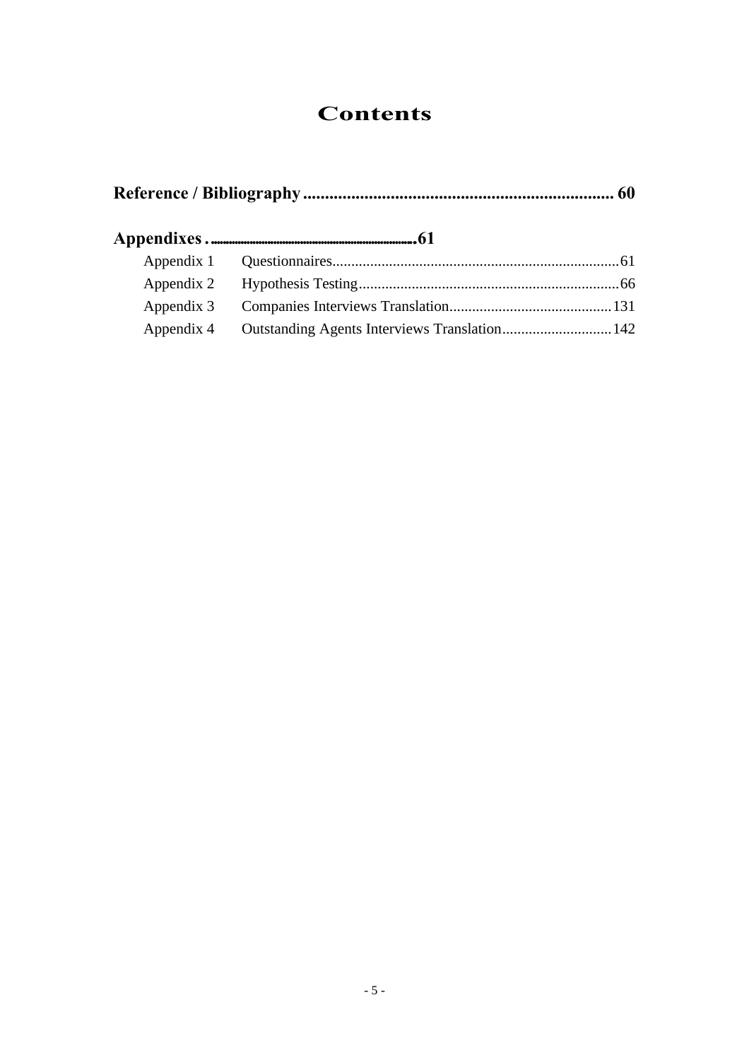# Contents

**Reference / Bibliography ........................................................................ 60**

**Appendixes ..................................................................61**

Appendix 1 Questionnaires...........................................................................61

Appendix 2 Hypothesis Testing....................................................................66

Appendix 3 Companies Interviews Translation..........................................131

Appendix 4 Outstanding Agents Interviews Translation............................142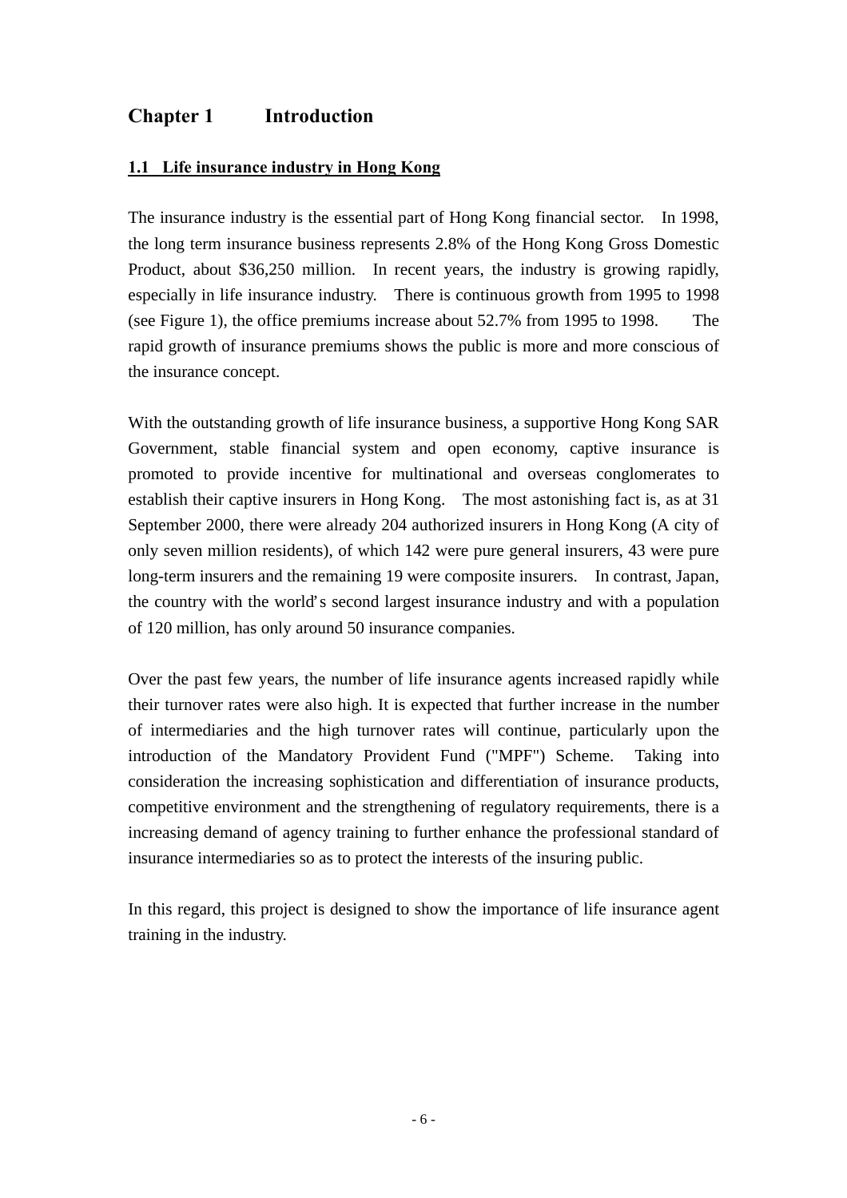# Chapter 1 Introduction

## 1.1 Life insurance industry in Hong Kong

The insurance industry is the essential part of Hong Kong financial sector. In 1998, the long term insurance business represents 2.8% of the Hong Kong Gross Domestic Product, about $36,250 million. In recent years, the industry is growing rapidly, especially in life insurance industry. There is continuous growth from 1995 to 1998 (see Figure 1), the office premiums increase about 52.7% from 1995 to 1998. The rapid growth of insurance premiums shows the public is more and more conscious of the insurance concept.

With the outstanding growth of life insurance business, a supportive Hong Kong SAR Government, stable financial system and open economy, captive insurance is promoted to provide incentive for multinational and overseas conglomerates to establish their captive insurers in Hong Kong. The most astonishing fact is, as at 31 September 2000, there were already 204 authorized insurers in Hong Kong (A city of only seven million residents), of which 142 were pure general insurers, 43 were pure long-term insurers and the remaining 19 were composite insurers. In contrast, Japan, the country with the world's second largest insurance industry and with a population of 120 million, has only around 50 insurance companies.

Over the past few years, the number of life insurance agents increased rapidly while their turnover rates were also high. It is expected that further increase in the number of intermediaries and the high turnover rates will continue, particularly upon the introduction of the Mandatory Provident Fund ("MPF") Scheme. Taking into consideration the increasing sophistication and differentiation of insurance products, competitive environment and the strengthening of regulatory requirements, there is a increasing demand of agency training to further enhance the professional standard of insurance intermediaries so as to protect the interests of the insuring public.

In this regard, this project is designed to show the importance of life insurance agent training in the industry.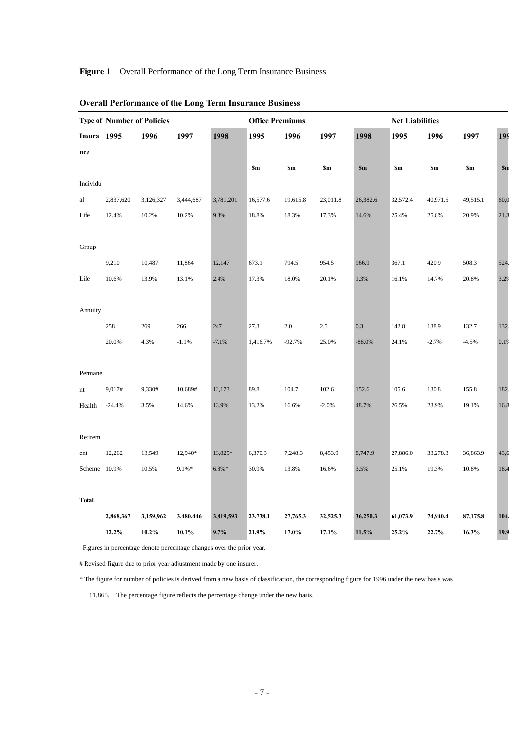**Figure 1** Overall Performance of the Long Term Insurance Business

**Overall Performance of the Long Term Insurance Business**

| Type of Insurance | Number of Policies | | | | Office Premiums | | | | Net Liabilities | | | |
|---|---|---|---|---|---|---|---|---|---|---|---|---|
| | 1995 | 1996 | 1997 | 1998 | 1995 | 1996 | 1997 | 1998 | 1995 | 1996 | 1997 | 199 |
| | | | | | $m | $m | $m | $m | $m | $m | $m | $m |
| Individual Life | 2,837,620 | 3,126,327 | 3,444,687 | 3,781,201 | 16,577.6 | 19,615.8 | 23,011.8 | 26,382.6 | 32,572.4 | 40,971.5 | 49,515.1 | 60,0 |
| | 12.4% | 10.2% | 10.2% | 9.8% | 18.8% | 18.3% | 17.3% | 14.6% | 25.4% | 25.8% | 20.9% | 21.3 |
| Group Life | 9,210 | 10,487 | 11,864 | 12,147 | 673.1 | 794.5 | 954.5 | 966.9 | 367.1 | 420.9 | 508.3 | 524. |
| | 10.6% | 13.9% | 13.1% | 2.4% | 17.3% | 18.0% | 20.1% | 1.3% | 16.1% | 14.7% | 20.8% | 3.2% |
| Annuity | 258 | 269 | 266 | 247 | 27.3 | 2.0 | 2.5 | 0.3 | 142.8 | 138.9 | 132.7 | 132. |
| | 20.0% | 4.3% | -1.1% | -7.1% | 1,416.7% | -92.7% | 25.0% | -88.0% | 24.1% | -2.7% | -4.5% | 0.1% |
| Permanent Health | 9,017# | 9,330# | 10,689# | 12,173 | 89.8 | 104.7 | 102.6 | 152.6 | 105.6 | 130.8 | 155.8 | 182. |
| | -24.4% | 3.5% | 14.6% | 13.9% | 13.2% | 16.6% | -2.0% | 48.7% | 26.5% | 23.9% | 19.1% | 16.8 |
| Retirement Scheme | 12,262 | 13,549 | 12,940* | 13,825* | 6,370.3 | 7,248.3 | 8,453.9 | 8,747.9 | 27,886.0 | 33,278.3 | 36,863.9 | 43,6 |
| | 10.9% | 10.5% | 9.1%* | 6.8%* | 30.9% | 13.8% | 16.6% | 3.5% | 25.1% | 19.3% | 10.8% | 18.4 |
| **Total** | **2,868,367** | **3,159,962** | **3,480,446** | **3,819,593** | **23,738.1** | **27,765.3** | **32,525.3** | **36,250.3** | **61,073.9** | **74,940.4** | **87,175.8** | **104.** |
| | **12.2%** | **10.2%** | **10.1%** | **9.7%** | **21.9%** | **17.0%** | **17.1%** | **11.5%** | **25.2%** | **22.7%** | **16.3%** | **19.9** |

Figures in percentage denote percentage changes over the prior year.

# Revised figure due to prior year adjustment made by one insurer.

* The figure for number of policies is derived from a new basis of classification, the corresponding figure for 1996 under the new basis was 11,865. The percentage figure reflects the percentage change under the new basis.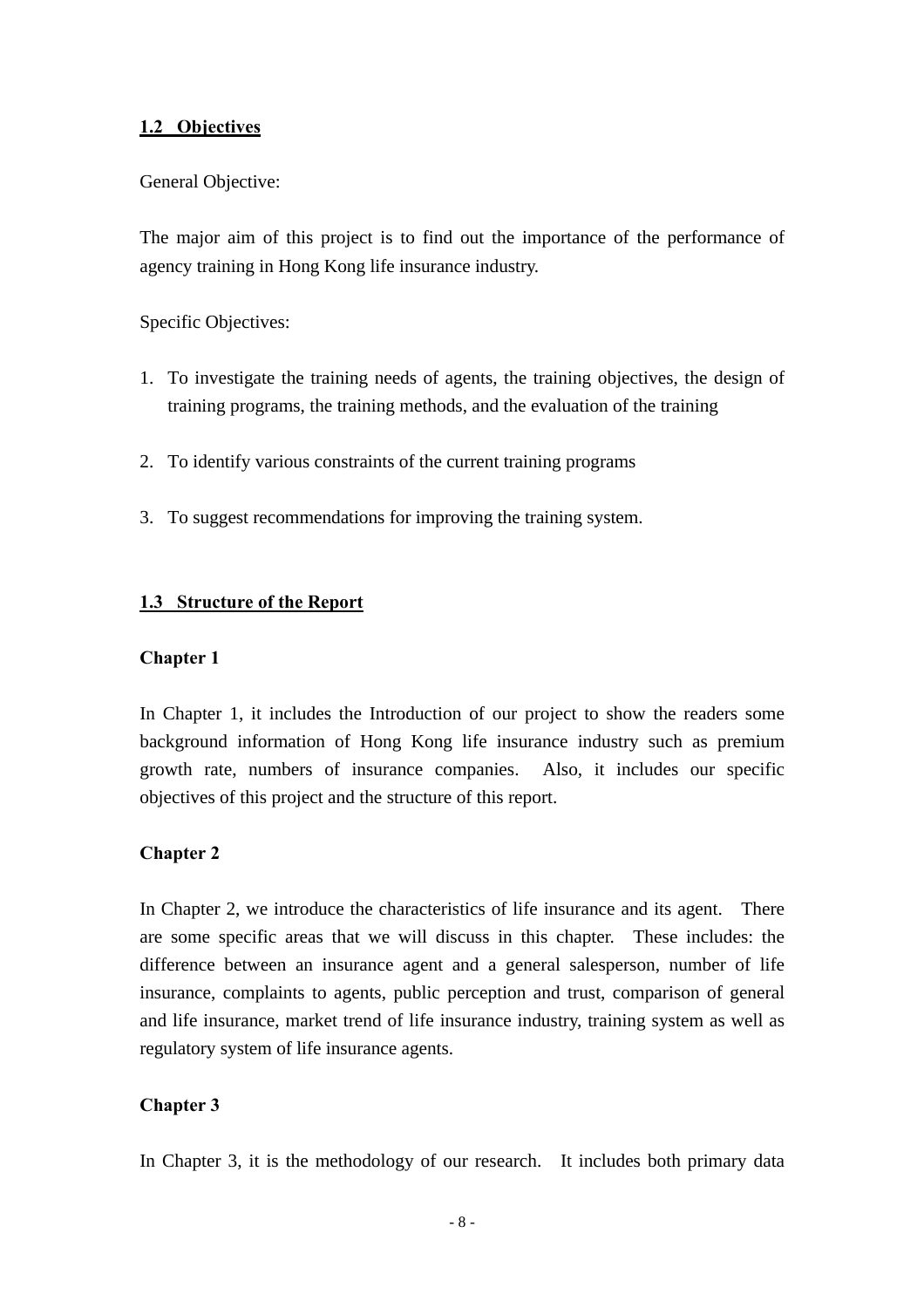## 1.2 Objectives

General Objective:

The major aim of this project is to find out the importance of the performance of agency training in Hong Kong life insurance industry.

Specific Objectives:

1. To investigate the training needs of agents, the training objectives, the design of training programs, the training methods, and the evaluation of the training

2. To identify various constraints of the current training programs

3. To suggest recommendations for improving the training system.

## 1.3 Structure of the Report

**Chapter 1**

In Chapter 1, it includes the Introduction of our project to show the readers some background information of Hong Kong life insurance industry such as premium growth rate, numbers of insurance companies. Also, it includes our specific objectives of this project and the structure of this report.

**Chapter 2**

In Chapter 2, we introduce the characteristics of life insurance and its agent. There are some specific areas that we will discuss in this chapter. These includes: the difference between an insurance agent and a general salesperson, number of life insurance, complaints to agents, public perception and trust, comparison of general and life insurance, market trend of life insurance industry, training system as well as regulatory system of life insurance agents.

**Chapter 3**

In Chapter 3, it is the methodology of our research. It includes both primary data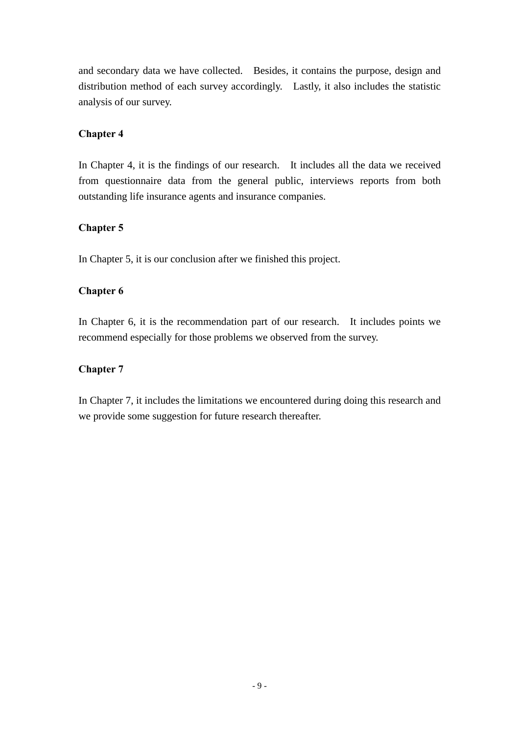and secondary data we have collected. Besides, it contains the purpose, design and distribution method of each survey accordingly. Lastly, it also includes the statistic analysis of our survey.

**Chapter 4**

In Chapter 4, it is the findings of our research. It includes all the data we received from questionnaire data from the general public, interviews reports from both outstanding life insurance agents and insurance companies.

**Chapter 5**

In Chapter 5, it is our conclusion after we finished this project.

**Chapter 6**

In Chapter 6, it is the recommendation part of our research. It includes points we recommend especially for those problems we observed from the survey.

**Chapter 7**

In Chapter 7, it includes the limitations we encountered during doing this research and we provide some suggestion for future research thereafter.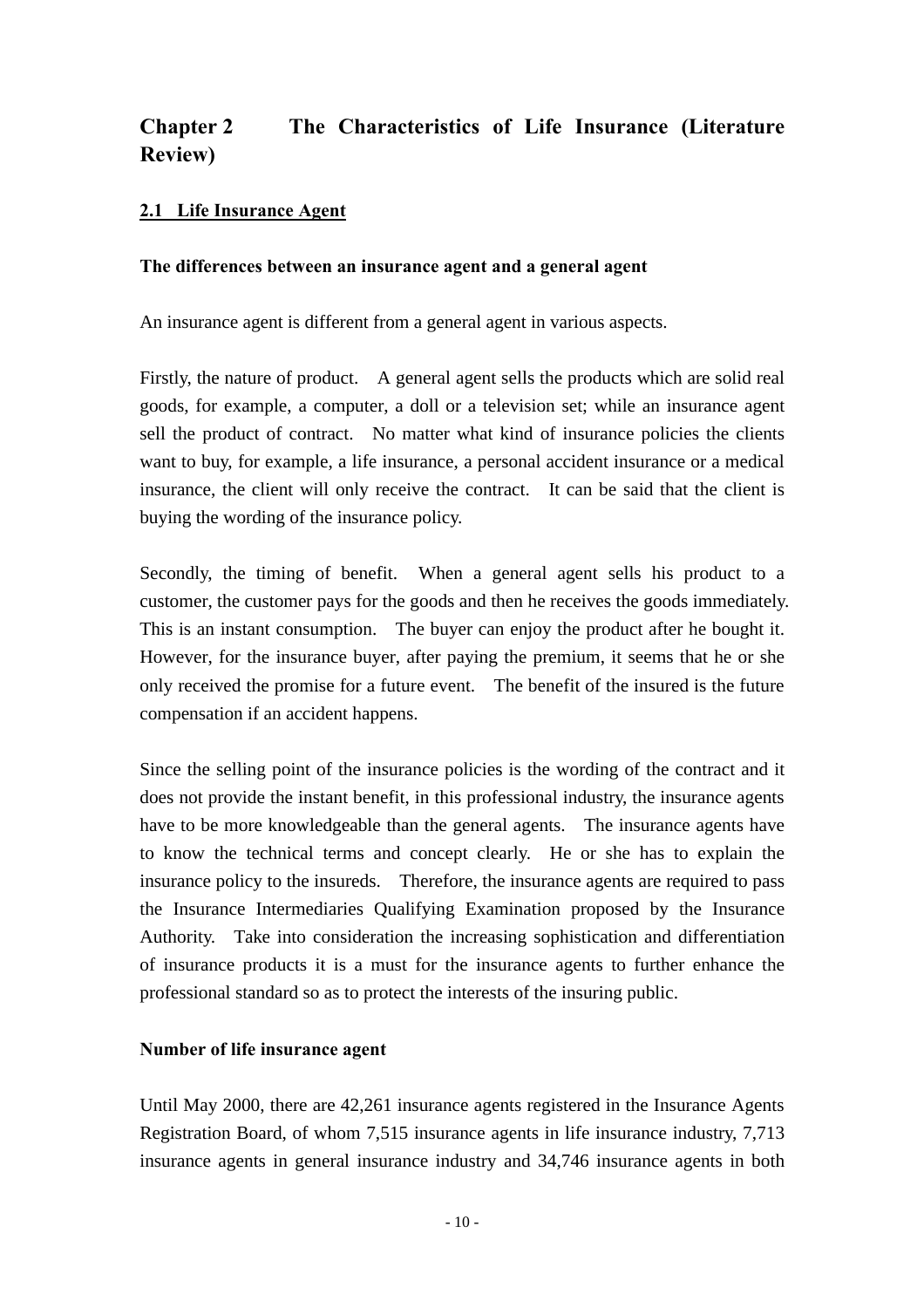# Chapter 2 The Characteristics of Life Insurance (Literature Review)

## 2.1 Life Insurance Agent

### The differences between an insurance agent and a general agent

An insurance agent is different from a general agent in various aspects.

Firstly, the nature of product. A general agent sells the products which are solid real goods, for example, a computer, a doll or a television set; while an insurance agent sell the product of contract. No matter what kind of insurance policies the clients want to buy, for example, a life insurance, a personal accident insurance or a medical insurance, the client will only receive the contract. It can be said that the client is buying the wording of the insurance policy.

Secondly, the timing of benefit. When a general agent sells his product to a customer, the customer pays for the goods and then he receives the goods immediately. This is an instant consumption. The buyer can enjoy the product after he bought it. However, for the insurance buyer, after paying the premium, it seems that he or she only received the promise for a future event. The benefit of the insured is the future compensation if an accident happens.

Since the selling point of the insurance policies is the wording of the contract and it does not provide the instant benefit, in this professional industry, the insurance agents have to be more knowledgeable than the general agents. The insurance agents have to know the technical terms and concept clearly. He or she has to explain the insurance policy to the insureds. Therefore, the insurance agents are required to pass the Insurance Intermediaries Qualifying Examination proposed by the Insurance Authority. Take into consideration the increasing sophistication and differentiation of insurance products it is a must for the insurance agents to further enhance the professional standard so as to protect the interests of the insuring public.

### Number of life insurance agent

Until May 2000, there are 42,261 insurance agents registered in the Insurance Agents Registration Board, of whom 7,515 insurance agents in life insurance industry, 7,713 insurance agents in general insurance industry and 34,746 insurance agents in both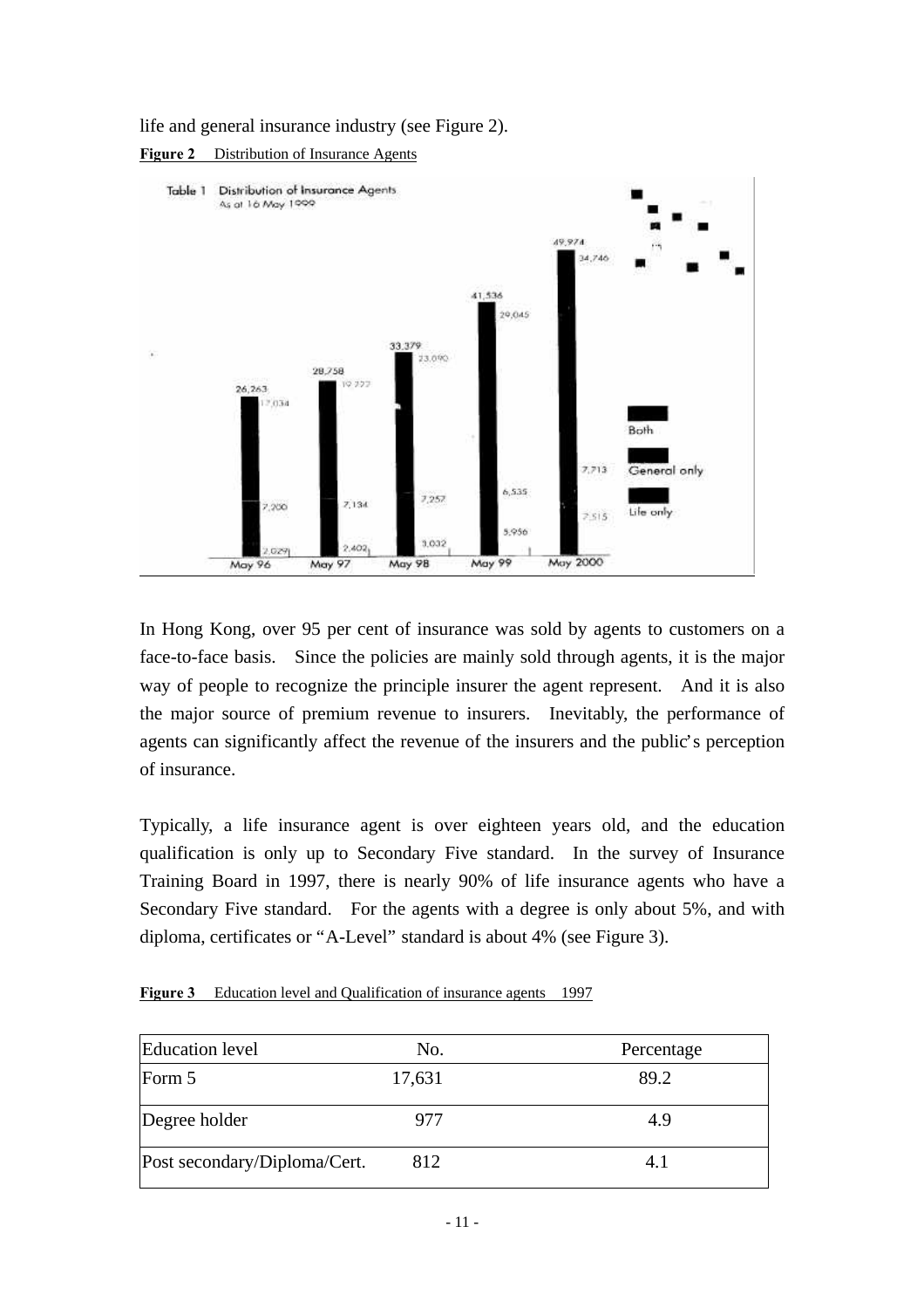life and general insurance industry (see Figure 2).

**Figure 2** Distribution of Insurance Agents

Table 1 Distribution of Insurance Agents
As at 16 May 1999

| | May 96 | May 97 | May 98 | May 99 | May 2000 |
|---|---|---|---|---|---|
| Total | 26,263 | 28,758 | 33,379 | 41,536 | 49,974 |
| | 17,034 | 19,222 | 23,090 | 29,045 | 34,746 |
| | 7,200 | 7,134 | 7,257 | 6,535 | 7,713 |
| | 2,029 | 2,402 | 3,032 | 5,956 | 7,515 |

Legend: Both; General only; Life only

In Hong Kong, over 95 per cent of insurance was sold by agents to customers on a face-to-face basis. Since the policies are mainly sold through agents, it is the major way of people to recognize the principle insurer the agent represent. And it is also the major source of premium revenue to insurers. Inevitably, the performance of agents can significantly affect the revenue of the insurers and the public's perception of insurance.

Typically, a life insurance agent is over eighteen years old, and the education qualification is only up to Secondary Five standard. In the survey of Insurance Training Board in 1997, there is nearly 90% of life insurance agents who have a Secondary Five standard. For the agents with a degree is only about 5%, and with diploma, certificates or "A-Level" standard is about 4% (see Figure 3).

**Figure 3** Education level and Qualification of insurance agents 1997

| Education level | No. | Percentage |
|---|---|---|
| Form 5 | 17,631 | 89.2 |
| Degree holder | 977 | 4.9 |
| Post secondary/Diploma/Cert. | 812 | 4.1 |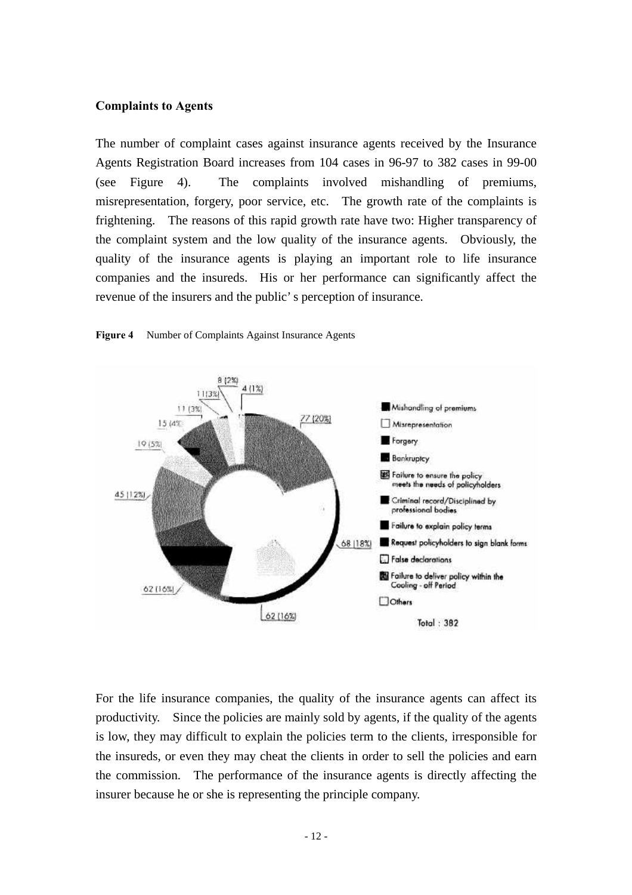**Complaints to Agents**

The number of complaint cases against insurance agents received by the Insurance Agents Registration Board increases from 104 cases in 96-97 to 382 cases in 99-00 (see Figure 4). The complaints involved mishandling of premiums, misrepresentation, forgery, poor service, etc. The growth rate of the complaints is frightening. The reasons of this rapid growth rate have two: Higher transparency of the complaint system and the low quality of the insurance agents. Obviously, the quality of the insurance agents is playing an important role to life insurance companies and the insureds. His or her performance can significantly affect the revenue of the insurers and the public' s perception of insurance.

**Figure 4** Number of Complaints Against Insurance Agents

8 (2%)
4 (1%)
11 (3%)
11 (3%)
77 (20%)
15 (4%)
19 (5%)
45 (12%)
68 (18%)
62 (16%)
62 (16%)

- Mishandling of premiums
- Misrepresentation
- Forgery
- Bankruptcy
- Failure to ensure the policy meets the needs of policyholders
- Criminal record/Disciplined by professional bodies
- Failure to explain policy terms
- Request policyholders to sign blank forms
- False declarations
- Failure to deliver policy within the Cooling - off Period
- Others

Total : 382

For the life insurance companies, the quality of the insurance agents can affect its productivity. Since the policies are mainly sold by agents, if the quality of the agents is low, they may difficult to explain the policies term to the clients, irresponsible for the insureds, or even they may cheat the clients in order to sell the policies and earn the commission. The performance of the insurance agents is directly affecting the insurer because he or she is representing the principle company.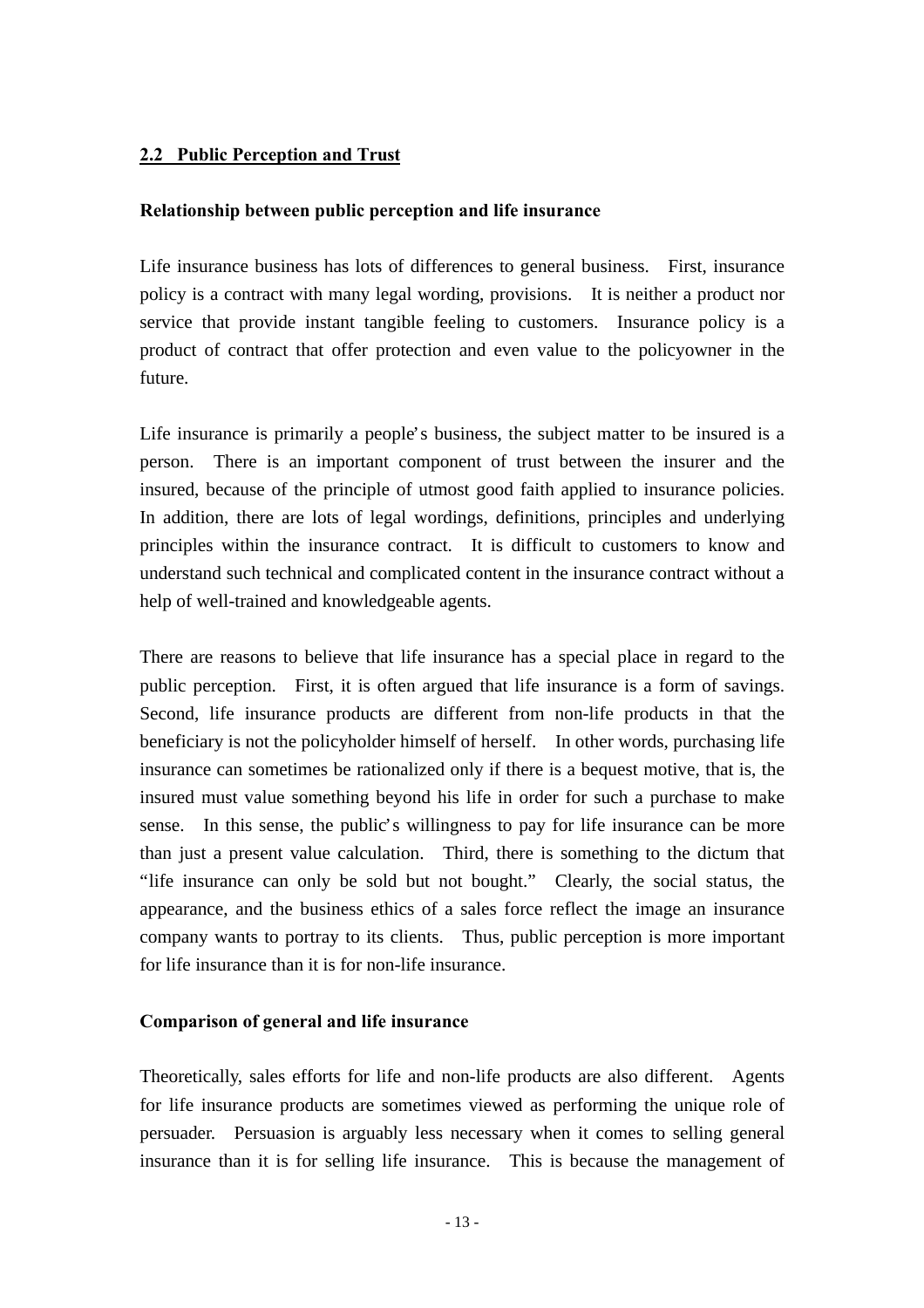## 2.2 Public Perception and Trust

**Relationship between public perception and life insurance**

Life insurance business has lots of differences to general business. First, insurance policy is a contract with many legal wording, provisions. It is neither a product nor service that provide instant tangible feeling to customers. Insurance policy is a product of contract that offer protection and even value to the policyowner in the future.

Life insurance is primarily a people's business, the subject matter to be insured is a person. There is an important component of trust between the insurer and the insured, because of the principle of utmost good faith applied to insurance policies. In addition, there are lots of legal wordings, definitions, principles and underlying principles within the insurance contract. It is difficult to customers to know and understand such technical and complicated content in the insurance contract without a help of well-trained and knowledgeable agents.

There are reasons to believe that life insurance has a special place in regard to the public perception. First, it is often argued that life insurance is a form of savings. Second, life insurance products are different from non-life products in that the beneficiary is not the policyholder himself of herself. In other words, purchasing life insurance can sometimes be rationalized only if there is a bequest motive, that is, the insured must value something beyond his life in order for such a purchase to make sense. In this sense, the public's willingness to pay for life insurance can be more than just a present value calculation. Third, there is something to the dictum that "life insurance can only be sold but not bought." Clearly, the social status, the appearance, and the business ethics of a sales force reflect the image an insurance company wants to portray to its clients. Thus, public perception is more important for life insurance than it is for non-life insurance.

**Comparison of general and life insurance**

Theoretically, sales efforts for life and non-life products are also different. Agents for life insurance products are sometimes viewed as performing the unique role of persuader. Persuasion is arguably less necessary when it comes to selling general insurance than it is for selling life insurance. This is because the management of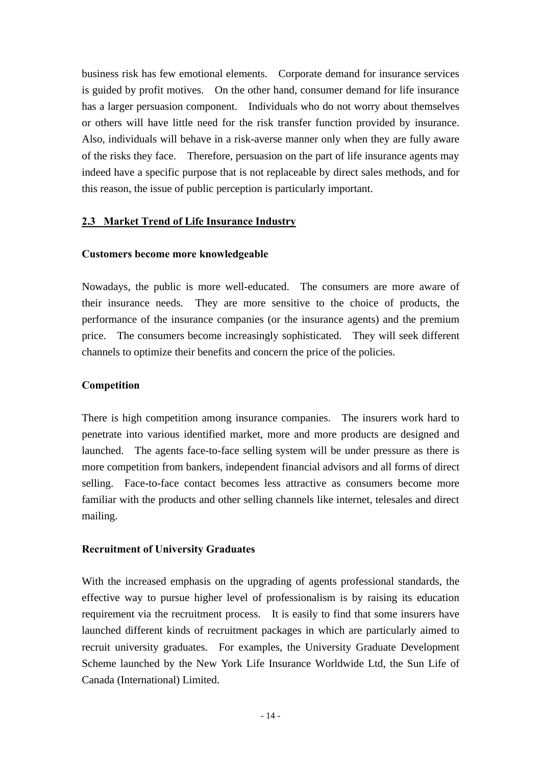business risk has few emotional elements. Corporate demand for insurance services is guided by profit motives. On the other hand, consumer demand for life insurance has a larger persuasion component. Individuals who do not worry about themselves or others will have little need for the risk transfer function provided by insurance. Also, individuals will behave in a risk-averse manner only when they are fully aware of the risks they face. Therefore, persuasion on the part of life insurance agents may indeed have a specific purpose that is not replaceable by direct sales methods, and for this reason, the issue of public perception is particularly important.

## 2.3 Market Trend of Life Insurance Industry

**Customers become more knowledgeable**

Nowadays, the public is more well-educated. The consumers are more aware of their insurance needs. They are more sensitive to the choice of products, the performance of the insurance companies (or the insurance agents) and the premium price. The consumers become increasingly sophisticated. They will seek different channels to optimize their benefits and concern the price of the policies.

**Competition**

There is high competition among insurance companies. The insurers work hard to penetrate into various identified market, more and more products are designed and launched. The agents face-to-face selling system will be under pressure as there is more competition from bankers, independent financial advisors and all forms of direct selling. Face-to-face contact becomes less attractive as consumers become more familiar with the products and other selling channels like internet, telesales and direct mailing.

**Recruitment of University Graduates**

With the increased emphasis on the upgrading of agents professional standards, the effective way to pursue higher level of professionalism is by raising its education requirement via the recruitment process. It is easily to find that some insurers have launched different kinds of recruitment packages in which are particularly aimed to recruit university graduates. For examples, the University Graduate Development Scheme launched by the New York Life Insurance Worldwide Ltd, the Sun Life of Canada (International) Limited.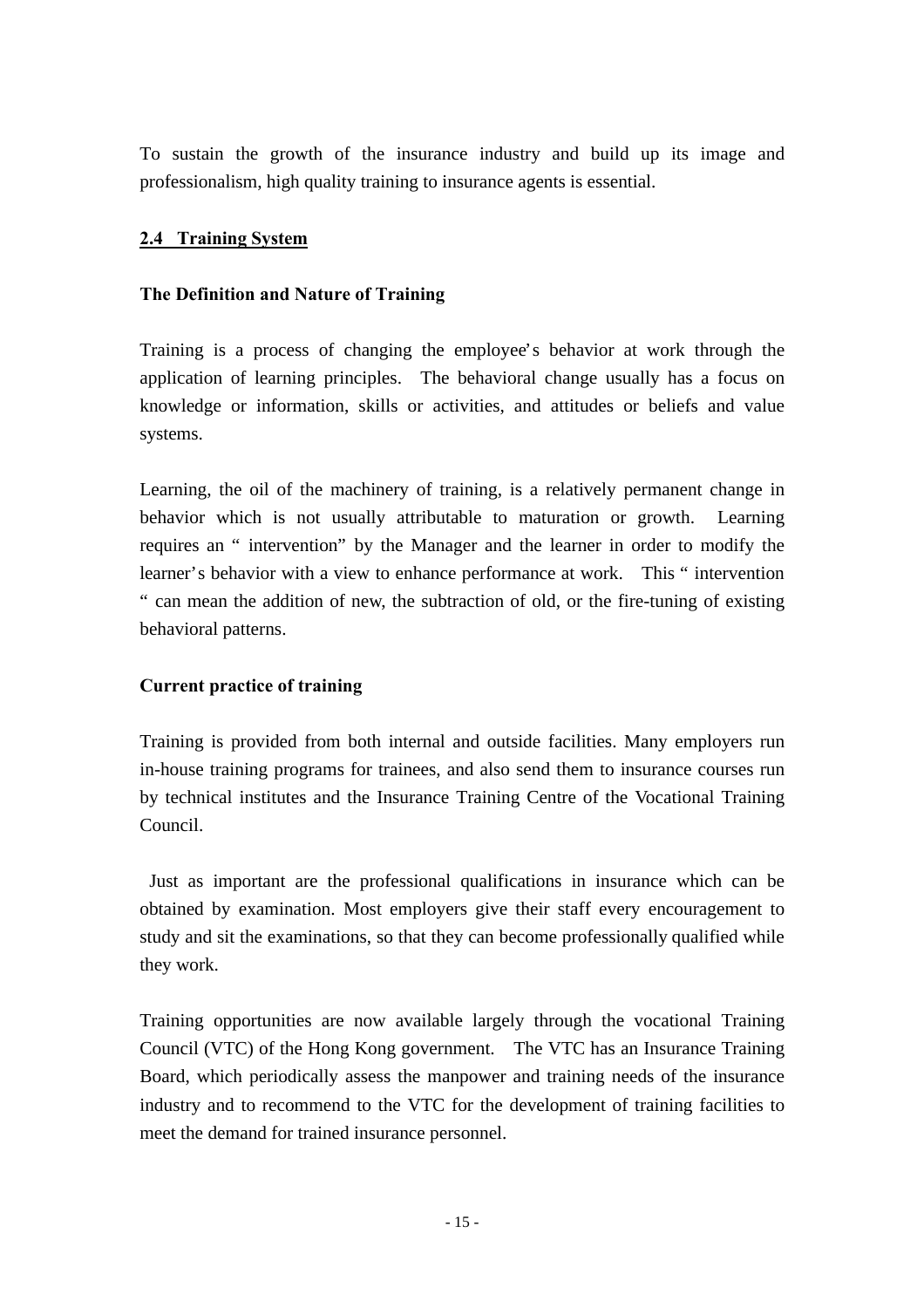To sustain the growth of the insurance industry and build up its image and professionalism, high quality training to insurance agents is essential.

## 2.4 Training System

### The Definition and Nature of Training

Training is a process of changing the employee's behavior at work through the application of learning principles. The behavioral change usually has a focus on knowledge or information, skills or activities, and attitudes or beliefs and value systems.

Learning, the oil of the machinery of training, is a relatively permanent change in behavior which is not usually attributable to maturation or growth. Learning requires an " intervention" by the Manager and the learner in order to modify the learner's behavior with a view to enhance performance at work. This " intervention " can mean the addition of new, the subtraction of old, or the fire-tuning of existing behavioral patterns.

### Current practice of training

Training is provided from both internal and outside facilities. Many employers run in-house training programs for trainees, and also send them to insurance courses run by technical institutes and the Insurance Training Centre of the Vocational Training Council.

Just as important are the professional qualifications in insurance which can be obtained by examination. Most employers give their staff every encouragement to study and sit the examinations, so that they can become professionally qualified while they work.

Training opportunities are now available largely through the vocational Training Council (VTC) of the Hong Kong government. The VTC has an Insurance Training Board, which periodically assess the manpower and training needs of the insurance industry and to recommend to the VTC for the development of training facilities to meet the demand for trained insurance personnel.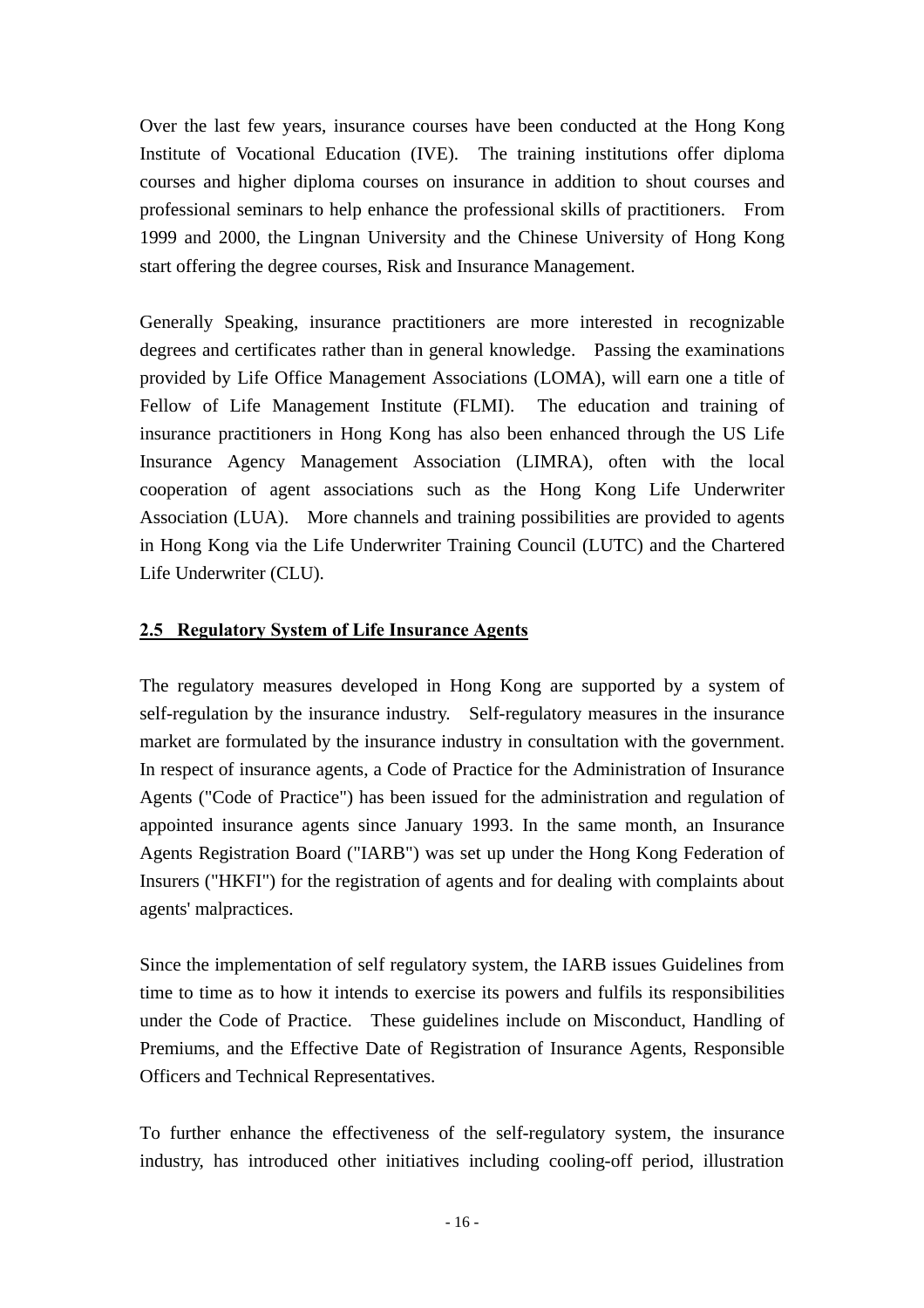Over the last few years, insurance courses have been conducted at the Hong Kong Institute of Vocational Education (IVE). The training institutions offer diploma courses and higher diploma courses on insurance in addition to shout courses and professional seminars to help enhance the professional skills of practitioners. From 1999 and 2000, the Lingnan University and the Chinese University of Hong Kong start offering the degree courses, Risk and Insurance Management.

Generally Speaking, insurance practitioners are more interested in recognizable degrees and certificates rather than in general knowledge. Passing the examinations provided by Life Office Management Associations (LOMA), will earn one a title of Fellow of Life Management Institute (FLMI). The education and training of insurance practitioners in Hong Kong has also been enhanced through the US Life Insurance Agency Management Association (LIMRA), often with the local cooperation of agent associations such as the Hong Kong Life Underwriter Association (LUA). More channels and training possibilities are provided to agents in Hong Kong via the Life Underwriter Training Council (LUTC) and the Chartered Life Underwriter (CLU).

## 2.5 Regulatory System of Life Insurance Agents

The regulatory measures developed in Hong Kong are supported by a system of self-regulation by the insurance industry. Self-regulatory measures in the insurance market are formulated by the insurance industry in consultation with the government. In respect of insurance agents, a Code of Practice for the Administration of Insurance Agents ("Code of Practice") has been issued for the administration and regulation of appointed insurance agents since January 1993. In the same month, an Insurance Agents Registration Board ("IARB") was set up under the Hong Kong Federation of Insurers ("HKFI") for the registration of agents and for dealing with complaints about agents' malpractices.

Since the implementation of self regulatory system, the IARB issues Guidelines from time to time as to how it intends to exercise its powers and fulfils its responsibilities under the Code of Practice. These guidelines include on Misconduct, Handling of Premiums, and the Effective Date of Registration of Insurance Agents, Responsible Officers and Technical Representatives.

To further enhance the effectiveness of the self-regulatory system, the insurance industry, has introduced other initiatives including cooling-off period, illustration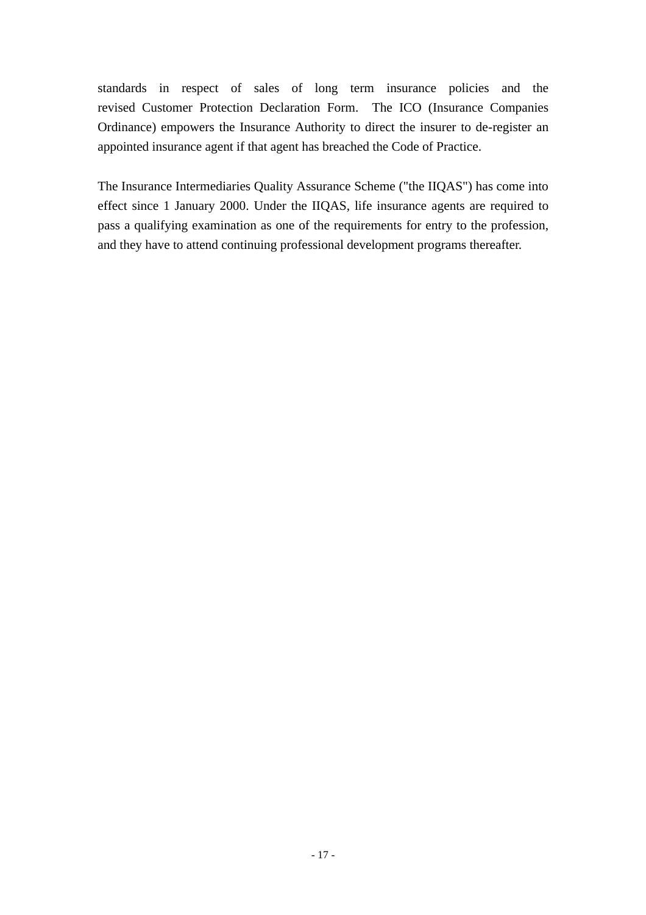standards in respect of sales of long term insurance policies and the revised Customer Protection Declaration Form. The ICO (Insurance Companies Ordinance) empowers the Insurance Authority to direct the insurer to de-register an appointed insurance agent if that agent has breached the Code of Practice.

The Insurance Intermediaries Quality Assurance Scheme ("the IIQAS") has come into effect since 1 January 2000. Under the IIQAS, life insurance agents are required to pass a qualifying examination as one of the requirements for entry to the profession, and they have to attend continuing professional development programs thereafter.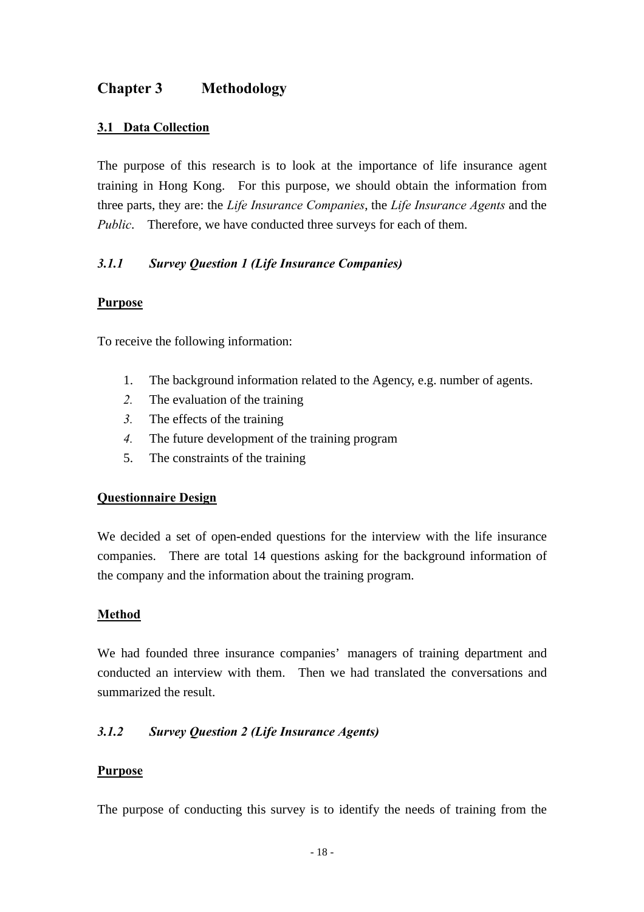# Chapter 3 Methodology

## 3.1 Data Collection

The purpose of this research is to look at the importance of life insurance agent training in Hong Kong. For this purpose, we should obtain the information from three parts, they are: the *Life Insurance Companies*, the *Life Insurance Agents* and the *Public*. Therefore, we have conducted three surveys for each of them.

### *3.1.1 Survey Question 1 (Life Insurance Companies)*

**Purpose**

To receive the following information:

1. The background information related to the Agency, e.g. number of agents.
2. The evaluation of the training
3. The effects of the training
4. The future development of the training program
5. The constraints of the training

**Questionnaire Design**

We decided a set of open-ended questions for the interview with the life insurance companies. There are total 14 questions asking for the background information of the company and the information about the training program.

**Method**

We had founded three insurance companies' managers of training department and conducted an interview with them. Then we had translated the conversations and summarized the result.

### *3.1.2 Survey Question 2 (Life Insurance Agents)*

**Purpose**

The purpose of conducting this survey is to identify the needs of training from the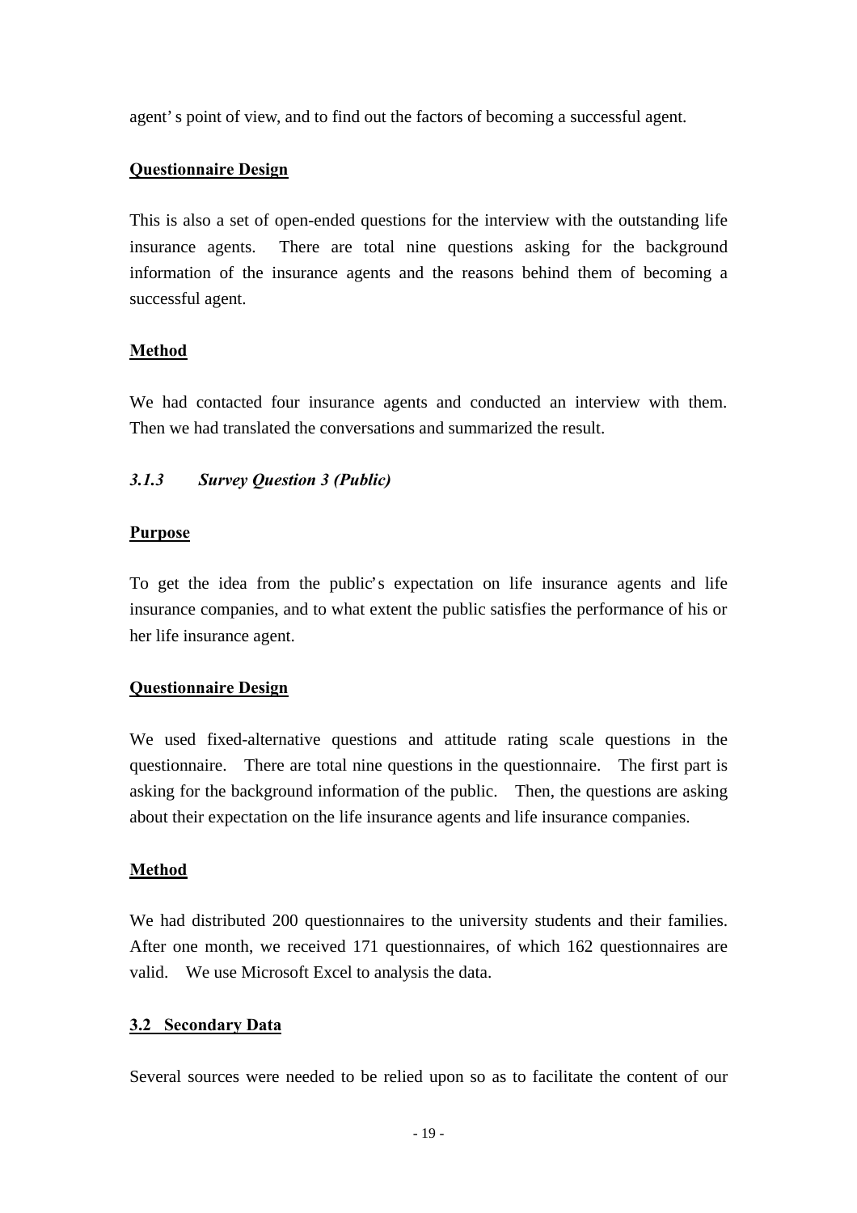agent's point of view, and to find out the factors of becoming a successful agent.

**Questionnaire Design**

This is also a set of open-ended questions for the interview with the outstanding life insurance agents. There are total nine questions asking for the background information of the insurance agents and the reasons behind them of becoming a successful agent.

**Method**

We had contacted four insurance agents and conducted an interview with them. Then we had translated the conversations and summarized the result.

### *3.1.3 Survey Question 3 (Public)*

**Purpose**

To get the idea from the public's expectation on life insurance agents and life insurance companies, and to what extent the public satisfies the performance of his or her life insurance agent.

**Questionnaire Design**

We used fixed-alternative questions and attitude rating scale questions in the questionnaire. There are total nine questions in the questionnaire. The first part is asking for the background information of the public. Then, the questions are asking about their expectation on the life insurance agents and life insurance companies.

**Method**

We had distributed 200 questionnaires to the university students and their families. After one month, we received 171 questionnaires, of which 162 questionnaires are valid. We use Microsoft Excel to analysis the data.

## 3.2 Secondary Data

Several sources were needed to be relied upon so as to facilitate the content of our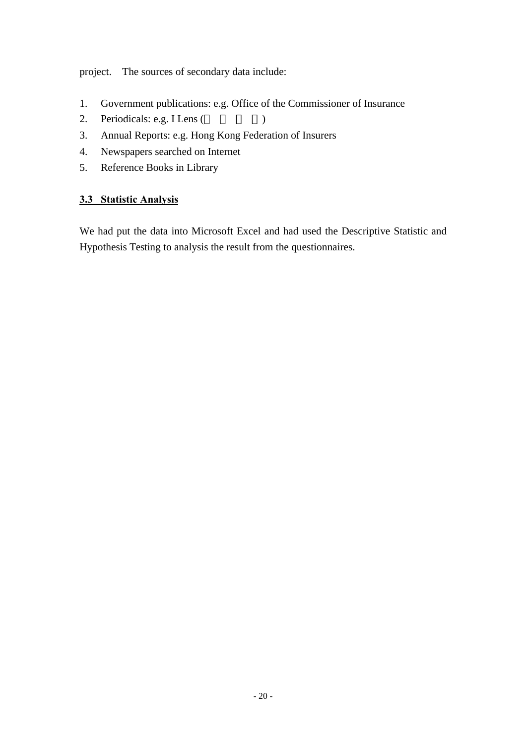project. The sources of secondary data include:

1. Government publications: e.g. Office of the Commissioner of Insurance
2. Periodicals: e.g. I Lens (    )
3. Annual Reports: e.g. Hong Kong Federation of Insurers
4. Newspapers searched on Internet
5. Reference Books in Library

### 3.3 Statistic Analysis

We had put the data into Microsoft Excel and had used the Descriptive Statistic and Hypothesis Testing to analysis the result from the questionnaires.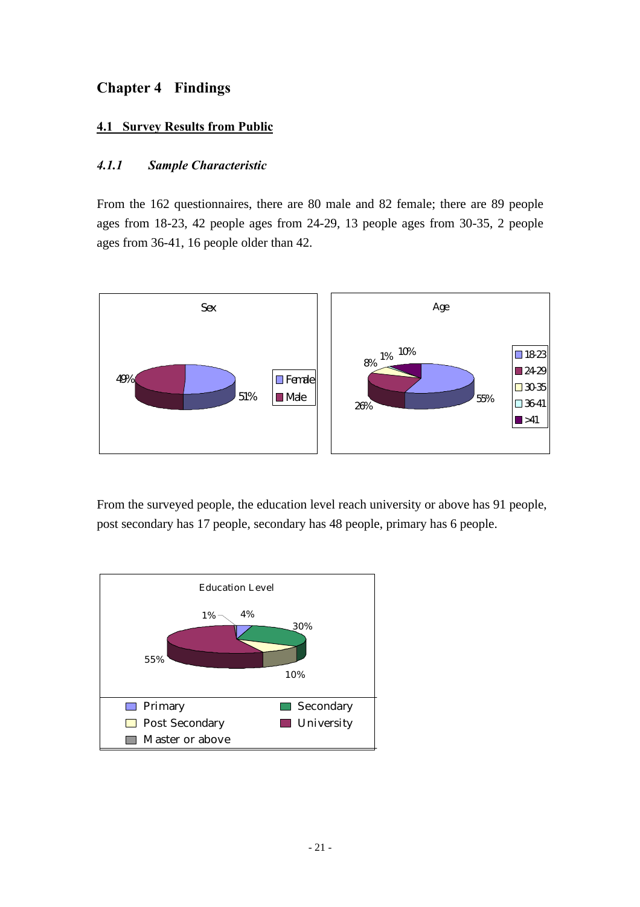# Chapter 4 Findings

## 4.1 Survey Results from Public

### *4.1.1 Sample Characteristic*

From the 162 questionnaires, there are 80 male and 82 female; there are 89 people ages from 18-23, 42 people ages from 24-29, 13 people ages from 30-35, 2 people ages from 36-41, 16 people older than 42.

From the surveyed people, the education level reach university or above has 91 people, post secondary has 17 people, secondary has 48 people, primary has 6 people.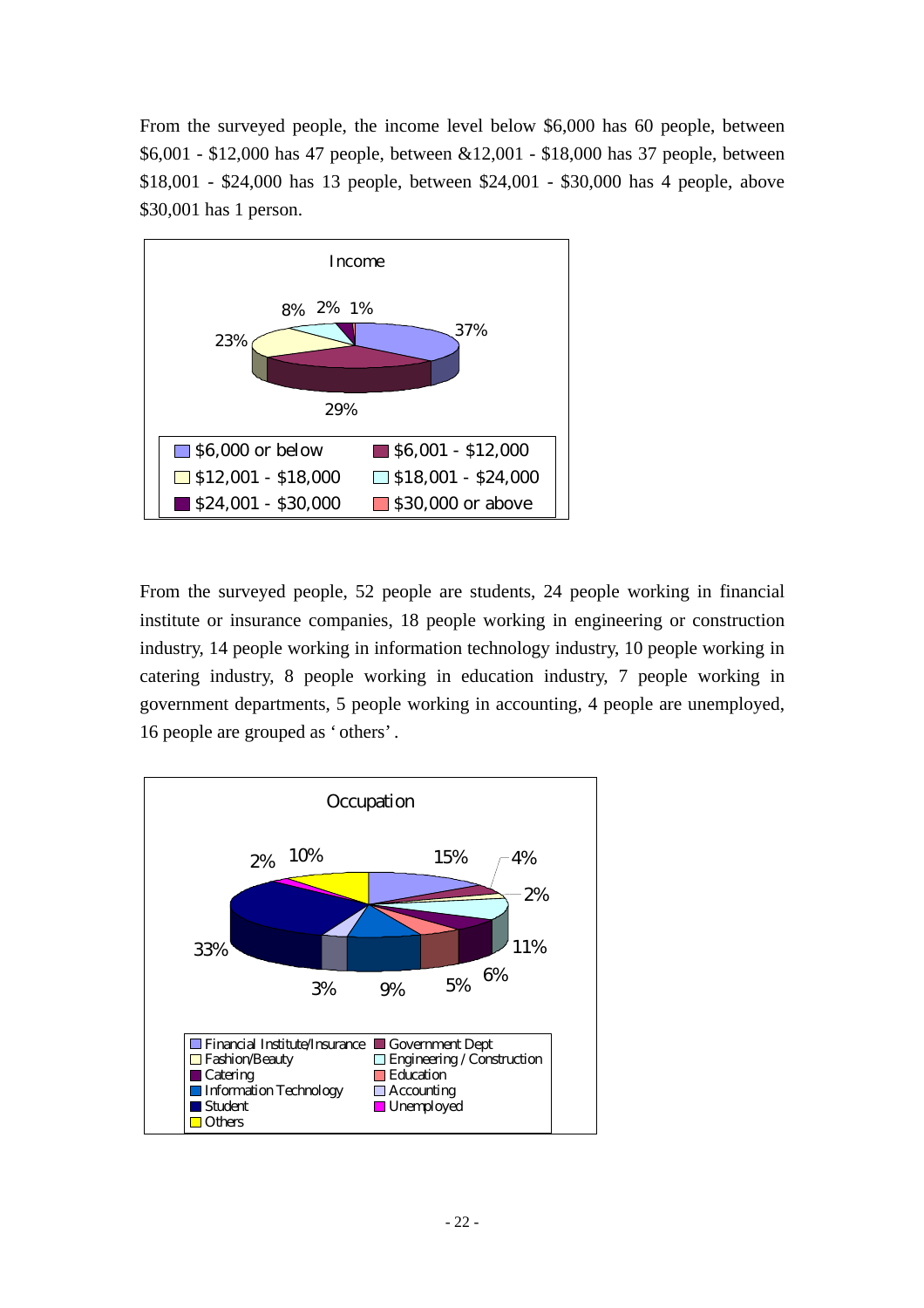From the surveyed people, the income level below $6,000 has 60 people, between $6,001 - $12,000 has 47 people, between &12,001 - $18,000 has 37 people, between $18,001 - $24,000 has 13 people, between $24,001 - $30,000 has 4 people, above $30,001 has 1 person.

Income

| Income | Percentage |
|---|---|
| $6,000 or below | 37% |
| $6,001 - $12,000 | 29% |
| $12,001 - $18,000 | 23% |
| $18,001 - $24,000 | 8% |
| $24,001 - $30,000 | 2% |
| $30,000 or above | 1% |

From the surveyed people, 52 people are students, 24 people working in financial institute or insurance companies, 18 people working in engineering or construction industry, 14 people working in information technology industry, 10 people working in catering industry, 8 people working in education industry, 7 people working in government departments, 5 people working in accounting, 4 people are unemployed, 16 people are grouped as ' others' .

Occupation

| Occupation | Percentage |
|---|---|
| Financial Institute/Insurance | 15% |
| Government Dept | 4% |
| Fashion/Beauty | 2% |
| Engineering / Construction | 11% |
| Catering | 6% |
| Education | 5% |
| Information Technology | 9% |
| Accounting | 3% |
| Student | 33% |
| Unemployed | 2% |
| Others | 10% |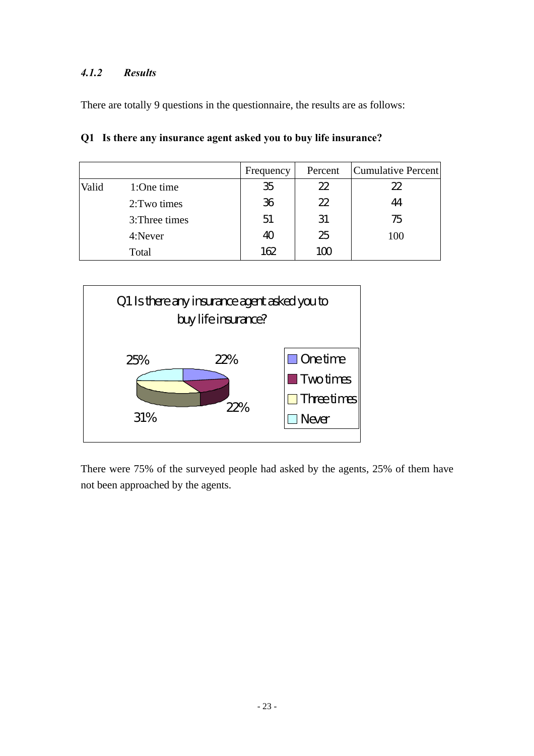### *4.1.2 Results*

There are totally 9 questions in the questionnaire, the results are as follows:

**Q1 Is there any insurance agent asked you to buy life insurance?**

| | | Frequency | Percent | Cumulative Percent |
|---|---|---|---|---|
| Valid | 1:One time | 35 | 22 | 22 |
| | 2:Two times | 36 | 22 | 44 |
| | 3:Three times | 51 | 31 | 75 |
| | 4:Never | 40 | 25 | 100 |
| | Total | 162 | 100 | |

There were 75% of the surveyed people had asked by the agents, 25% of them have not been approached by the agents.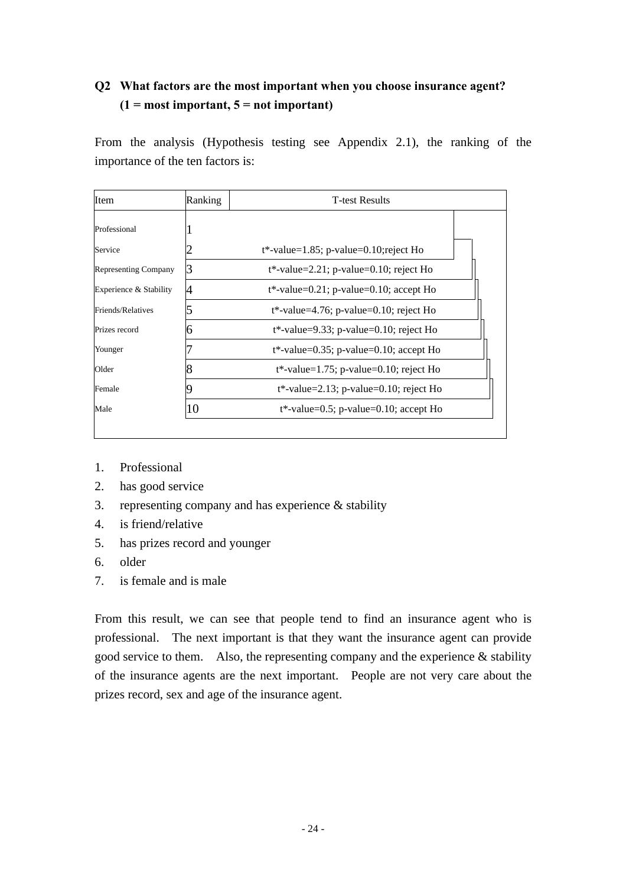**Q2 What factors are the most important when you choose insurance agent? (1 = most important, 5 = not important)**

From the analysis (Hypothesis testing see Appendix 2.1), the ranking of the importance of the ten factors is:

| Item | Ranking | T-test Results |
|---|---|---|
| Professional | 1 | |
| Service | 2 | t*-value=1.85; p-value=0.10;reject Ho |
| Representing Company | 3 | t*-value=2.21; p-value=0.10; reject Ho |
| Experience & Stability | 4 | t*-value=0.21; p-value=0.10; accept Ho |
| Friends/Relatives | 5 | t*-value=4.76; p-value=0.10; reject Ho |
| Prizes record | 6 | t*-value=9.33; p-value=0.10; reject Ho |
| Younger | 7 | t*-value=0.35; p-value=0.10; accept Ho |
| Older | 8 | t*-value=1.75; p-value=0.10; reject Ho |
| Female | 9 | t*-value=2.13; p-value=0.10; reject Ho |
| Male | 10 | t*-value=0.5; p-value=0.10; accept Ho |

1. Professional
2. has good service
3. representing company and has experience & stability
4. is friend/relative
5. has prizes record and younger
6. older
7. is female and is male

From this result, we can see that people tend to find an insurance agent who is professional. The next important is that they want the insurance agent can provide good service to them. Also, the representing company and the experience & stability of the insurance agents are the next important. People are not very care about the prizes record, sex and age of the insurance agent.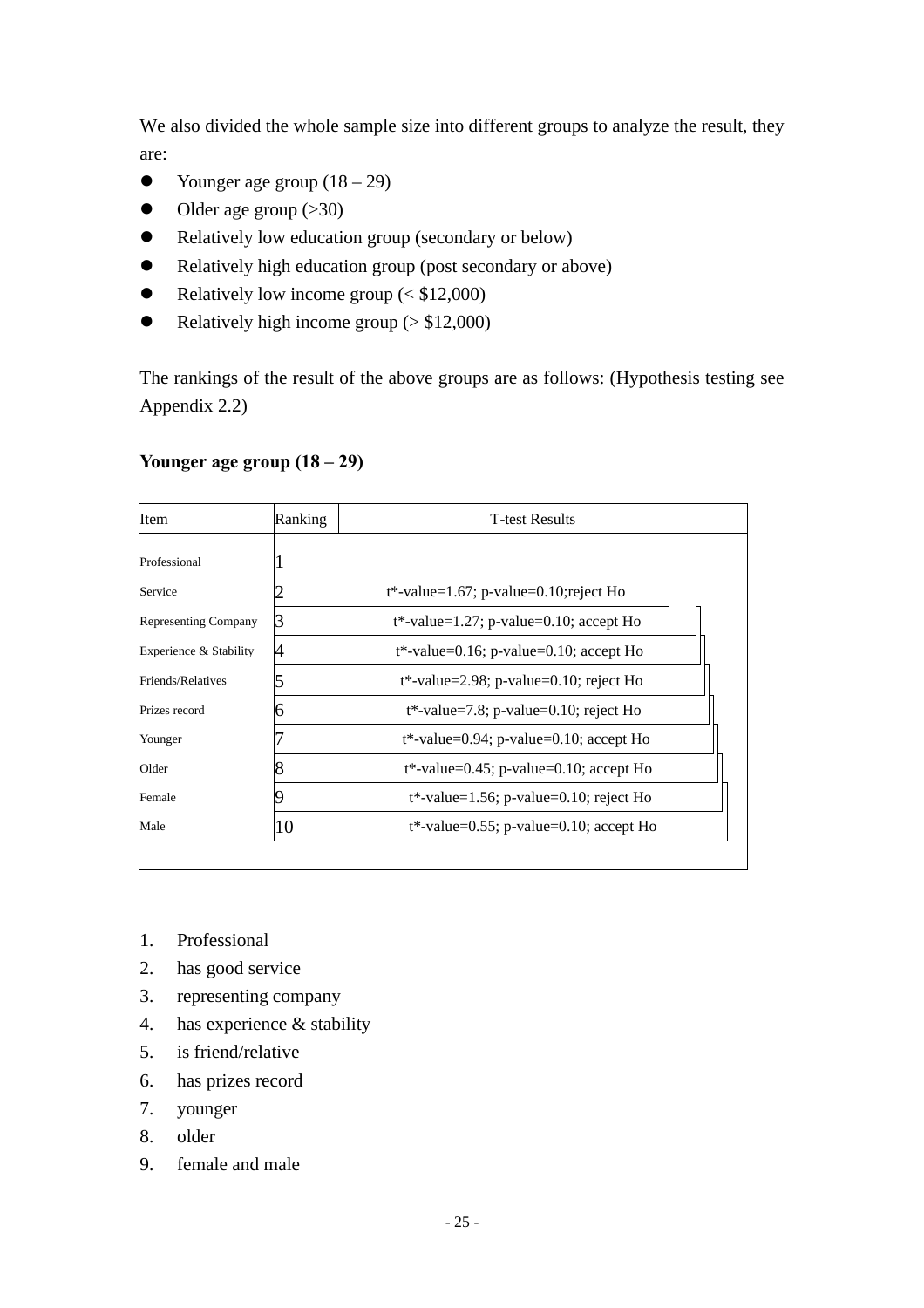We also divided the whole sample size into different groups to analyze the result, they are:

- Younger age group (18 – 29)
- Older age group (>30)
- Relatively low education group (secondary or below)
- Relatively high education group (post secondary or above)
- Relatively low income group (< $12,000)
- Relatively high income group (> $12,000)

The rankings of the result of the above groups are as follows: (Hypothesis testing see Appendix 2.2)

**Younger age group (18 – 29)**

| Item | Ranking | T-test Results |
|---|---|---|
| Professional | 1 | |
| Service | 2 | t*-value=1.67; p-value=0.10;reject Ho |
| Representing Company | 3 | t*-value=1.27; p-value=0.10; accept Ho |
| Experience & Stability | 4 | t*-value=0.16; p-value=0.10; accept Ho |
| Friends/Relatives | 5 | t*-value=2.98; p-value=0.10; reject Ho |
| Prizes record | 6 | t*-value=7.8; p-value=0.10; reject Ho |
| Younger | 7 | t*-value=0.94; p-value=0.10; accept Ho |
| Older | 8 | t*-value=0.45; p-value=0.10; accept Ho |
| Female | 9 | t*-value=1.56; p-value=0.10; reject Ho |
| Male | 10 | t*-value=0.55; p-value=0.10; accept Ho |

1. Professional
2. has good service
3. representing company
4. has experience & stability
5. is friend/relative
6. has prizes record
7. younger
8. older
9. female and male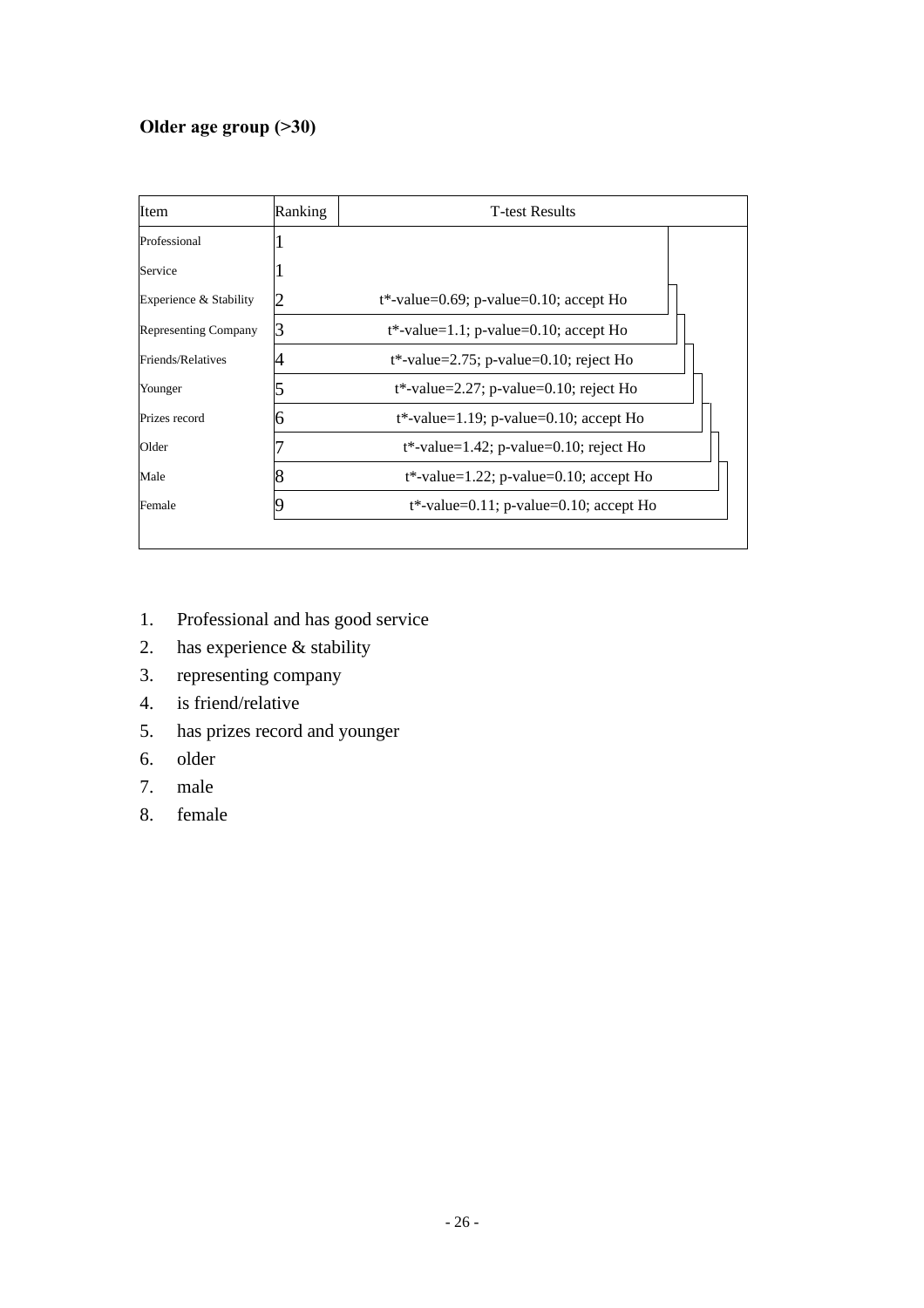**Older age group (>30)**

| Item | Ranking | T-test Results |
|---|---|---|
| Professional | 1 | |
| Service | 1 | |
| Experience & Stability | 2 | t*-value=0.69; p-value=0.10; accept Ho |
| Representing Company | 3 | t*-value=1.1; p-value=0.10; accept Ho |
| Friends/Relatives | 4 | t*-value=2.75; p-value=0.10; reject Ho |
| Younger | 5 | t*-value=2.27; p-value=0.10; reject Ho |
| Prizes record | 6 | t*-value=1.19; p-value=0.10; accept Ho |
| Older | 7 | t*-value=1.42; p-value=0.10; reject Ho |
| Male | 8 | t*-value=1.22; p-value=0.10; accept Ho |
| Female | 9 | t*-value=0.11; p-value=0.10; accept Ho |

1. Professional and has good service
2. has experience & stability
3. representing company
4. is friend/relative
5. has prizes record and younger
6. older
7. male
8. female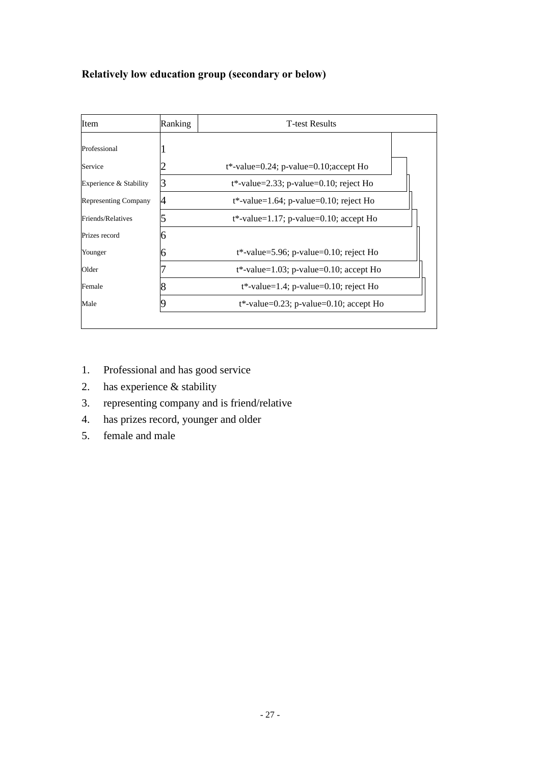**Relatively low education group (secondary or below)**

| Item | Ranking | T-test Results |
|---|---|---|
| Professional | 1 | |
| Service | 2 | t*-value=0.24; p-value=0.10;accept Ho |
| Experience & Stability | 3 | t*-value=2.33; p-value=0.10; reject Ho |
| Representing Company | 4 | t*-value=1.64; p-value=0.10; reject Ho |
| Friends/Relatives | 5 | t*-value=1.17; p-value=0.10; accept Ho |
| Prizes record | 6 | |
| Younger | 6 | t*-value=5.96; p-value=0.10; reject Ho |
| Older | 7 | t*-value=1.03; p-value=0.10; accept Ho |
| Female | 8 | t*-value=1.4; p-value=0.10; reject Ho |
| Male | 9 | t*-value=0.23; p-value=0.10; accept Ho |

1. Professional and has good service
2. has experience & stability
3. representing company and is friend/relative
4. has prizes record, younger and older
5. female and male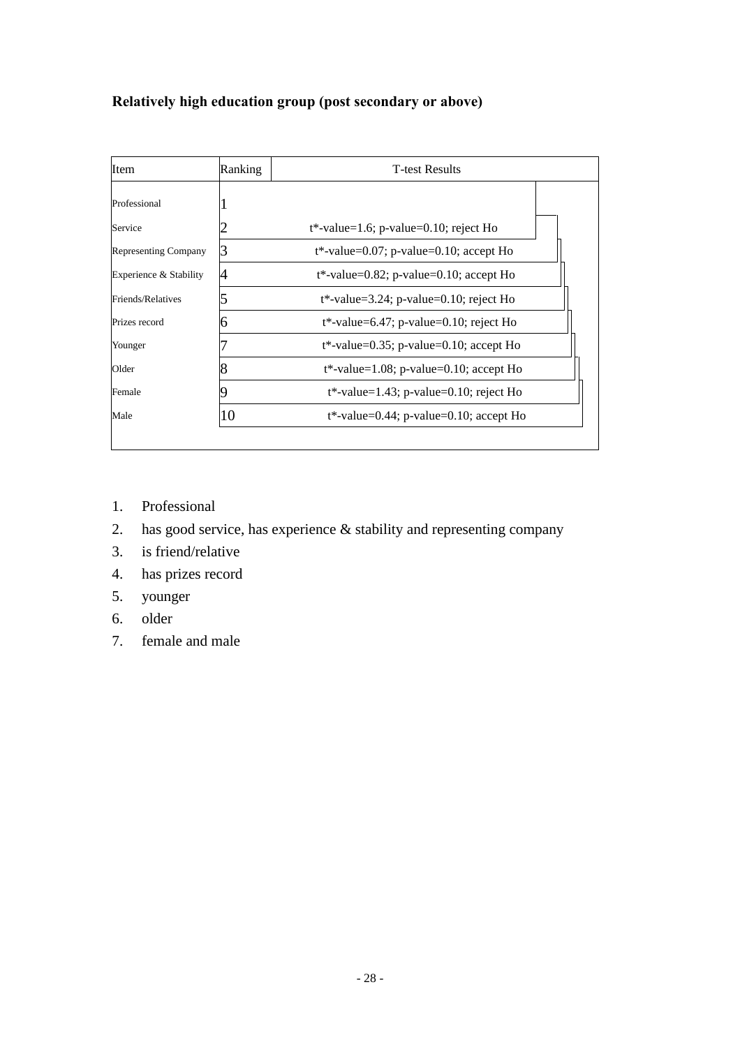**Relatively high education group (post secondary or above)**

| Item | Ranking | T-test Results |
|---|---|---|
| Professional | 1 | |
| Service | 2 | t*-value=1.6; p-value=0.10; reject Ho |
| Representing Company | 3 | t*-value=0.07; p-value=0.10; accept Ho |
| Experience & Stability | 4 | t*-value=0.82; p-value=0.10; accept Ho |
| Friends/Relatives | 5 | t*-value=3.24; p-value=0.10; reject Ho |
| Prizes record | 6 | t*-value=6.47; p-value=0.10; reject Ho |
| Younger | 7 | t*-value=0.35; p-value=0.10; accept Ho |
| Older | 8 | t*-value=1.08; p-value=0.10; accept Ho |
| Female | 9 | t*-value=1.43; p-value=0.10; reject Ho |
| Male | 10 | t*-value=0.44; p-value=0.10; accept Ho |

1. Professional
2. has good service, has experience & stability and representing company
3. is friend/relative
4. has prizes record
5. younger
6. older
7. female and male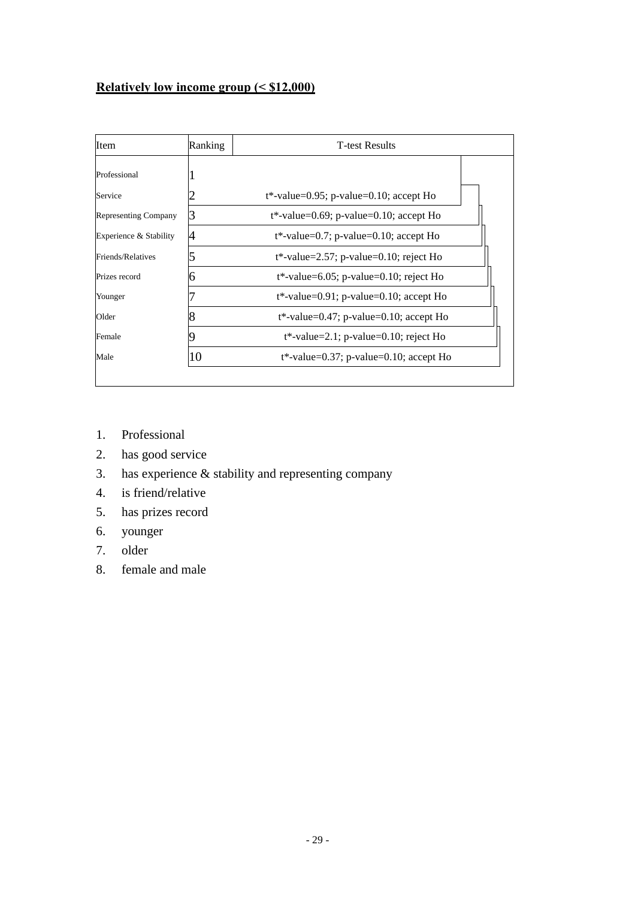**Relatively low income group (< $12,000)**

| Item | Ranking | T-test Results |
|---|---|---|
| Professional | 1 | |
| Service | 2 | t*-value=0.95; p-value=0.10; accept Ho |
| Representing Company | 3 | t*-value=0.69; p-value=0.10; accept Ho |
| Experience & Stability | 4 | t*-value=0.7; p-value=0.10; accept Ho |
| Friends/Relatives | 5 | t*-value=2.57; p-value=0.10; reject Ho |
| Prizes record | 6 | t*-value=6.05; p-value=0.10; reject Ho |
| Younger | 7 | t*-value=0.91; p-value=0.10; accept Ho |
| Older | 8 | t*-value=0.47; p-value=0.10; accept Ho |
| Female | 9 | t*-value=2.1; p-value=0.10; reject Ho |
| Male | 10 | t*-value=0.37; p-value=0.10; accept Ho |

1. Professional
2. has good service
3. has experience & stability and representing company
4. is friend/relative
5. has prizes record
6. younger
7. older
8. female and male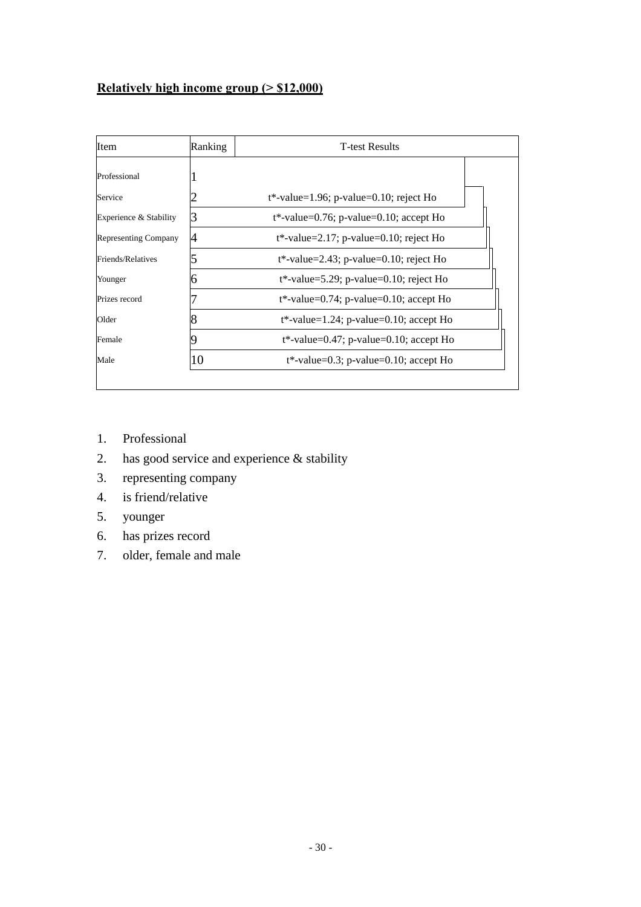**Relatively high income group (> $12,000)**

| Item | Ranking | T-test Results |
| --- | --- | --- |
| Professional | 1 | |
| Service | 2 | t*-value=1.96; p-value=0.10; reject Ho |
| Experience & Stability | 3 | t*-value=0.76; p-value=0.10; accept Ho |
| Representing Company | 4 | t*-value=2.17; p-value=0.10; reject Ho |
| Friends/Relatives | 5 | t*-value=2.43; p-value=0.10; reject Ho |
| Younger | 6 | t*-value=5.29; p-value=0.10; reject Ho |
| Prizes record | 7 | t*-value=0.74; p-value=0.10; accept Ho |
| Older | 8 | t*-value=1.24; p-value=0.10; accept Ho |
| Female | 9 | t*-value=0.47; p-value=0.10; accept Ho |
| Male | 10 | t*-value=0.3; p-value=0.10; accept Ho |

1. Professional
2. has good service and experience & stability
3. representing company
4. is friend/relative
5. younger
6. has prizes record
7. older, female and male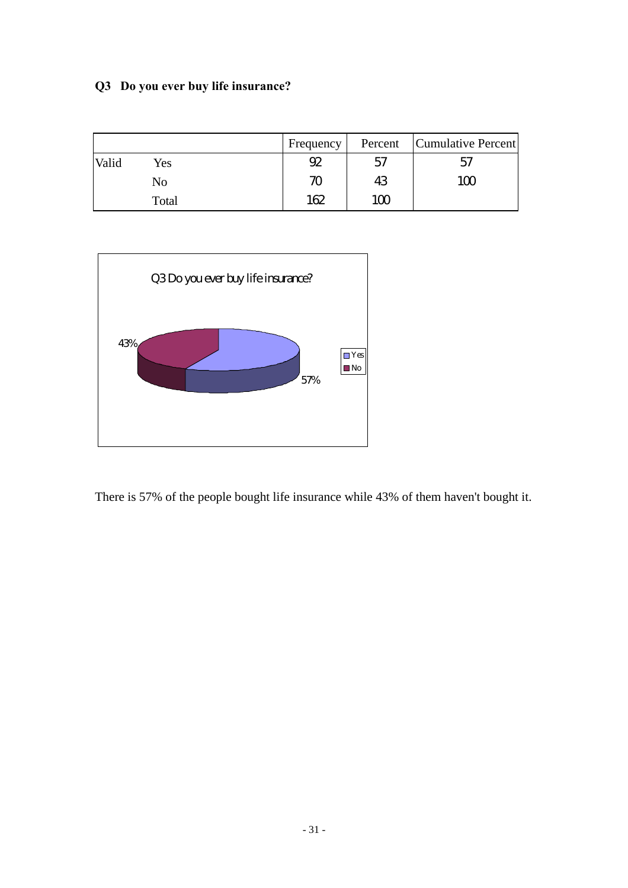**Q3 Do you ever buy life insurance?**

| | | Frequency | Percent | Cumulative Percent |
|---|---|---|---|---|
| Valid | Yes | 92 | 57 | 57 |
| | No | 70 | 43 | 100 |
| | Total | 162 | 100 | |

There is 57% of the people bought life insurance while 43% of them haven't bought it.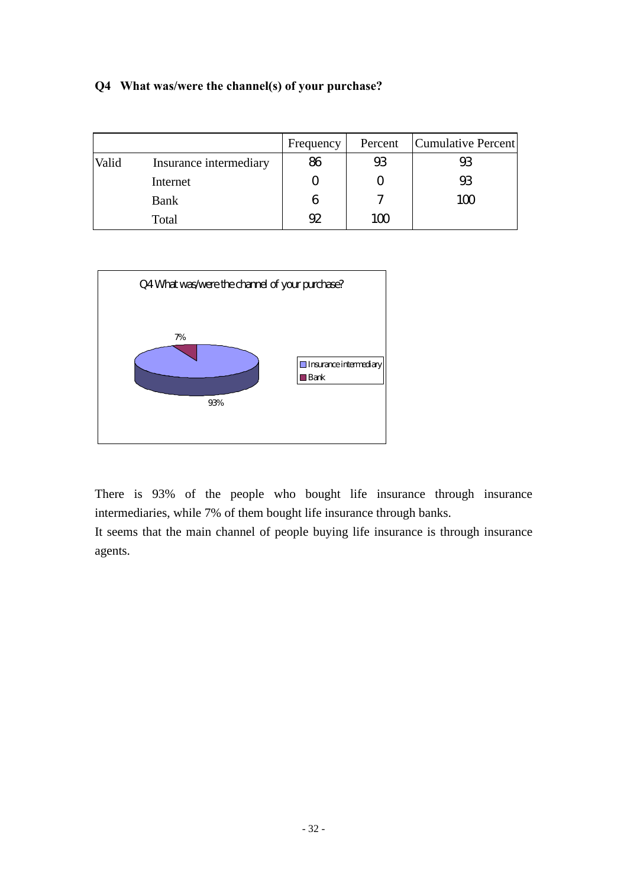**Q4 What was/were the channel(s) of your purchase?**

| | | Frequency | Percent | Cumulative Percent |
|---|---|---|---|---|
| Valid | Insurance intermediary | 86 | 93 | 93 |
| | Internet | 0 | 0 | 93 |
| | Bank | 6 | 7 | 100 |
| | Total | 92 | 100 | |

There is 93% of the people who bought life insurance through insurance intermediaries, while 7% of them bought life insurance through banks.

It seems that the main channel of people buying life insurance is through insurance agents.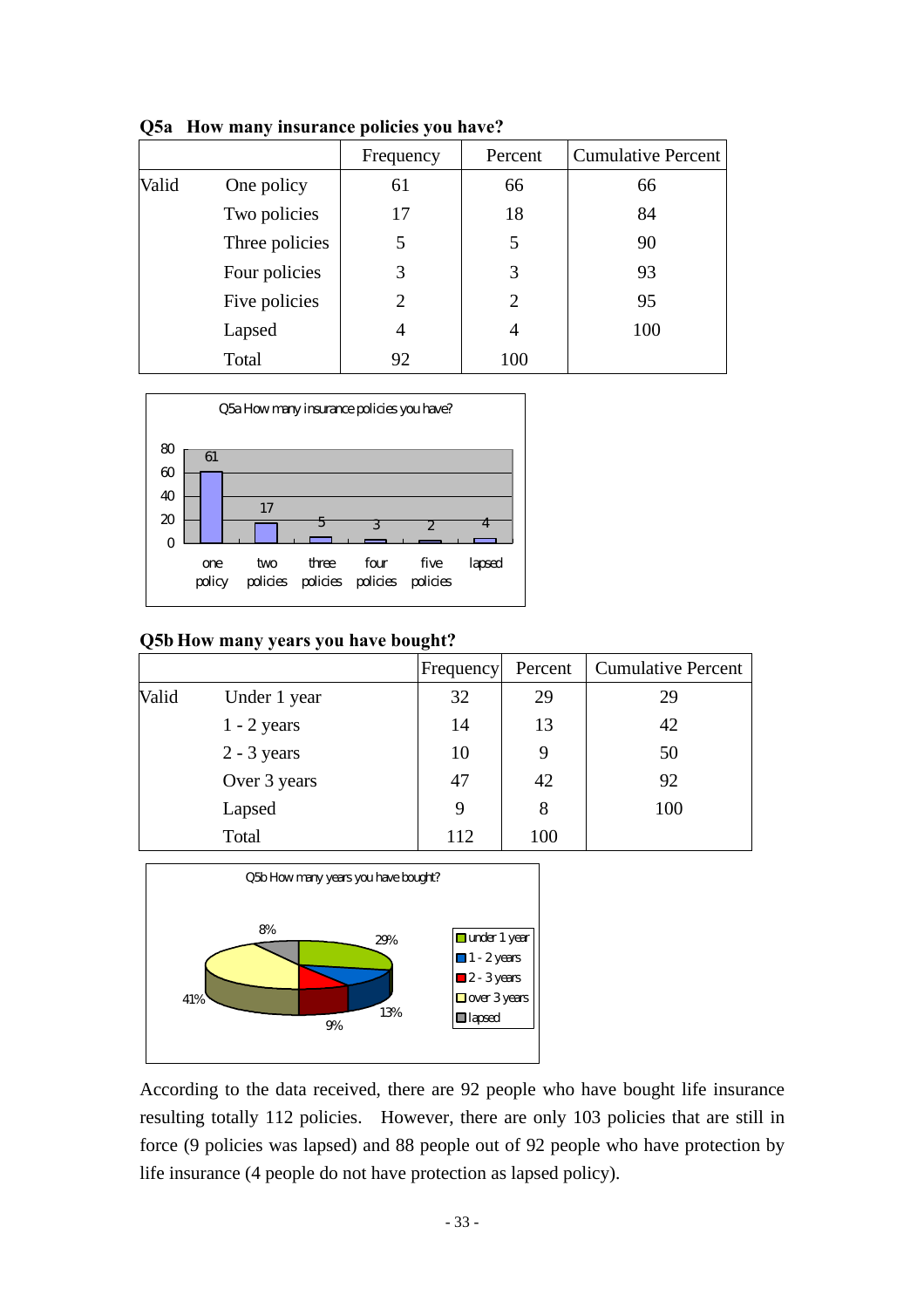**Q5a How many insurance policies you have?**

| | | Frequency | Percent | Cumulative Percent |
|---|---|---|---|---|
| Valid | One policy | 61 | 66 | 66 |
| | Two policies | 17 | 18 | 84 |
| | Three policies | 5 | 5 | 90 |
| | Four policies | 3 | 3 | 93 |
| | Five policies | 2 | 2 | 95 |
| | Lapsed | 4 | 4 | 100 |
| | Total | 92 | 100 | |

**Q5b How many years you have bought?**

| | | Frequency | Percent | Cumulative Percent |
|---|---|---|---|---|
| Valid | Under 1 year | 32 | 29 | 29 |
| | 1 - 2 years | 14 | 13 | 42 |
| | 2 - 3 years | 10 | 9 | 50 |
| | Over 3 years | 47 | 42 | 92 |
| | Lapsed | 9 | 8 | 100 |
| | Total | 112 | 100 | |

According to the data received, there are 92 people who have bought life insurance resulting totally 112 policies. However, there are only 103 policies that are still in force (9 policies was lapsed) and 88 people out of 92 people who have protection by life insurance (4 people do not have protection as lapsed policy).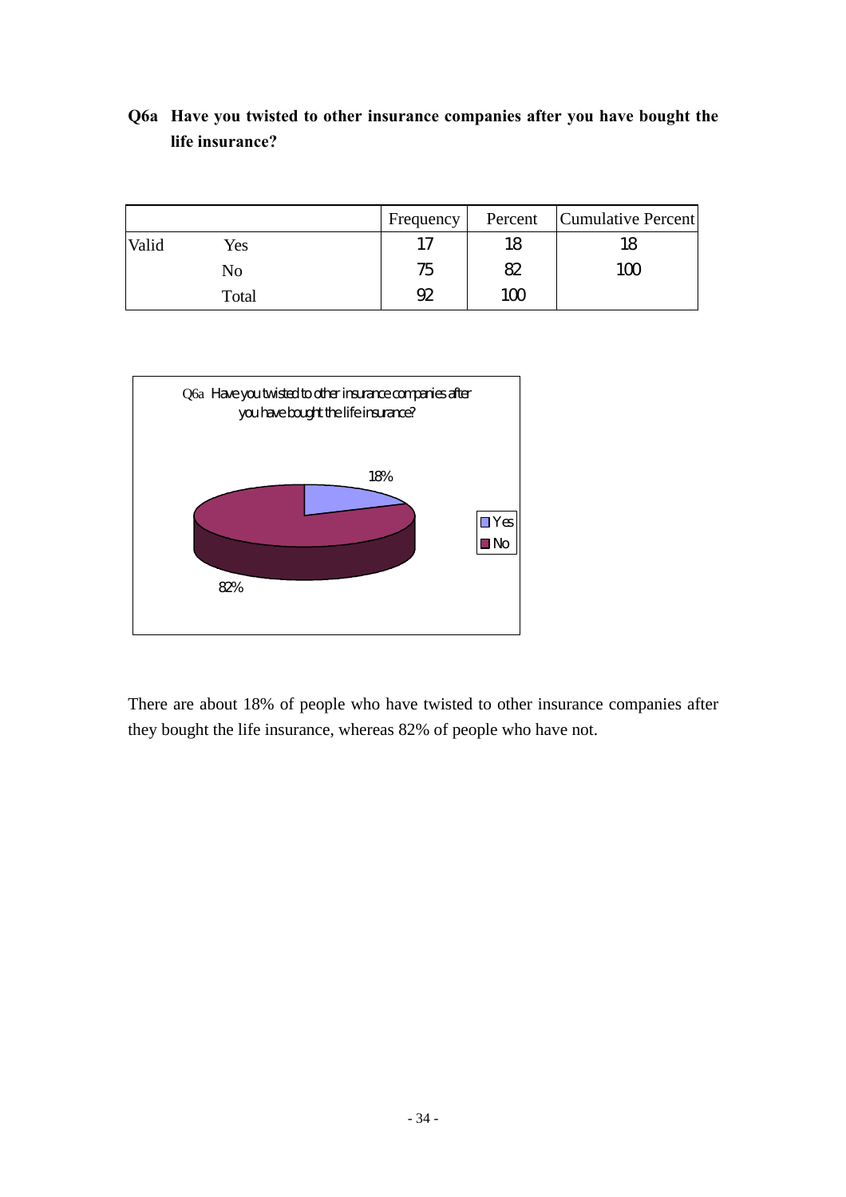**Q6a Have you twisted to other insurance companies after you have bought the life insurance?**

| | | Frequency | Percent | Cumulative Percent |
|---|---|---|---|---|
| Valid | Yes | 17 | 18 | 18 |
| | No | 75 | 82 | 100 |
| | Total | 92 | 100 | |

There are about 18% of people who have twisted to other insurance companies after they bought the life insurance, whereas 82% of people who have not.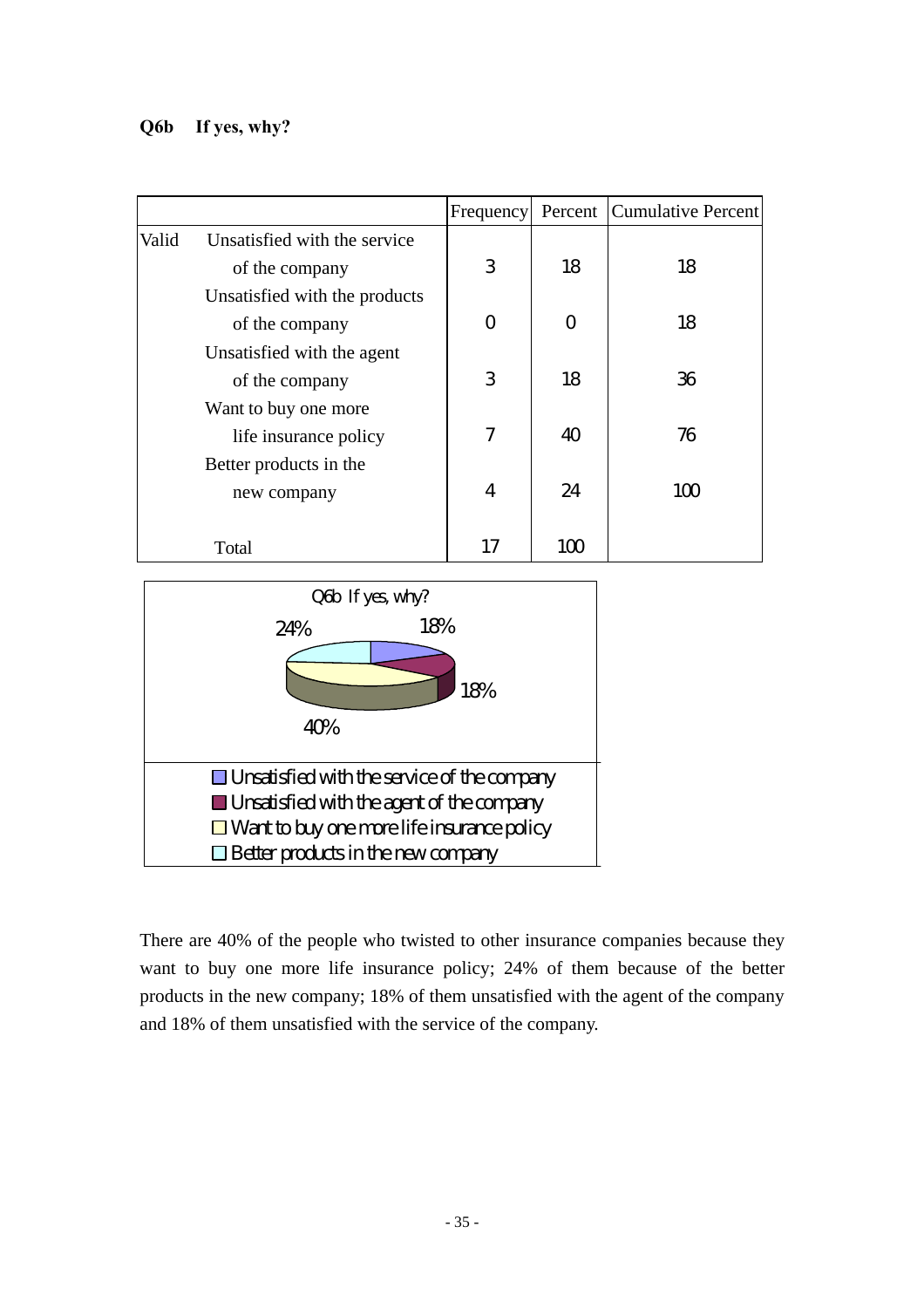**Q6b  If yes, why?**

| | | Frequency | Percent | Cumulative Percent |
|---|---|---|---|---|
| Valid | Unsatisfied with the service of the company | 3 | 18 | 18 |
| | Unsatisfied with the products of the company | 0 | 0 | 18 |
| | Unsatisfied with the agent of the company | 3 | 18 | 36 |
| | Want to buy one more life insurance policy | 7 | 40 | 76 |
| | Better products in the new company | 4 | 24 | 100 |
| | Total | 17 | 100 | |

Q6b If yes, why?

24% 18% 18% 40%

- Unsatisfied with the service of the company
- Unsatisfied with the agent of the company
- Want to buy one more life insurance policy
- Better products in the new company

There are 40% of the people who twisted to other insurance companies because they want to buy one more life insurance policy; 24% of them because of the better products in the new company; 18% of them unsatisfied with the agent of the company and 18% of them unsatisfied with the service of the company.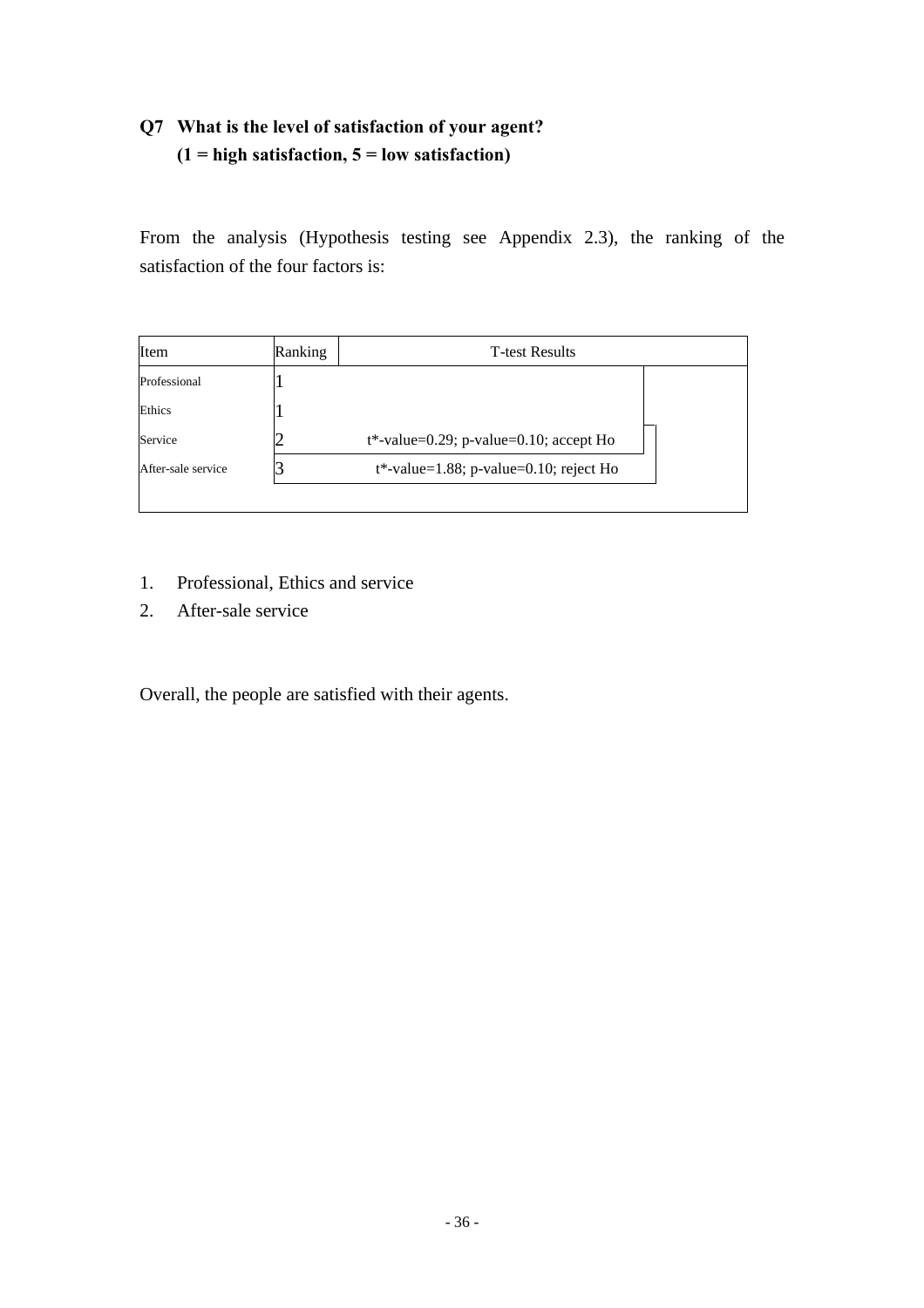**Q7 What is the level of satisfaction of your agent?**
**(1 = high satisfaction, 5 = low satisfaction)**

From the analysis (Hypothesis testing see Appendix 2.3), the ranking of the satisfaction of the four factors is:

| Item | Ranking | T-test Results |
|---|---|---|
| Professional | 1 | |
| Ethics | 1 | |
| Service | 2 | t*-value=0.29; p-value=0.10; accept Ho |
| After-sale service | 3 | t*-value=1.88; p-value=0.10; reject Ho |

1. Professional, Ethics and service
2. After-sale service

Overall, the people are satisfied with their agents.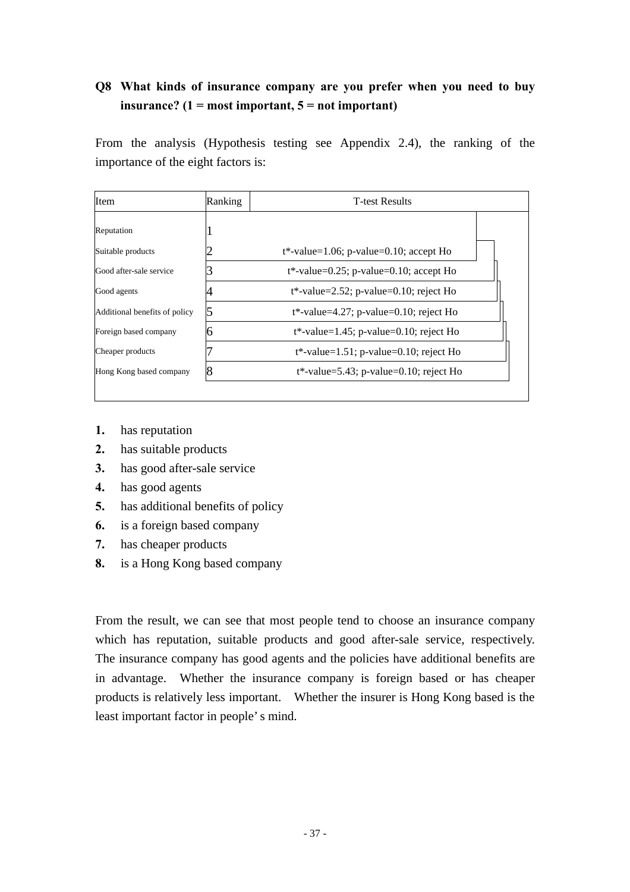**Q8 What kinds of insurance company are you prefer when you need to buy insurance? (1 = most important, 5 = not important)**

From the analysis (Hypothesis testing see Appendix 2.4), the ranking of the importance of the eight factors is:

| Item | Ranking | T-test Results |
|---|---|---|
| Reputation | 1 | |
| Suitable products | 2 | t*-value=1.06; p-value=0.10; accept Ho |
| Good after-sale service | 3 | t*-value=0.25; p-value=0.10; accept Ho |
| Good agents | 4 | t*-value=2.52; p-value=0.10; reject Ho |
| Additional benefits of policy | 5 | t*-value=4.27; p-value=0.10; reject Ho |
| Foreign based company | 6 | t*-value=1.45; p-value=0.10; reject Ho |
| Cheaper products | 7 | t*-value=1.51; p-value=0.10; reject Ho |
| Hong Kong based company | 8 | t*-value=5.43; p-value=0.10; reject Ho |

1. has reputation
2. has suitable products
3. has good after-sale service
4. has good agents
5. has additional benefits of policy
6. is a foreign based company
7. has cheaper products
8. is a Hong Kong based company

From the result, we can see that most people tend to choose an insurance company which has reputation, suitable products and good after-sale service, respectively. The insurance company has good agents and the policies have additional benefits are in advantage. Whether the insurance company is foreign based or has cheaper products is relatively less important. Whether the insurer is Hong Kong based is the least important factor in people' s mind.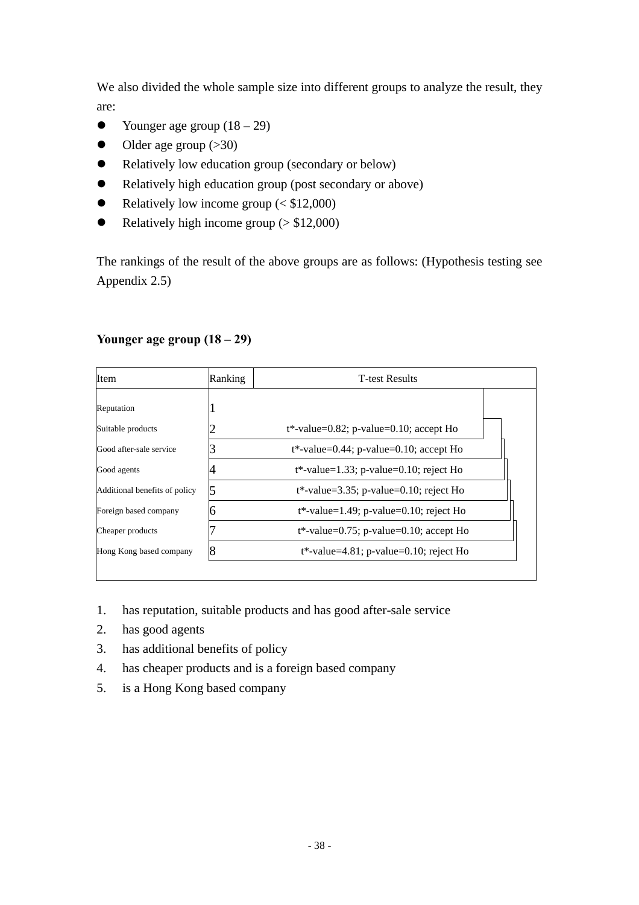We also divided the whole sample size into different groups to analyze the result, they are:

- Younger age group (18 – 29)
- Older age group (>30)
- Relatively low education group (secondary or below)
- Relatively high education group (post secondary or above)
- Relatively low income group (< $12,000)
- Relatively high income group (> $12,000)

The rankings of the result of the above groups are as follows: (Hypothesis testing see Appendix 2.5)

**Younger age group (18 – 29)**

| Item | Ranking | T-test Results |
|---|---|---|
| Reputation | 1 | |
| Suitable products | 2 | t*-value=0.82; p-value=0.10; accept Ho |
| Good after-sale service | 3 | t*-value=0.44; p-value=0.10; accept Ho |
| Good agents | 4 | t*-value=1.33; p-value=0.10; reject Ho |
| Additional benefits of policy | 5 | t*-value=3.35; p-value=0.10; reject Ho |
| Foreign based company | 6 | t*-value=1.49; p-value=0.10; reject Ho |
| Cheaper products | 7 | t*-value=0.75; p-value=0.10; accept Ho |
| Hong Kong based company | 8 | t*-value=4.81; p-value=0.10; reject Ho |

1. has reputation, suitable products and has good after-sale service
2. has good agents
3. has additional benefits of policy
4. has cheaper products and is a foreign based company
5. is a Hong Kong based company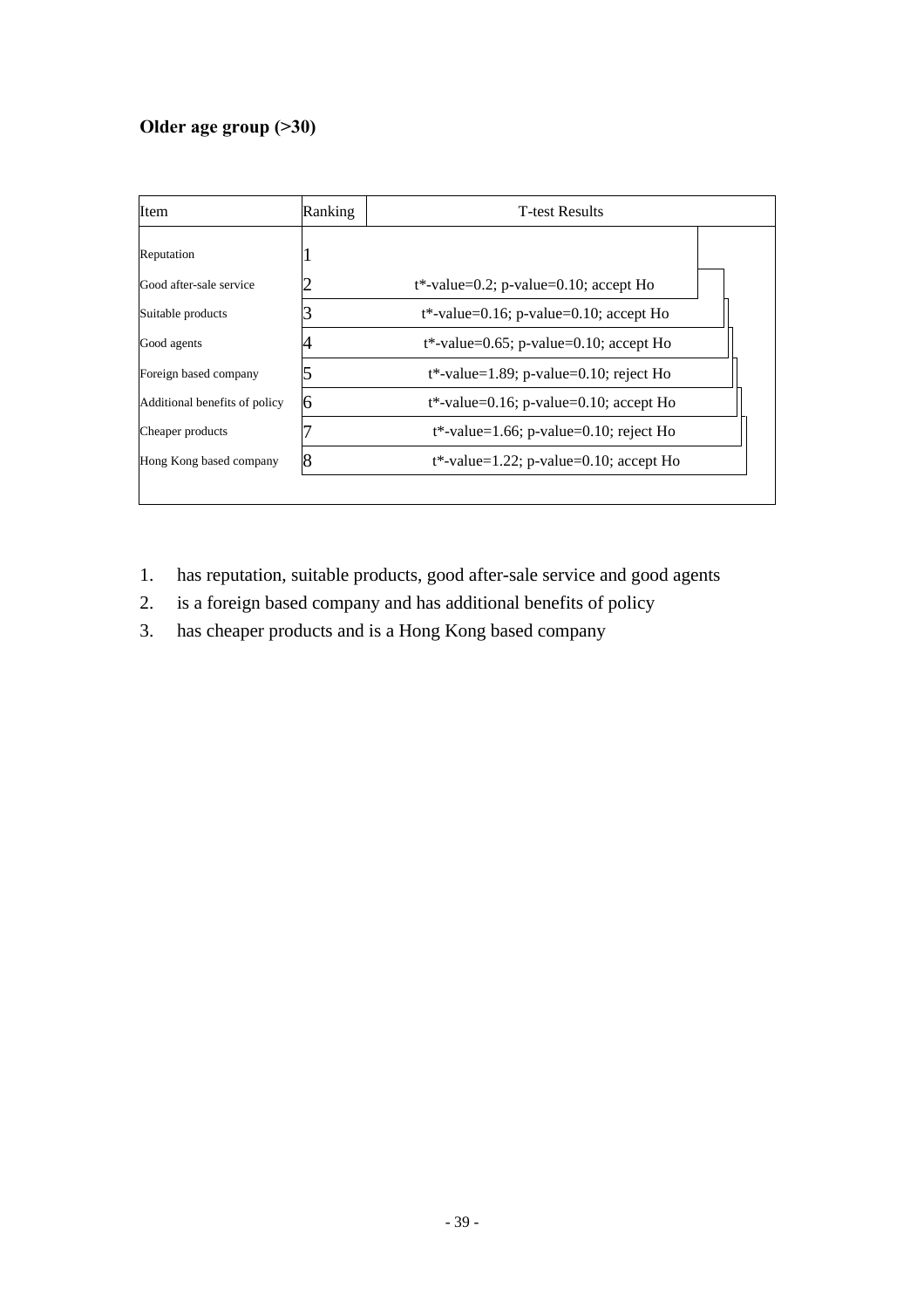**Older age group (>30)**

| Item | Ranking | T-test Results |
|---|---|---|
| Reputation | 1 | |
| Good after-sale service | 2 | t*-value=0.2; p-value=0.10; accept Ho |
| Suitable products | 3 | t*-value=0.16; p-value=0.10; accept Ho |
| Good agents | 4 | t*-value=0.65; p-value=0.10; accept Ho |
| Foreign based company | 5 | t*-value=1.89; p-value=0.10; reject Ho |
| Additional benefits of policy | 6 | t*-value=0.16; p-value=0.10; accept Ho |
| Cheaper products | 7 | t*-value=1.66; p-value=0.10; reject Ho |
| Hong Kong based company | 8 | t*-value=1.22; p-value=0.10; accept Ho |

1. has reputation, suitable products, good after-sale service and good agents
2. is a foreign based company and has additional benefits of policy
3. has cheaper products and is a Hong Kong based company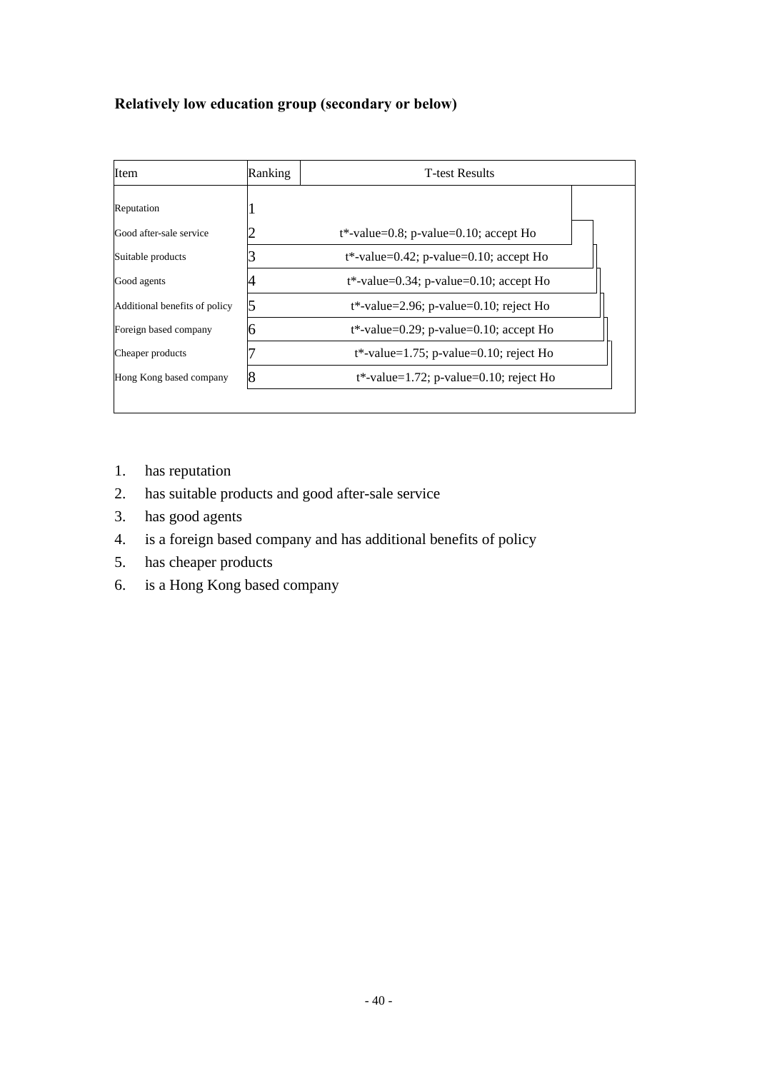**Relatively low education group (secondary or below)**

| Item | Ranking | T-test Results |
|---|---|---|
| Reputation | 1 | |
| Good after-sale service | 2 | t*-value=0.8; p-value=0.10; accept Ho |
| Suitable products | 3 | t*-value=0.42; p-value=0.10; accept Ho |
| Good agents | 4 | t*-value=0.34; p-value=0.10; accept Ho |
| Additional benefits of policy | 5 | t*-value=2.96; p-value=0.10; reject Ho |
| Foreign based company | 6 | t*-value=0.29; p-value=0.10; accept Ho |
| Cheaper products | 7 | t*-value=1.75; p-value=0.10; reject Ho |
| Hong Kong based company | 8 | t*-value=1.72; p-value=0.10; reject Ho |

1. has reputation
2. has suitable products and good after-sale service
3. has good agents
4. is a foreign based company and has additional benefits of policy
5. has cheaper products
6. is a Hong Kong based company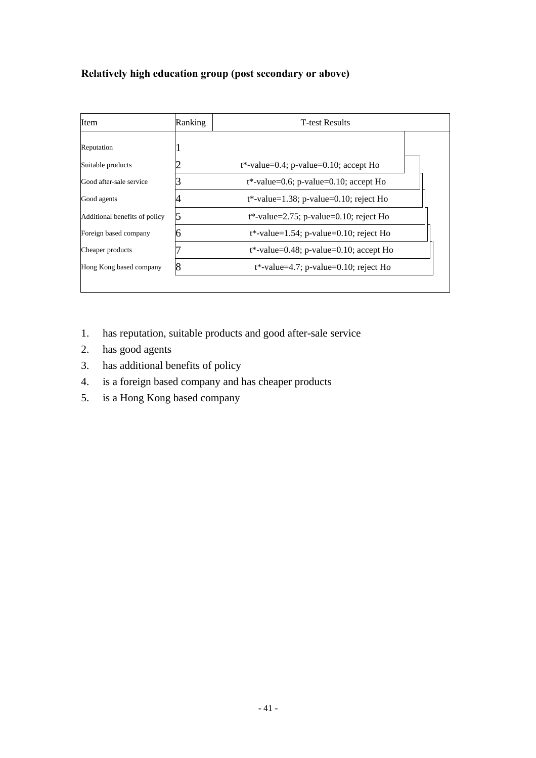**Relatively high education group (post secondary or above)**

| Item | Ranking | T-test Results |
|---|---|---|
| Reputation | 1 | |
| Suitable products | 2 | t*-value=0.4; p-value=0.10; accept Ho |
| Good after-sale service | 3 | t*-value=0.6; p-value=0.10; accept Ho |
| Good agents | 4 | t*-value=1.38; p-value=0.10; reject Ho |
| Additional benefits of policy | 5 | t*-value=2.75; p-value=0.10; reject Ho |
| Foreign based company | 6 | t*-value=1.54; p-value=0.10; reject Ho |
| Cheaper products | 7 | t*-value=0.48; p-value=0.10; accept Ho |
| Hong Kong based company | 8 | t*-value=4.7; p-value=0.10; reject Ho |

1. has reputation, suitable products and good after-sale service
2. has good agents
3. has additional benefits of policy
4. is a foreign based company and has cheaper products
5. is a Hong Kong based company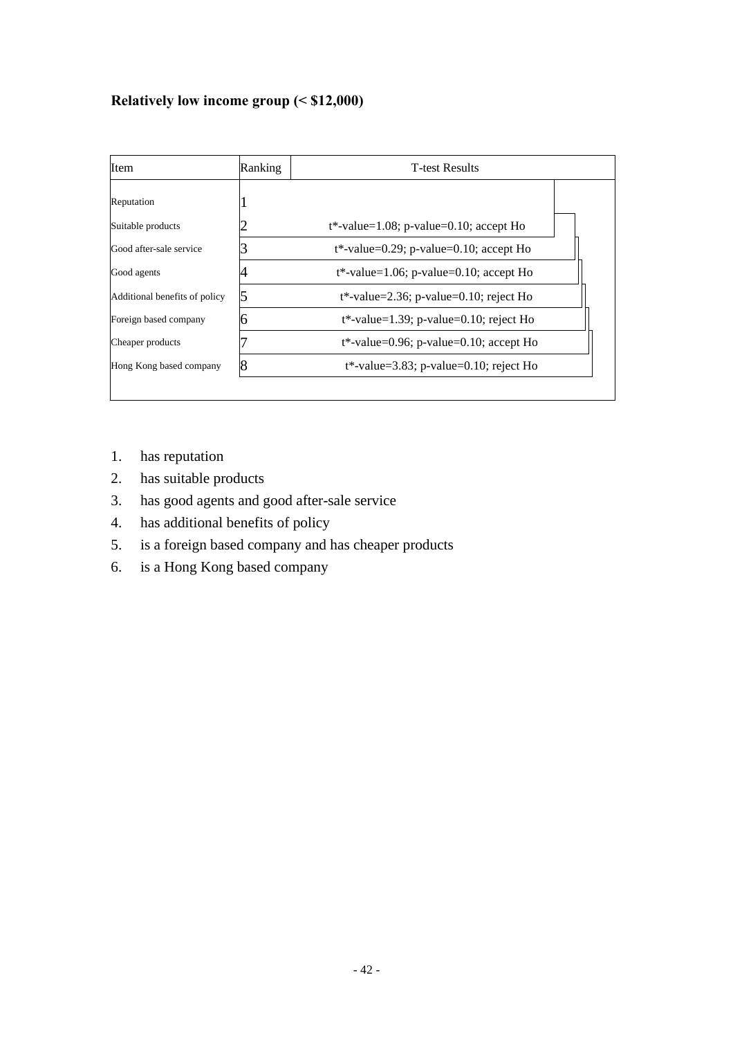**Relatively low income group (< $12,000)**

| Item | Ranking | T-test Results |
|---|---|---|
| Reputation | 1 | |
| Suitable products | 2 | t*-value=1.08; p-value=0.10; accept Ho |
| Good after-sale service | 3 | t*-value=0.29; p-value=0.10; accept Ho |
| Good agents | 4 | t*-value=1.06; p-value=0.10; accept Ho |
| Additional benefits of policy | 5 | t*-value=2.36; p-value=0.10; reject Ho |
| Foreign based company | 6 | t*-value=1.39; p-value=0.10; reject Ho |
| Cheaper products | 7 | t*-value=0.96; p-value=0.10; accept Ho |
| Hong Kong based company | 8 | t*-value=3.83; p-value=0.10; reject Ho |

1. has reputation
2. has suitable products
3. has good agents and good after-sale service
4. has additional benefits of policy
5. is a foreign based company and has cheaper products
6. is a Hong Kong based company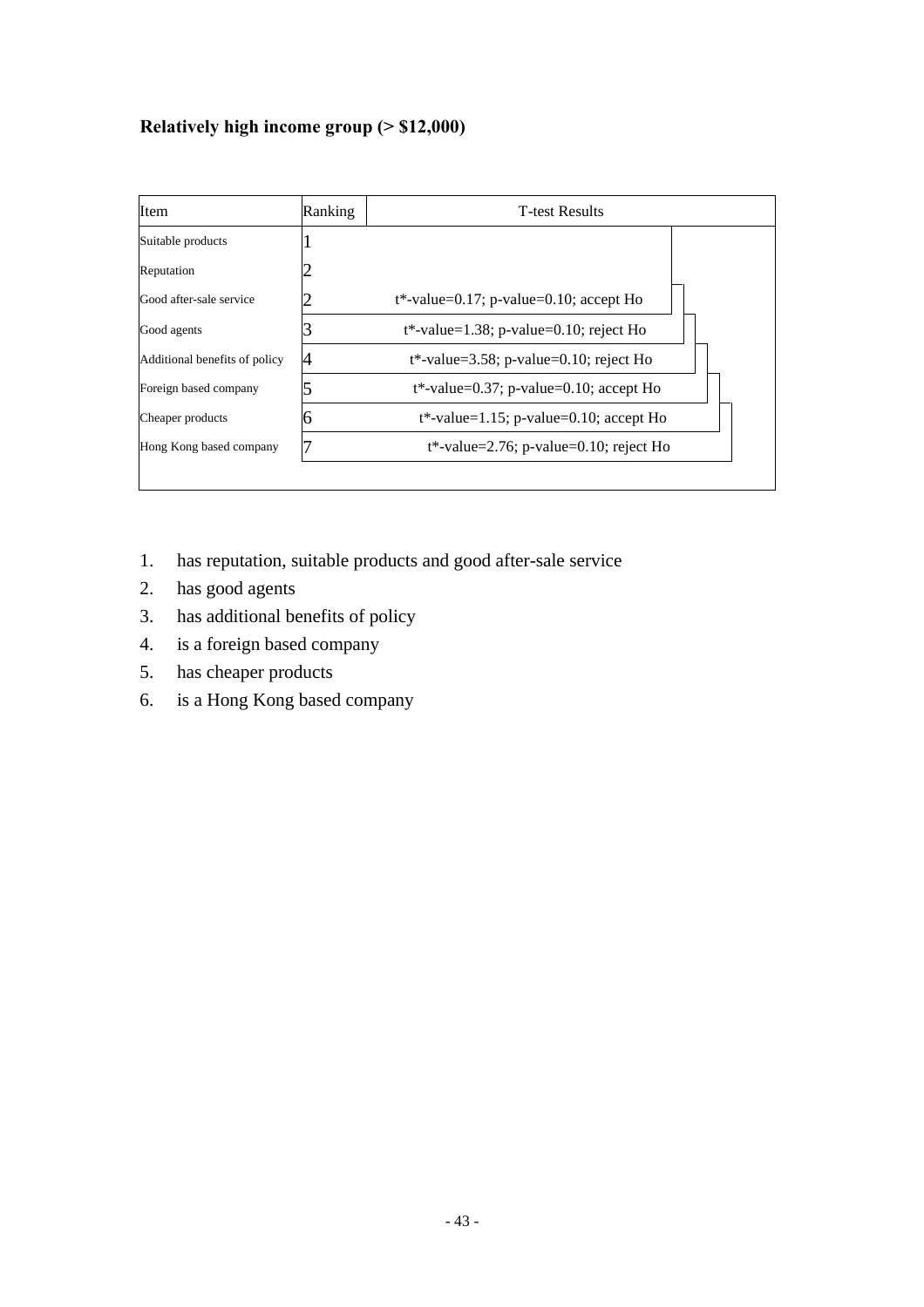**Relatively high income group (> $12,000)**

| Item | Ranking | T-test Results |
|---|---|---|
| Suitable products | 1 | |
| Reputation | 2 | |
| Good after-sale service | 2 | t*-value=0.17; p-value=0.10; accept Ho |
| Good agents | 3 | t*-value=1.38; p-value=0.10; reject Ho |
| Additional benefits of policy | 4 | t*-value=3.58; p-value=0.10; reject Ho |
| Foreign based company | 5 | t*-value=0.37; p-value=0.10; accept Ho |
| Cheaper products | 6 | t*-value=1.15; p-value=0.10; accept Ho |
| Hong Kong based company | 7 | t*-value=2.76; p-value=0.10; reject Ho |

1. has reputation, suitable products and good after-sale service
2. has good agents
3. has additional benefits of policy
4. is a foreign based company
5. has cheaper products
6. is a Hong Kong based company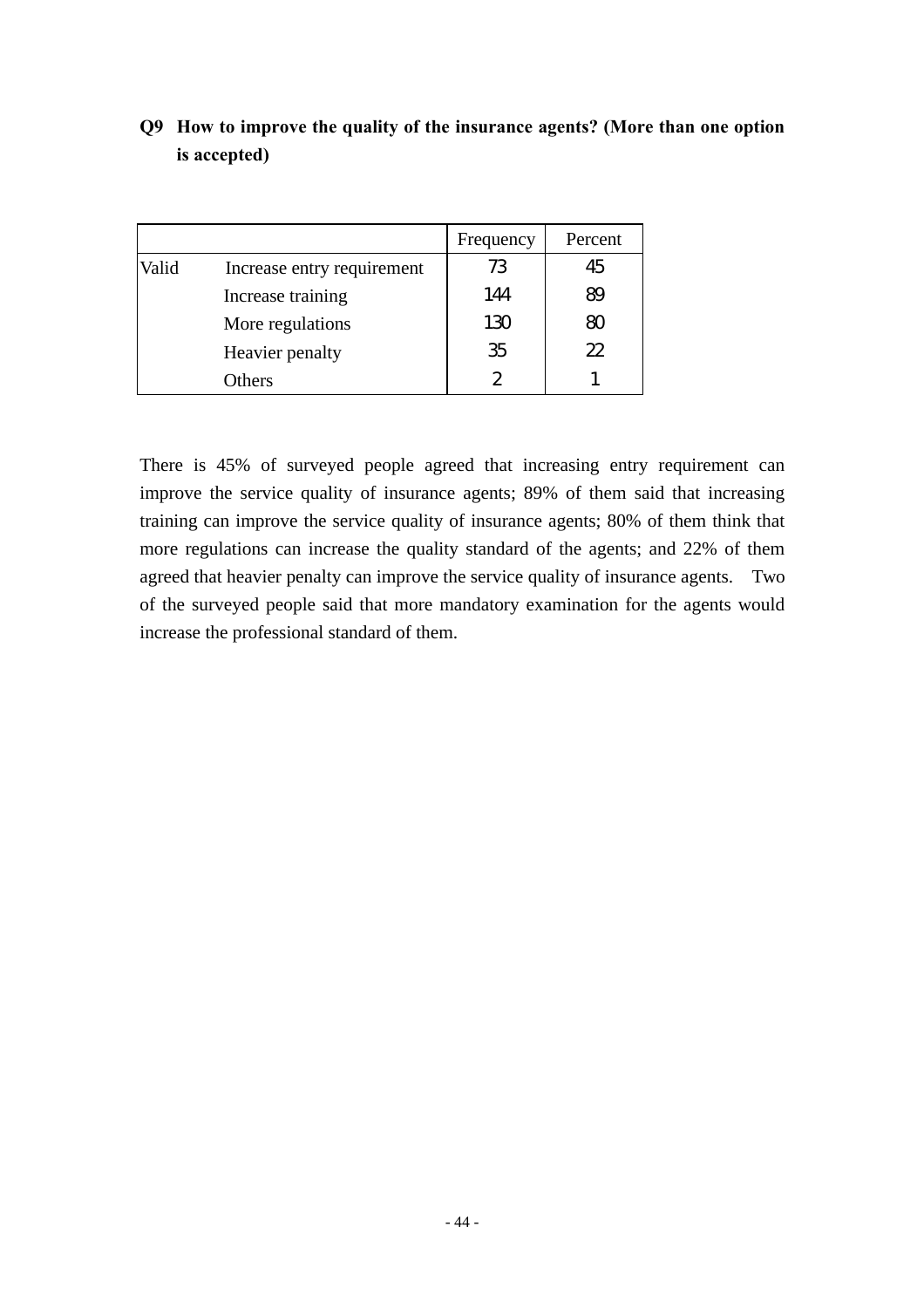**Q9 How to improve the quality of the insurance agents? (More than one option is accepted)**

| | | Frequency | Percent |
|---|---|---|---|
| Valid | Increase entry requirement | 73 | 45 |
| | Increase training | 144 | 89 |
| | More regulations | 130 | 80 |
| | Heavier penalty | 35 | 22 |
| | Others | 2 | 1 |

There is 45% of surveyed people agreed that increasing entry requirement can improve the service quality of insurance agents; 89% of them said that increasing training can improve the service quality of insurance agents; 80% of them think that more regulations can increase the quality standard of the agents; and 22% of them agreed that heavier penalty can improve the service quality of insurance agents. Two of the surveyed people said that more mandatory examination for the agents would increase the professional standard of them.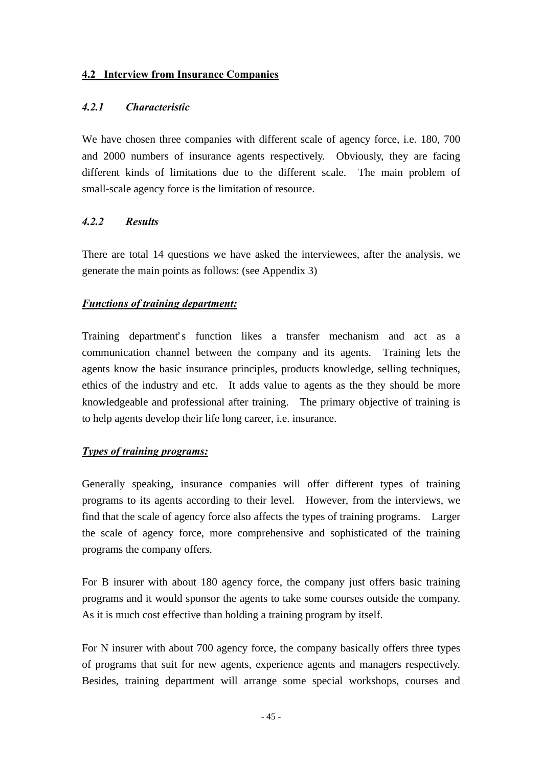## 4.2 Interview from Insurance Companies

### *4.2.1 Characteristic*

We have chosen three companies with different scale of agency force, i.e. 180, 700 and 2000 numbers of insurance agents respectively. Obviously, they are facing different kinds of limitations due to the different scale. The main problem of small-scale agency force is the limitation of resource.

### *4.2.2 Results*

There are total 14 questions we have asked the interviewees, after the analysis, we generate the main points as follows: (see Appendix 3)

***Functions of training department:***

Training department's function likes a transfer mechanism and act as a communication channel between the company and its agents. Training lets the agents know the basic insurance principles, products knowledge, selling techniques, ethics of the industry and etc. It adds value to agents as the they should be more knowledgeable and professional after training. The primary objective of training is to help agents develop their life long career, i.e. insurance.

***Types of training programs:***

Generally speaking, insurance companies will offer different types of training programs to its agents according to their level. However, from the interviews, we find that the scale of agency force also affects the types of training programs. Larger the scale of agency force, more comprehensive and sophisticated of the training programs the company offers.

For B insurer with about 180 agency force, the company just offers basic training programs and it would sponsor the agents to take some courses outside the company. As it is much cost effective than holding a training program by itself.

For N insurer with about 700 agency force, the company basically offers three types of programs that suit for new agents, experience agents and managers respectively. Besides, training department will arrange some special workshops, courses and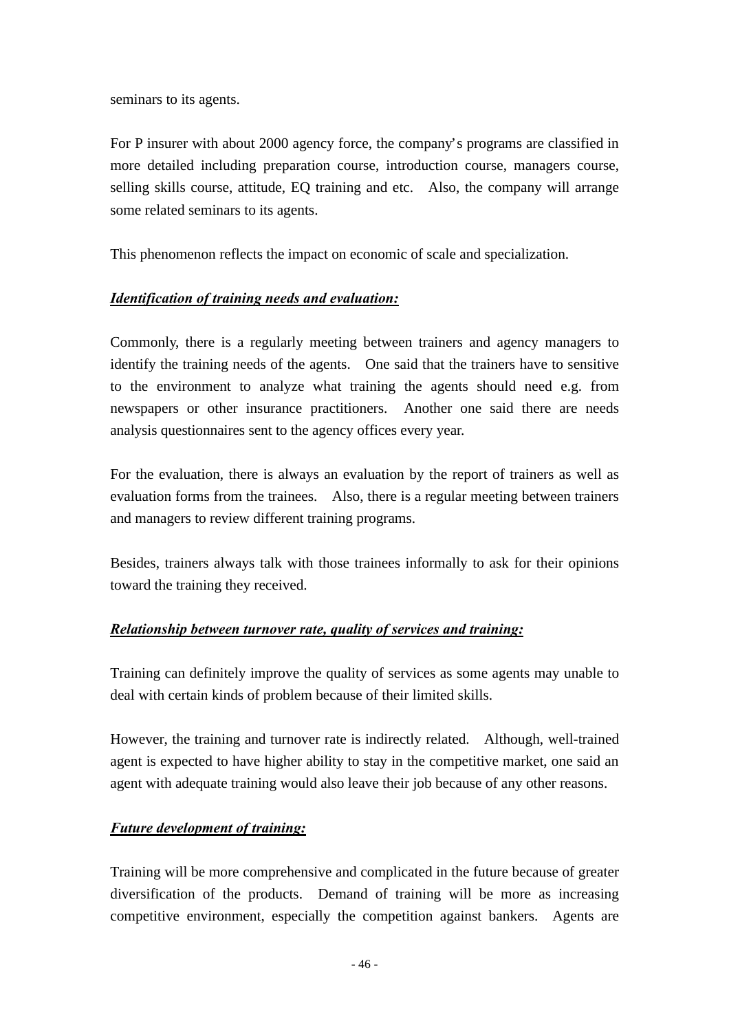seminars to its agents.

For P insurer with about 2000 agency force, the company's programs are classified in more detailed including preparation course, introduction course, managers course, selling skills course, attitude, EQ training and etc. Also, the company will arrange some related seminars to its agents.

This phenomenon reflects the impact on economic of scale and specialization.

***Identification of training needs and evaluation:***

Commonly, there is a regularly meeting between trainers and agency managers to identify the training needs of the agents. One said that the trainers have to sensitive to the environment to analyze what training the agents should need e.g. from newspapers or other insurance practitioners. Another one said there are needs analysis questionnaires sent to the agency offices every year.

For the evaluation, there is always an evaluation by the report of trainers as well as evaluation forms from the trainees. Also, there is a regular meeting between trainers and managers to review different training programs.

Besides, trainers always talk with those trainees informally to ask for their opinions toward the training they received.

***Relationship between turnover rate, quality of services and training:***

Training can definitely improve the quality of services as some agents may unable to deal with certain kinds of problem because of their limited skills.

However, the training and turnover rate is indirectly related. Although, well-trained agent is expected to have higher ability to stay in the competitive market, one said an agent with adequate training would also leave their job because of any other reasons.

***Future development of training:***

Training will be more comprehensive and complicated in the future because of greater diversification of the products. Demand of training will be more as increasing competitive environment, especially the competition against bankers. Agents are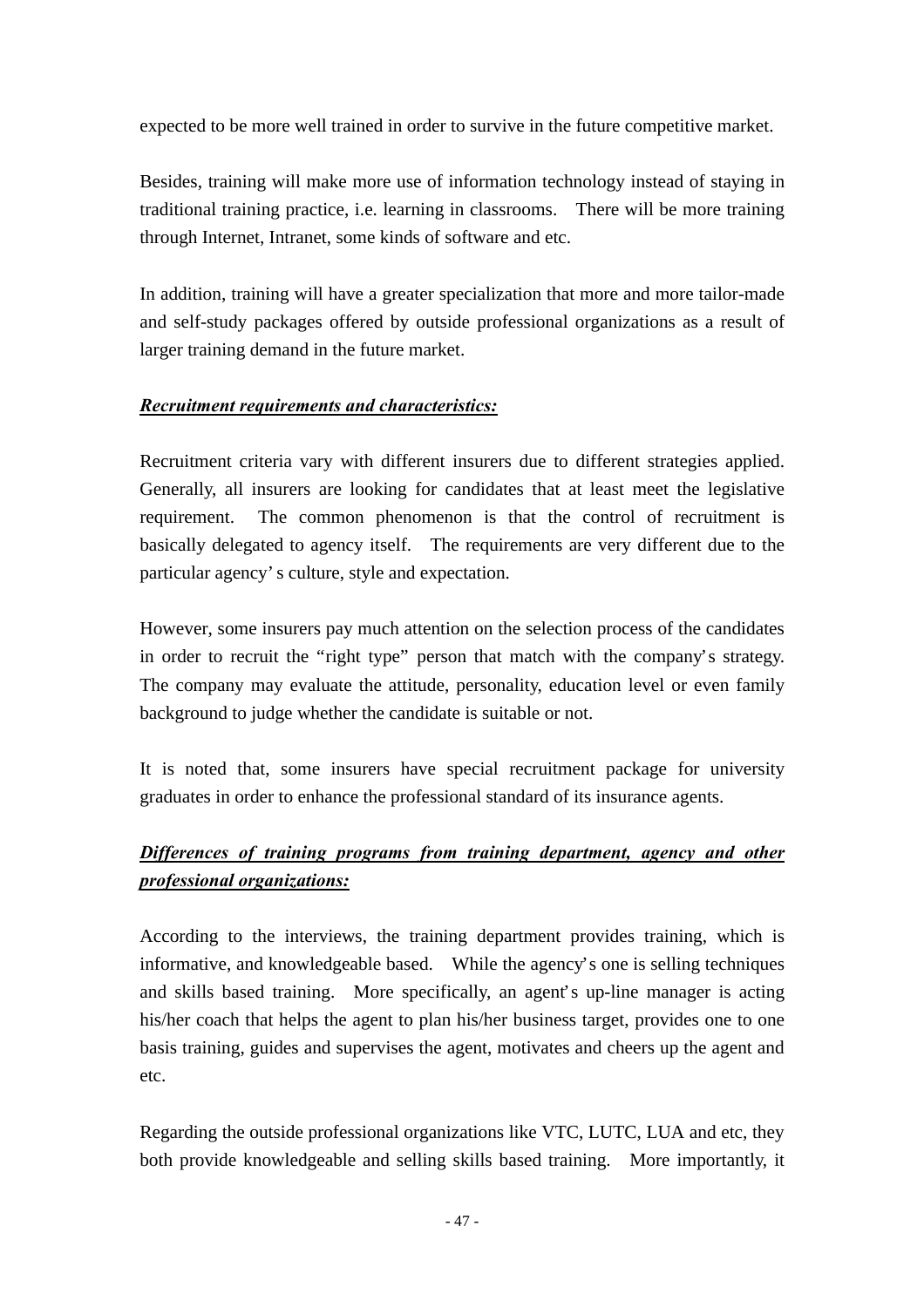expected to be more well trained in order to survive in the future competitive market.

Besides, training will make more use of information technology instead of staying in traditional training practice, i.e. learning in classrooms. There will be more training through Internet, Intranet, some kinds of software and etc.

In addition, training will have a greater specialization that more and more tailor-made and self-study packages offered by outside professional organizations as a result of larger training demand in the future market.

***Recruitment requirements and characteristics:***

Recruitment criteria vary with different insurers due to different strategies applied. Generally, all insurers are looking for candidates that at least meet the legislative requirement. The common phenomenon is that the control of recruitment is basically delegated to agency itself. The requirements are very different due to the particular agency's culture, style and expectation.

However, some insurers pay much attention on the selection process of the candidates in order to recruit the "right type" person that match with the company's strategy. The company may evaluate the attitude, personality, education level or even family background to judge whether the candidate is suitable or not.

It is noted that, some insurers have special recruitment package for university graduates in order to enhance the professional standard of its insurance agents.

***Differences of training programs from training department, agency and other professional organizations:***

According to the interviews, the training department provides training, which is informative, and knowledgeable based. While the agency's one is selling techniques and skills based training. More specifically, an agent's up-line manager is acting his/her coach that helps the agent to plan his/her business target, provides one to one basis training, guides and supervises the agent, motivates and cheers up the agent and etc.

Regarding the outside professional organizations like VTC, LUTC, LUA and etc, they both provide knowledgeable and selling skills based training. More importantly, it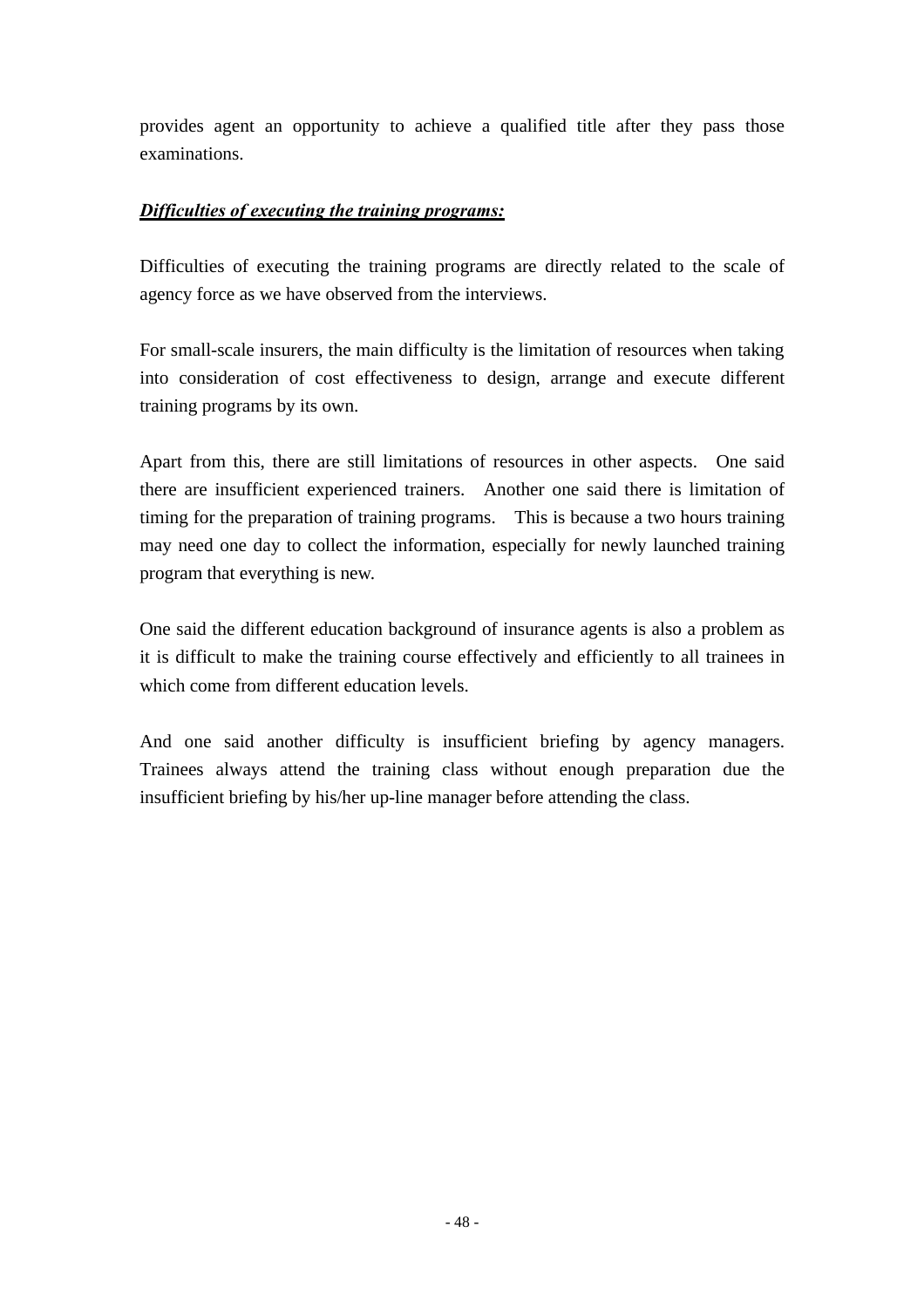provides agent an opportunity to achieve a qualified title after they pass those examinations.

***<u>Difficulties of executing the training programs:</u>***

Difficulties of executing the training programs are directly related to the scale of agency force as we have observed from the interviews.

For small-scale insurers, the main difficulty is the limitation of resources when taking into consideration of cost effectiveness to design, arrange and execute different training programs by its own.

Apart from this, there are still limitations of resources in other aspects. One said there are insufficient experienced trainers. Another one said there is limitation of timing for the preparation of training programs. This is because a two hours training may need one day to collect the information, especially for newly launched training program that everything is new.

One said the different education background of insurance agents is also a problem as it is difficult to make the training course effectively and efficiently to all trainees in which come from different education levels.

And one said another difficulty is insufficient briefing by agency managers. Trainees always attend the training class without enough preparation due the insufficient briefing by his/her up-line manager before attending the class.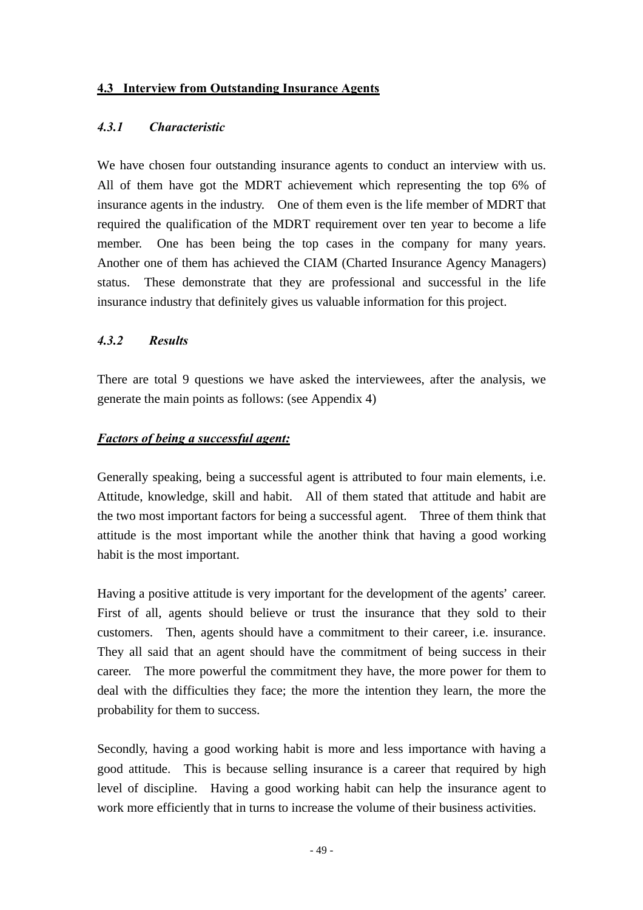## **4.3 Interview from Outstanding Insurance Agents**

### ***4.3.1 Characteristic***

We have chosen four outstanding insurance agents to conduct an interview with us. All of them have got the MDRT achievement which representing the top 6% of insurance agents in the industry. One of them even is the life member of MDRT that required the qualification of the MDRT requirement over ten year to become a life member. One has been being the top cases in the company for many years. Another one of them has achieved the CIAM (Charted Insurance Agency Managers) status. These demonstrate that they are professional and successful in the life insurance industry that definitely gives us valuable information for this project.

### ***4.3.2 Results***

There are total 9 questions we have asked the interviewees, after the analysis, we generate the main points as follows: (see Appendix 4)

***Factors of being a successful agent:***

Generally speaking, being a successful agent is attributed to four main elements, i.e. Attitude, knowledge, skill and habit. All of them stated that attitude and habit are the two most important factors for being a successful agent. Three of them think that attitude is the most important while the another think that having a good working habit is the most important.

Having a positive attitude is very important for the development of the agents' career. First of all, agents should believe or trust the insurance that they sold to their customers. Then, agents should have a commitment to their career, i.e. insurance. They all said that an agent should have the commitment of being success in their career. The more powerful the commitment they have, the more power for them to deal with the difficulties they face; the more the intention they learn, the more the probability for them to success.

Secondly, having a good working habit is more and less importance with having a good attitude. This is because selling insurance is a career that required by high level of discipline. Having a good working habit can help the insurance agent to work more efficiently that in turns to increase the volume of their business activities.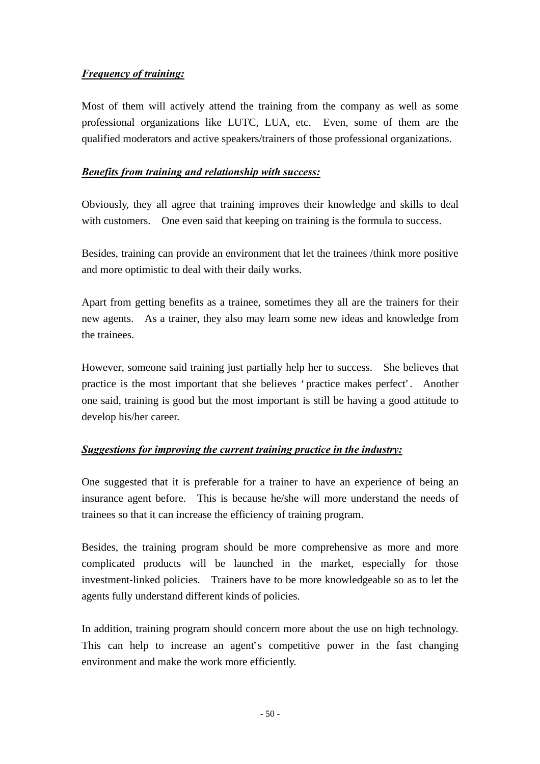***Frequency of training:***

Most of them will actively attend the training from the company as well as some professional organizations like LUTC, LUA, etc. Even, some of them are the qualified moderators and active speakers/trainers of those professional organizations.

***Benefits from training and relationship with success:***

Obviously, they all agree that training improves their knowledge and skills to deal with customers. One even said that keeping on training is the formula to success.

Besides, training can provide an environment that let the trainees /think more positive and more optimistic to deal with their daily works.

Apart from getting benefits as a trainee, sometimes they all are the trainers for their new agents. As a trainer, they also may learn some new ideas and knowledge from the trainees.

However, someone said training just partially help her to success. She believes that practice is the most important that she believes 'practice makes perfect'. Another one said, training is good but the most important is still be having a good attitude to develop his/her career.

***Suggestions for improving the current training practice in the industry:***

One suggested that it is preferable for a trainer to have an experience of being an insurance agent before. This is because he/she will more understand the needs of trainees so that it can increase the efficiency of training program.

Besides, the training program should be more comprehensive as more and more complicated products will be launched in the market, especially for those investment-linked policies. Trainers have to be more knowledgeable so as to let the agents fully understand different kinds of policies.

In addition, training program should concern more about the use on high technology. This can help to increase an agent's competitive power in the fast changing environment and make the work more efficiently.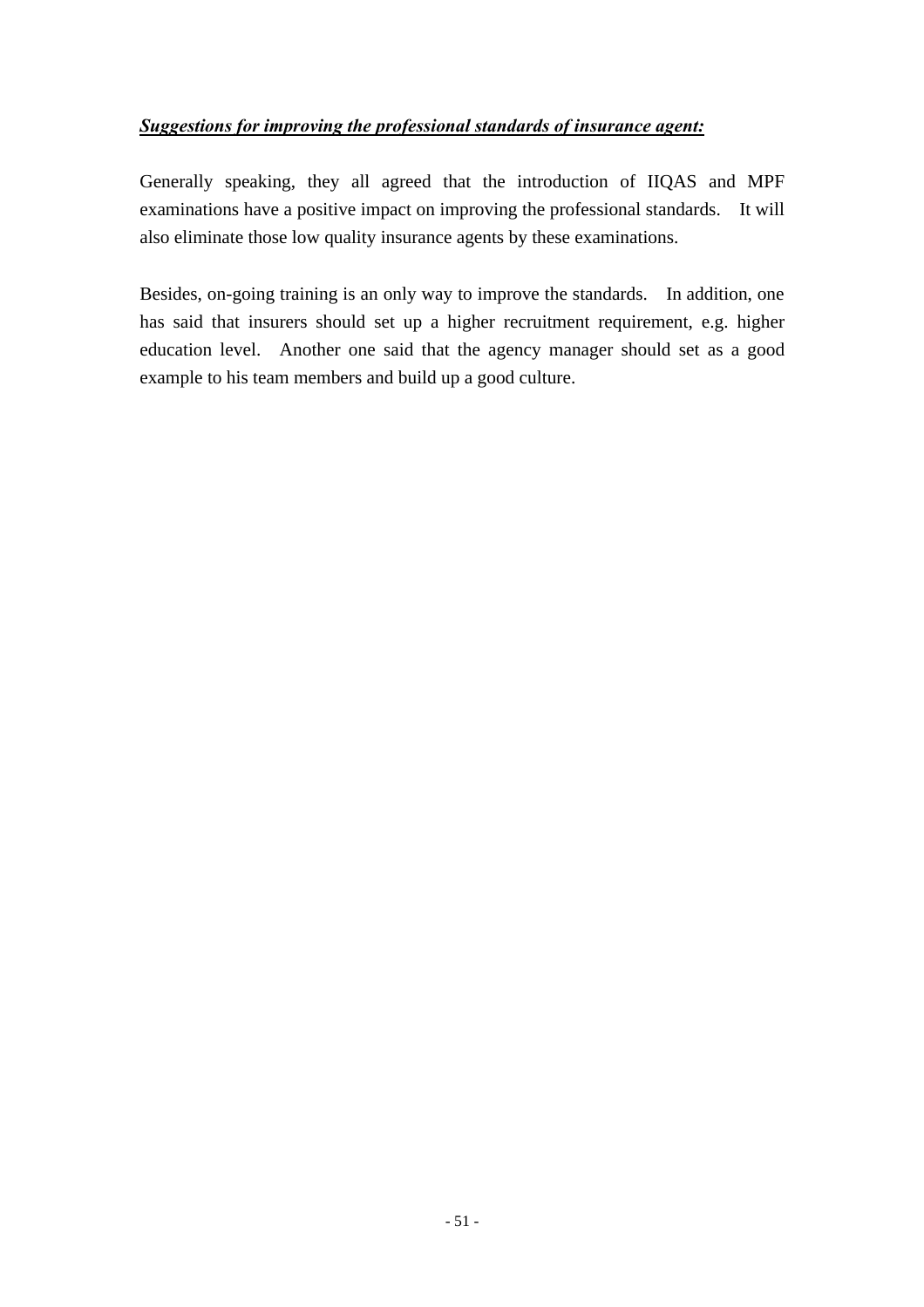***<u>Suggestions for improving the professional standards of insurance agent:</u>***

Generally speaking, they all agreed that the introduction of IIQAS and MPF examinations have a positive impact on improving the professional standards. It will also eliminate those low quality insurance agents by these examinations.

Besides, on-going training is an only way to improve the standards. In addition, one has said that insurers should set up a higher recruitment requirement, e.g. higher education level. Another one said that the agency manager should set as a good example to his team members and build up a good culture.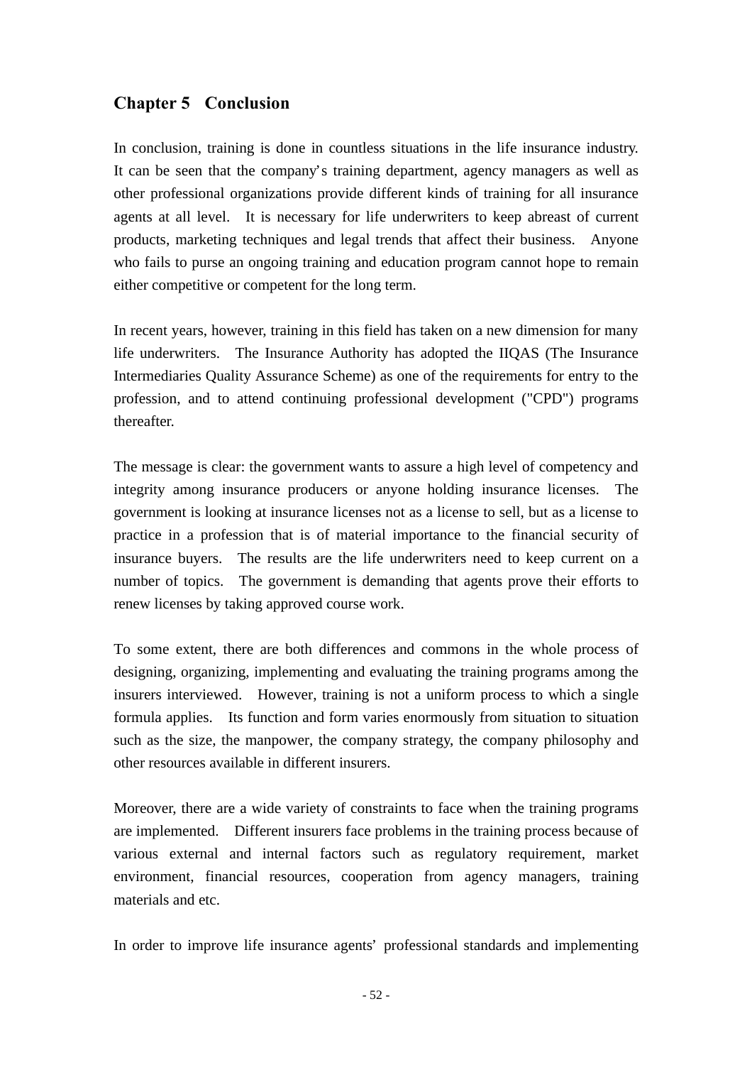## Chapter 5 Conclusion

In conclusion, training is done in countless situations in the life insurance industry. It can be seen that the company's training department, agency managers as well as other professional organizations provide different kinds of training for all insurance agents at all level. It is necessary for life underwriters to keep abreast of current products, marketing techniques and legal trends that affect their business. Anyone who fails to purse an ongoing training and education program cannot hope to remain either competitive or competent for the long term.

In recent years, however, training in this field has taken on a new dimension for many life underwriters. The Insurance Authority has adopted the IIQAS (The Insurance Intermediaries Quality Assurance Scheme) as one of the requirements for entry to the profession, and to attend continuing professional development ("CPD") programs thereafter.

The message is clear: the government wants to assure a high level of competency and integrity among insurance producers or anyone holding insurance licenses. The government is looking at insurance licenses not as a license to sell, but as a license to practice in a profession that is of material importance to the financial security of insurance buyers. The results are the life underwriters need to keep current on a number of topics. The government is demanding that agents prove their efforts to renew licenses by taking approved course work.

To some extent, there are both differences and commons in the whole process of designing, organizing, implementing and evaluating the training programs among the insurers interviewed. However, training is not a uniform process to which a single formula applies. Its function and form varies enormously from situation to situation such as the size, the manpower, the company strategy, the company philosophy and other resources available in different insurers.

Moreover, there are a wide variety of constraints to face when the training programs are implemented. Different insurers face problems in the training process because of various external and internal factors such as regulatory requirement, market environment, financial resources, cooperation from agency managers, training materials and etc.

In order to improve life insurance agents' professional standards and implementing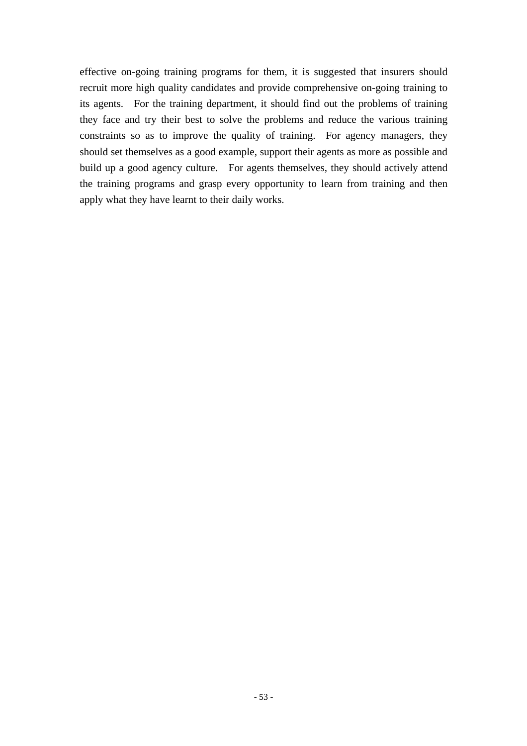effective on-going training programs for them, it is suggested that insurers should recruit more high quality candidates and provide comprehensive on-going training to its agents. For the training department, it should find out the problems of training they face and try their best to solve the problems and reduce the various training constraints so as to improve the quality of training. For agency managers, they should set themselves as a good example, support their agents as more as possible and build up a good agency culture. For agents themselves, they should actively attend the training programs and grasp every opportunity to learn from training and then apply what they have learnt to their daily works.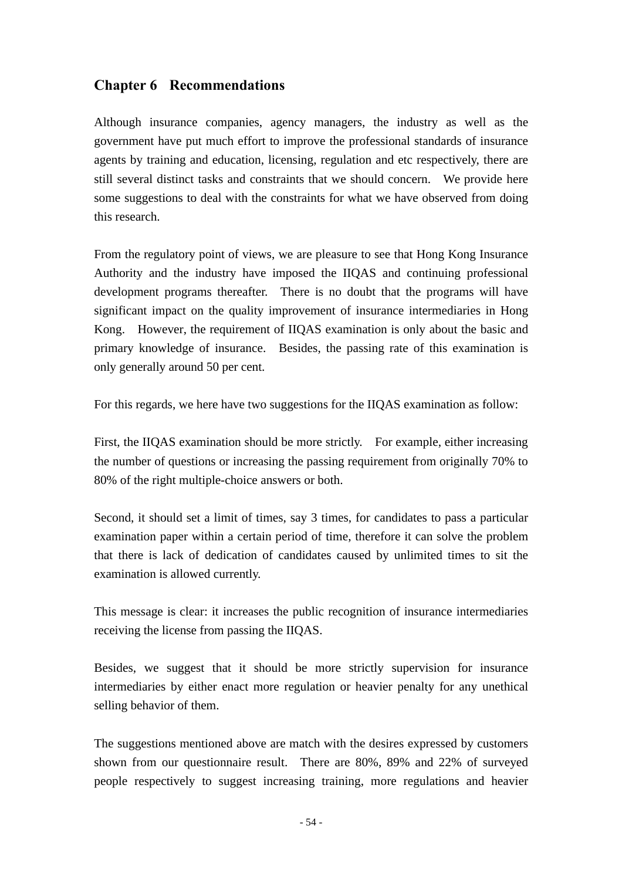## Chapter 6 Recommendations

Although insurance companies, agency managers, the industry as well as the government have put much effort to improve the professional standards of insurance agents by training and education, licensing, regulation and etc respectively, there are still several distinct tasks and constraints that we should concern. We provide here some suggestions to deal with the constraints for what we have observed from doing this research.

From the regulatory point of views, we are pleasure to see that Hong Kong Insurance Authority and the industry have imposed the IIQAS and continuing professional development programs thereafter. There is no doubt that the programs will have significant impact on the quality improvement of insurance intermediaries in Hong Kong. However, the requirement of IIQAS examination is only about the basic and primary knowledge of insurance. Besides, the passing rate of this examination is only generally around 50 per cent.

For this regards, we here have two suggestions for the IIQAS examination as follow:

First, the IIQAS examination should be more strictly. For example, either increasing the number of questions or increasing the passing requirement from originally 70% to 80% of the right multiple-choice answers or both.

Second, it should set a limit of times, say 3 times, for candidates to pass a particular examination paper within a certain period of time, therefore it can solve the problem that there is lack of dedication of candidates caused by unlimited times to sit the examination is allowed currently.

This message is clear: it increases the public recognition of insurance intermediaries receiving the license from passing the IIQAS.

Besides, we suggest that it should be more strictly supervision for insurance intermediaries by either enact more regulation or heavier penalty for any unethical selling behavior of them.

The suggestions mentioned above are match with the desires expressed by customers shown from our questionnaire result. There are 80%, 89% and 22% of surveyed people respectively to suggest increasing training, more regulations and heavier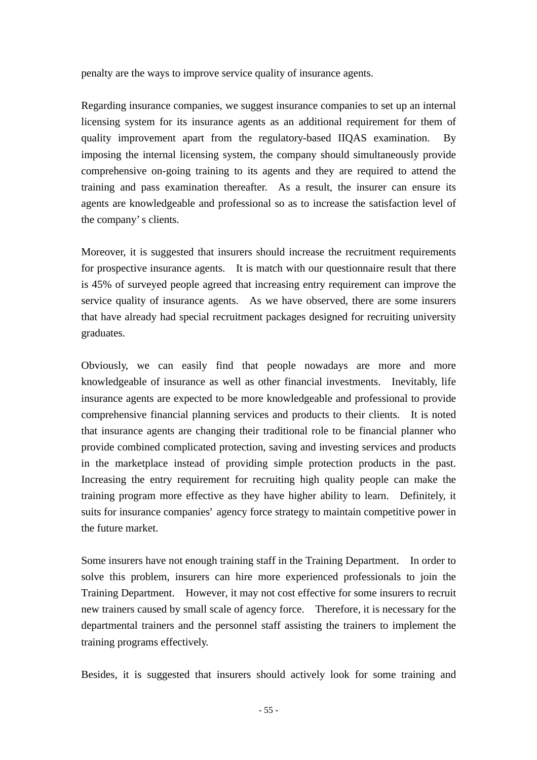penalty are the ways to improve service quality of insurance agents.

Regarding insurance companies, we suggest insurance companies to set up an internal licensing system for its insurance agents as an additional requirement for them of quality improvement apart from the regulatory-based IIQAS examination. By imposing the internal licensing system, the company should simultaneously provide comprehensive on-going training to its agents and they are required to attend the training and pass examination thereafter. As a result, the insurer can ensure its agents are knowledgeable and professional so as to increase the satisfaction level of the company' s clients.

Moreover, it is suggested that insurers should increase the recruitment requirements for prospective insurance agents. It is match with our questionnaire result that there is 45% of surveyed people agreed that increasing entry requirement can improve the service quality of insurance agents. As we have observed, there are some insurers that have already had special recruitment packages designed for recruiting university graduates.

Obviously, we can easily find that people nowadays are more and more knowledgeable of insurance as well as other financial investments. Inevitably, life insurance agents are expected to be more knowledgeable and professional to provide comprehensive financial planning services and products to their clients. It is noted that insurance agents are changing their traditional role to be financial planner who provide combined complicated protection, saving and investing services and products in the marketplace instead of providing simple protection products in the past. Increasing the entry requirement for recruiting high quality people can make the training program more effective as they have higher ability to learn. Definitely, it suits for insurance companies' agency force strategy to maintain competitive power in the future market.

Some insurers have not enough training staff in the Training Department. In order to solve this problem, insurers can hire more experienced professionals to join the Training Department. However, it may not cost effective for some insurers to recruit new trainers caused by small scale of agency force. Therefore, it is necessary for the departmental trainers and the personnel staff assisting the trainers to implement the training programs effectively.

Besides, it is suggested that insurers should actively look for some training and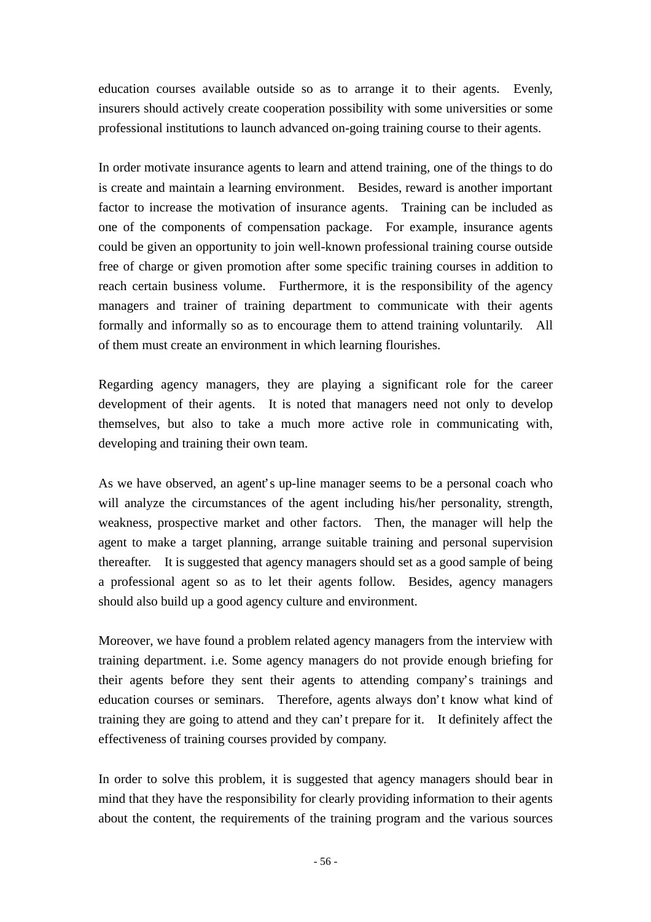education courses available outside so as to arrange it to their agents. Evenly, insurers should actively create cooperation possibility with some universities or some professional institutions to launch advanced on-going training course to their agents.

In order motivate insurance agents to learn and attend training, one of the things to do is create and maintain a learning environment. Besides, reward is another important factor to increase the motivation of insurance agents. Training can be included as one of the components of compensation package. For example, insurance agents could be given an opportunity to join well-known professional training course outside free of charge or given promotion after some specific training courses in addition to reach certain business volume. Furthermore, it is the responsibility of the agency managers and trainer of training department to communicate with their agents formally and informally so as to encourage them to attend training voluntarily. All of them must create an environment in which learning flourishes.

Regarding agency managers, they are playing a significant role for the career development of their agents. It is noted that managers need not only to develop themselves, but also to take a much more active role in communicating with, developing and training their own team.

As we have observed, an agent's up-line manager seems to be a personal coach who will analyze the circumstances of the agent including his/her personality, strength, weakness, prospective market and other factors. Then, the manager will help the agent to make a target planning, arrange suitable training and personal supervision thereafter. It is suggested that agency managers should set as a good sample of being a professional agent so as to let their agents follow. Besides, agency managers should also build up a good agency culture and environment.

Moreover, we have found a problem related agency managers from the interview with training department. i.e. Some agency managers do not provide enough briefing for their agents before they sent their agents to attending company's trainings and education courses or seminars. Therefore, agents always don't know what kind of training they are going to attend and they can't prepare for it. It definitely affect the effectiveness of training courses provided by company.

In order to solve this problem, it is suggested that agency managers should bear in mind that they have the responsibility for clearly providing information to their agents about the content, the requirements of the training program and the various sources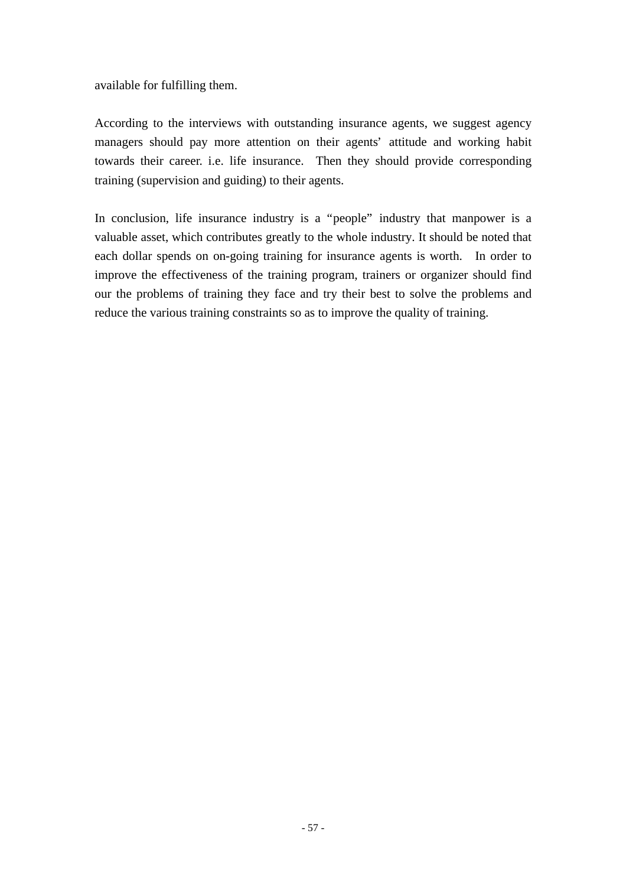available for fulfilling them.

According to the interviews with outstanding insurance agents, we suggest agency managers should pay more attention on their agents' attitude and working habit towards their career. i.e. life insurance. Then they should provide corresponding training (supervision and guiding) to their agents.

In conclusion, life insurance industry is a "people" industry that manpower is a valuable asset, which contributes greatly to the whole industry. It should be noted that each dollar spends on on-going training for insurance agents is worth. In order to improve the effectiveness of the training program, trainers or organizer should find our the problems of training they face and try their best to solve the problems and reduce the various training constraints so as to improve the quality of training.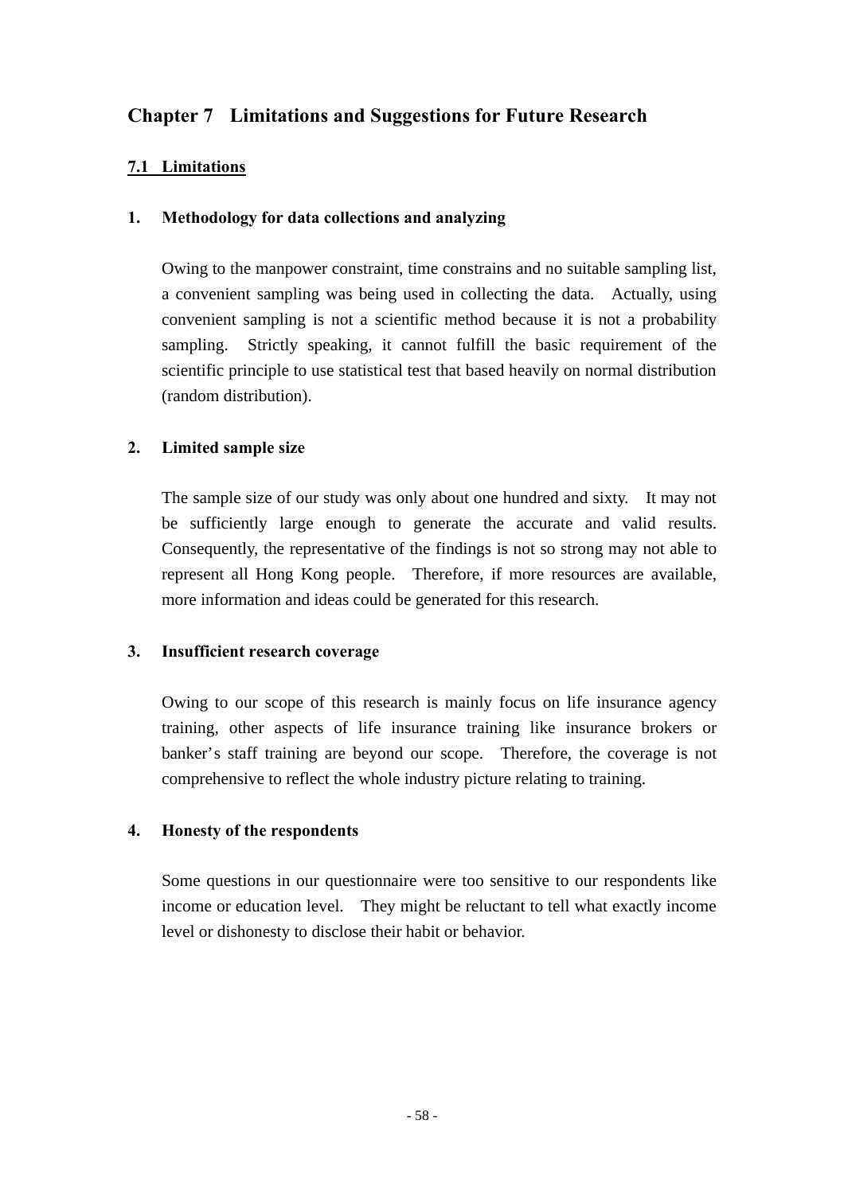# Chapter 7 Limitations and Suggestions for Future Research

## 7.1 Limitations

### 1. Methodology for data collections and analyzing

Owing to the manpower constraint, time constrains and no suitable sampling list, a convenient sampling was being used in collecting the data. Actually, using convenient sampling is not a scientific method because it is not a probability sampling. Strictly speaking, it cannot fulfill the basic requirement of the scientific principle to use statistical test that based heavily on normal distribution (random distribution).

### 2. Limited sample size

The sample size of our study was only about one hundred and sixty. It may not be sufficiently large enough to generate the accurate and valid results. Consequently, the representative of the findings is not so strong may not able to represent all Hong Kong people. Therefore, if more resources are available, more information and ideas could be generated for this research.

### 3. Insufficient research coverage

Owing to our scope of this research is mainly focus on life insurance agency training, other aspects of life insurance training like insurance brokers or banker's staff training are beyond our scope. Therefore, the coverage is not comprehensive to reflect the whole industry picture relating to training.

### 4. Honesty of the respondents

Some questions in our questionnaire were too sensitive to our respondents like income or education level. They might be reluctant to tell what exactly income level or dishonesty to disclose their habit or behavior.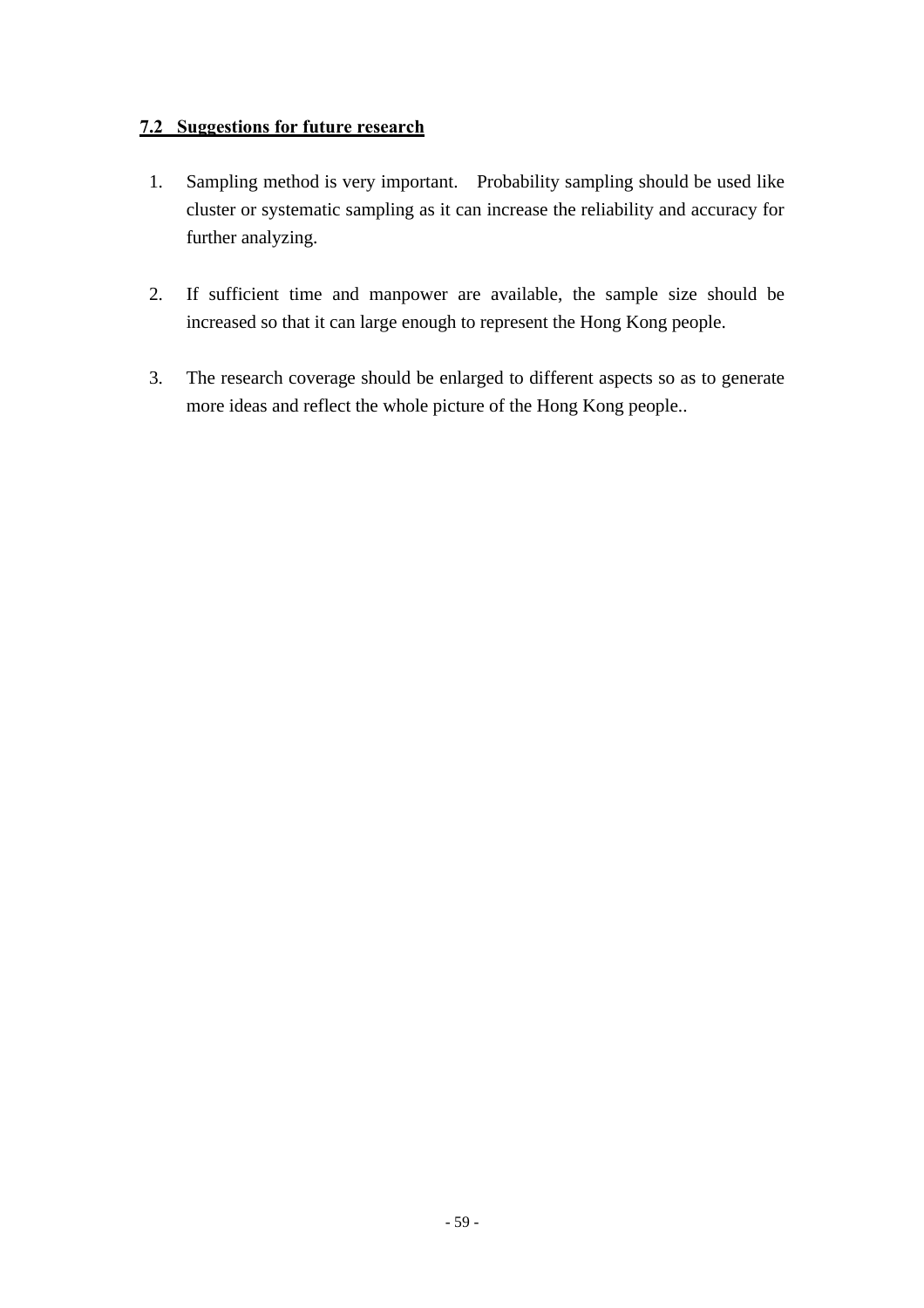## 7.2 Suggestions for future research

1. Sampling method is very important. Probability sampling should be used like cluster or systematic sampling as it can increase the reliability and accuracy for further analyzing.

2. If sufficient time and manpower are available, the sample size should be increased so that it can large enough to represent the Hong Kong people.

3. The research coverage should be enlarged to different aspects so as to generate more ideas and reflect the whole picture of the Hong Kong people..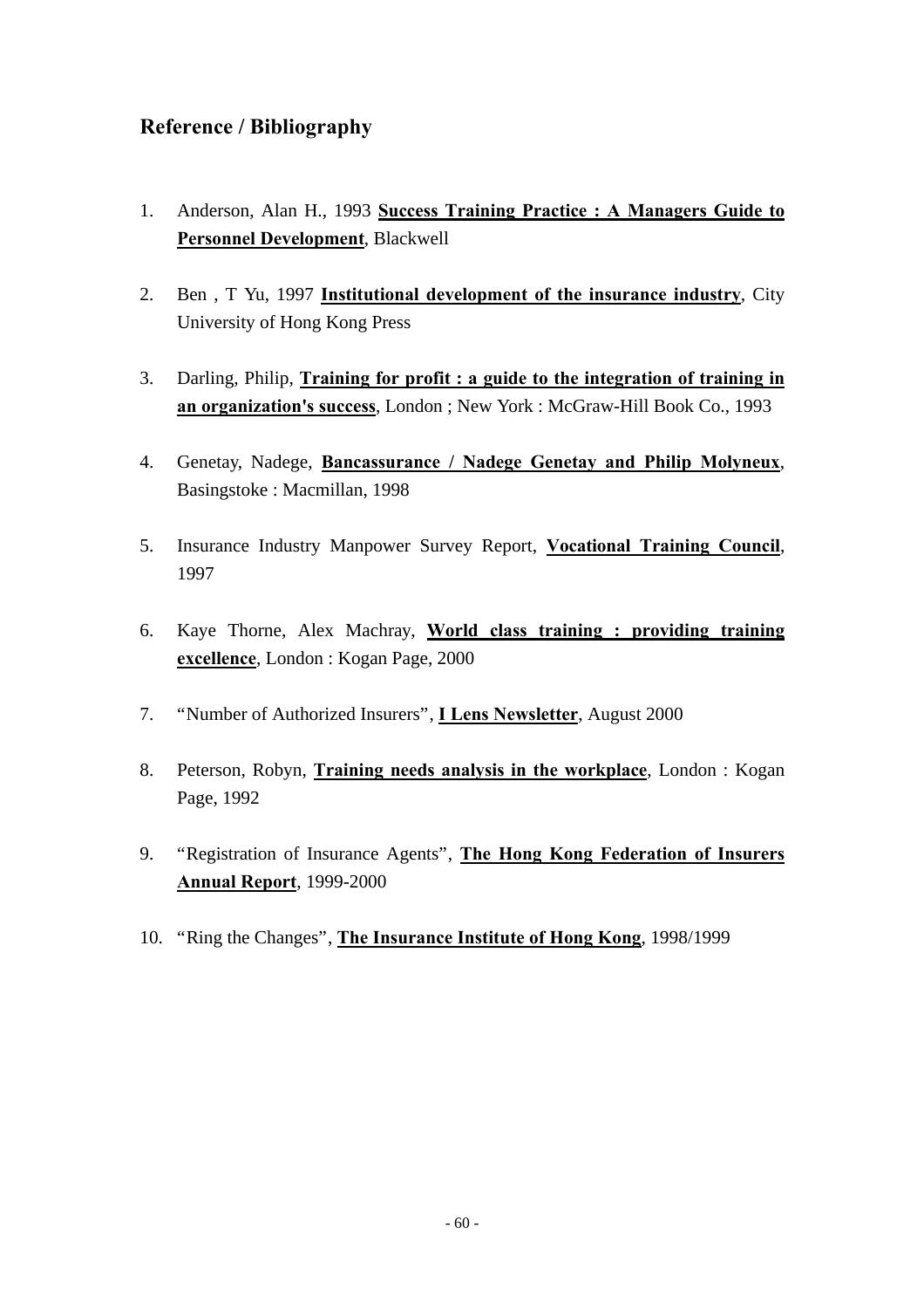## Reference / Bibliography

1. Anderson, Alan H., 1993 **Success Training Practice : A Managers Guide to Personnel Development**, Blackwell

2. Ben , T Yu, 1997 **Institutional development of the insurance industry**, City University of Hong Kong Press

3. Darling, Philip, **Training for profit : a guide to the integration of training in an organization's success**, London ; New York : McGraw-Hill Book Co., 1993

4. Genetay, Nadege, **Bancassurance / Nadege Genetay and Philip Molyneux**, Basingstoke : Macmillan, 1998

5. Insurance Industry Manpower Survey Report, **Vocational Training Council**, 1997

6. Kaye Thorne, Alex Machray, **World class training : providing training excellence**, London : Kogan Page, 2000

7. "Number of Authorized Insurers", **I Lens Newsletter**, August 2000

8. Peterson, Robyn, **Training needs analysis in the workplace**, London : Kogan Page, 1992

9. "Registration of Insurance Agents", **The Hong Kong Federation of Insurers Annual Report**, 1999-2000

10. "Ring the Changes", **The Insurance Institute of Hong Kong**, 1998/1999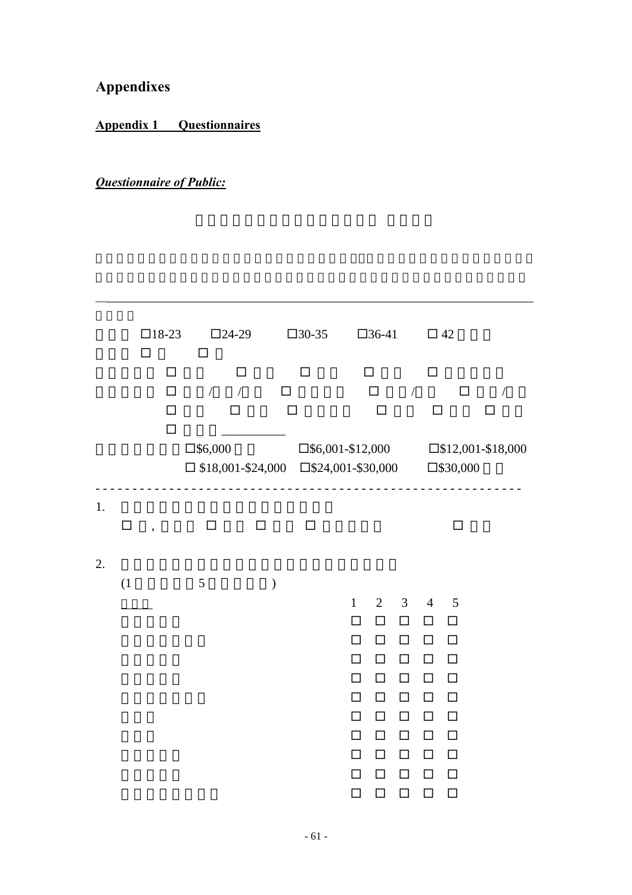# Appendixes

## Appendix 1 Questionnaires

### *Questionnaire of Public:*

---

☐18-23 ☐24-29 ☐30-35 ☐36-41 ☐ 42

☐ ☐

☐ ☐ ☐ ☐ ☐

☐ / / ☐ ☐ / ☐ /

☐ ☐ ☐ ☐ ☐ ☐

☐ _________

☐$6,000 ☐$6,001-$12,000 ☐$12,001-$18,000

☐ $18,001-$24,000 ☐$24,001-$30,000 ☐$30,000

- - - - - - - - - - - - - - - - - - - - - - - - - - - - - - - - - - - - - - - - - - - - - - - - - - - - - - - - - -

1\.

☐ , ☐ ☐ ☐ ☐

2\.

(1 5 )

| | 1 | 2 | 3 | 4 | 5 |
|---|---|---|---|---|---|
| | ☐ | ☐ | ☐ | ☐ | ☐ |
| | ☐ | ☐ | ☐ | ☐ | ☐ |
| | ☐ | ☐ | ☐ | ☐ | ☐ |
| | ☐ | ☐ | ☐ | ☐ | ☐ |
| | ☐ | ☐ | ☐ | ☐ | ☐ |
| | ☐ | ☐ | ☐ | ☐ | ☐ |
| | ☐ | ☐ | ☐ | ☐ | ☐ |
| | ☐ | ☐ | ☐ | ☐ | ☐ |
| | ☐ | ☐ | ☐ | ☐ | ☐ |
| | ☐ | ☐ | ☐ | ☐ | ☐ |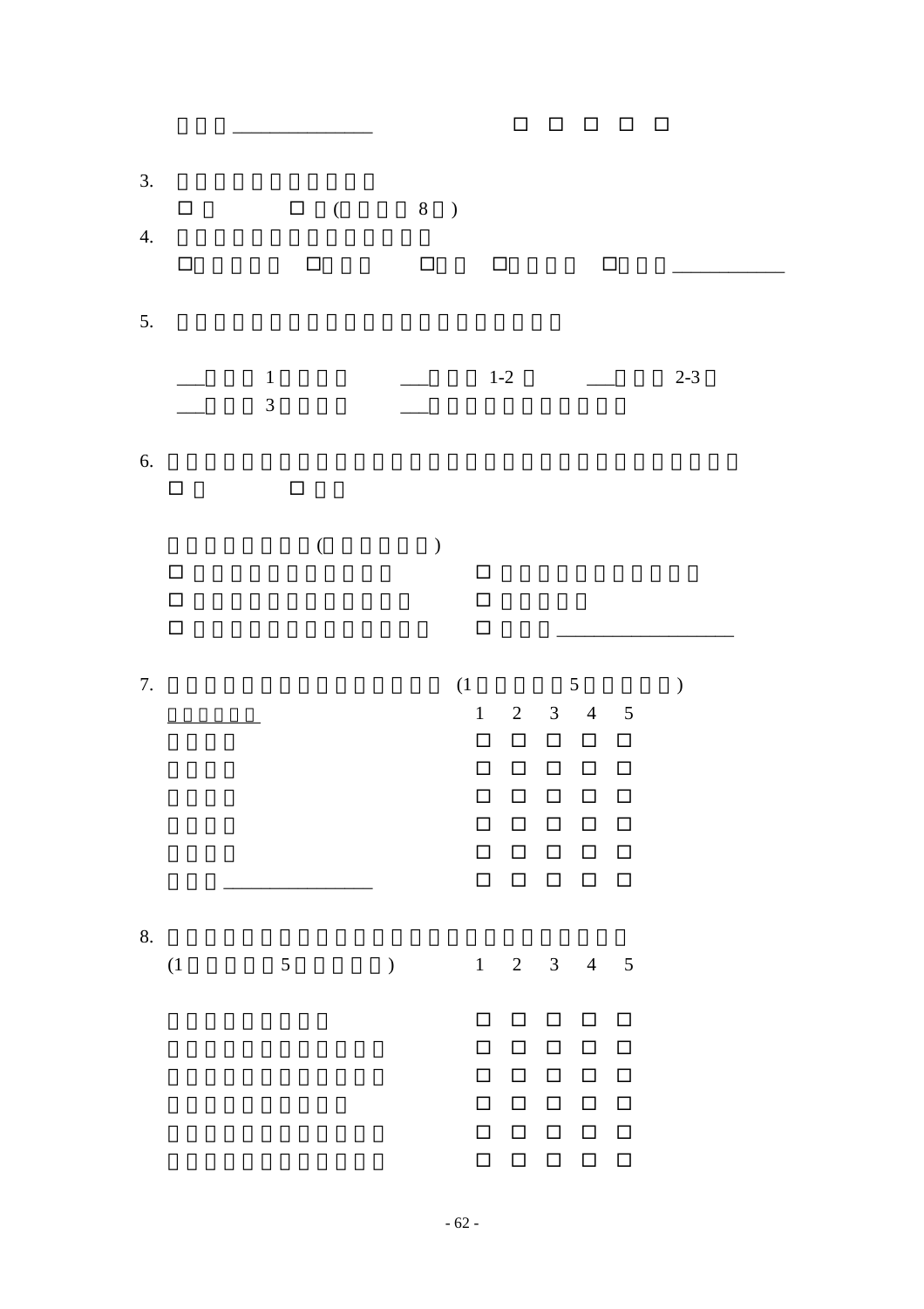______________ ☐ ☐ ☐ ☐ ☐

3.
☐ ☐ ( 8 )

4.
☐ ☐ ☐ ☐ ☐ ___________

5.

___ 1 ___ 1-2 ___ 2-3
___ 3 ___

6.
☐ ☐

( )
☐ ☐
☐ ☐
☐ ☐ _________________

7. (1 5 )

| | 1 | 2 | 3 | 4 | 5 |
|---|---|---|---|---|---|
| | ☐ | ☐ | ☐ | ☐ | ☐ |
| | ☐ | ☐ | ☐ | ☐ | ☐ |
| | ☐ | ☐ | ☐ | ☐ | ☐ |
| | ☐ | ☐ | ☐ | ☐ | ☐ |
| | ☐ | ☐ | ☐ | ☐ | ☐ |
| _______________ | ☐ | ☐ | ☐ | ☐ | ☐ |

8.

| (1 5 ) | 1 | 2 | 3 | 4 | 5 |
|---|---|---|---|---|---|
| | ☐ | ☐ | ☐ | ☐ | ☐ |
| | ☐ | ☐ | ☐ | ☐ | ☐ |
| | ☐ | ☐ | ☐ | ☐ | ☐ |
| | ☐ | ☐ | ☐ | ☐ | ☐ |
| | ☐ | ☐ | ☐ | ☐ | ☐ |
| | ☐ | ☐ | ☐ | ☐ | ☐ |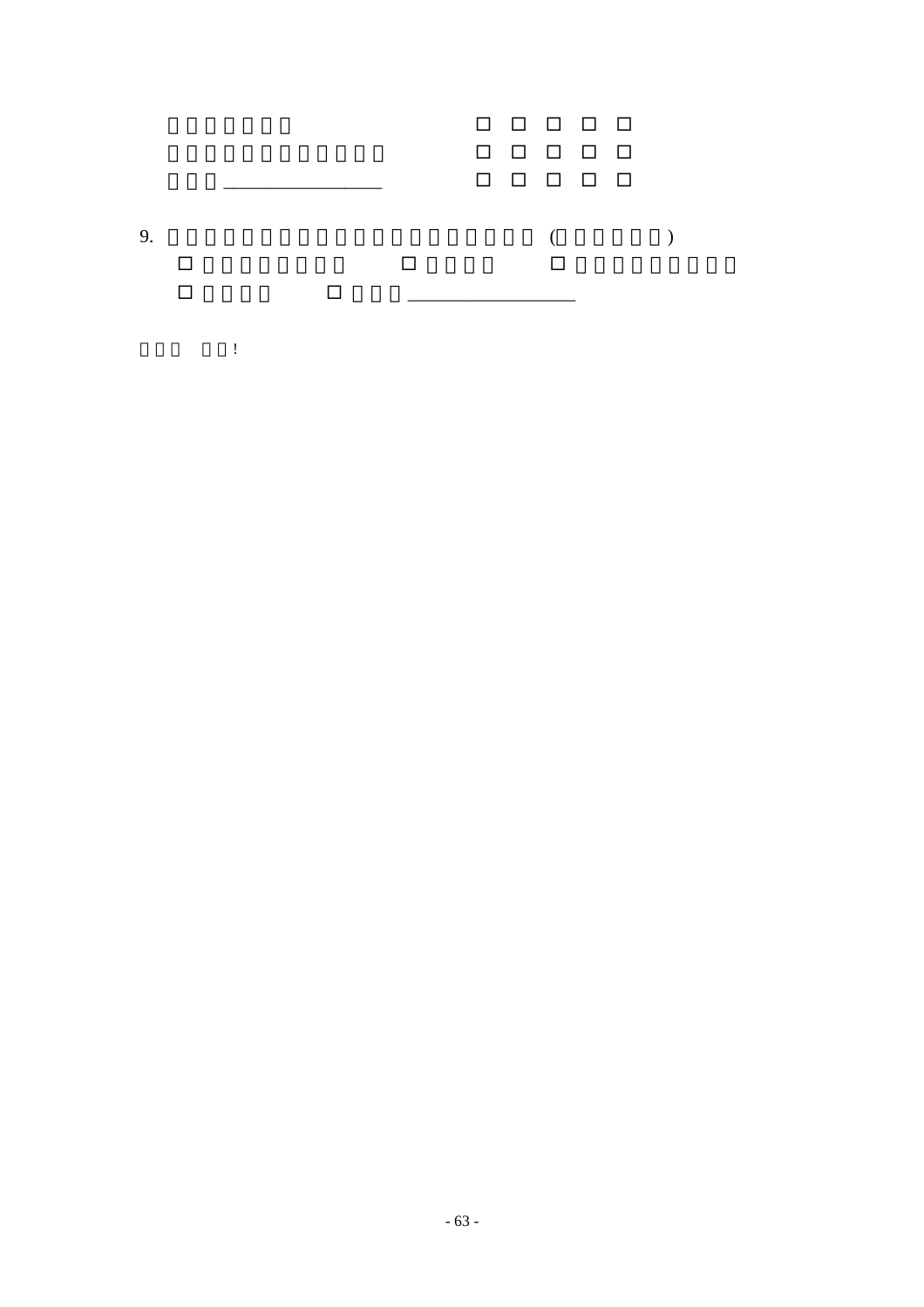| | | | | | |
|---|---|---|---|---|---|
| | □ | □ | □ | □ | □ |
| | □ | □ | □ | □ | □ |
| ________________ | □ | □ | □ | □ | □ |

9. ( )

□ □ □

□ □ ________________

!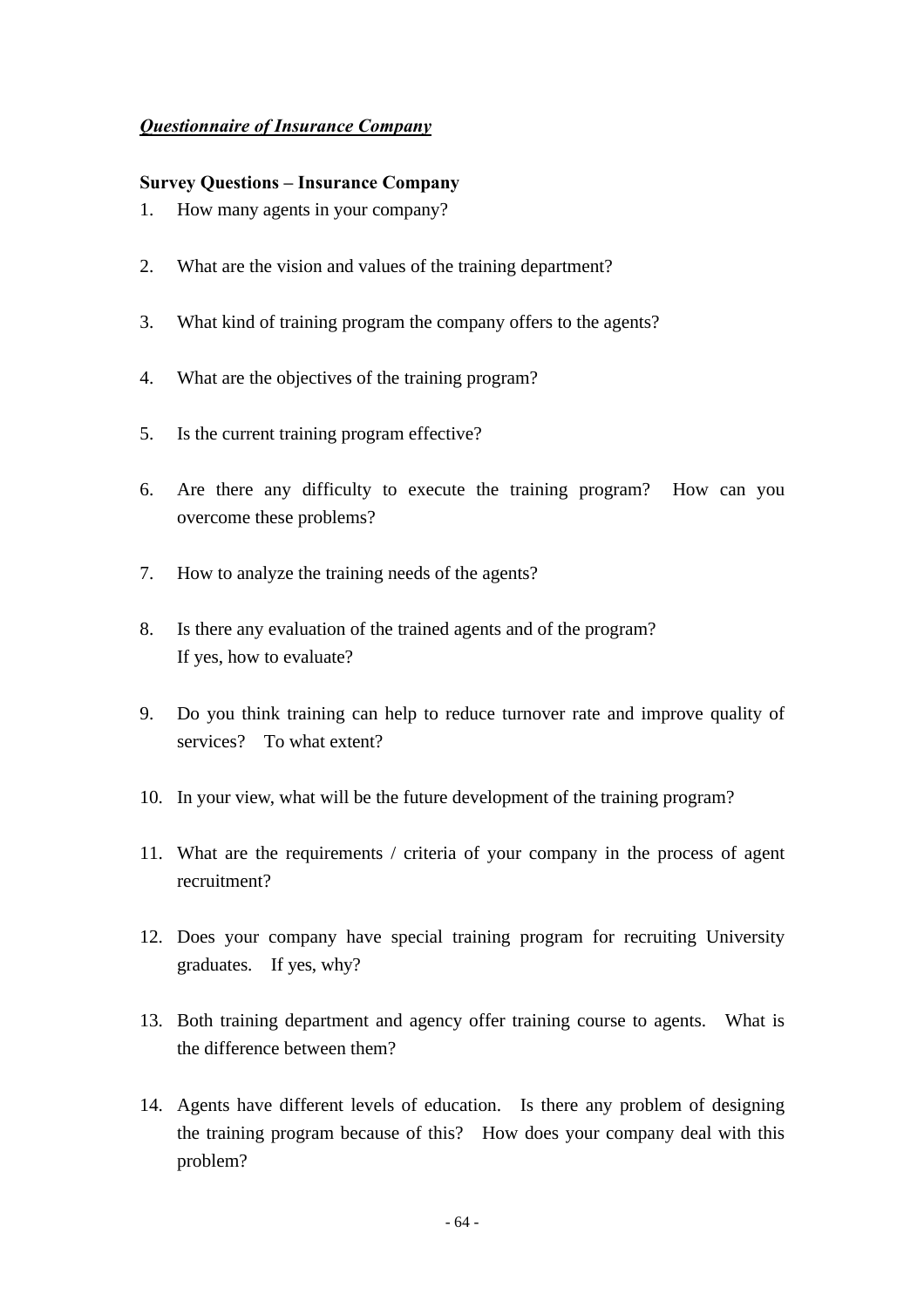***Questionnaire of Insurance Company***

**Survey Questions – Insurance Company**

1. How many agents in your company?

2. What are the vision and values of the training department?

3. What kind of training program the company offers to the agents?

4. What are the objectives of the training program?

5. Is the current training program effective?

6. Are there any difficulty to execute the training program? How can you overcome these problems?

7. How to analyze the training needs of the agents?

8. Is there any evaluation of the trained agents and of the program?
   If yes, how to evaluate?

9. Do you think training can help to reduce turnover rate and improve quality of services? To what extent?

10. In your view, what will be the future development of the training program?

11. What are the requirements / criteria of your company in the process of agent recruitment?

12. Does your company have special training program for recruiting University graduates. If yes, why?

13. Both training department and agency offer training course to agents. What is the difference between them?

14. Agents have different levels of education. Is there any problem of designing the training program because of this? How does your company deal with this problem?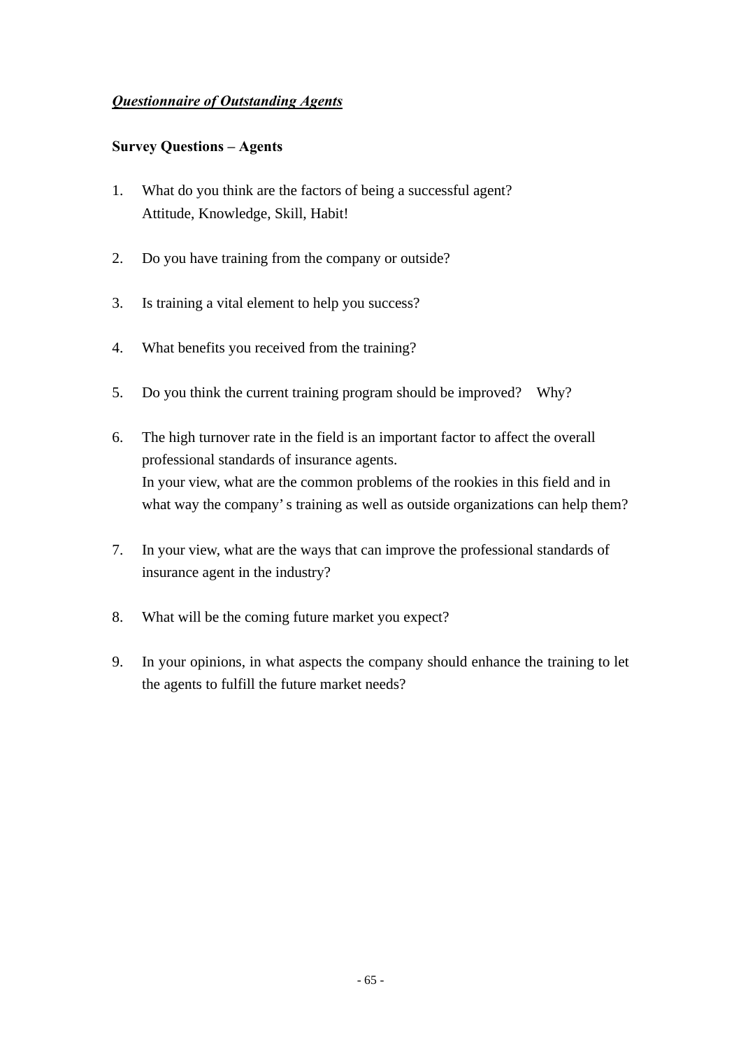***Questionnaire of Outstanding Agents***

**Survey Questions – Agents**

1. What do you think are the factors of being a successful agent?
   Attitude, Knowledge, Skill, Habit!

2. Do you have training from the company or outside?

3. Is training a vital element to help you success?

4. What benefits you received from the training?

5. Do you think the current training program should be improved? Why?

6. The high turnover rate in the field is an important factor to affect the overall professional standards of insurance agents.
   In your view, what are the common problems of the rookies in this field and in what way the company' s training as well as outside organizations can help them?

7. In your view, what are the ways that can improve the professional standards of insurance agent in the industry?

8. What will be the coming future market you expect?

9. In your opinions, in what aspects the company should enhance the training to let the agents to fulfill the future market needs?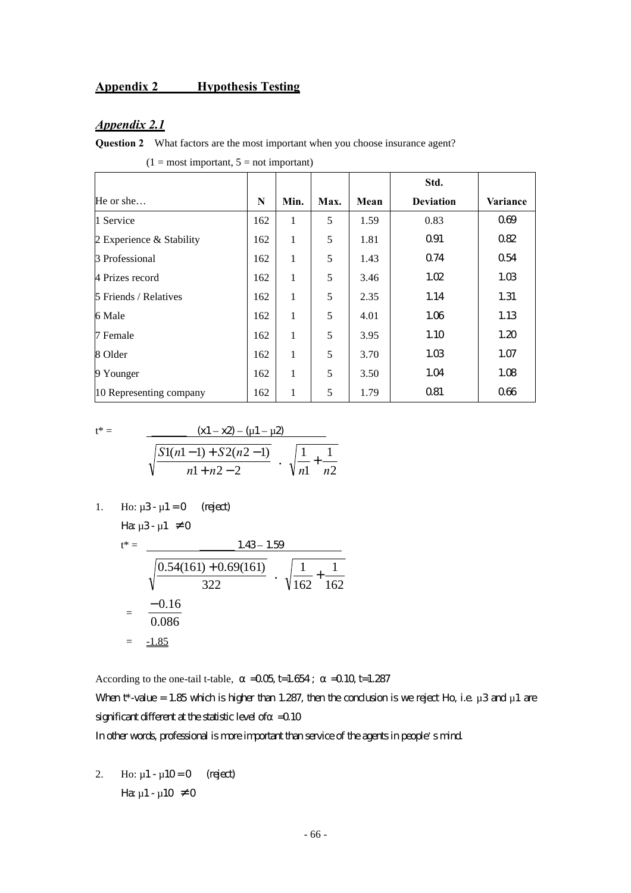## Appendix 2 Hypothesis Testing

### *Appendix 2.1*

**Question 2** What factors are the most important when you choose insurance agent?

(1 = most important, 5 = not important)

| He or she… | N | Min. | Max. | Mean | Std. Deviation | Variance |
|---|---|---|---|---|---|---|
| 1 Service | 162 | 1 | 5 | 1.59 | 0.83 | 0.69 |
| 2 Experience & Stability | 162 | 1 | 5 | 1.81 | 0.91 | 0.82 |
| 3 Professional | 162 | 1 | 5 | 1.43 | 0.74 | 0.54 |
| 4 Prizes record | 162 | 1 | 5 | 3.46 | 1.02 | 1.03 |
| 5 Friends / Relatives | 162 | 1 | 5 | 2.35 | 1.14 | 1.31 |
| 6 Male | 162 | 1 | 5 | 4.01 | 1.06 | 1.13 |
| 7 Female | 162 | 1 | 5 | 3.95 | 1.10 | 1.20 |
| 8 Older | 162 | 1 | 5 | 3.70 | 1.03 | 1.07 |
| 9 Younger | 162 | 1 | 5 | 3.50 | 1.04 | 1.08 |
| 10 Representing company | 162 | 1 | 5 | 1.79 | 0.81 | 0.66 |

$$t^* = \frac{(x1 - x2) - (\mu1 - \mu2)}{\sqrt{\frac{S1(n1-1)+S2(n2-1)}{n1+n2-2}} \cdot \sqrt{\frac{1}{n1}+\frac{1}{n2}}}$$

1. Ho: $\mu3 - \mu1 = 0$ (reject)

   Ha: $\mu3 - \mu1 \neq 0$

$$t^* = \frac{1.43 - 1.59}{\sqrt{\frac{0.54(161)+0.69(161)}{322}} \cdot \sqrt{\frac{1}{162}+\frac{1}{162}}}$$

$$= \frac{-0.16}{0.086}$$

$$= \underline{-1.85}$$

According to the one-tail t-table, $\alpha = 0.05$, $t = 1.654$ ; $\alpha = 0.10$, $t = 1.287$

When t\*-value = 1.85 which is higher than 1.287, then the conclusion is we reject Ho, i.e. $\mu3$ and $\mu1$ are significant different at the statistic level of $\alpha = 0.10$

In other words, professional is more important than service of the agents in people's mind.

2. Ho: $\mu1 - \mu10 = 0$ (reject)

   Ha: $\mu1 - \mu10 \neq 0$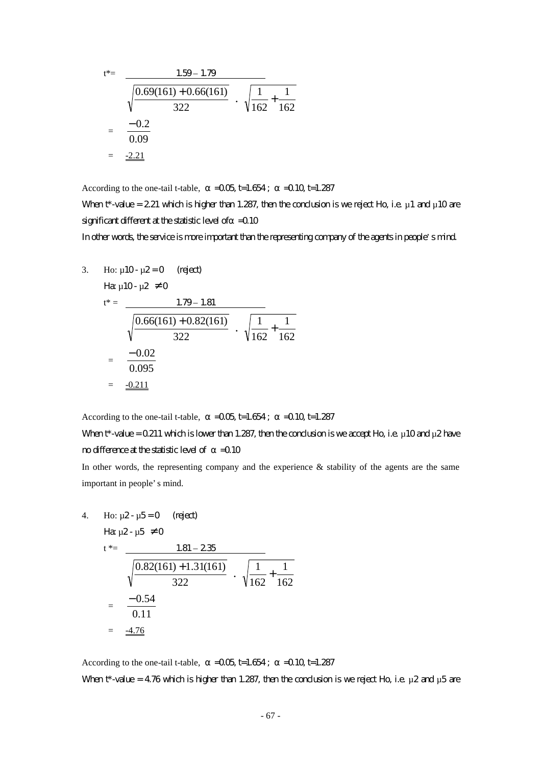$$t^* = \frac{1.59 - 1.79}{\sqrt{\frac{0.69(161) + 0.66(161)}{322}} \cdot \sqrt{\frac{1}{162} + \frac{1}{162}}}$$

$$= \frac{-0.2}{0.09}$$

$$= \underline{\underline{-2.21}}$$

According to the one-tail t-table, $\alpha = 0.05$, $t = 1.654$ ; $\alpha = 0.10$, $t = 1.287$

When t*-value = 2.21 which is higher than 1.287, then the conclusion is we reject Ho, i.e. $\mu 1$ and $\mu 10$ are significant different at the statistic level of $\alpha = 0.10$

In other words, the service is more important than the representing company of the agents in people's mind.

3. Ho: $\mu 10 - \mu 2 = 0$ (reject)

   Ha: $\mu 10 - \mu 2 \neq 0$

$$t^* = \frac{1.79 - 1.81}{\sqrt{\frac{0.66(161) + 0.82(161)}{322}} \cdot \sqrt{\frac{1}{162} + \frac{1}{162}}}$$

$$= \frac{-0.02}{0.095}$$

$$= \underline{\underline{-0.211}}$$

According to the one-tail t-table, $\alpha = 0.05$, $t = 1.654$ ; $\alpha = 0.10$, $t = 1.287$

When t*-value = 0.211 which is lower than 1.287, then the conclusion is we accept Ho, i.e. $\mu 10$ and $\mu 2$ have no difference at the statistic level of $\alpha = 0.10$

In other words, the representing company and the experience & stability of the agents are the same important in people's mind.

4. Ho: $\mu 2 - \mu 5 = 0$ (reject)

   Ha: $\mu 2 - \mu 5 \neq 0$

$$t^* = \frac{1.81 - 2.35}{\sqrt{\frac{0.82(161) + 1.31(161)}{322}} \cdot \sqrt{\frac{1}{162} + \frac{1}{162}}}$$

$$= \frac{-0.54}{0.11}$$

$$= \underline{\underline{-4.76}}$$

According to the one-tail t-table, $\alpha = 0.05$, $t = 1.654$ ; $\alpha = 0.10$, $t = 1.287$

When t*-value = 4.76 which is higher than 1.287, then the conclusion is we reject Ho, i.e. $\mu 2$ and $\mu 5$ are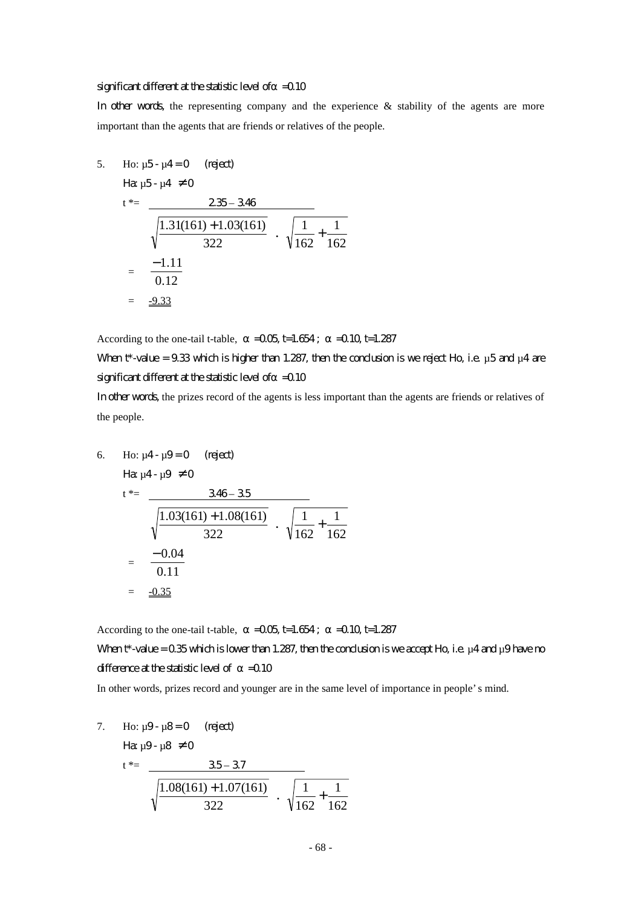significant different at the statistic level of $\alpha = 0.10$

In other words, the representing company and the experience & stability of the agents are more important than the agents that are friends or relatives of the people.

5. Ho: $\mu 5 - \mu 4 = 0$ (reject)

   Ha: $\mu 5 - \mu 4 \neq 0$

$$t^* = \frac{2.35 - 3.46}{\sqrt{\frac{1.31(161) + 1.03(161)}{322}} \cdot \sqrt{\frac{1}{162} + \frac{1}{162}}}$$

$$= \frac{-1.11}{0.12}$$

$$= \underline{-9.33}$$

According to the one-tail t-table, $\alpha = 0.05$, t=1.654 ; $\alpha = 0.10$, t=1.287

When t*-value = 9.33 which is higher than 1.287, then the conclusion is we reject Ho, i.e. $\mu 5$ and $\mu 4$ are significant different at the statistic level of $\alpha = 0.10$

In other words, the prizes record of the agents is less important than the agents are friends or relatives of the people.

6. Ho: $\mu 4 - \mu 9 = 0$ (reject)

   Ha: $\mu 4 - \mu 9 \neq 0$

$$t^* = \frac{3.46 - 3.5}{\sqrt{\frac{1.03(161) + 1.08(161)}{322}} \cdot \sqrt{\frac{1}{162} + \frac{1}{162}}}$$

$$= \frac{-0.04}{0.11}$$

$$= \underline{-0.35}$$

According to the one-tail t-table, $\alpha = 0.05$, t=1.654 ; $\alpha = 0.10$, t=1.287

When t*-value = 0.35 which is lower than 1.287, then the conclusion is we accept Ho, i.e. $\mu 4$ and $\mu 9$ have no difference at the statistic level of $\alpha = 0.10$

In other words, prizes record and younger are in the same level of importance in people's mind.

7. Ho: $\mu 9 - \mu 8 = 0$ (reject)

   Ha: $\mu 9 - \mu 8 \neq 0$

$$t^* = \frac{3.5 - 3.7}{\sqrt{\frac{1.08(161) + 1.07(161)}{322}} \cdot \sqrt{\frac{1}{162} + \frac{1}{162}}}$$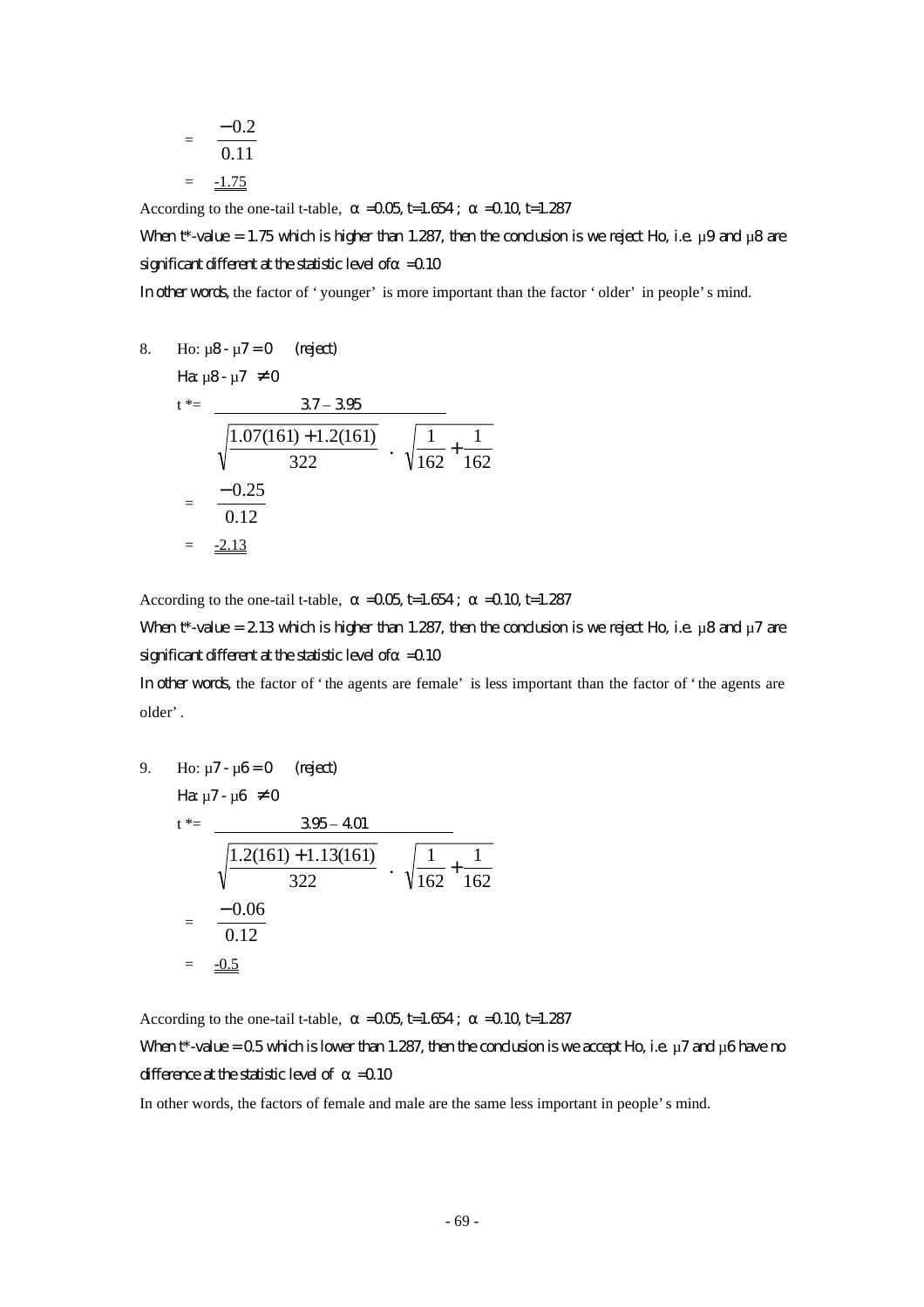$$= \frac{-0.2}{0.11}$$

$$= \underline{\underline{-1.75}}$$

According to the one-tail t-table, $\alpha = 0.05$, $t = 1.654$ ; $\alpha = 0.10$, $t = 1.287$

When t*-value = 1.75 which is higher than 1.287, then the conclusion is we reject Ho, i.e. $\mu 9$ and $\mu 8$ are significant different at the statistic level of $\alpha = 0.10$

In other words, the factor of 'younger' is more important than the factor 'older' in people's mind.

8. Ho: $\mu 8 - \mu 7 = 0$ (reject)

   Ha: $\mu 8 - \mu 7 \neq 0$

$$t^* = \frac{3.7 - 3.95}{\sqrt{\frac{1.07(161) + 1.2(161)}{322}} \cdot \sqrt{\frac{1}{162} + \frac{1}{162}}}$$

$$= \frac{-0.25}{0.12}$$

$$= \underline{\underline{-2.13}}$$

According to the one-tail t-table, $\alpha = 0.05$, $t = 1.654$ ; $\alpha = 0.10$, $t = 1.287$

When t*-value = 2.13 which is higher than 1.287, then the conclusion is we reject Ho, i.e. $\mu 8$ and $\mu 7$ are significant different at the statistic level of $\alpha = 0.10$

In other words, the factor of 'the agents are female' is less important than the factor of 'the agents are older'.

9. Ho: $\mu 7 - \mu 6 = 0$ (reject)

   Ha: $\mu 7 - \mu 6 \neq 0$

$$t^* = \frac{3.95 - 4.01}{\sqrt{\frac{1.2(161) + 1.13(161)}{322}} \cdot \sqrt{\frac{1}{162} + \frac{1}{162}}}$$

$$= \frac{-0.06}{0.12}$$

$$= \underline{\underline{-0.5}}$$

According to the one-tail t-table, $\alpha = 0.05$, $t = 1.654$ ; $\alpha = 0.10$, $t = 1.287$

When t*-value = 0.5 which is lower than 1.287, then the conclusion is we accept Ho, i.e. $\mu 7$ and $\mu 6$ have no difference at the statistic level of $\alpha = 0.10$

In other words, the factors of female and male are the same less important in people's mind.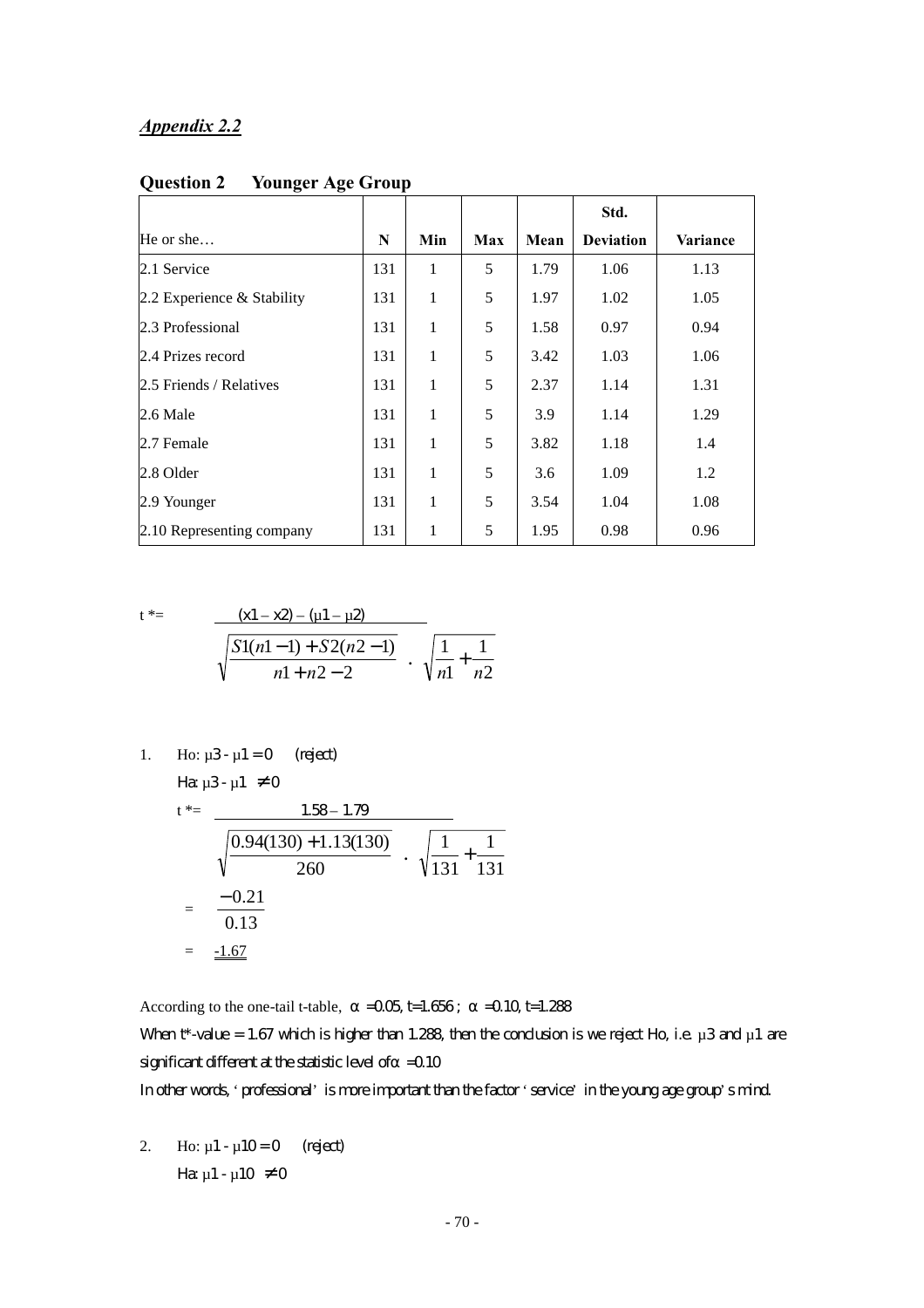***Appendix 2.2***

**Question 2 Younger Age Group**

| He or she… | N | Min | Max | Mean | Std. Deviation | Variance |
|---|---|---|---|---|---|---|
| 2.1 Service | 131 | 1 | 5 | 1.79 | 1.06 | 1.13 |
| 2.2 Experience & Stability | 131 | 1 | 5 | 1.97 | 1.02 | 1.05 |
| 2.3 Professional | 131 | 1 | 5 | 1.58 | 0.97 | 0.94 |
| 2.4 Prizes record | 131 | 1 | 5 | 3.42 | 1.03 | 1.06 |
| 2.5 Friends / Relatives | 131 | 1 | 5 | 2.37 | 1.14 | 1.31 |
| 2.6 Male | 131 | 1 | 5 | 3.9 | 1.14 | 1.29 |
| 2.7 Female | 131 | 1 | 5 | 3.82 | 1.18 | 1.4 |
| 2.8 Older | 131 | 1 | 5 | 3.6 | 1.09 | 1.2 |
| 2.9 Younger | 131 | 1 | 5 | 3.54 | 1.04 | 1.08 |
| 2.10 Representing company | 131 | 1 | 5 | 1.95 | 0.98 | 0.96 |

$$t^* = \frac{(x1 - x2) - (\mu 1 - \mu 2)}{\sqrt{\dfrac{S1(n1-1) + S2(n2-1)}{n1 + n2 - 2}} \cdot \sqrt{\dfrac{1}{n1} + \dfrac{1}{n2}}}$$

1. Ho: $\mu 3 - \mu 1 = 0$ (reject)

   Ha: $\mu 3 - \mu 1 \neq 0$

   $$t^* = \frac{1.58 - 1.79}{\sqrt{\dfrac{0.94(130) + 1.13(130)}{260}} \cdot \sqrt{\dfrac{1}{131} + \dfrac{1}{131}}}$$

   $$= \frac{-0.21}{0.13}$$

   $= \underline{-1.67}$

According to the one-tail t-table, $\alpha = 0.05$, $t=1.656$ ; $\alpha = 0.10$, $t=1.288$

When t*-value = 1.67 which is higher than 1.288, then the conclusion is we reject Ho, i.e. $\mu 3$ and $\mu 1$ are significant different at the statistic level of $\alpha = 0.10$

In other words, 'professional' is more important than the factor 'service' in the young age group's mind.

2. Ho: $\mu 1 - \mu 10 = 0$ (reject)

   Ha: $\mu 1 - \mu 10 \neq 0$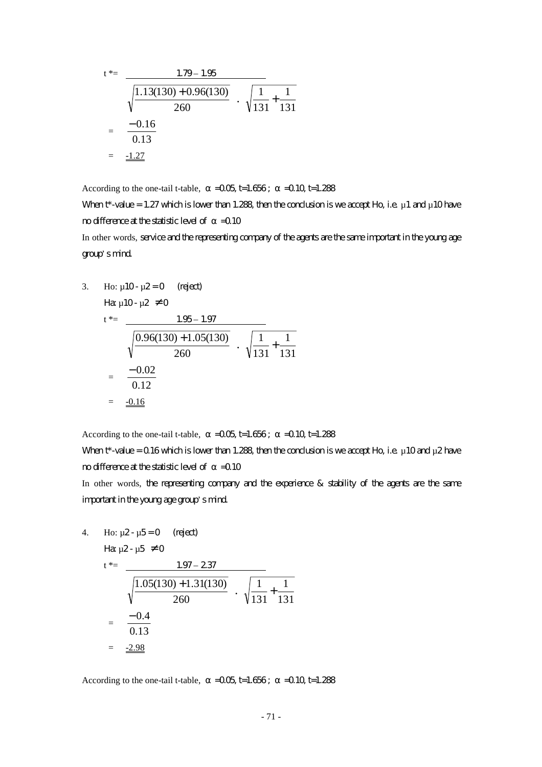$$t^* = \frac{1.79 - 1.95}{\sqrt{\frac{1.13(130) + 0.96(130)}{260}} \cdot \sqrt{\frac{1}{131} + \frac{1}{131}}}$$

$$= \frac{-0.16}{0.13}$$

$$= \underline{\underline{-1.27}}$$

According to the one-tail t-table, $\alpha = 0.05$, t=1.656 ; $\alpha = 0.10$, t=1.288

When t*-value = 1.27 which is lower than 1.288, then the conclusion is we accept Ho, i.e. $\mu 1$ and $\mu 10$ have no difference at the statistic level of $\alpha = 0.10$

In other words, service and the representing company of the agents are the same important in the young age group's mind.

3. Ho: $\mu 10 - \mu 2 = 0$ (reject)

   Ha: $\mu 10 - \mu 2 \neq 0$

$$t^* = \frac{1.95 - 1.97}{\sqrt{\frac{0.96(130) + 1.05(130)}{260}} \cdot \sqrt{\frac{1}{131} + \frac{1}{131}}}$$

$$= \frac{-0.02}{0.12}$$

$$= \underline{\underline{-0.16}}$$

According to the one-tail t-table, $\alpha = 0.05$, t=1.656 ; $\alpha = 0.10$, t=1.288

When t*-value = 0.16 which is lower than 1.288, then the conclusion is we accept Ho, i.e. $\mu 10$ and $\mu 2$ have no difference at the statistic level of $\alpha = 0.10$

In other words, the representing company and the experience & stability of the agents are the same important in the young age group's mind.

4. Ho: $\mu 2 - \mu 5 = 0$ (reject)

   Ha: $\mu 2 - \mu 5 \neq 0$

$$t^* = \frac{1.97 - 2.37}{\sqrt{\frac{1.05(130) + 1.31(130)}{260}} \cdot \sqrt{\frac{1}{131} + \frac{1}{131}}}$$

$$= \frac{-0.4}{0.13}$$

$$= \underline{\underline{-2.98}}$$

According to the one-tail t-table, $\alpha = 0.05$, t=1.656 ; $\alpha = 0.10$, t=1.288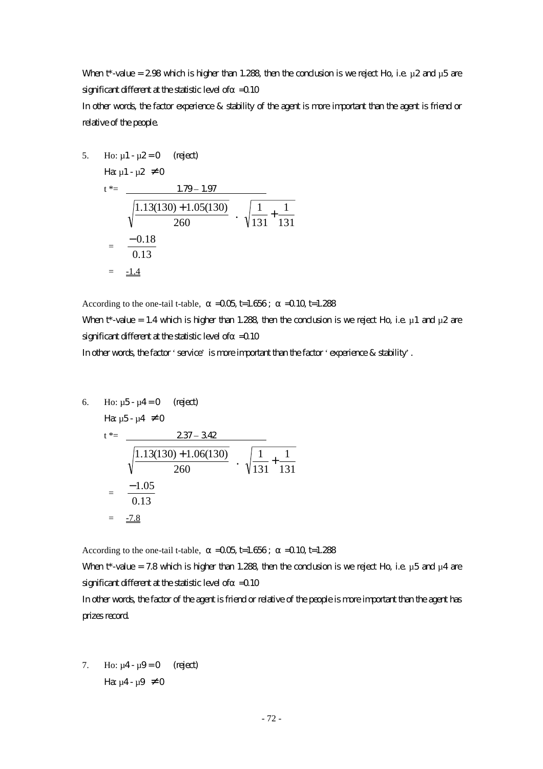When t*-value = 2.98 which is higher than 1.288, then the conclusion is we reject Ho, i.e. $\mu 2$ and $\mu 5$ are significant different at the statistic level of $\alpha = 0.10$

In other words, the factor experience & stability of the agent is more important than the agent is friend or relative of the people.

5. Ho: $\mu 1 - \mu 2 = 0$ (reject)

   Ha: $\mu 1 - \mu 2 \neq 0$

$$t^* = \frac{1.79 - 1.97}{\sqrt{\frac{1.13(130) + 1.05(130)}{260}} \cdot \sqrt{\frac{1}{131} + \frac{1}{131}}}$$

$$= \frac{-0.18}{0.13}$$

$$= \underline{-1.4}$$

According to the one-tail t-table, $\alpha = 0.05$, $t = 1.656$ ; $\alpha = 0.10$, $t = 1.288$

When t*-value = 1.4 which is higher than 1.288, then the conclusion is we reject Ho, i.e. $\mu 1$ and $\mu 2$ are significant different at the statistic level of $\alpha = 0.10$

In other words, the factor 'service' is more important than the factor 'experience & stability'.

6. Ho: $\mu 5 - \mu 4 = 0$ (reject)

   Ha: $\mu 5 - \mu 4 \neq 0$

$$t^* = \frac{2.37 - 3.42}{\sqrt{\frac{1.13(130) + 1.06(130)}{260}} \cdot \sqrt{\frac{1}{131} + \frac{1}{131}}}$$

$$= \frac{-1.05}{0.13}$$

$$= \underline{-7.8}$$

According to the one-tail t-table, $\alpha = 0.05$, $t = 1.656$ ; $\alpha = 0.10$, $t = 1.288$

When t*-value = 7.8 which is higher than 1.288, then the conclusion is we reject Ho, i.e. $\mu 5$ and $\mu 4$ are significant different at the statistic level of $\alpha = 0.10$

In other words, the factor of the agent is friend or relative of the people is more important than the agent has prizes record.

7. Ho: $\mu 4 - \mu 9 = 0$ (reject)

   Ha: $\mu 4 - \mu 9 \neq 0$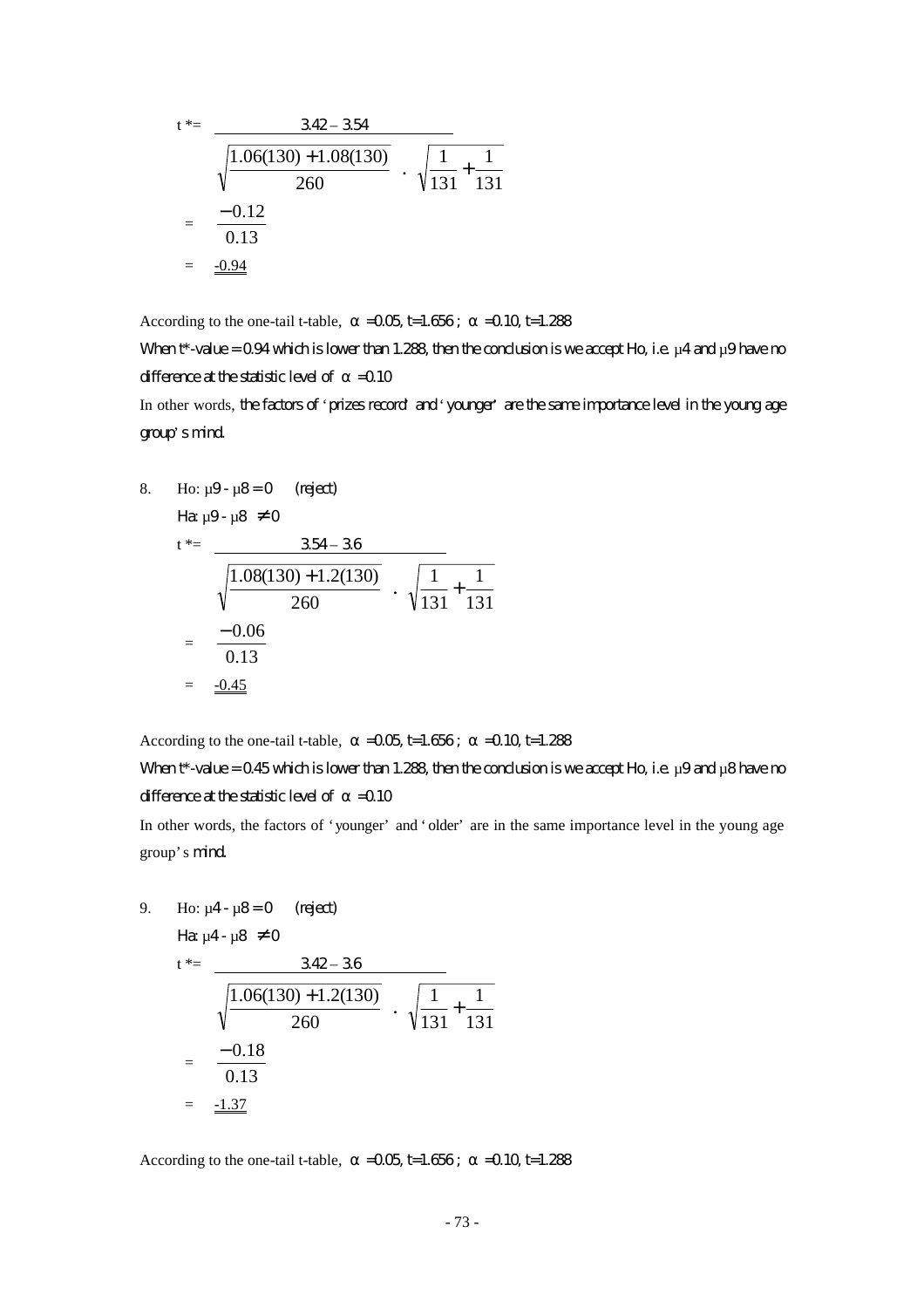$$t^* = \frac{3.42 - 3.54}{\sqrt{\frac{1.06(130) + 1.08(130)}{260}} \cdot \sqrt{\frac{1}{131} + \frac{1}{131}}}$$

$$= \frac{-0.12}{0.13}$$

$$= \underline{\underline{-0.94}}$$

According to the one-tail t-table, $\alpha = 0.05$, $t = 1.656$ ; $\alpha = 0.10$, $t = 1.288$

When t*-value = 0.94 which is lower than 1.288, then the conclusion is we accept Ho, i.e. $\mu 4$ and $\mu 9$ have no difference at the statistic level of $\alpha = 0.10$

In other words, the factors of 'prizes record' and 'younger' are the same importance level in the young age group's mind.

8. Ho: $\mu 9 - \mu 8 = 0$ (reject)

   Ha: $\mu 9 - \mu 8 \neq 0$

$$t^* = \frac{3.54 - 3.6}{\sqrt{\frac{1.08(130) + 1.2(130)}{260}} \cdot \sqrt{\frac{1}{131} + \frac{1}{131}}}$$

$$= \frac{-0.06}{0.13}$$

$$= \underline{\underline{-0.45}}$$

According to the one-tail t-table, $\alpha = 0.05$, $t = 1.656$ ; $\alpha = 0.10$, $t = 1.288$

When t*-value = 0.45 which is lower than 1.288, then the conclusion is we accept Ho, i.e. $\mu 9$ and $\mu 8$ have no difference at the statistic level of $\alpha = 0.10$

In other words, the factors of 'younger' and 'older' are in the same importance level in the young age group's mind.

9. Ho: $\mu 4 - \mu 8 = 0$ (reject)

   Ha: $\mu 4 - \mu 8 \neq 0$

$$t^* = \frac{3.42 - 3.6}{\sqrt{\frac{1.06(130) + 1.2(130)}{260}} \cdot \sqrt{\frac{1}{131} + \frac{1}{131}}}$$

$$= \frac{-0.18}{0.13}$$

$$= \underline{\underline{-1.37}}$$

According to the one-tail t-table, $\alpha = 0.05$, $t = 1.656$ ; $\alpha = 0.10$, $t = 1.288$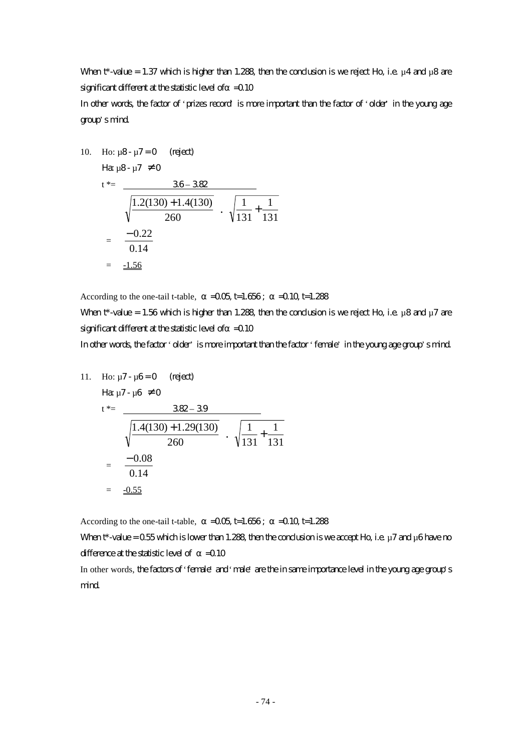When t*-value = 1.37 which is higher than 1.288, then the conclusion is we reject Ho, i.e. $\mu 4$ and $\mu 8$ are significant different at the statistic level of $\alpha = 0.10$

In other words, the factor of 'prizes record' is more important than the factor of 'older' in the young age group's mind.

10. Ho: $\mu 8 - \mu 7 = 0$ (reject)

    Ha: $\mu 8 - \mu 7 \neq 0$

$$t^* = \frac{3.6 - 3.82}{\sqrt{\frac{1.2(130) + 1.4(130)}{260}} \cdot \sqrt{\frac{1}{131} + \frac{1}{131}}}$$

$$= \frac{-0.22}{0.14}$$

$$= \underline{-1.56}$$

According to the one-tail t-table, $\alpha = 0.05$, $t = 1.656$ ; $\alpha = 0.10$, $t = 1.288$

When t*-value = 1.56 which is higher than 1.288, then the conclusion is we reject Ho, i.e. $\mu 8$ and $\mu 7$ are significant different at the statistic level of $\alpha = 0.10$

In other words, the factor 'older' is more important than the factor 'female' in the young age group's mind.

11. Ho: $\mu 7 - \mu 6 = 0$ (reject)

    Ha: $\mu 7 - \mu 6 \neq 0$

$$t^* = \frac{3.82 - 3.9}{\sqrt{\frac{1.4(130) + 1.29(130)}{260}} \cdot \sqrt{\frac{1}{131} + \frac{1}{131}}}$$

$$= \frac{-0.08}{0.14}$$

$$= \underline{-0.55}$$

According to the one-tail t-table, $\alpha = 0.05$, $t = 1.656$ ; $\alpha = 0.10$, $t = 1.288$

When t*-value = 0.55 which is lower than 1.288, then the conclusion is we accept Ho, i.e. $\mu 7$ and $\mu 6$ have no difference at the statistic level of $\alpha = 0.10$

In other words, the factors of 'female' and 'male' are the in same importance level in the young age group's mind.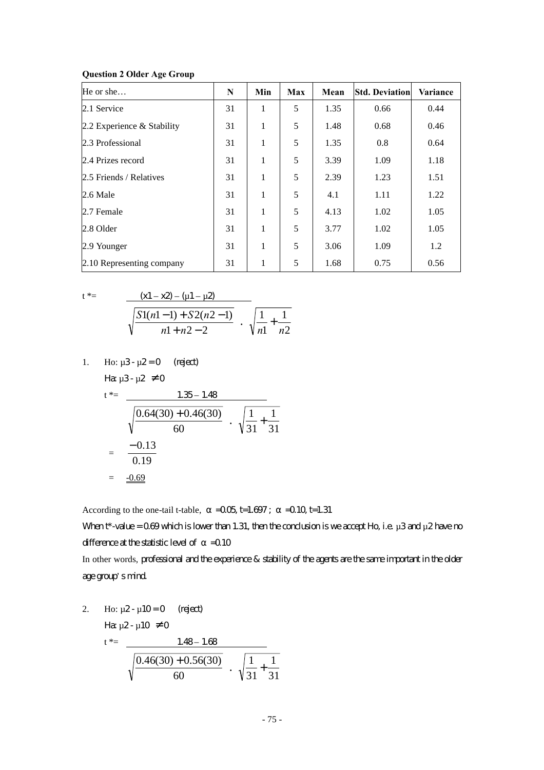**Question 2 Older Age Group**

| He or she… | N | Min | Max | Mean | Std. Deviation | Variance |
|---|---|---|---|---|---|---|
| 2.1 Service | 31 | 1 | 5 | 1.35 | 0.66 | 0.44 |
| 2.2 Experience & Stability | 31 | 1 | 5 | 1.48 | 0.68 | 0.46 |
| 2.3 Professional | 31 | 1 | 5 | 1.35 | 0.8 | 0.64 |
| 2.4 Prizes record | 31 | 1 | 5 | 3.39 | 1.09 | 1.18 |
| 2.5 Friends / Relatives | 31 | 1 | 5 | 2.39 | 1.23 | 1.51 |
| 2.6 Male | 31 | 1 | 5 | 4.1 | 1.11 | 1.22 |
| 2.7 Female | 31 | 1 | 5 | 4.13 | 1.02 | 1.05 |
| 2.8 Older | 31 | 1 | 5 | 3.77 | 1.02 | 1.05 |
| 2.9 Younger | 31 | 1 | 5 | 3.06 | 1.09 | 1.2 |
| 2.10 Representing company | 31 | 1 | 5 | 1.68 | 0.75 | 0.56 |

$$t^* = \frac{(x1 - x2) - (\mu 1 - \mu 2)}{\sqrt{\dfrac{S1(n1-1) + S2(n2-1)}{n1 + n2 - 2}} \cdot \sqrt{\dfrac{1}{n1} + \dfrac{1}{n2}}}$$

1. Ho: $\mu 3 - \mu 2 = 0$ (reject)

   Ha: $\mu 3 - \mu 2 \neq 0$

   $$t^* = \frac{1.35 - 1.48}{\sqrt{\dfrac{0.64(30) + 0.46(30)}{60}} \cdot \sqrt{\dfrac{1}{31} + \dfrac{1}{31}}}$$

   $$= \frac{-0.13}{0.19}$$

   $$= -0.69$$

According to the one-tail t-table, $\alpha = 0.05$, t=1.697 ; $\alpha = 0.10$, t=1.31

When t*-value = 0.69 which is lower than 1.31, then the conclusion is we accept Ho, i.e. $\mu 3$ and $\mu 2$ have no difference at the statistic level of $\alpha = 0.10$

In other words, professional and the experience & stability of the agents are the same important in the older age group's mind.

2. Ho: $\mu 2 - \mu 10 = 0$ (reject)

   Ha: $\mu 2 - \mu 10 \neq 0$

   $$t^* = \frac{1.48 - 1.68}{\sqrt{\dfrac{0.46(30) + 0.56(30)}{60}} \cdot \sqrt{\dfrac{1}{31} + \dfrac{1}{31}}}$$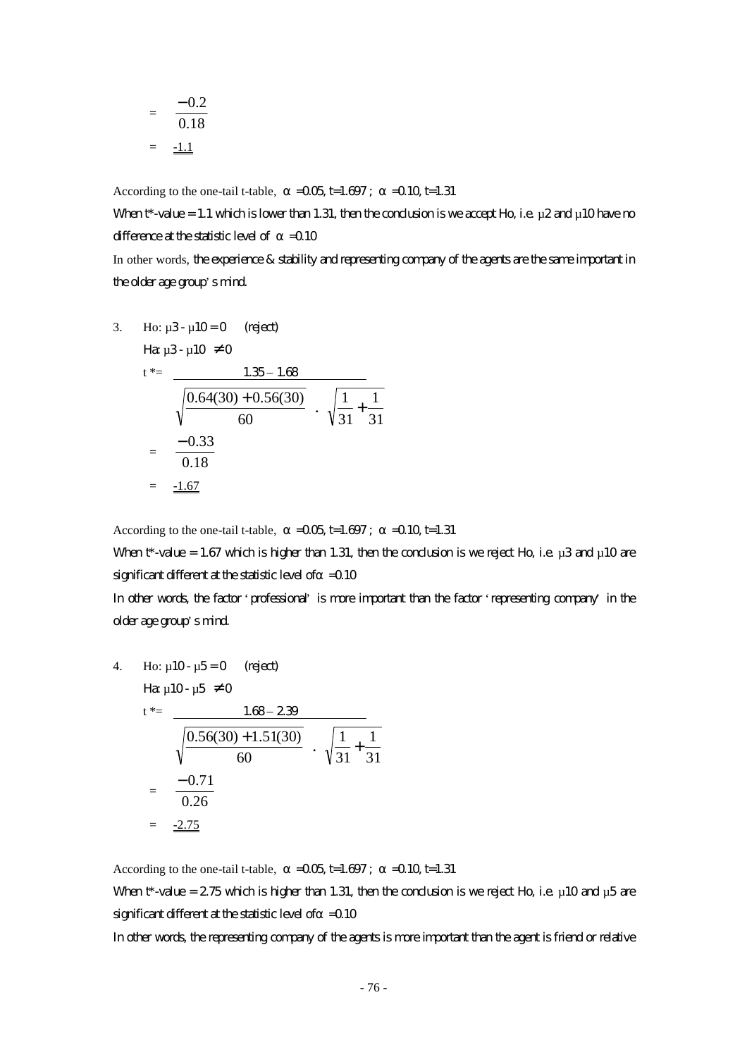$$= \frac{-0.2}{0.18}$$

$$= \underline{\underline{-1.1}}$$

According to the one-tail t-table, $\alpha = 0.05$, $t=1.697$ ; $\alpha = 0.10$, $t=1.31$

When t*-value = 1.1 which is lower than 1.31, then the conclusion is we accept Ho, i.e. $\mu 2$ and $\mu 10$ have no difference at the statistic level of $\alpha = 0.10$

In other words, the experience & stability and representing company of the agents are the same important in the older age group's mind.

3. Ho: $\mu 3 - \mu 10 = 0$ (reject)

   Ha: $\mu 3 - \mu 10 \neq 0$

$$t^* = \frac{1.35 - 1.68}{\sqrt{\frac{0.64(30) + 0.56(30)}{60}} \cdot \sqrt{\frac{1}{31} + \frac{1}{31}}}$$

$$= \frac{-0.33}{0.18}$$

$$= \underline{\underline{-1.67}}$$

According to the one-tail t-table, $\alpha = 0.05$, $t=1.697$ ; $\alpha = 0.10$, $t=1.31$

When t*-value = 1.67 which is higher than 1.31, then the conclusion is we reject Ho, i.e. $\mu 3$ and $\mu 10$ are significant different at the statistic level of $\alpha = 0.10$

In other words, the factor 'professional' is more important than the factor 'representing company' in the older age group's mind.

4. Ho: $\mu 10 - \mu 5 = 0$ (reject)

   Ha: $\mu 10 - \mu 5 \neq 0$

$$t^* = \frac{1.68 - 2.39}{\sqrt{\frac{0.56(30) + 1.51(30)}{60}} \cdot \sqrt{\frac{1}{31} + \frac{1}{31}}}$$

$$= \frac{-0.71}{0.26}$$

$$= \underline{\underline{-2.75}}$$

According to the one-tail t-table, $\alpha = 0.05$, $t=1.697$ ; $\alpha = 0.10$, $t=1.31$

When t*-value = 2.75 which is higher than 1.31, then the conclusion is we reject Ho, i.e. $\mu 10$ and $\mu 5$ are significant different at the statistic level of $\alpha = 0.10$

In other words, the representing company of the agents is more important than the agent is friend or relative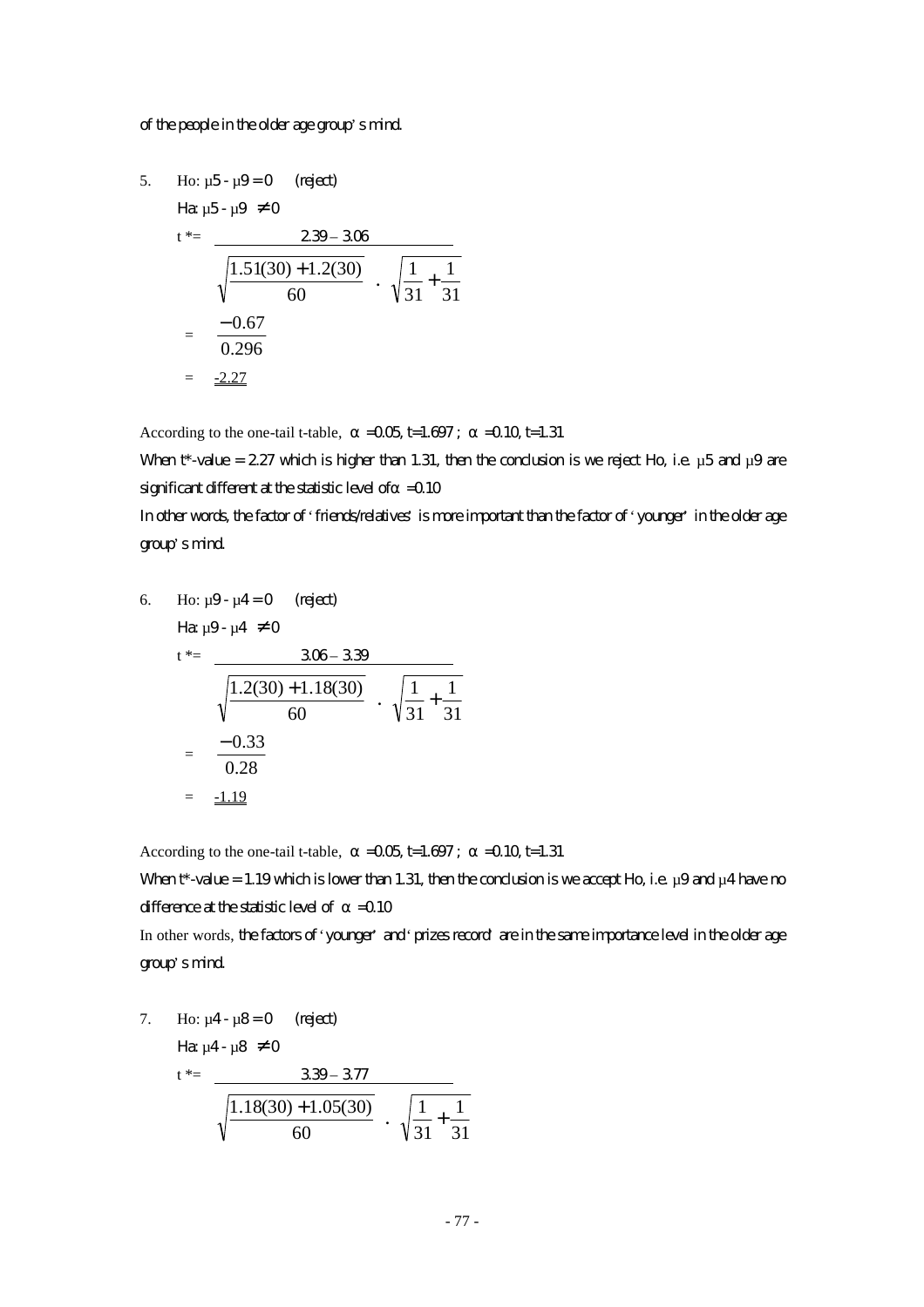of the people in the older age group's mind.

5. Ho: $\mu5 - \mu9 = 0$ (reject)

   Ha: $\mu5 - \mu9 \neq 0$

$$t^* = \frac{2.39 - 3.06}{\sqrt{\frac{1.51(30) + 1.2(30)}{60}} \cdot \sqrt{\frac{1}{31} + \frac{1}{31}}}$$

$$= \frac{-0.67}{0.296}$$

$$= \underline{-2.27}$$

According to the one-tail t-table, $\alpha = 0.05$, $t = 1.697$ ; $\alpha = 0.10$, $t = 1.31$

When t*-value = 2.27 which is higher than 1.31, then the conclusion is we reject Ho, i.e. $\mu5$ and $\mu9$ are significant different at the statistic level of $\alpha = 0.10$

In other words, the factor of 'friends/relatives' is more important than the factor of 'younger' in the older age group's mind.

6. Ho: $\mu9 - \mu4 = 0$ (reject)

   Ha: $\mu9 - \mu4 \neq 0$

$$t^* = \frac{3.06 - 3.39}{\sqrt{\frac{1.2(30) + 1.18(30)}{60}} \cdot \sqrt{\frac{1}{31} + \frac{1}{31}}}$$

$$= \frac{-0.33}{0.28}$$

$$= \underline{-1.19}$$

According to the one-tail t-table, $\alpha = 0.05$, $t = 1.697$ ; $\alpha = 0.10$, $t = 1.31$

When t*-value = 1.19 which is lower than 1.31, then the conclusion is we accept Ho, i.e. $\mu9$ and $\mu4$ have no difference at the statistic level of $\alpha = 0.10$

In other words, the factors of 'younger' and 'prizes record' are in the same importance level in the older age group's mind.

7. Ho: $\mu4 - \mu8 = 0$ (reject)

   Ha: $\mu4 - \mu8 \neq 0$

$$t^* = \frac{3.39 - 3.77}{\sqrt{\frac{1.18(30) + 1.05(30)}{60}} \cdot \sqrt{\frac{1}{31} + \frac{1}{31}}}$$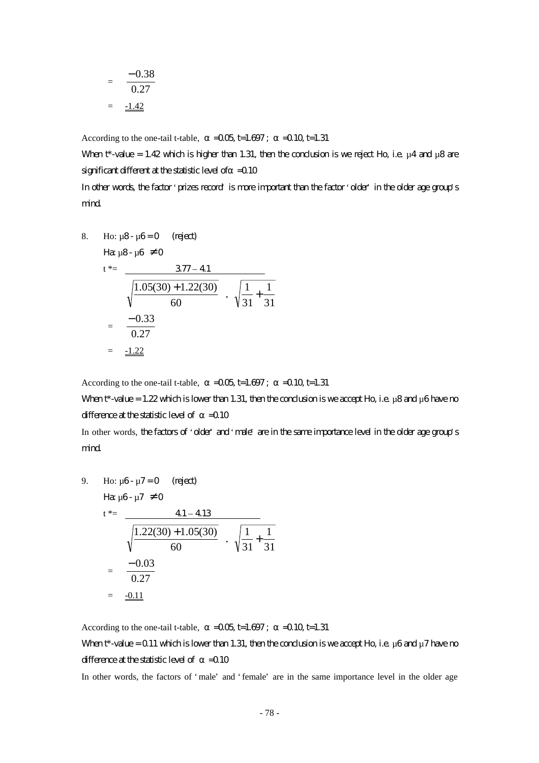$$= \frac{-0.38}{0.27}$$

$$= \underline{\underline{-1.42}}$$

According to the one-tail t-table, $\alpha = 0.05$, $t = 1.697$ ; $\alpha = 0.10$, $t = 1.31$

When t*-value = 1.42 which is higher than 1.31, then the conclusion is we reject Ho, i.e. $\mu 4$ and $\mu 8$ are significant different at the statistic level of $\alpha = 0.10$

In other words, the factor 'prizes record' is more important than the factor 'older' in the older age group's mind.

8. Ho: $\mu 8 - \mu 6 = 0$ (reject)

   Ha: $\mu 8 - \mu 6 \neq 0$

$$t^* = \frac{3.77 - 4.1}{\sqrt{\frac{1.05(30) + 1.22(30)}{60}} \cdot \sqrt{\frac{1}{31} + \frac{1}{31}}}$$

$$= \frac{-0.33}{0.27}$$

$$= \underline{\underline{-1.22}}$$

According to the one-tail t-table, $\alpha = 0.05$, $t = 1.697$ ; $\alpha = 0.10$, $t = 1.31$

When t*-value = 1.22 which is lower than 1.31, then the conclusion is we accept Ho, i.e. $\mu 8$ and $\mu 6$ have no difference at the statistic level of $\alpha = 0.10$

In other words, the factors of 'older' and 'male' are in the same importance level in the older age group's mind.

9. Ho: $\mu 6 - \mu 7 = 0$ (reject)

   Ha: $\mu 6 - \mu 7 \neq 0$

$$t^* = \frac{4.1 - 4.13}{\sqrt{\frac{1.22(30) + 1.05(30)}{60}} \cdot \sqrt{\frac{1}{31} + \frac{1}{31}}}$$

$$= \frac{-0.03}{0.27}$$

$$= \underline{\underline{-0.11}}$$

According to the one-tail t-table, $\alpha = 0.05$, $t = 1.697$ ; $\alpha = 0.10$, $t = 1.31$

When t*-value = 0.11 which is lower than 1.31, then the conclusion is we accept Ho, i.e. $\mu 6$ and $\mu 7$ have no difference at the statistic level of $\alpha = 0.10$

In other words, the factors of 'male' and 'female' are in the same importance level in the older age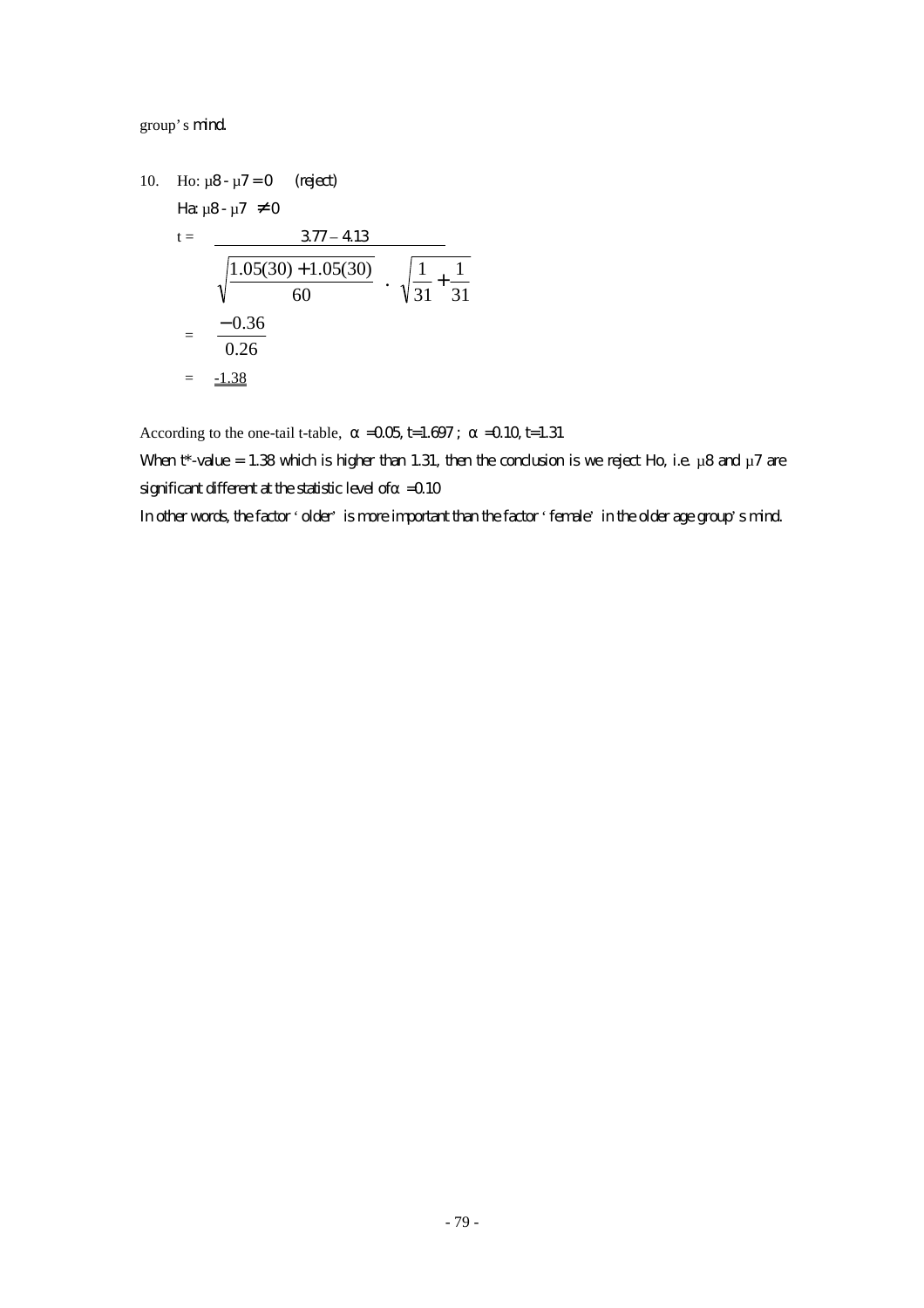group's mind.

10. Ho: $\mu 8 - \mu 7 = 0$ (reject)

Ha: $\mu 8 - \mu 7 \neq 0$

$$t = \frac{3.77 - 4.13}{\sqrt{\frac{1.05(30) + 1.05(30)}{60}} \cdot \sqrt{\frac{1}{31} + \frac{1}{31}}}$$

$$= \frac{-0.36}{0.26}$$

$$= \underline{-1.38}$$

According to the one-tail t-table, $\alpha = 0.05$, $t = 1.697$ ; $\alpha = 0.10$, $t = 1.31$

When t*-value = 1.38 which is higher than 1.31, then the conclusion is we reject Ho, i.e. $\mu 8$ and $\mu 7$ are significant different at the statistic level of $\alpha = 0.10$

In other words, the factor 'older' is more important than the factor 'female' in the older age group's mind.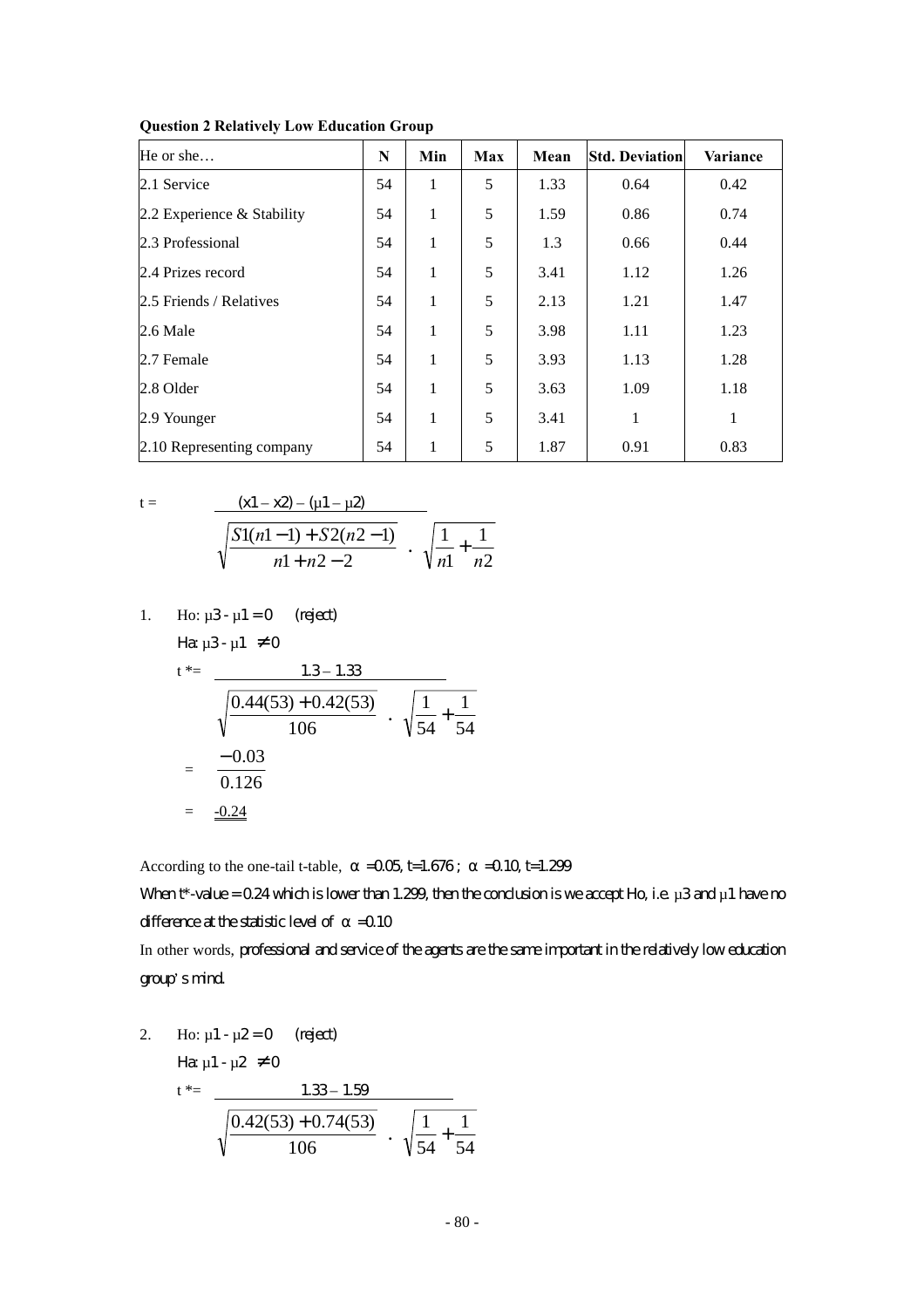**Question 2 Relatively Low Education Group**

| He or she… | N | Min | Max | Mean | Std. Deviation | Variance |
|---|---|---|---|---|---|---|
| 2.1 Service | 54 | 1 | 5 | 1.33 | 0.64 | 0.42 |
| 2.2 Experience & Stability | 54 | 1 | 5 | 1.59 | 0.86 | 0.74 |
| 2.3 Professional | 54 | 1 | 5 | 1.3 | 0.66 | 0.44 |
| 2.4 Prizes record | 54 | 1 | 5 | 3.41 | 1.12 | 1.26 |
| 2.5 Friends / Relatives | 54 | 1 | 5 | 2.13 | 1.21 | 1.47 |
| 2.6 Male | 54 | 1 | 5 | 3.98 | 1.11 | 1.23 |
| 2.7 Female | 54 | 1 | 5 | 3.93 | 1.13 | 1.28 |
| 2.8 Older | 54 | 1 | 5 | 3.63 | 1.09 | 1.18 |
| 2.9 Younger | 54 | 1 | 5 | 3.41 | 1 | 1 |
| 2.10 Representing company | 54 | 1 | 5 | 1.87 | 0.91 | 0.83 |

$$t = \frac{(x1 - x2) - (\mu 1 - \mu 2)}{\sqrt{\frac{S1(n1-1)+S2(n2-1)}{n1+n2-2}} \cdot \sqrt{\frac{1}{n1}+\frac{1}{n2}}}$$

1. Ho: $\mu 3 - \mu 1 = 0$ (reject)

   Ha: $\mu 3 - \mu 1 \neq 0$

$$t^* = \frac{1.3 - 1.33}{\sqrt{\frac{0.44(53)+0.42(53)}{106}} \cdot \sqrt{\frac{1}{54}+\frac{1}{54}}}$$

$$= \frac{-0.03}{0.126}$$

$$= -0.24$$

According to the one-tail t-table, $\alpha = 0.05$, $t = 1.676$ ; $\alpha = 0.10$, $t = 1.299$

When t*-value = 0.24 which is lower than 1.299, then the conclusion is we accept Ho, i.e. $\mu 3$ and $\mu 1$ have no difference at the statistic level of $\alpha = 0.10$

In other words, professional and service of the agents are the same important in the relatively low education group's mind.

2. Ho: $\mu 1 - \mu 2 = 0$ (reject)

   Ha: $\mu 1 - \mu 2 \neq 0$

$$t^* = \frac{1.33 - 1.59}{\sqrt{\frac{0.42(53)+0.74(53)}{106}} \cdot \sqrt{\frac{1}{54}+\frac{1}{54}}}$$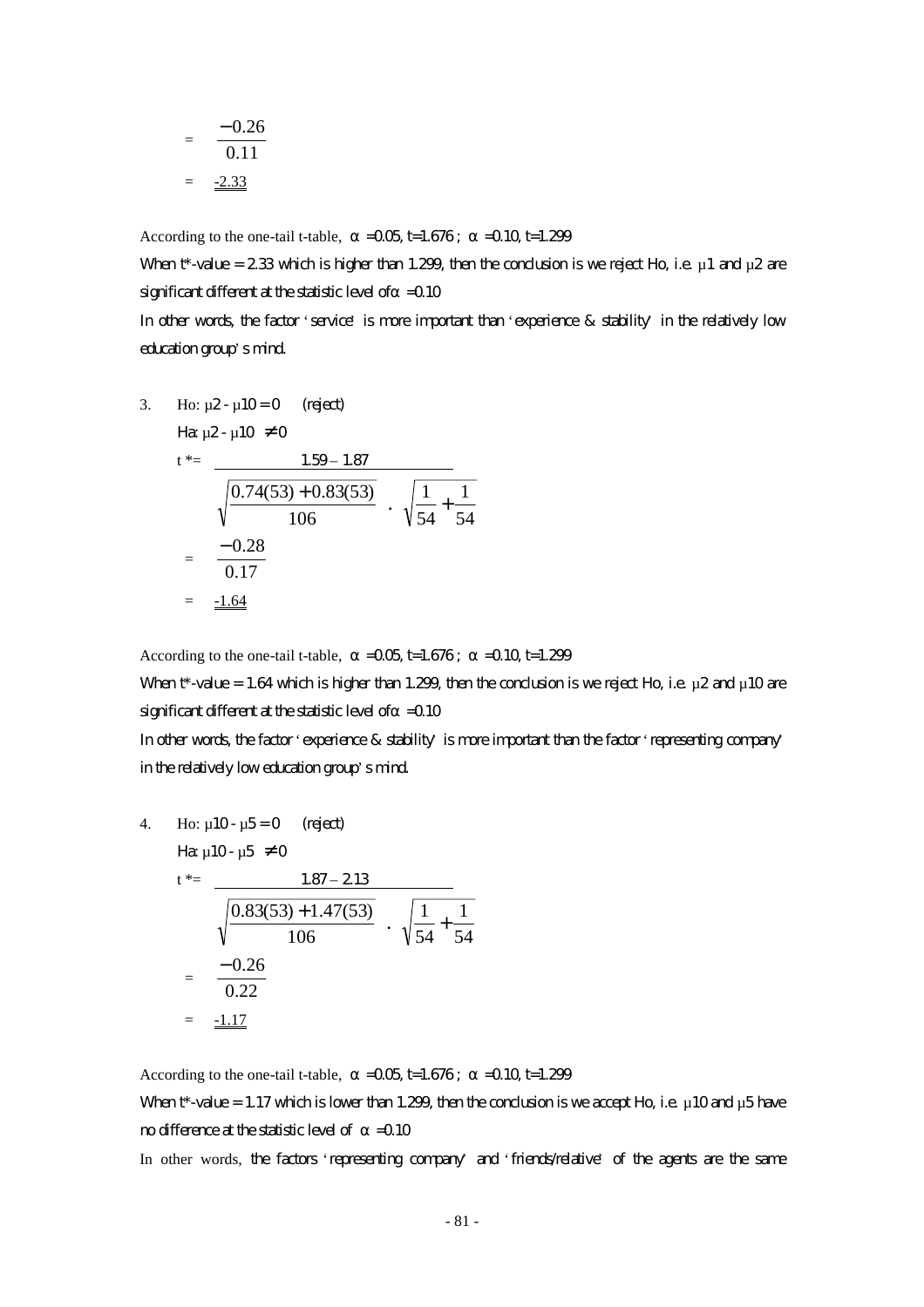$$= \frac{-0.26}{0.11}$$

$$= \underline{\underline{-2.33}}$$

According to the one-tail t-table, $\alpha = 0.05$, $t = 1.676$ ; $\alpha = 0.10$, $t = 1.299$

When t*-value = 2.33 which is higher than 1.299, then the conclusion is we reject Ho, i.e. $\mu 1$ and $\mu 2$ are significant different at the statistic level of $\alpha = 0.10$

In other words, the factor 'service' is more important than 'experience & stability' in the relatively low education group's mind.

3. Ho: $\mu 2 - \mu 10 = 0$ (reject)

   Ha: $\mu 2 - \mu 10 \neq 0$

$$t^* = \frac{1.59 - 1.87}{\sqrt{\dfrac{0.74(53) + 0.83(53)}{106}} \cdot \sqrt{\dfrac{1}{54} + \dfrac{1}{54}}}$$

$$= \frac{-0.28}{0.17}$$

$$= \underline{\underline{-1.64}}$$

According to the one-tail t-table, $\alpha = 0.05$, $t = 1.676$ ; $\alpha = 0.10$, $t = 1.299$

When t*-value = 1.64 which is higher than 1.299, then the conclusion is we reject Ho, i.e. $\mu 2$ and $\mu 10$ are significant different at the statistic level of $\alpha = 0.10$

In other words, the factor 'experience & stability' is more important than the factor 'representing company' in the relatively low education group's mind.

4. Ho: $\mu 10 - \mu 5 = 0$ (reject)

   Ha: $\mu 10 - \mu 5 \neq 0$

$$t^* = \frac{1.87 - 2.13}{\sqrt{\dfrac{0.83(53) + 1.47(53)}{106}} \cdot \sqrt{\dfrac{1}{54} + \dfrac{1}{54}}}$$

$$= \frac{-0.26}{0.22}$$

$$= \underline{\underline{-1.17}}$$

According to the one-tail t-table, $\alpha = 0.05$, $t = 1.676$ ; $\alpha = 0.10$, $t = 1.299$

When t*-value = 1.17 which is lower than 1.299, then the conclusion is we accept Ho, i.e. $\mu 10$ and $\mu 5$ have no difference at the statistic level of $\alpha = 0.10$

In other words, the factors 'representing company' and 'friends/relative' of the agents are the same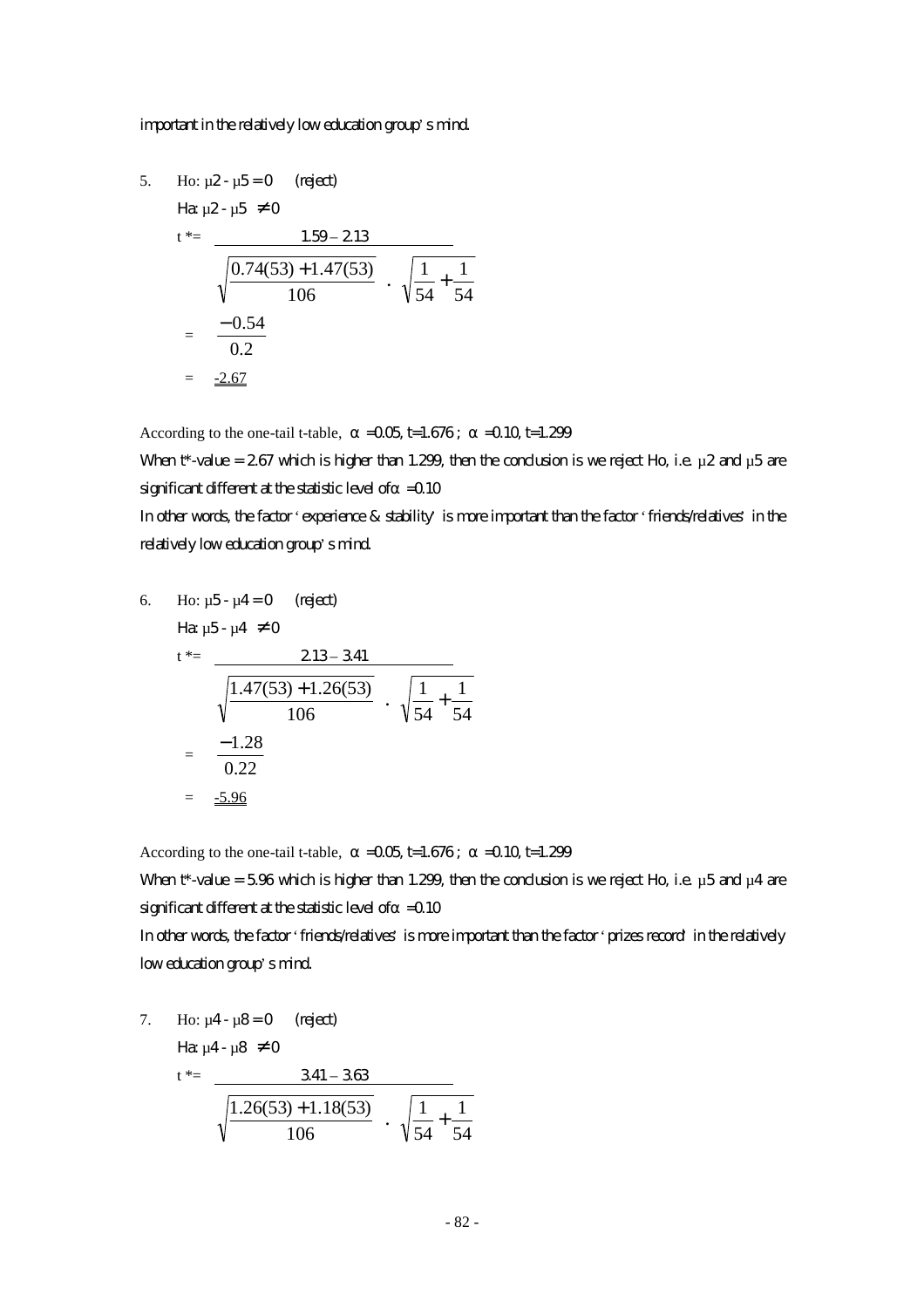important in the relatively low education group's mind.

5. Ho: $\mu 2 - \mu 5 = 0$ (reject)

   Ha: $\mu 2 - \mu 5 \neq 0$

$$t^* = \frac{1.59 - 2.13}{\sqrt{\frac{0.74(53) + 1.47(53)}{106}} \cdot \sqrt{\frac{1}{54} + \frac{1}{54}}}$$

$$= \frac{-0.54}{0.2}$$

$$= \underline{-2.67}$$

According to the one-tail t-table, $\alpha = 0.05$, $t = 1.676$ ; $\alpha = 0.10$, $t = 1.299$

When t*-value = 2.67 which is higher than 1.299, then the conclusion is we reject Ho, i.e. $\mu 2$ and $\mu 5$ are significant different at the statistic level of $\alpha = 0.10$

In other words, the factor 'experience & stability' is more important than the factor 'friends/relatives' in the relatively low education group's mind.

6. Ho: $\mu 5 - \mu 4 = 0$ (reject)

   Ha: $\mu 5 - \mu 4 \neq 0$

$$t^* = \frac{2.13 - 3.41}{\sqrt{\frac{1.47(53) + 1.26(53)}{106}} \cdot \sqrt{\frac{1}{54} + \frac{1}{54}}}$$

$$= \frac{-1.28}{0.22}$$

$$= \underline{-5.96}$$

According to the one-tail t-table, $\alpha = 0.05$, $t = 1.676$ ; $\alpha = 0.10$, $t = 1.299$

When t*-value = 5.96 which is higher than 1.299, then the conclusion is we reject Ho, i.e. $\mu 5$ and $\mu 4$ are significant different at the statistic level of $\alpha = 0.10$

In other words, the factor 'friends/relatives' is more important than the factor 'prizes record' in the relatively low education group's mind.

7. Ho: $\mu 4 - \mu 8 = 0$ (reject)

   Ha: $\mu 4 - \mu 8 \neq 0$

$$t^* = \frac{3.41 - 3.63}{\sqrt{\frac{1.26(53) + 1.18(53)}{106}} \cdot \sqrt{\frac{1}{54} + \frac{1}{54}}}$$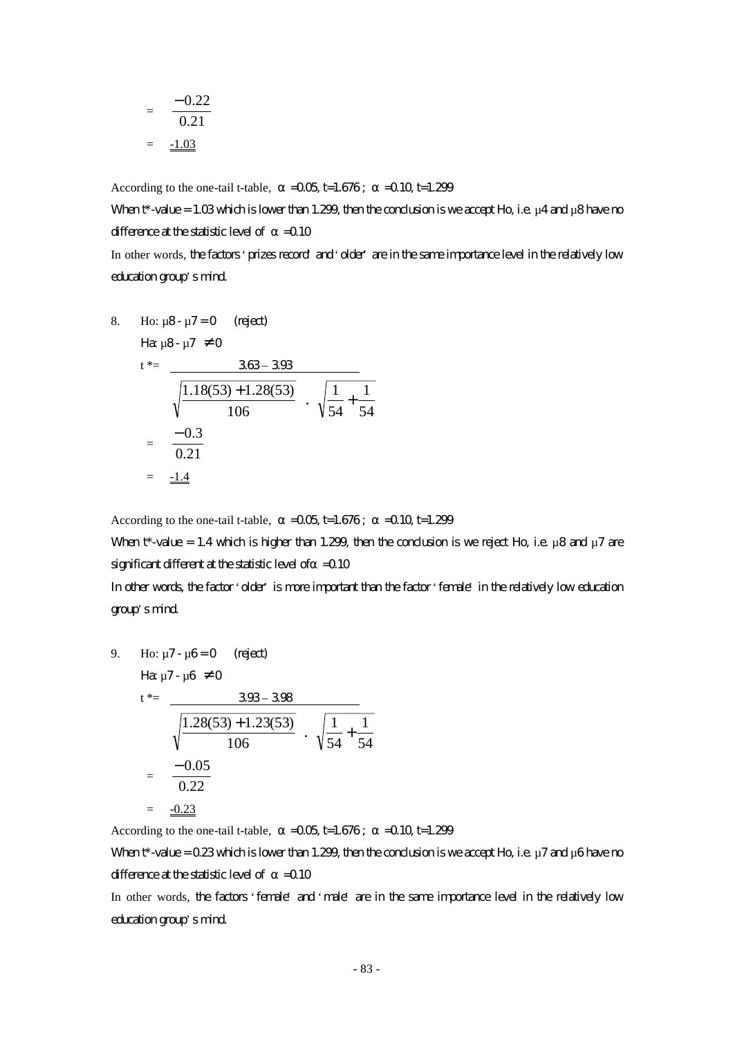$$= \frac{-0.22}{0.21}$$

$$= \underline{\underline{-1.03}}$$

According to the one-tail t-table, $\alpha = 0.05$, $t = 1.676$ ; $\alpha = 0.10$, $t = 1.299$

When t*-value = 1.03 which is lower than 1.299, then the conclusion is we accept Ho, i.e. $\mu 4$ and $\mu 8$ have no difference at the statistic level of $\alpha = 0.10$

In other words, the factors 'prizes record' and 'older' are in the same importance level in the relatively low education group's mind.

8. Ho: $\mu 8 - \mu 7 = 0$ (reject)

   Ha: $\mu 8 - \mu 7 \neq 0$

$$t^* = \frac{3.63 - 3.93}{\sqrt{\frac{1.18(53) + 1.28(53)}{106}} \cdot \sqrt{\frac{1}{54} + \frac{1}{54}}}$$

$$= \frac{-0.3}{0.21}$$

$$= \underline{\underline{-1.4}}$$

According to the one-tail t-table, $\alpha = 0.05$, $t = 1.676$ ; $\alpha = 0.10$, $t = 1.299$

When t*-value = 1.4 which is higher than 1.299, then the conclusion is we reject Ho, i.e. $\mu 8$ and $\mu 7$ are significant different at the statistic level of $\alpha = 0.10$

In other words, the factor 'older' is more important than the factor 'female' in the relatively low education group's mind.

9. Ho: $\mu 7 - \mu 6 = 0$ (reject)

   Ha: $\mu 7 - \mu 6 \neq 0$

$$t^* = \frac{3.93 - 3.98}{\sqrt{\frac{1.28(53) + 1.23(53)}{106}} \cdot \sqrt{\frac{1}{54} + \frac{1}{54}}}$$

$$= \frac{-0.05}{0.22}$$

$$= \underline{\underline{-0.23}}$$

According to the one-tail t-table, $\alpha = 0.05$, $t = 1.676$ ; $\alpha = 0.10$, $t = 1.299$

When t*-value = 0.23 which is lower than 1.299, then the conclusion is we accept Ho, i.e. $\mu 7$ and $\mu 6$ have no difference at the statistic level of $\alpha = 0.10$

In other words, the factors 'female' and 'male' are in the same importance level in the relatively low education group's mind.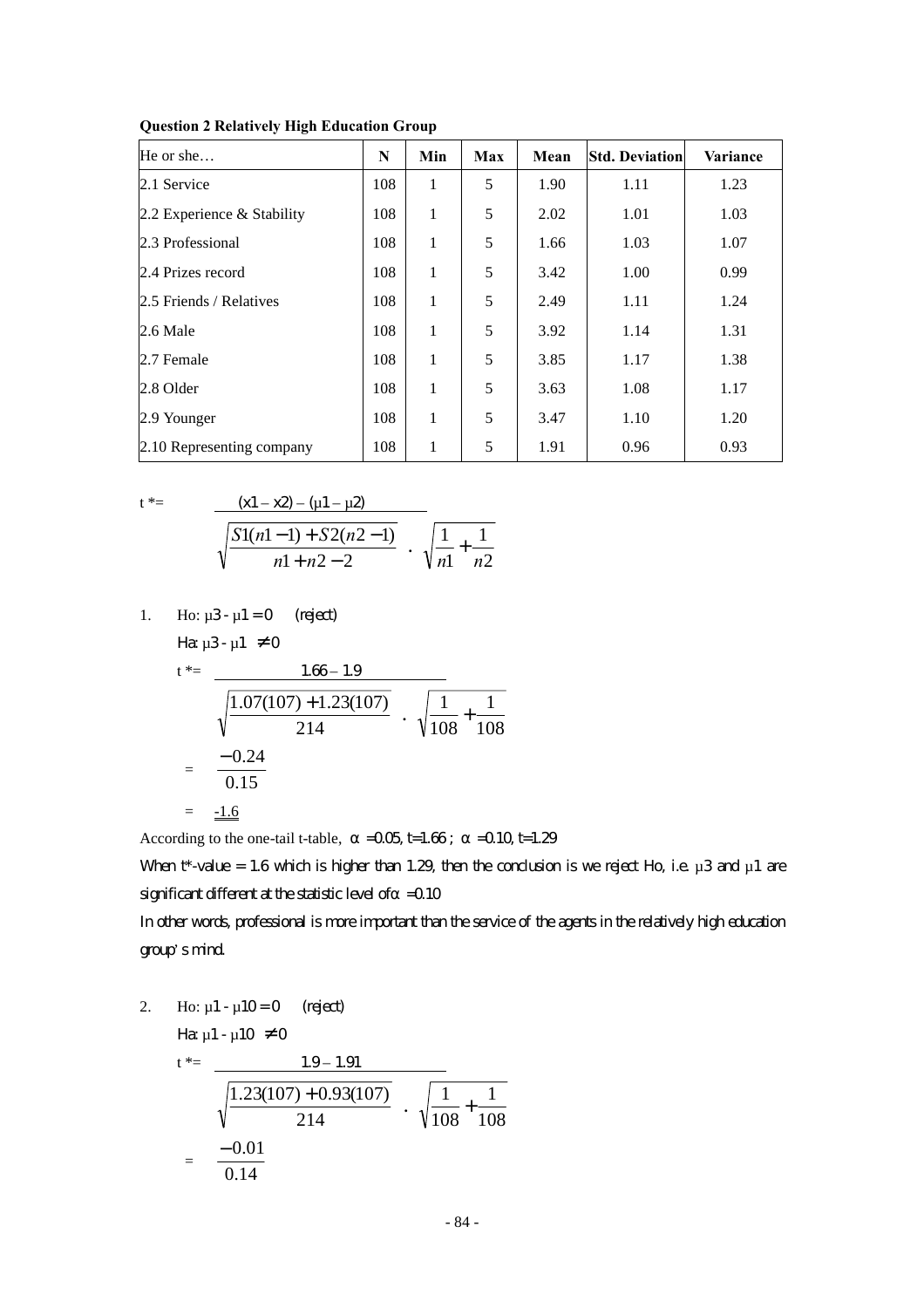**Question 2 Relatively High Education Group**

| He or she… | N | Min | Max | Mean | Std. Deviation | Variance |
|---|---|---|---|---|---|---|
| 2.1 Service | 108 | 1 | 5 | 1.90 | 1.11 | 1.23 |
| 2.2 Experience & Stability | 108 | 1 | 5 | 2.02 | 1.01 | 1.03 |
| 2.3 Professional | 108 | 1 | 5 | 1.66 | 1.03 | 1.07 |
| 2.4 Prizes record | 108 | 1 | 5 | 3.42 | 1.00 | 0.99 |
| 2.5 Friends / Relatives | 108 | 1 | 5 | 2.49 | 1.11 | 1.24 |
| 2.6 Male | 108 | 1 | 5 | 3.92 | 1.14 | 1.31 |
| 2.7 Female | 108 | 1 | 5 | 3.85 | 1.17 | 1.38 |
| 2.8 Older | 108 | 1 | 5 | 3.63 | 1.08 | 1.17 |
| 2.9 Younger | 108 | 1 | 5 | 3.47 | 1.10 | 1.20 |
| 2.10 Representing company | 108 | 1 | 5 | 1.91 | 0.96 | 0.93 |

$$t^* = \frac{(x1 - x2) - (\mu 1 - \mu 2)}{\sqrt{\dfrac{S1(n1-1) + S2(n2-1)}{n1 + n2 - 2}} \cdot \sqrt{\dfrac{1}{n1} + \dfrac{1}{n2}}}$$

1. Ho: $\mu 3 - \mu 1 = 0$ (reject)

   Ha: $\mu 3 - \mu 1 \neq 0$

   $$t^* = \frac{1.66 - 1.9}{\sqrt{\dfrac{1.07(107) + 1.23(107)}{214}} \cdot \sqrt{\dfrac{1}{108} + \dfrac{1}{108}}}$$

   $$= \frac{-0.24}{0.15}$$

   $= -1.6$

According to the one-tail t-table, $\alpha = 0.05$, $t = 1.66$ ; $\alpha = 0.10$, $t = 1.29$

When t*-value = 1.6 which is higher than 1.29, then the conclusion is we reject Ho, i.e. $\mu 3$ and $\mu 1$ are significant different at the statistic level of $\alpha = 0.10$

In other words, professional is more important than the service of the agents in the relatively high education group's mind.

2. Ho: $\mu 1 - \mu 10 = 0$ (reject)

   Ha: $\mu 1 - \mu 10 \neq 0$

   $$t^* = \frac{1.9 - 1.91}{\sqrt{\dfrac{1.23(107) + 0.93(107)}{214}} \cdot \sqrt{\dfrac{1}{108} + \dfrac{1}{108}}}$$

   $$= \frac{-0.01}{0.14}$$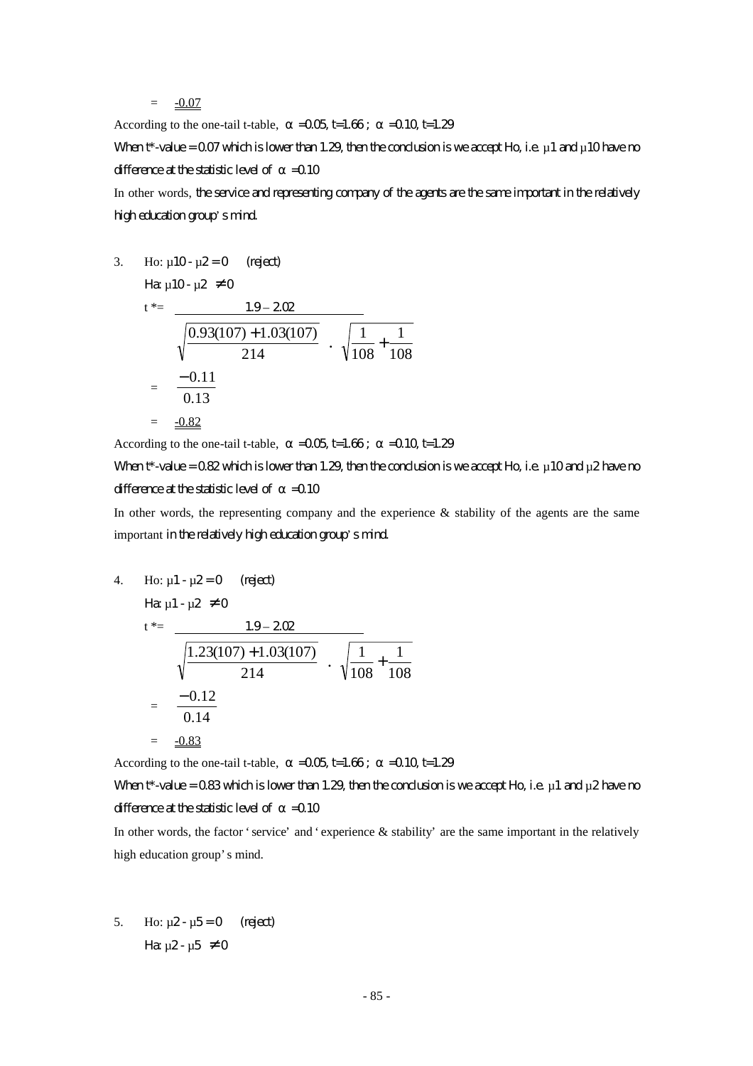$= \underline{-0.07}$

According to the one-tail t-table, α =0.05, t=1.66 ; α =0.10, t=1.29

When t*-value = 0.07 which is lower than 1.29, then the conclusion is we accept Ho, i.e. μ1 and μ10 have no difference at the statistic level of α =0.10

In other words, the service and representing company of the agents are the same important in the relatively high education group's mind.

3. Ho: μ10 - μ2 = 0 (reject)

   Ha: μ10 - μ2 ≠ 0

$$t^* = \frac{1.9 - 2.02}{\sqrt{\frac{0.93(107) + 1.03(107)}{214}} \cdot \sqrt{\frac{1}{108} + \frac{1}{108}}}$$

$$= \frac{-0.11}{0.13}$$

$$= \underline{-0.82}$$

According to the one-tail t-table, α =0.05, t=1.66 ; α =0.10, t=1.29

When t*-value = 0.82 which is lower than 1.29, then the conclusion is we accept Ho, i.e. μ10 and μ2 have no difference at the statistic level of α =0.10

In other words, the representing company and the experience & stability of the agents are the same important in the relatively high education group's mind.

4. Ho: μ1 - μ2 = 0 (reject)

   Ha: μ1 - μ2 ≠ 0

$$t^* = \frac{1.9 - 2.02}{\sqrt{\frac{1.23(107) + 1.03(107)}{214}} \cdot \sqrt{\frac{1}{108} + \frac{1}{108}}}$$

$$= \frac{-0.12}{0.14}$$

$$= \underline{-0.83}$$

According to the one-tail t-table, α =0.05, t=1.66 ; α =0.10, t=1.29

When t*-value = 0.83 which is lower than 1.29, then the conclusion is we accept Ho, i.e. μ1 and μ2 have no difference at the statistic level of α =0.10

In other words, the factor 'service' and 'experience & stability' are the same important in the relatively high education group's mind.

5. Ho: μ2 - μ5 = 0 (reject)

   Ha: μ2 - μ5 ≠ 0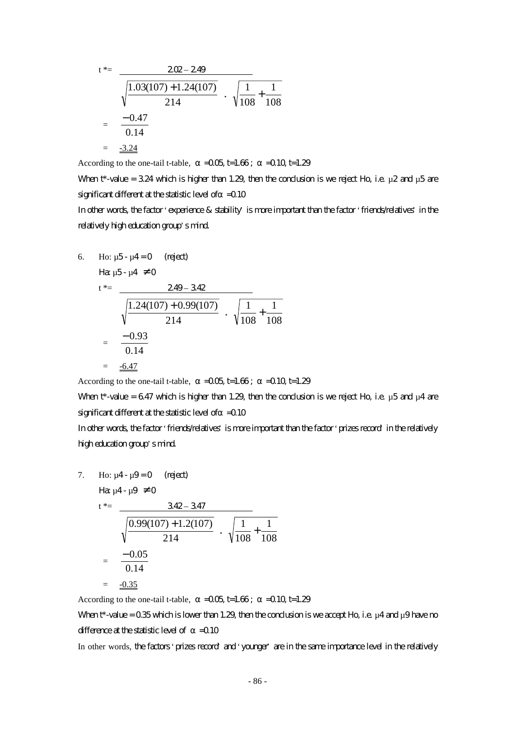$$t^* = \frac{2.02 - 2.49}{\sqrt{\frac{1.03(107) + 1.24(107)}{214}} \cdot \sqrt{\frac{1}{108} + \frac{1}{108}}}$$

$$= \frac{-0.47}{0.14}$$

$$= \underline{\underline{-3.24}}$$

According to the one-tail t-table, $\alpha = 0.05$, $t = 1.66$ ; $\alpha = 0.10$, $t = 1.29$

When t*-value = 3.24 which is higher than 1.29, then the conclusion is we reject Ho, i.e. $\mu 2$ and $\mu 5$ are significant different at the statistic level of $\alpha = 0.10$

In other words, the factor 'experience & stability' is more important than the factor 'friends/relatives' in the relatively high education group's mind.

6. Ho: $\mu 5 - \mu 4 = 0$ (reject)

   Ha: $\mu 5 - \mu 4 \neq 0$

$$t^* = \frac{2.49 - 3.42}{\sqrt{\frac{1.24(107) + 0.99(107)}{214}} \cdot \sqrt{\frac{1}{108} + \frac{1}{108}}}$$

$$= \frac{-0.93}{0.14}$$

$$= \underline{\underline{-6.47}}$$

According to the one-tail t-table, $\alpha = 0.05$, $t = 1.66$ ; $\alpha = 0.10$, $t = 1.29$

When t*-value = 6.47 which is higher than 1.29, then the conclusion is we reject Ho, i.e. $\mu 5$ and $\mu 4$ are significant different at the statistic level of $\alpha = 0.10$

In other words, the factor 'friends/relatives' is more important than the factor 'prizes record' in the relatively high education group's mind.

7. Ho: $\mu 4 - \mu 9 = 0$ (reject)

   Ha: $\mu 4 - \mu 9 \neq 0$

$$t^* = \frac{3.42 - 3.47}{\sqrt{\frac{0.99(107) + 1.2(107)}{214}} \cdot \sqrt{\frac{1}{108} + \frac{1}{108}}}$$

$$= \frac{-0.05}{0.14}$$

$$= \underline{\underline{-0.35}}$$

According to the one-tail t-table, $\alpha = 0.05$, $t = 1.66$ ; $\alpha = 0.10$, $t = 1.29$

When t*-value = 0.35 which is lower than 1.29, then the conclusion is we accept Ho, i.e. $\mu 4$ and $\mu 9$ have no difference at the statistic level of $\alpha = 0.10$

In other words, the factors 'prizes record' and 'younger' are in the same importance level in the relatively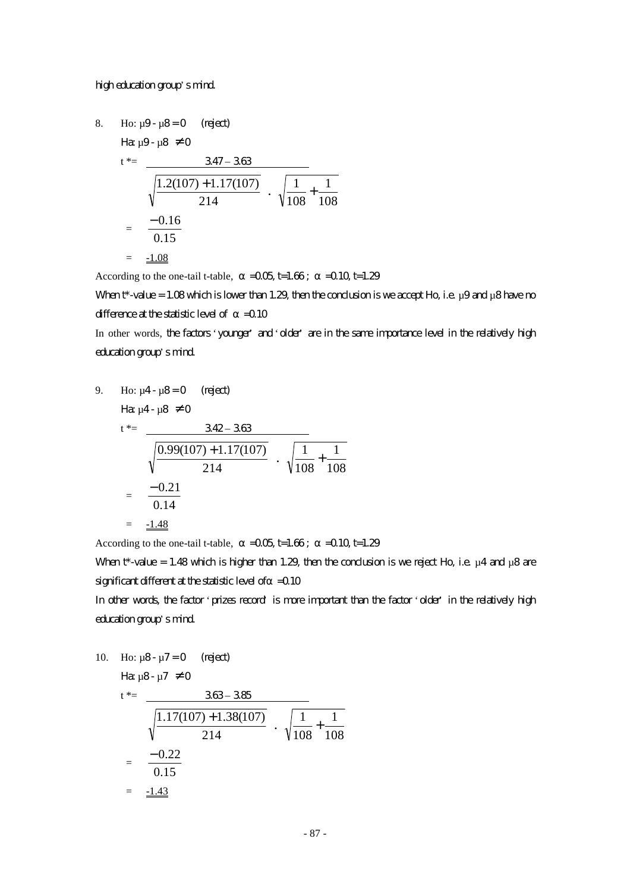high education group's mind.

8. Ho: $\mu 9 - \mu 8 = 0$ (reject)

   Ha: $\mu 9 - \mu 8 \neq 0$

$$t^* = \frac{3.47 - 3.63}{\sqrt{\frac{1.2(107) + 1.17(107)}{214}} \cdot \sqrt{\frac{1}{108} + \frac{1}{108}}}$$

$$= \frac{-0.16}{0.15}$$

$$= \underline{\underline{-1.08}}$$

According to the one-tail t-table, $\alpha = 0.05$, $t = 1.66$ ; $\alpha = 0.10$, $t = 1.29$

When t*-value = 1.08 which is lower than 1.29, then the conclusion is we accept Ho, i.e. $\mu 9$ and $\mu 8$ have no difference at the statistic level of $\alpha = 0.10$

In other words, the factors 'younger' and 'older' are in the same importance level in the relatively high education group's mind.

9. Ho: $\mu 4 - \mu 8 = 0$ (reject)

   Ha: $\mu 4 - \mu 8 \neq 0$

$$t^* = \frac{3.42 - 3.63}{\sqrt{\frac{0.99(107) + 1.17(107)}{214}} \cdot \sqrt{\frac{1}{108} + \frac{1}{108}}}$$

$$= \frac{-0.21}{0.14}$$

$$= \underline{\underline{-1.48}}$$

According to the one-tail t-table, $\alpha = 0.05$, $t = 1.66$ ; $\alpha = 0.10$, $t = 1.29$

When t*-value = 1.48 which is higher than 1.29, then the conclusion is we reject Ho, i.e. $\mu 4$ and $\mu 8$ are significant different at the statistic level of $\alpha = 0.10$

In other words, the factor 'prizes record' is more important than the factor 'older' in the relatively high education group's mind.

10. Ho: $\mu 8 - \mu 7 = 0$ (reject)

   Ha: $\mu 8 - \mu 7 \neq 0$

$$t^* = \frac{3.63 - 3.85}{\sqrt{\frac{1.17(107) + 1.38(107)}{214}} \cdot \sqrt{\frac{1}{108} + \frac{1}{108}}}$$

$$= \frac{-0.22}{0.15}$$

$$= \underline{\underline{-1.43}}$$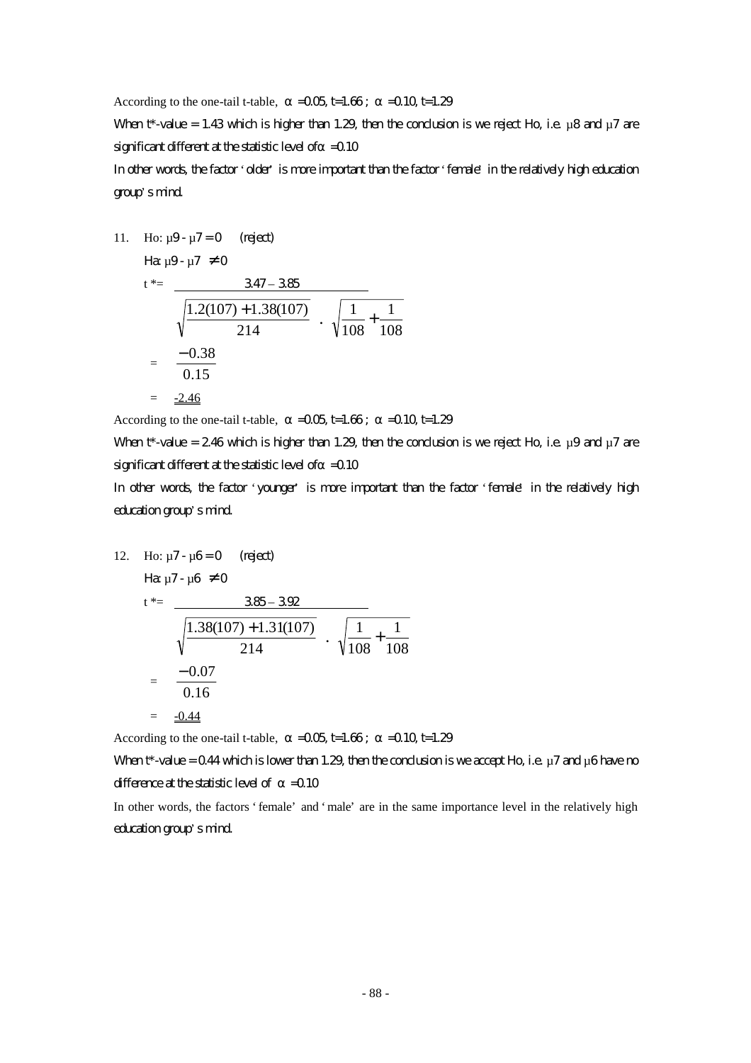According to the one-tail t-table, $\alpha = 0.05$, $t = 1.66$ ; $\alpha = 0.10$, $t = 1.29$

When t*-value = 1.43 which is higher than 1.29, then the conclusion is we reject Ho, i.e. $\mu 8$ and $\mu 7$ are significant different at the statistic level of $\alpha = 0.10$

In other words, the factor 'older' is more important than the factor 'female' in the relatively high education group's mind.

11. Ho: $\mu 9 - \mu 7 = 0$ (reject)

    Ha: $\mu 9 - \mu 7 \neq 0$

$$t^* = \frac{3.47 - 3.85}{\sqrt{\frac{1.2(107) + 1.38(107)}{214}} \cdot \sqrt{\frac{1}{108} + \frac{1}{108}}}$$

$$= \frac{-0.38}{0.15}$$

$$= \underline{-2.46}$$

According to the one-tail t-table, $\alpha = 0.05$, $t = 1.66$ ; $\alpha = 0.10$, $t = 1.29$

When t*-value = 2.46 which is higher than 1.29, then the conclusion is we reject Ho, i.e. $\mu 9$ and $\mu 7$ are significant different at the statistic level of $\alpha = 0.10$

In other words, the factor 'younger' is more important than the factor 'female' in the relatively high education group's mind.

12. Ho: $\mu 7 - \mu 6 = 0$ (reject)

    Ha: $\mu 7 - \mu 6 \neq 0$

$$t^* = \frac{3.85 - 3.92}{\sqrt{\frac{1.38(107) + 1.31(107)}{214}} \cdot \sqrt{\frac{1}{108} + \frac{1}{108}}}$$

$$= \frac{-0.07}{0.16}$$

$$= \underline{-0.44}$$

According to the one-tail t-table, $\alpha = 0.05$, $t = 1.66$ ; $\alpha = 0.10$, $t = 1.29$

When t*-value = 0.44 which is lower than 1.29, then the conclusion is we accept Ho, i.e. $\mu 7$ and $\mu 6$ have no difference at the statistic level of $\alpha = 0.10$

In other words, the factors 'female' and 'male' are in the same importance level in the relatively high education group's mind.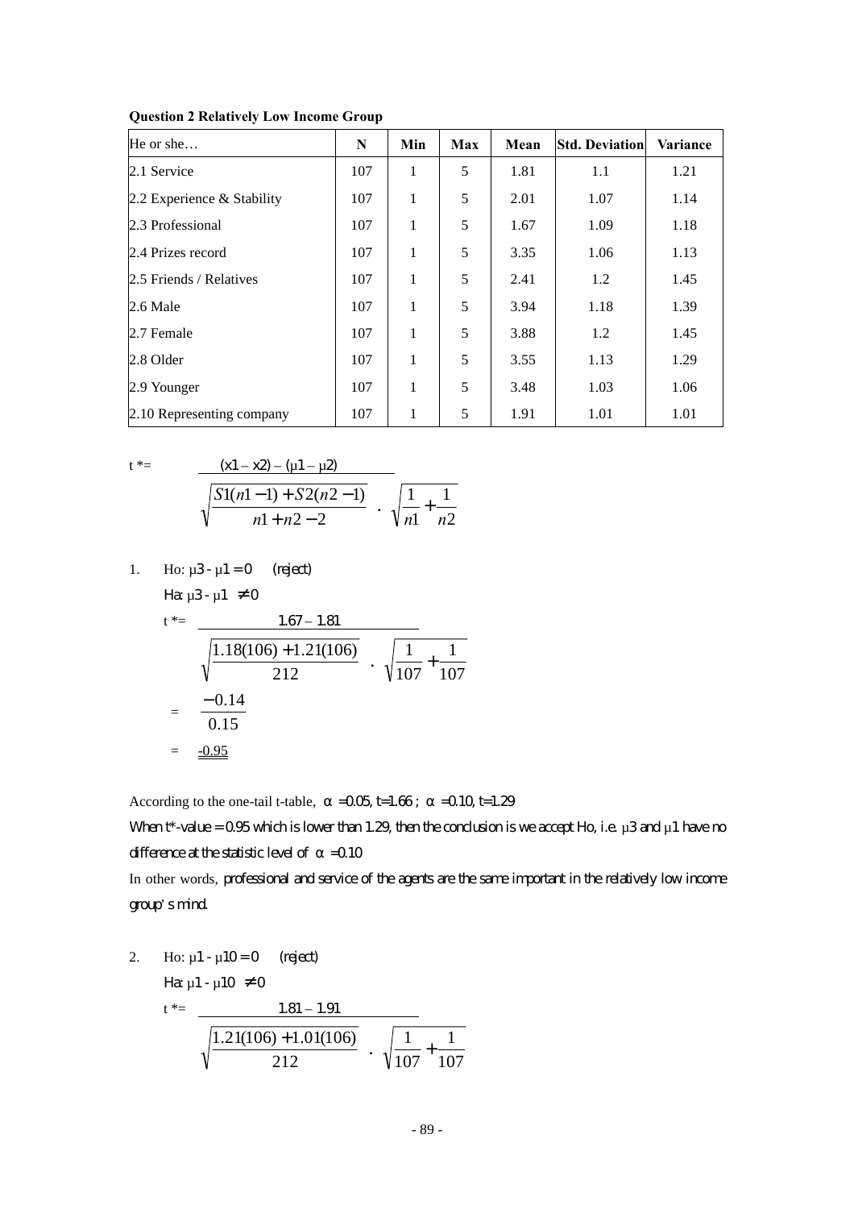**Question 2 Relatively Low Income Group**

| He or she… | N | Min | Max | Mean | Std. Deviation | Variance |
|---|---|---|---|---|---|---|
| 2.1 Service | 107 | 1 | 5 | 1.81 | 1.1 | 1.21 |
| 2.2 Experience & Stability | 107 | 1 | 5 | 2.01 | 1.07 | 1.14 |
| 2.3 Professional | 107 | 1 | 5 | 1.67 | 1.09 | 1.18 |
| 2.4 Prizes record | 107 | 1 | 5 | 3.35 | 1.06 | 1.13 |
| 2.5 Friends / Relatives | 107 | 1 | 5 | 2.41 | 1.2 | 1.45 |
| 2.6 Male | 107 | 1 | 5 | 3.94 | 1.18 | 1.39 |
| 2.7 Female | 107 | 1 | 5 | 3.88 | 1.2 | 1.45 |
| 2.8 Older | 107 | 1 | 5 | 3.55 | 1.13 | 1.29 |
| 2.9 Younger | 107 | 1 | 5 | 3.48 | 1.03 | 1.06 |
| 2.10 Representing company | 107 | 1 | 5 | 1.91 | 1.01 | 1.01 |

$$t^* = \frac{(x1 - x2) - (\mu 1 - \mu 2)}{\sqrt{\frac{S1(n1-1) + S2(n2-1)}{n1+n2-2}} \cdot \sqrt{\frac{1}{n1} + \frac{1}{n2}}}$$

1. Ho: $\mu 3 - \mu 1 = 0$ (reject)

   Ha: $\mu 3 - \mu 1 \neq 0$

   $$t^* = \frac{1.67 - 1.81}{\sqrt{\frac{1.18(106) + 1.21(106)}{212}} \cdot \sqrt{\frac{1}{107} + \frac{1}{107}}}$$

   $$= \frac{-0.14}{0.15}$$

   $$= -0.95$$

According to the one-tail t-table, $\alpha = 0.05$, $t=1.66$ ; $\alpha = 0.10$, $t=1.29$

When t*-value = 0.95 which is lower than 1.29, then the conclusion is we accept Ho, i.e. $\mu 3$ and $\mu 1$ have no difference at the statistic level of $\alpha = 0.10$

In other words, professional and service of the agents are the same important in the relatively low income group's mind.

2. Ho: $\mu 1 - \mu 10 = 0$ (reject)

   Ha: $\mu 1 - \mu 10 \neq 0$

   $$t^* = \frac{1.81 - 1.91}{\sqrt{\frac{1.21(106) + 1.01(106)}{212}} \cdot \sqrt{\frac{1}{107} + \frac{1}{107}}}$$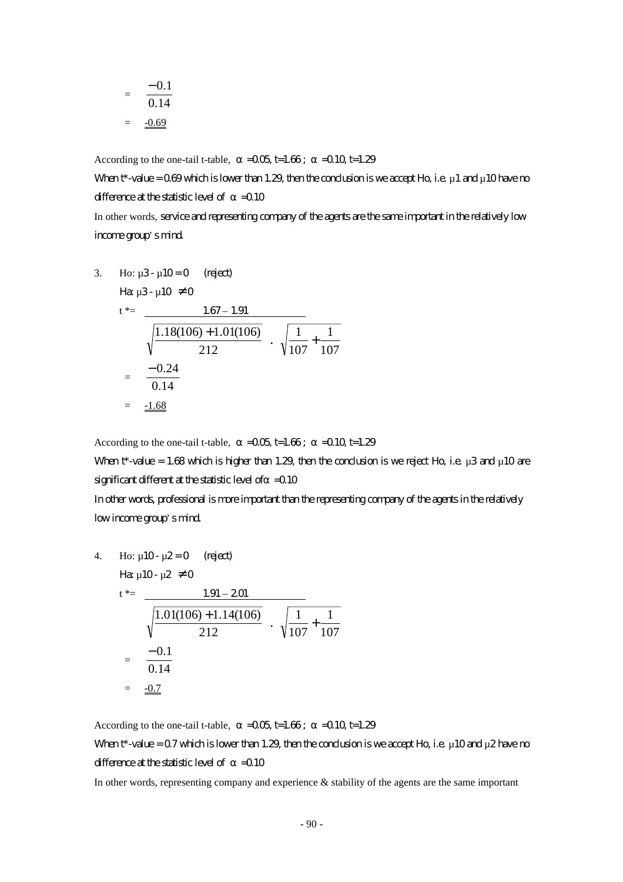$$= \frac{-0.1}{0.14}$$

$$= \underline{\underline{-0.69}}$$

According to the one-tail t-table, $\alpha = 0.05$, $t = 1.66$ ; $\alpha = 0.10$, $t = 1.29$

When t*-value = 0.69 which is lower than 1.29, then the conclusion is we accept Ho, i.e. $\mu 1$ and $\mu 10$ have no difference at the statistic level of $\alpha = 0.10$

In other words, service and representing company of the agents are the same important in the relatively low income group's mind.

3. Ho: $\mu 3 - \mu 10 = 0$ (reject)

   Ha: $\mu 3 - \mu 10 \neq 0$

$$t^* = \frac{1.67 - 1.91}{\sqrt{\frac{1.18(106) + 1.01(106)}{212}} \cdot \sqrt{\frac{1}{107} + \frac{1}{107}}}$$

$$= \frac{-0.24}{0.14}$$

$$= \underline{\underline{-1.68}}$$

According to the one-tail t-table, $\alpha = 0.05$, $t = 1.66$ ; $\alpha = 0.10$, $t = 1.29$

When t*-value = 1.68 which is higher than 1.29, then the conclusion is we reject Ho, i.e. $\mu 3$ and $\mu 10$ are significant different at the statistic level of $\alpha = 0.10$

In other words, professional is more important than the representing company of the agents in the relatively low income group's mind.

4. Ho: $\mu 10 - \mu 2 = 0$ (reject)

   Ha: $\mu 10 - \mu 2 \neq 0$

$$t^* = \frac{1.91 - 2.01}{\sqrt{\frac{1.01(106) + 1.14(106)}{212}} \cdot \sqrt{\frac{1}{107} + \frac{1}{107}}}$$

$$= \frac{-0.1}{0.14}$$

$$= \underline{\underline{-0.7}}$$

According to the one-tail t-table, $\alpha = 0.05$, $t = 1.66$ ; $\alpha = 0.10$, $t = 1.29$

When t*-value = 0.7 which is lower than 1.29, then the conclusion is we accept Ho, i.e. $\mu 10$ and $\mu 2$ have no difference at the statistic level of $\alpha = 0.10$

In other words, representing company and experience & stability of the agents are the same important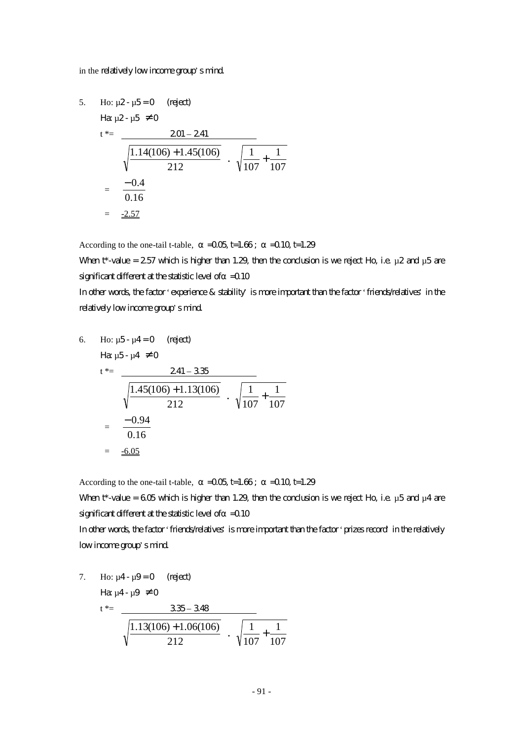in the relatively low income group's mind.

5. Ho: $\mu 2 - \mu 5 = 0$ (reject)

   Ha: $\mu 2 - \mu 5 \neq 0$

$$t^* = \frac{2.01 - 2.41}{\sqrt{\frac{1.14(106) + 1.45(106)}{212}} \cdot \sqrt{\frac{1}{107} + \frac{1}{107}}}$$

$$= \frac{-0.4}{0.16}$$

$$= \underline{-2.57}$$

According to the one-tail t-table, $\alpha = 0.05$, t=1.66 ; $\alpha = 0.10$, t=1.29

When t*-value = 2.57 which is higher than 1.29, then the conclusion is we reject Ho, i.e. $\mu 2$ and $\mu 5$ are significant different at the statistic level of $\alpha = 0.10$

In other words, the factor 'experience & stability' is more important than the factor 'friends/relatives' in the relatively low income group's mind.

6. Ho: $\mu 5 - \mu 4 = 0$ (reject)

   Ha: $\mu 5 - \mu 4 \neq 0$

$$t^* = \frac{2.41 - 3.35}{\sqrt{\frac{1.45(106) + 1.13(106)}{212}} \cdot \sqrt{\frac{1}{107} + \frac{1}{107}}}$$

$$= \frac{-0.94}{0.16}$$

$$= \underline{-6.05}$$

According to the one-tail t-table, $\alpha = 0.05$, t=1.66 ; $\alpha = 0.10$, t=1.29

When t*-value = 6.05 which is higher than 1.29, then the conclusion is we reject Ho, i.e. $\mu 5$ and $\mu 4$ are significant different at the statistic level of $\alpha = 0.10$

In other words, the factor 'friends/relatives' is more important than the factor 'prizes record' in the relatively low income group's mind.

7. Ho: $\mu 4 - \mu 9 = 0$ (reject)

   Ha: $\mu 4 - \mu 9 \neq 0$

$$t^* = \frac{3.35 - 3.48}{\sqrt{\frac{1.13(106) + 1.06(106)}{212}} \cdot \sqrt{\frac{1}{107} + \frac{1}{107}}}$$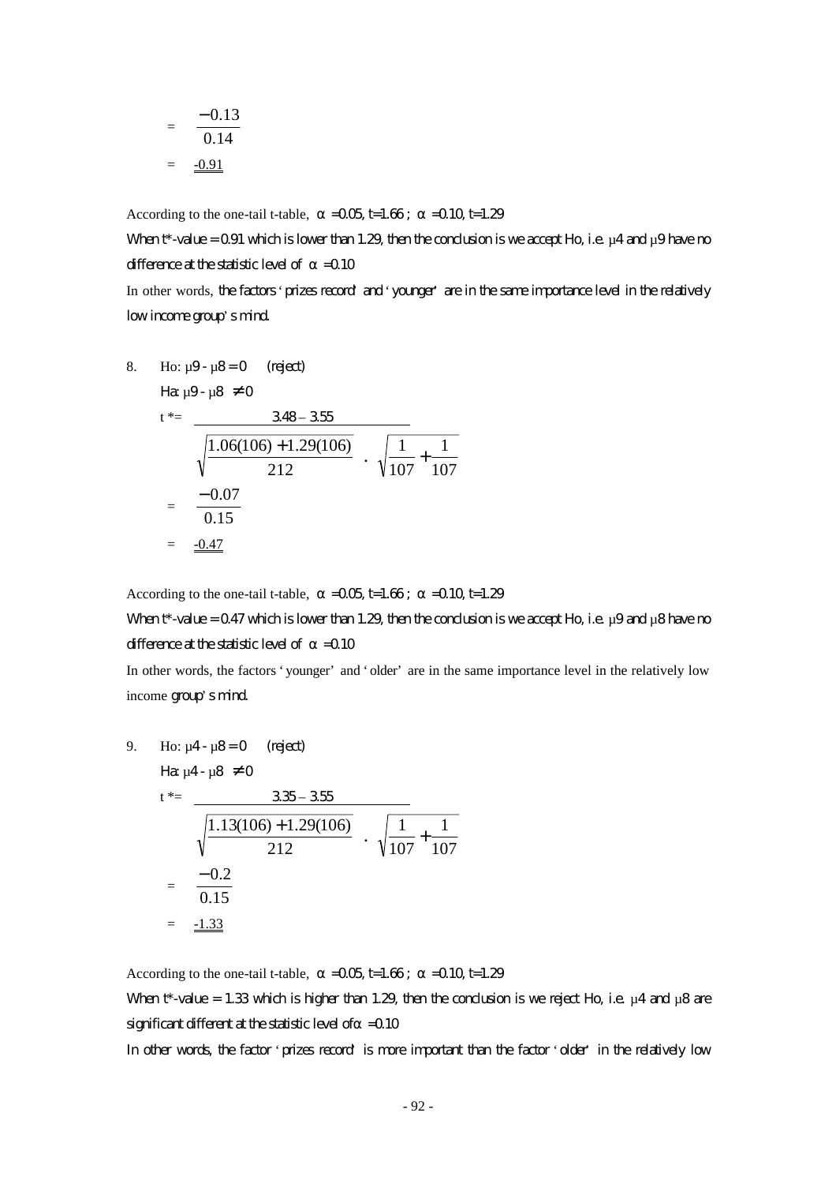$$= \frac{-0.13}{0.14}$$

$$= \underline{\underline{-0.91}}$$

According to the one-tail t-table, $\alpha = 0.05$, $t=1.66$ ; $\alpha = 0.10$, $t=1.29$

When t*-value = 0.91 which is lower than 1.29, then the conclusion is we accept Ho, i.e. $\mu 4$ and $\mu 9$ have no difference at the statistic level of $\alpha = 0.10$

In other words, the factors 'prizes record' and 'younger' are in the same importance level in the relatively low income group's mind.

8. Ho: $\mu 9 - \mu 8 = 0$ (reject)

   Ha: $\mu 9 - \mu 8 \neq 0$

$$t^* = \frac{3.48 - 3.55}{\sqrt{\frac{1.06(106) + 1.29(106)}{212}} \cdot \sqrt{\frac{1}{107} + \frac{1}{107}}}$$

$$= \frac{-0.07}{0.15}$$

$$= \underline{\underline{-0.47}}$$

According to the one-tail t-table, $\alpha = 0.05$, $t=1.66$ ; $\alpha = 0.10$, $t=1.29$

When t*-value = 0.47 which is lower than 1.29, then the conclusion is we accept Ho, i.e. $\mu 9$ and $\mu 8$ have no difference at the statistic level of $\alpha = 0.10$

In other words, the factors 'younger' and 'older' are in the same importance level in the relatively low income group's mind.

9. Ho: $\mu 4 - \mu 8 = 0$ (reject)

   Ha: $\mu 4 - \mu 8 \neq 0$

$$t^* = \frac{3.35 - 3.55}{\sqrt{\frac{1.13(106) + 1.29(106)}{212}} \cdot \sqrt{\frac{1}{107} + \frac{1}{107}}}$$

$$= \frac{-0.2}{0.15}$$

$$= \underline{\underline{-1.33}}$$

According to the one-tail t-table, $\alpha = 0.05$, $t=1.66$ ; $\alpha = 0.10$, $t=1.29$

When t*-value = 1.33 which is higher than 1.29, then the conclusion is we reject Ho, i.e. $\mu 4$ and $\mu 8$ are significant different at the statistic level of $\alpha = 0.10$

In other words, the factor 'prizes record' is more important than the factor 'older' in the relatively low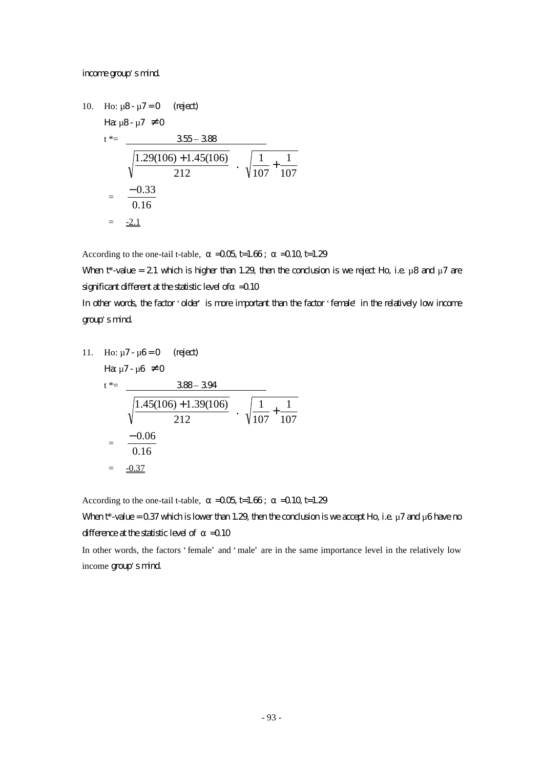income group's mind.

10. Ho: $\mu 8 - \mu 7 = 0$ (reject)

Ha: $\mu 8 - \mu 7 \neq 0$

$$t^* = \frac{3.55 - 3.88}{\sqrt{\frac{1.29(106) + 1.45(106)}{212}} \cdot \sqrt{\frac{1}{107} + \frac{1}{107}}}$$

$$= \frac{-0.33}{0.16}$$

$$= \underline{\underline{-2.1}}$$

According to the one-tail t-table, $\alpha = 0.05$, $t = 1.66$ ; $\alpha = 0.10$, $t = 1.29$

When t*-value = 2.1 which is higher than 1.29, then the conclusion is we reject Ho, i.e. $\mu 8$ and $\mu 7$ are significant different at the statistic level of $\alpha = 0.10$

In other words, the factor 'older' is more important than the factor 'female' in the relatively low income group's mind.

11. Ho: $\mu 7 - \mu 6 = 0$ (reject)

Ha: $\mu 7 - \mu 6 \neq 0$

$$t^* = \frac{3.88 - 3.94}{\sqrt{\frac{1.45(106) + 1.39(106)}{212}} \cdot \sqrt{\frac{1}{107} + \frac{1}{107}}}$$

$$= \frac{-0.06}{0.16}$$

$$= \underline{\underline{-0.37}}$$

According to the one-tail t-table, $\alpha = 0.05$, $t = 1.66$ ; $\alpha = 0.10$, $t = 1.29$

When t*-value = 0.37 which is lower than 1.29, then the conclusion is we accept Ho, i.e. $\mu 7$ and $\mu 6$ have no difference at the statistic level of $\alpha = 0.10$

In other words, the factors 'female' and 'male' are in the same importance level in the relatively low income group's mind.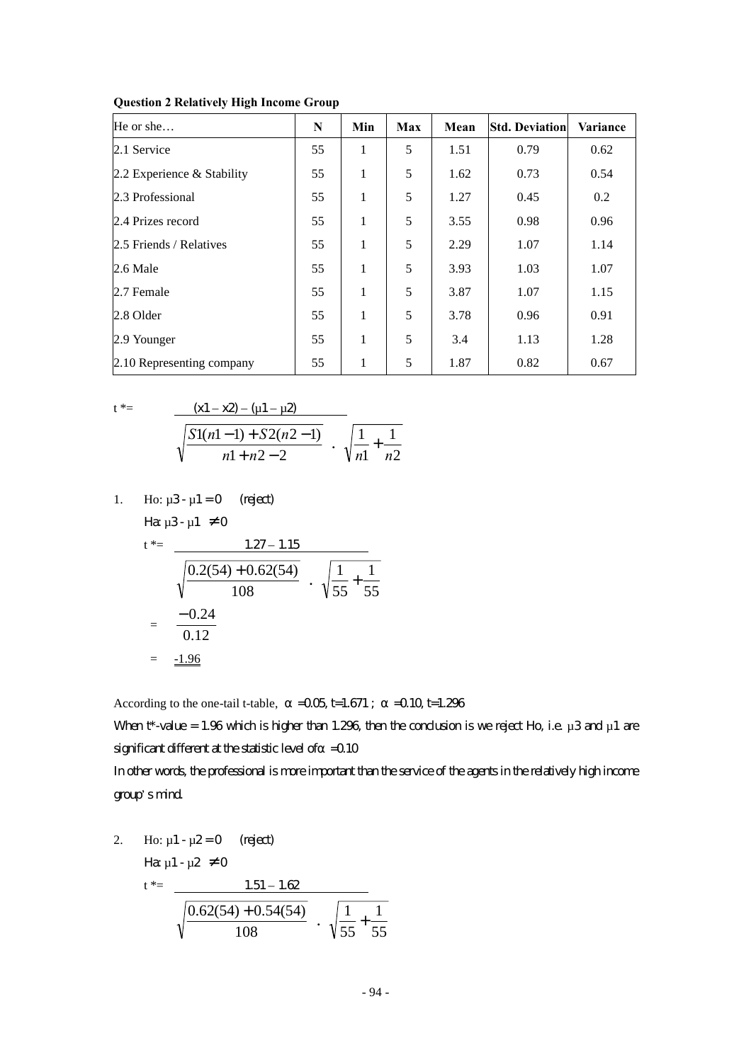**Question 2 Relatively High Income Group**

| He or she… | N | Min | Max | Mean | Std. Deviation | Variance |
|---|---|---|---|---|---|---|
| 2.1 Service | 55 | 1 | 5 | 1.51 | 0.79 | 0.62 |
| 2.2 Experience & Stability | 55 | 1 | 5 | 1.62 | 0.73 | 0.54 |
| 2.3 Professional | 55 | 1 | 5 | 1.27 | 0.45 | 0.2 |
| 2.4 Prizes record | 55 | 1 | 5 | 3.55 | 0.98 | 0.96 |
| 2.5 Friends / Relatives | 55 | 1 | 5 | 2.29 | 1.07 | 1.14 |
| 2.6 Male | 55 | 1 | 5 | 3.93 | 1.03 | 1.07 |
| 2.7 Female | 55 | 1 | 5 | 3.87 | 1.07 | 1.15 |
| 2.8 Older | 55 | 1 | 5 | 3.78 | 0.96 | 0.91 |
| 2.9 Younger | 55 | 1 | 5 | 3.4 | 1.13 | 1.28 |
| 2.10 Representing company | 55 | 1 | 5 | 1.87 | 0.82 | 0.67 |

$$t^* = \frac{(x1 - x2) - (\mu 1 - \mu 2)}{\sqrt{\frac{S1(n1-1) + S2(n2-1)}{n1 + n2 - 2}} \cdot \sqrt{\frac{1}{n1} + \frac{1}{n2}}}$$

1. Ho: $\mu 3 - \mu 1 = 0$ (reject)

   Ha: $\mu 3 - \mu 1 \neq 0$

   $$t^* = \frac{1.27 - 1.15}{\sqrt{\frac{0.2(54) + 0.62(54)}{108}} \cdot \sqrt{\frac{1}{55} + \frac{1}{55}}}$$

   $$= \frac{-0.24}{0.12}$$

   $$= -1.96$$

According to the one-tail t-table, $\alpha = 0.05$, $t = 1.671$ ; $\alpha = 0.10$, $t = 1.296$

When t*-value = 1.96 which is higher than 1.296, then the conclusion is we reject Ho, i.e. $\mu 3$ and $\mu 1$ are significant different at the statistic level of $\alpha = 0.10$

In other words, the professional is more important than the service of the agents in the relatively high income group's mind.

2. Ho: $\mu 1 - \mu 2 = 0$ (reject)

   Ha: $\mu 1 - \mu 2 \neq 0$

   $$t^* = \frac{1.51 - 1.62}{\sqrt{\frac{0.62(54) + 0.54(54)}{108}} \cdot \sqrt{\frac{1}{55} + \frac{1}{55}}}$$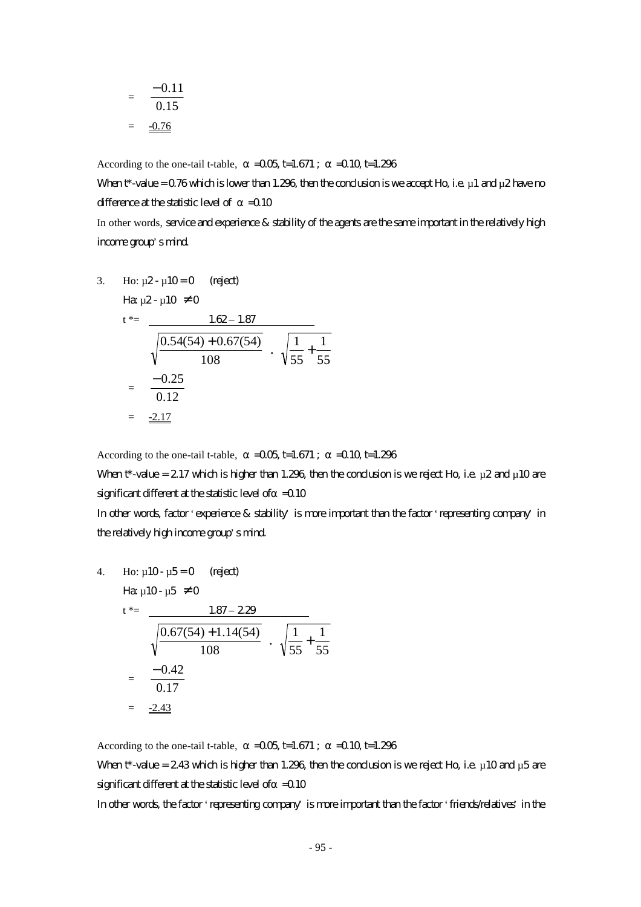$$= \frac{-0.11}{0.15}$$

$$= \underline{\underline{-0.76}}$$

According to the one-tail t-table, $\alpha = 0.05$, $t = 1.671$ ; $\alpha = 0.10$, $t = 1.296$

When t*-value = 0.76 which is lower than 1.296, then the conclusion is we accept Ho, i.e. $\mu 1$ and $\mu 2$ have no difference at the statistic level of $\alpha = 0.10$

In other words, service and experience & stability of the agents are the same important in the relatively high income group's mind.

3. Ho: $\mu 2 - \mu 10 = 0$ (reject)

   Ha: $\mu 2 - \mu 10 \neq 0$

$$t^* = \frac{1.62 - 1.87}{\sqrt{\frac{0.54(54) + 0.67(54)}{108}} \cdot \sqrt{\frac{1}{55} + \frac{1}{55}}}$$

$$= \frac{-0.25}{0.12}$$

$$= \underline{\underline{-2.17}}$$

According to the one-tail t-table, $\alpha = 0.05$, $t = 1.671$ ; $\alpha = 0.10$, $t = 1.296$

When t*-value = 2.17 which is higher than 1.296, then the conclusion is we reject Ho, i.e. $\mu 2$ and $\mu 10$ are significant different at the statistic level of $\alpha = 0.10$

In other words, factor 'experience & stability' is more important than the factor 'representing company' in the relatively high income group's mind.

4. Ho: $\mu 10 - \mu 5 = 0$ (reject)

   Ha: $\mu 10 - \mu 5 \neq 0$

$$t^* = \frac{1.87 - 2.29}{\sqrt{\frac{0.67(54) + 1.14(54)}{108}} \cdot \sqrt{\frac{1}{55} + \frac{1}{55}}}$$

$$= \frac{-0.42}{0.17}$$

$$= \underline{\underline{-2.43}}$$

According to the one-tail t-table, $\alpha = 0.05$, $t = 1.671$ ; $\alpha = 0.10$, $t = 1.296$

When t*-value = 2.43 which is higher than 1.296, then the conclusion is we reject Ho, i.e. $\mu 10$ and $\mu 5$ are significant different at the statistic level of $\alpha = 0.10$

In other words, the factor 'representing company' is more important than the factor 'friends/relatives' in the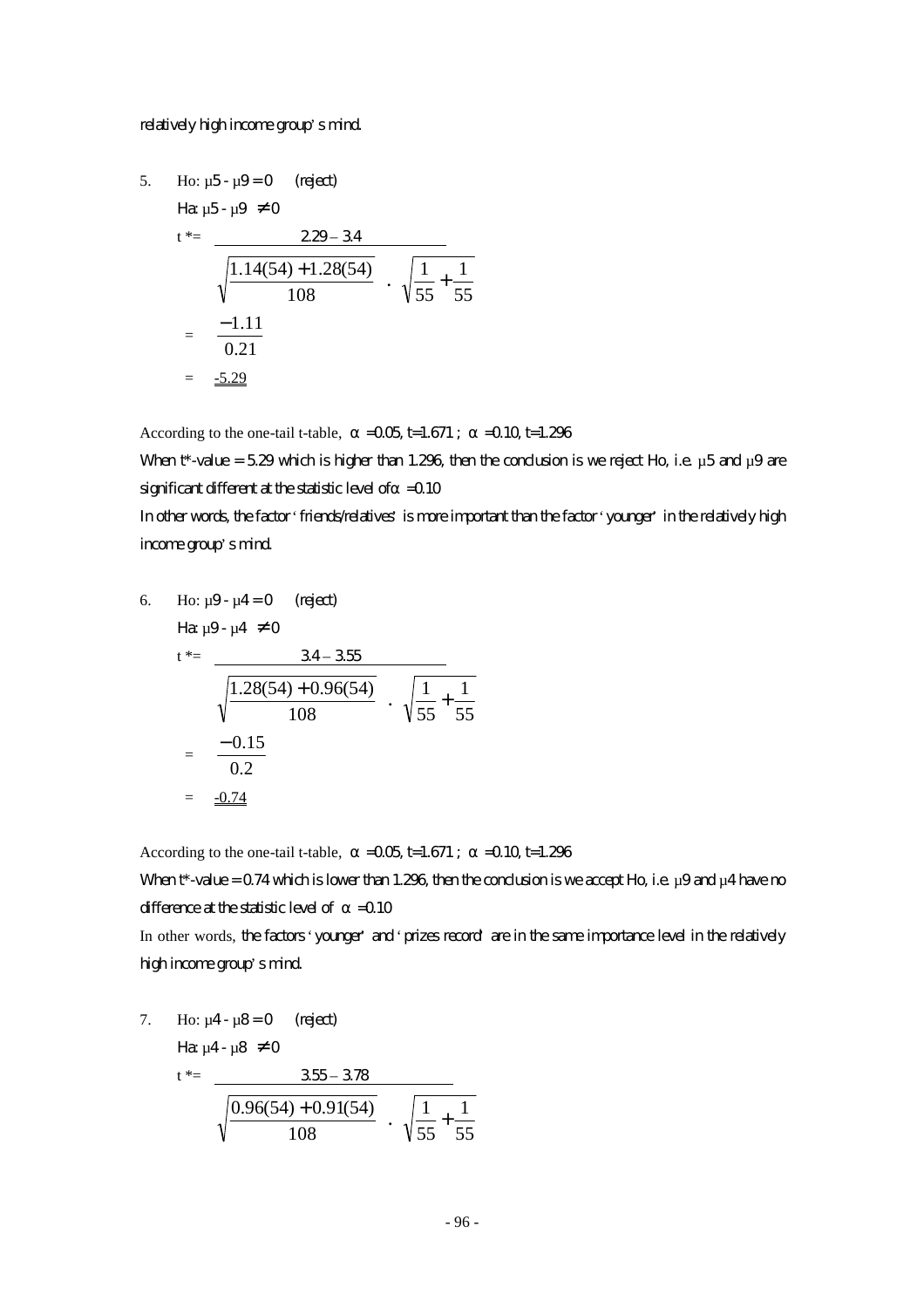relatively high income group's mind.

5. Ho: $\mu 5 - \mu 9 = 0$ (reject)

   Ha: $\mu 5 - \mu 9 \neq 0$

$$t^* = \frac{2.29 - 3.4}{\sqrt{\frac{1.14(54) + 1.28(54)}{108}} \cdot \sqrt{\frac{1}{55} + \frac{1}{55}}}$$

$$= \frac{-1.11}{0.21}$$

$$= \underline{-5.29}$$

According to the one-tail t-table, $\alpha = 0.05$, $t=1.671$ ; $\alpha = 0.10$, $t=1.296$

When t*-value = 5.29 which is higher than 1.296, then the conclusion is we reject Ho, i.e. $\mu 5$ and $\mu 9$ are significant different at the statistic level of $\alpha = 0.10$

In other words, the factor 'friends/relatives' is more important than the factor 'younger' in the relatively high income group's mind.

6. Ho: $\mu 9 - \mu 4 = 0$ (reject)

   Ha: $\mu 9 - \mu 4 \neq 0$

$$t^* = \frac{3.4 - 3.55}{\sqrt{\frac{1.28(54) + 0.96(54)}{108}} \cdot \sqrt{\frac{1}{55} + \frac{1}{55}}}$$

$$= \frac{-0.15}{0.2}$$

$$= \underline{-0.74}$$

According to the one-tail t-table, $\alpha = 0.05$, $t=1.671$ ; $\alpha = 0.10$, $t=1.296$

When t*-value = 0.74 which is lower than 1.296, then the conclusion is we accept Ho, i.e. $\mu 9$ and $\mu 4$ have no difference at the statistic level of $\alpha = 0.10$

In other words, the factors 'younger' and 'prizes record' are in the same importance level in the relatively high income group's mind.

7. Ho: $\mu 4 - \mu 8 = 0$ (reject)

   Ha: $\mu 4 - \mu 8 \neq 0$

$$t^* = \frac{3.55 - 3.78}{\sqrt{\frac{0.96(54) + 0.91(54)}{108}} \cdot \sqrt{\frac{1}{55} + \frac{1}{55}}}$$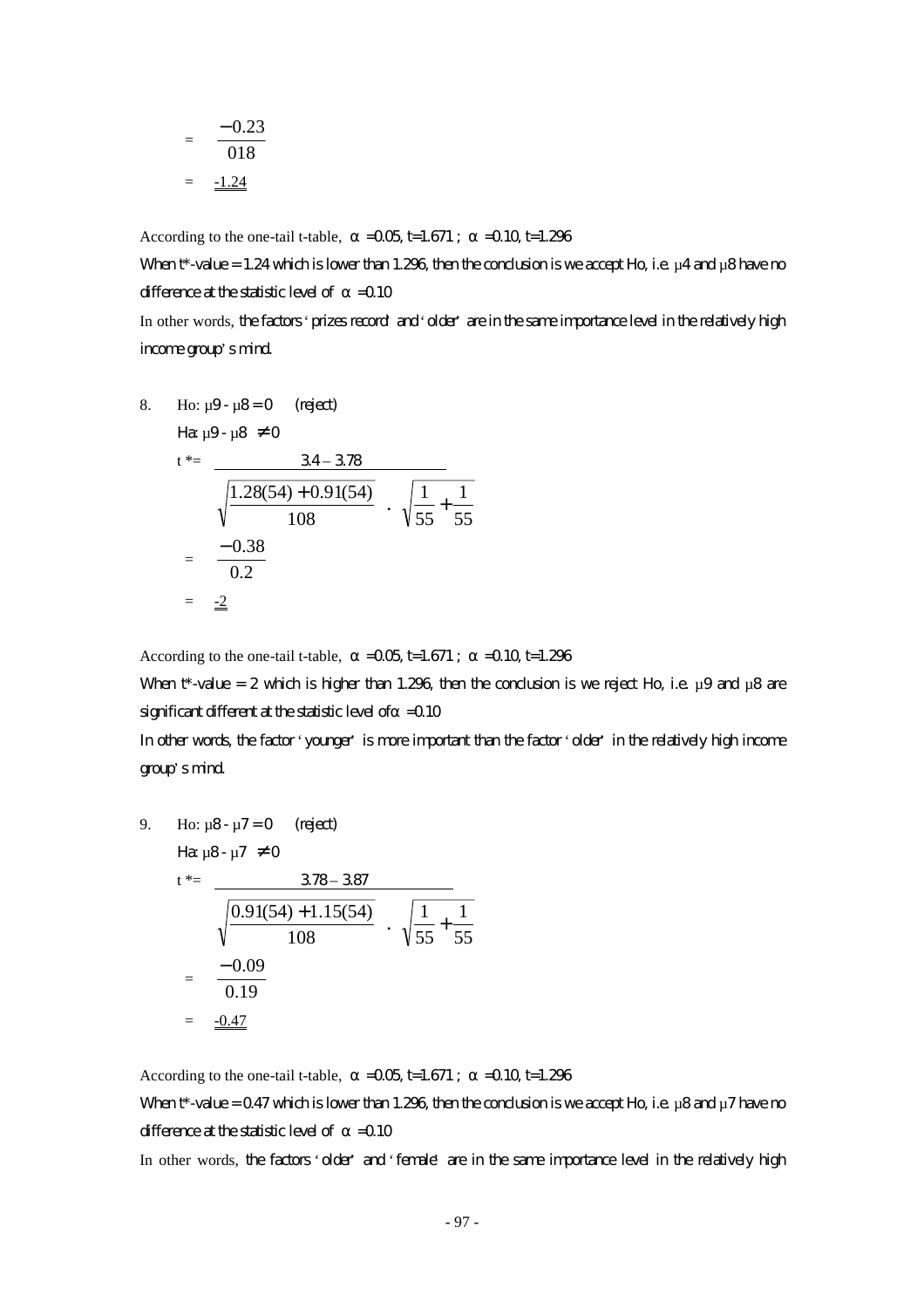$$= \frac{-0.23}{018}$$

$$= \underline{\underline{-1.24}}$$

According to the one-tail t-table, α =0.05, t=1.671 ; α =0.10, t=1.296

When t*-value = 1.24 which is lower than 1.296, then the conclusion is we accept Ho, i.e. μ4 and μ8 have no difference at the statistic level of α =0.10

In other words, the factors 'prizes record' and 'older' are in the same importance level in the relatively high income group's mind.

8. Ho: μ9 - μ8 = 0 (reject)

   Ha: μ9 - μ8 ≠ 0

$$t^* = \frac{3.4 - 3.78}{\sqrt{\frac{1.28(54) + 0.91(54)}{108}} \cdot \sqrt{\frac{1}{55} + \frac{1}{55}}}$$

$$= \frac{-0.38}{0.2}$$

$$= \underline{\underline{-2}}$$

According to the one-tail t-table, α =0.05, t=1.671 ; α =0.10, t=1.296

When t*-value = 2 which is higher than 1.296, then the conclusion is we reject Ho, i.e. μ9 and μ8 are significant different at the statistic level of α =0.10

In other words, the factor 'younger' is more important than the factor 'older' in the relatively high income group's mind.

9. Ho: μ8 - μ7 = 0 (reject)

   Ha: μ8 - μ7 ≠ 0

$$t^* = \frac{3.78 - 3.87}{\sqrt{\frac{0.91(54) + 1.15(54)}{108}} \cdot \sqrt{\frac{1}{55} + \frac{1}{55}}}$$

$$= \frac{-0.09}{0.19}$$

$$= \underline{\underline{-0.47}}$$

According to the one-tail t-table, α =0.05, t=1.671 ; α =0.10, t=1.296

When t*-value = 0.47 which is lower than 1.296, then the conclusion is we accept Ho, i.e. μ8 and μ7 have no difference at the statistic level of α =0.10

In other words, the factors 'older' and 'female' are in the same importance level in the relatively high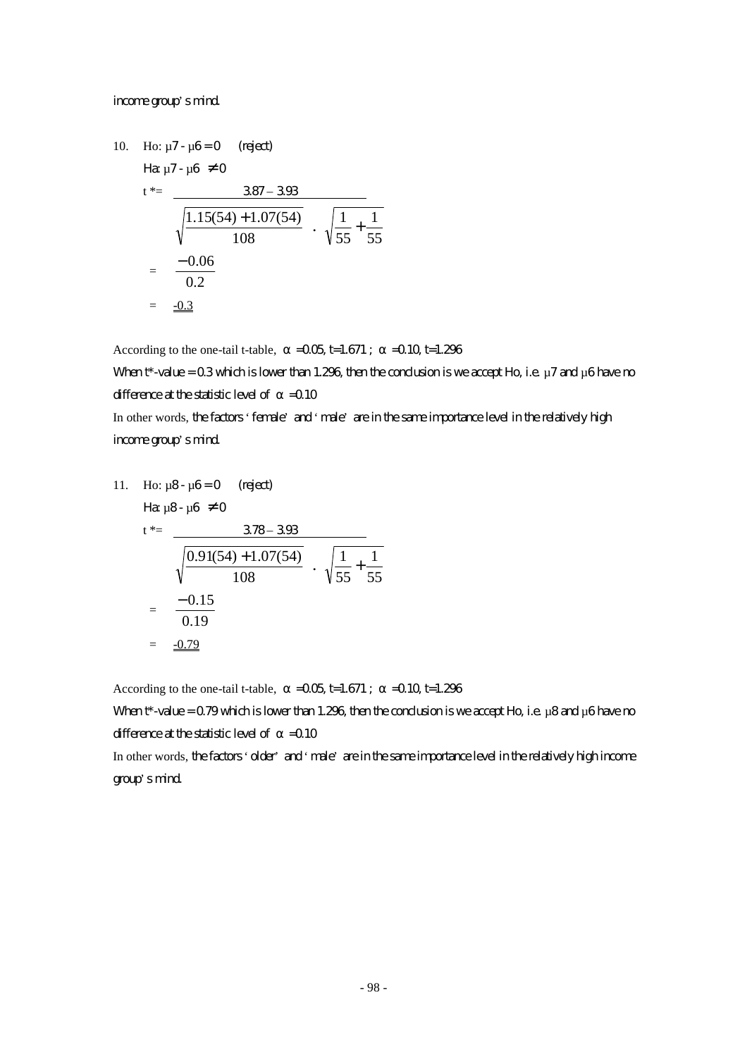income group's mind.

10. Ho: $\mu 7 - \mu 6 = 0$ (reject)

    Ha: $\mu 7 - \mu 6 \neq 0$

$$t^* = \frac{3.87 - 3.93}{\sqrt{\frac{1.15(54) + 1.07(54)}{108}} \cdot \sqrt{\frac{1}{55} + \frac{1}{55}}}$$

$$= \frac{-0.06}{0.2}$$

$$= \underline{\underline{-0.3}}$$

According to the one-tail t-table, $\alpha = 0.05$, $t = 1.671$ ; $\alpha = 0.10$, $t = 1.296$

When t*-value = 0.3 which is lower than 1.296, then the conclusion is we accept Ho, i.e. $\mu 7$ and $\mu 6$ have no difference at the statistic level of $\alpha = 0.10$

In other words, the factors 'female' and 'male' are in the same importance level in the relatively high income group's mind.

11. Ho: $\mu 8 - \mu 6 = 0$ (reject)

    Ha: $\mu 8 - \mu 6 \neq 0$

$$t^* = \frac{3.78 - 3.93}{\sqrt{\frac{0.91(54) + 1.07(54)}{108}} \cdot \sqrt{\frac{1}{55} + \frac{1}{55}}}$$

$$= \frac{-0.15}{0.19}$$

$$= \underline{\underline{-0.79}}$$

According to the one-tail t-table, $\alpha = 0.05$, $t = 1.671$ ; $\alpha = 0.10$, $t = 1.296$

When t*-value = 0.79 which is lower than 1.296, then the conclusion is we accept Ho, i.e. $\mu 8$ and $\mu 6$ have no difference at the statistic level of $\alpha = 0.10$

In other words, the factors 'older' and 'male' are in the same importance level in the relatively high income group's mind.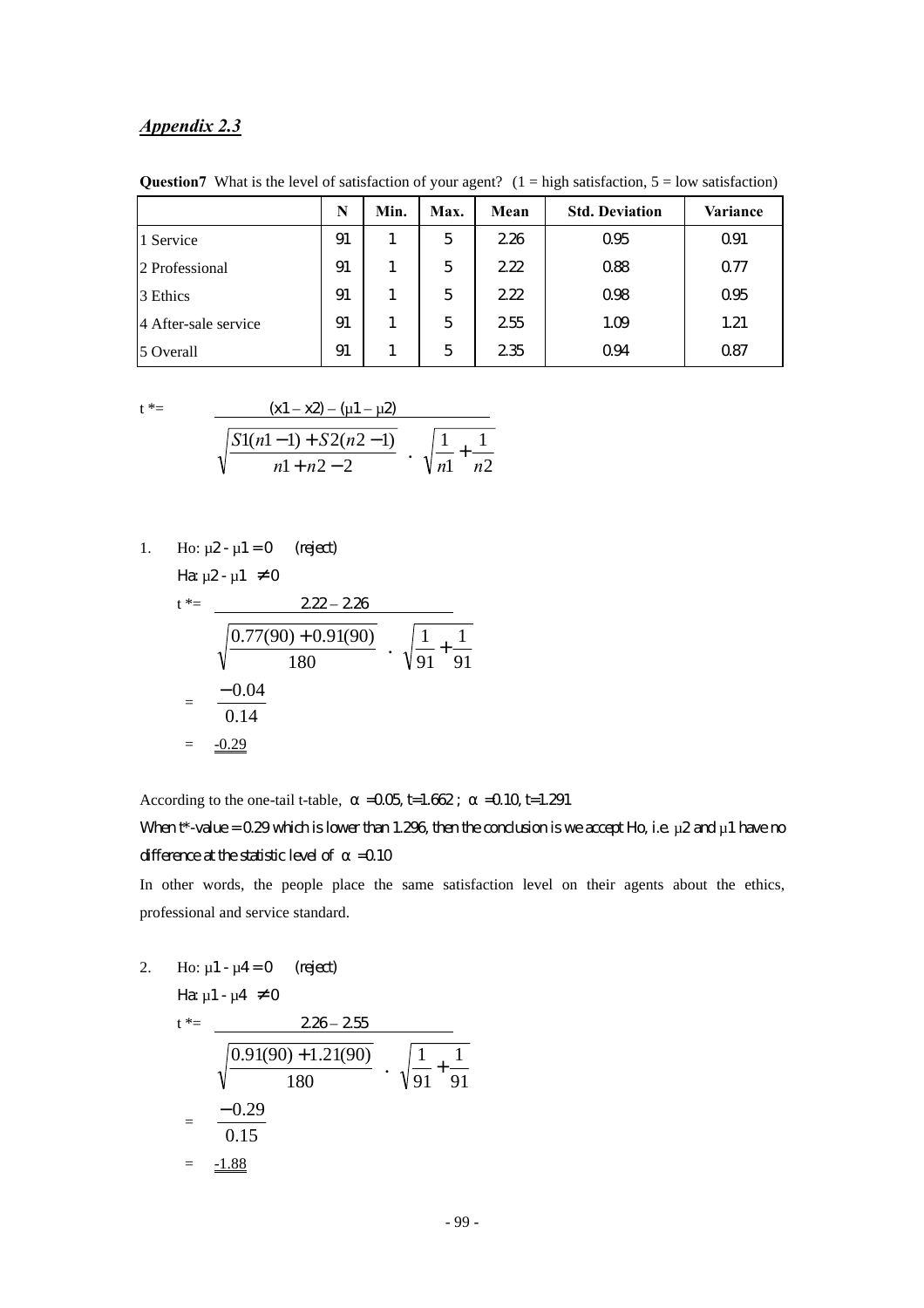## *Appendix 2.3*

**Question7** What is the level of satisfaction of your agent? (1 = high satisfaction, 5 = low satisfaction)

| | N | Min. | Max. | Mean | Std. Deviation | Variance |
|---|---|---|---|---|---|---|
| 1 Service | 91 | 1 | 5 | 2.26 | 0.95 | 0.91 |
| 2 Professional | 91 | 1 | 5 | 2.22 | 0.88 | 0.77 |
| 3 Ethics | 91 | 1 | 5 | 2.22 | 0.98 | 0.95 |
| 4 After-sale service | 91 | 1 | 5 | 2.55 | 1.09 | 1.21 |
| 5 Overall | 91 | 1 | 5 | 2.35 | 0.94 | 0.87 |

$$t^* = \frac{(x1 - x2) - (\mu 1 - \mu 2)}{\sqrt{\frac{S1(n1-1) + S2(n2-1)}{n1 + n2 - 2}} \cdot \sqrt{\frac{1}{n1} + \frac{1}{n2}}}$$

1. Ho: $\mu 2 - \mu 1 = 0$ (reject)

   Ha: $\mu 2 - \mu 1 \neq 0$

   $$t^* = \frac{2.22 - 2.26}{\sqrt{\frac{0.77(90) + 0.91(90)}{180}} \cdot \sqrt{\frac{1}{91} + \frac{1}{91}}}$$

   $$= \frac{-0.04}{0.14}$$

   $$= \underline{\underline{-0.29}}$$

According to the one-tail t-table, $\alpha = 0.05$, $t = 1.662$ ; $\alpha = 0.10$, $t = 1.291$

When t*-value = 0.29 which is lower than 1.296, then the conclusion is we accept Ho, i.e. $\mu 2$ and $\mu 1$ have no difference at the statistic level of $\alpha = 0.10$

In other words, the people place the same satisfaction level on their agents about the ethics, professional and service standard.

2. Ho: $\mu 1 - \mu 4 = 0$ (reject)

   Ha: $\mu 1 - \mu 4 \neq 0$

   $$t^* = \frac{2.26 - 2.55}{\sqrt{\frac{0.91(90) + 1.21(90)}{180}} \cdot \sqrt{\frac{1}{91} + \frac{1}{91}}}$$

   $$= \frac{-0.29}{0.15}$$

   $$= \underline{\underline{-1.88}}$$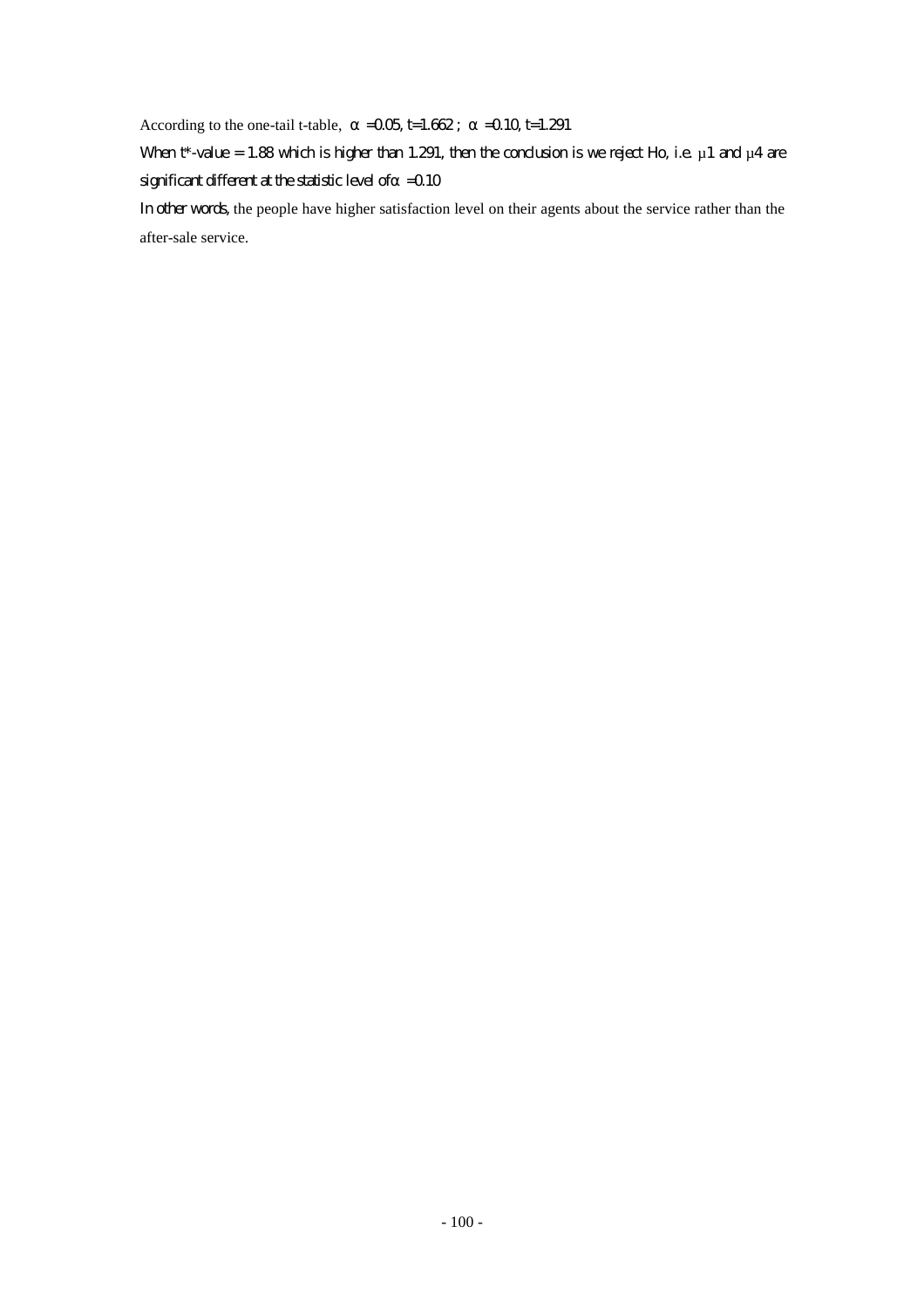According to the one-tail t-table, $\alpha = 0.05$, $t = 1.662$ ; $\alpha = 0.10$, $t = 1.291$

When t*-value = 1.88 which is higher than 1.291, then the conclusion is we reject Ho, i.e. $\mu 1$ and $\mu 4$ are significant different at the statistic level of $\alpha = 0.10$

In other words, the people have higher satisfaction level on their agents about the service rather than the after-sale service.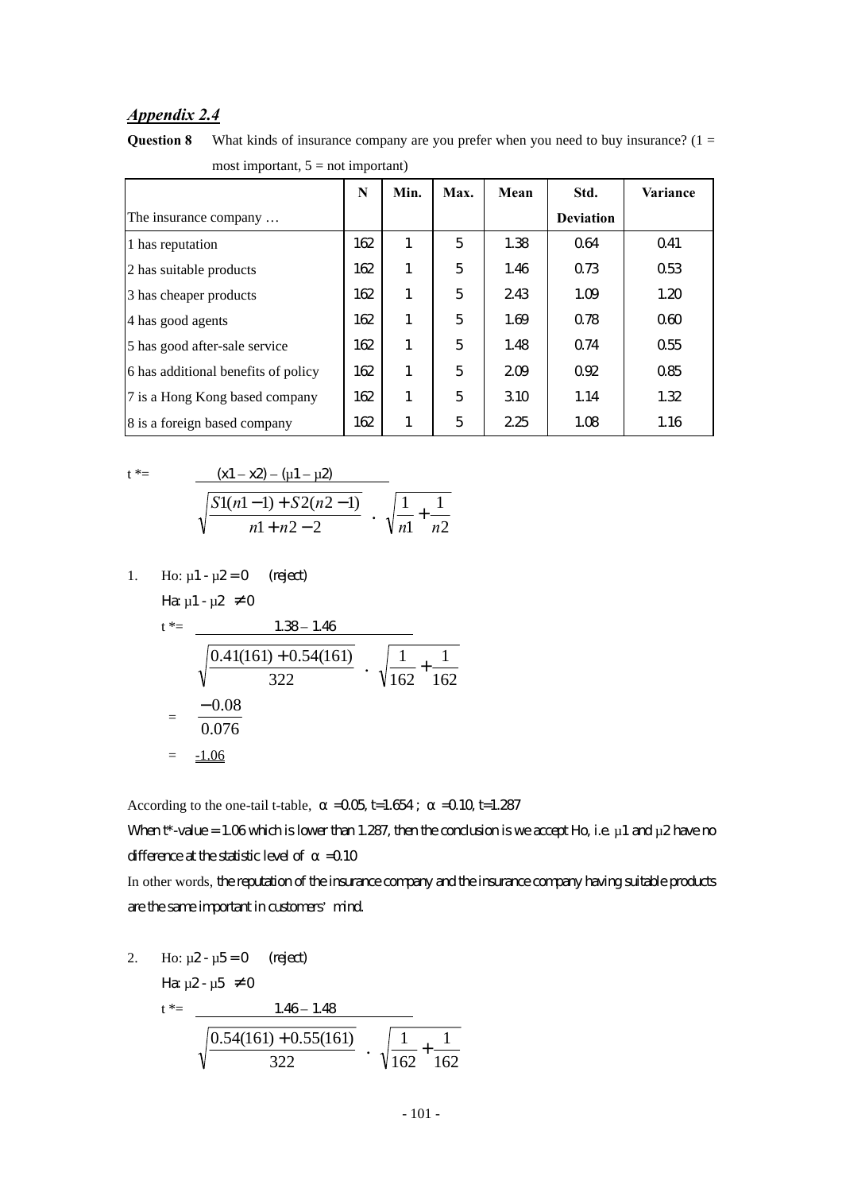## *Appendix 2.4*

**Question 8** What kinds of insurance company are you prefer when you need to buy insurance? (1 = most important, 5 = not important)

| The insurance company … | N | Min. | Max. | Mean | Std. Deviation | Variance |
|---|---|---|---|---|---|---|
| 1 has reputation | 162 | 1 | 5 | 1.38 | 0.64 | 0.41 |
| 2 has suitable products | 162 | 1 | 5 | 1.46 | 0.73 | 0.53 |
| 3 has cheaper products | 162 | 1 | 5 | 2.43 | 1.09 | 1.20 |
| 4 has good agents | 162 | 1 | 5 | 1.69 | 0.78 | 0.60 |
| 5 has good after-sale service | 162 | 1 | 5 | 1.48 | 0.74 | 0.55 |
| 6 has additional benefits of policy | 162 | 1 | 5 | 2.09 | 0.92 | 0.85 |
| 7 is a Hong Kong based company | 162 | 1 | 5 | 3.10 | 1.14 | 1.32 |
| 8 is a foreign based company | 162 | 1 | 5 | 2.25 | 1.08 | 1.16 |

$$t^* = \frac{(x1 - x2) - (\mu1 - \mu2)}{\sqrt{\frac{S1(n1-1) + S2(n2-1)}{n1+n2-2}} \cdot \sqrt{\frac{1}{n1} + \frac{1}{n2}}}$$

1. Ho: $\mu1 - \mu2 = 0$ (reject)

   Ha: $\mu1 - \mu2 \neq 0$

   $$t^* = \frac{1.38 - 1.46}{\sqrt{\frac{0.41(161) + 0.54(161)}{322}} \cdot \sqrt{\frac{1}{162} + \frac{1}{162}}}$$

   $$= \frac{-0.08}{0.076}$$

   $= \underline{-1.06}$

According to the one-tail t-table, $\alpha = 0.05$, $t = 1.654$ ; $\alpha = 0.10$, $t = 1.287$

When t*-value = 1.06 which is lower than 1.287, then the conclusion is we accept Ho, i.e. $\mu1$ and $\mu2$ have no difference at the statistic level of $\alpha = 0.10$

In other words, the reputation of the insurance company and the insurance company having suitable products are the same important in customers' mind.

2. Ho: $\mu2 - \mu5 = 0$ (reject)

   Ha: $\mu2 - \mu5 \neq 0$

   $$t^* = \frac{1.46 - 1.48}{\sqrt{\frac{0.54(161) + 0.55(161)}{322}} \cdot \sqrt{\frac{1}{162} + \frac{1}{162}}}$$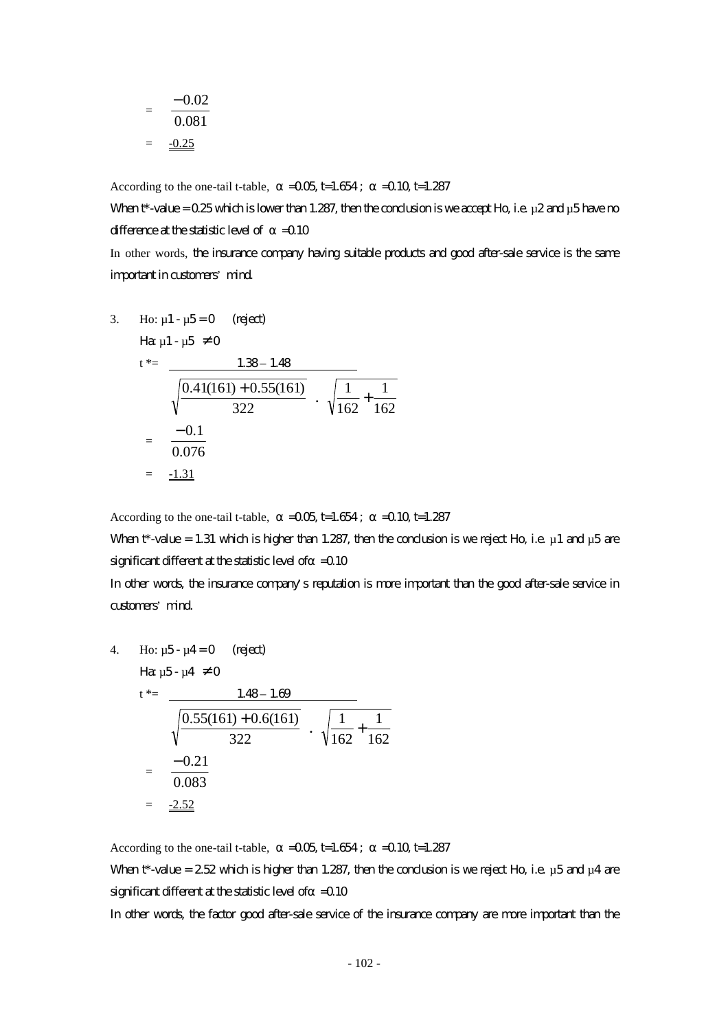$$= \frac{-0.02}{0.081}$$

$$= \underline{\underline{-0.25}}$$

According to the one-tail t-table, $\alpha = 0.05$, $t = 1.654$ ; $\alpha = 0.10$, $t = 1.287$

When t*-value = 0.25 which is lower than 1.287, then the conclusion is we accept Ho, i.e. $\mu 2$ and $\mu 5$ have no difference at the statistic level of $\alpha = 0.10$

In other words, the insurance company having suitable products and good after-sale service is the same important in customers' mind.

3. Ho: $\mu 1 - \mu 5 = 0$ (reject)

   Ha: $\mu 1 - \mu 5 \neq 0$

$$t^* = \frac{1.38 - 1.48}{\sqrt{\dfrac{0.41(161) + 0.55(161)}{322}} \cdot \sqrt{\dfrac{1}{162} + \dfrac{1}{162}}}$$

$$= \frac{-0.1}{0.076}$$

$$= \underline{\underline{-1.31}}$$

According to the one-tail t-table, $\alpha = 0.05$, $t = 1.654$ ; $\alpha = 0.10$, $t = 1.287$

When t*-value = 1.31 which is higher than 1.287, then the conclusion is we reject Ho, i.e. $\mu 1$ and $\mu 5$ are significant different at the statistic level of $\alpha = 0.10$

In other words, the insurance company's reputation is more important than the good after-sale service in customers' mind.

4. Ho: $\mu 5 - \mu 4 = 0$ (reject)

   Ha: $\mu 5 - \mu 4 \neq 0$

$$t^* = \frac{1.48 - 1.69}{\sqrt{\dfrac{0.55(161) + 0.6(161)}{322}} \cdot \sqrt{\dfrac{1}{162} + \dfrac{1}{162}}}$$

$$= \frac{-0.21}{0.083}$$

$$= \underline{\underline{-2.52}}$$

According to the one-tail t-table, $\alpha = 0.05$, $t = 1.654$ ; $\alpha = 0.10$, $t = 1.287$

When t*-value = 2.52 which is higher than 1.287, then the conclusion is we reject Ho, i.e. $\mu 5$ and $\mu 4$ are significant different at the statistic level of $\alpha = 0.10$

In other words, the factor good after-sale service of the insurance company are more important than the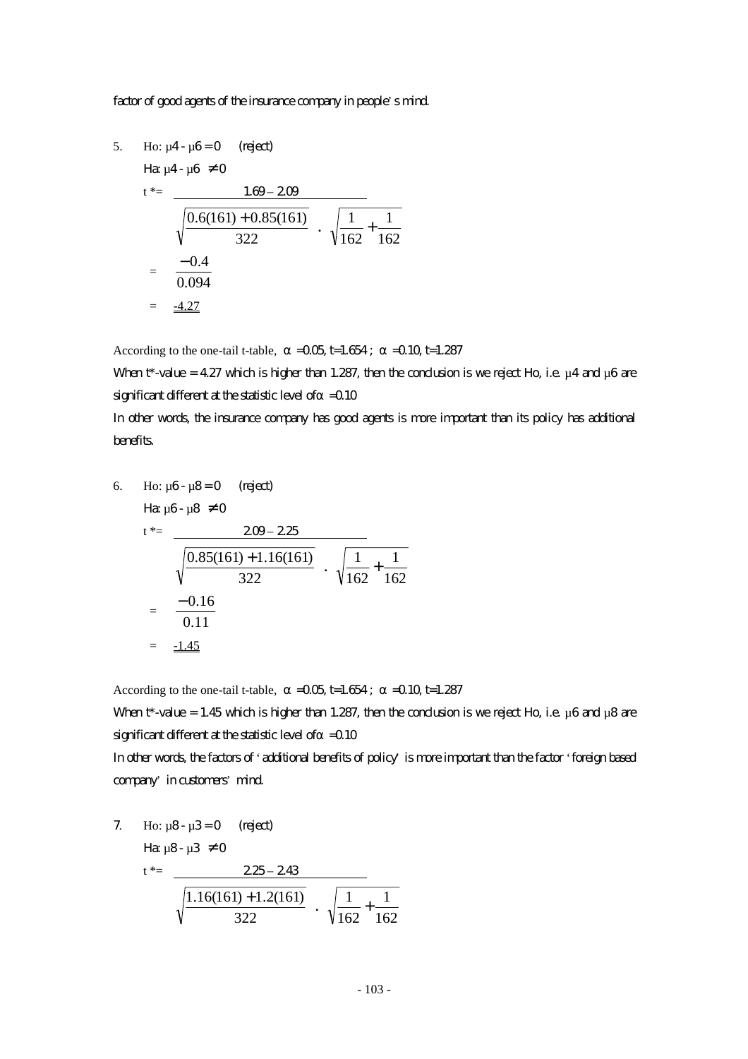factor of good agents of the insurance company in people' s mind.

5. Ho: $\mu 4 - \mu 6 = 0$ (reject)

   Ha: $\mu 4 - \mu 6 \neq 0$

$$t^* = \frac{1.69 - 2.09}{\sqrt{\frac{0.6(161) + 0.85(161)}{322}} \cdot \sqrt{\frac{1}{162} + \frac{1}{162}}}$$

$$= \frac{-0.4}{0.094}$$

$$= \underline{\underline{-4.27}}$$

According to the one-tail t-table, $\alpha = 0.05$, $t = 1.654$ ; $\alpha = 0.10$, $t = 1.287$

When t*-value = 4.27 which is higher than 1.287, then the conclusion is we reject Ho, i.e. $\mu 4$ and $\mu 6$ are significant different at the statistic level of $\alpha = 0.10$

In other words, the insurance company has good agents is more important than its policy has additional benefits.

6. Ho: $\mu 6 - \mu 8 = 0$ (reject)

   Ha: $\mu 6 - \mu 8 \neq 0$

$$t^* = \frac{2.09 - 2.25}{\sqrt{\frac{0.85(161) + 1.16(161)}{322}} \cdot \sqrt{\frac{1}{162} + \frac{1}{162}}}$$

$$= \frac{-0.16}{0.11}$$

$$= \underline{\underline{-1.45}}$$

According to the one-tail t-table, $\alpha = 0.05$, $t = 1.654$ ; $\alpha = 0.10$, $t = 1.287$

When t*-value = 1.45 which is higher than 1.287, then the conclusion is we reject Ho, i.e. $\mu 6$ and $\mu 8$ are significant different at the statistic level of $\alpha = 0.10$

In other words, the factors of 'additional benefits of policy' is more important than the factor 'foreign based company' in customers' mind.

7. Ho: $\mu 8 - \mu 3 = 0$ (reject)

   Ha: $\mu 8 - \mu 3 \neq 0$

$$t^* = \frac{2.25 - 2.43}{\sqrt{\frac{1.16(161) + 1.2(161)}{322}} \cdot \sqrt{\frac{1}{162} + \frac{1}{162}}}$$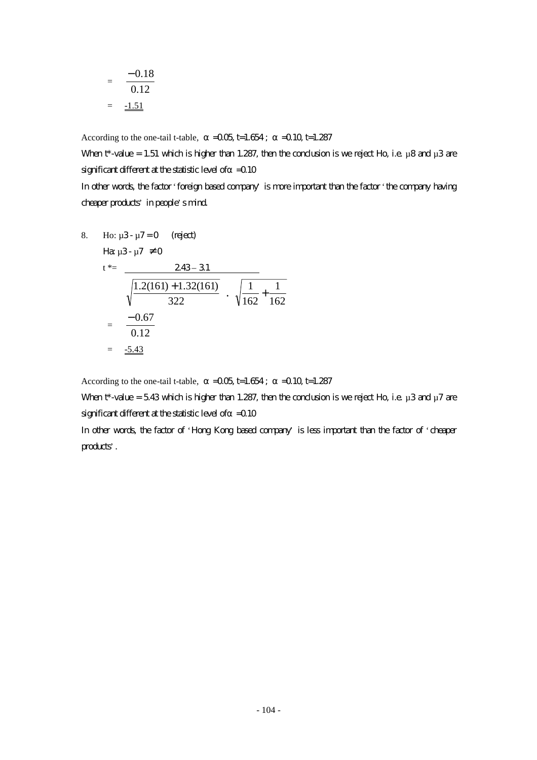$$= \frac{-0.18}{0.12}$$

$$= \underline{\underline{-1.51}}$$

According to the one-tail t-table, α =0.05, t=1.654 ; α =0.10, t=1.287

When t*-value = 1.51 which is higher than 1.287, then the conclusion is we reject Ho, i.e. μ8 and μ3 are significant different at the statistic level of α =0.10

In other words, the factor 'foreign based company' is more important than the factor 'the company having cheaper products' in people's mind.

8. Ho: μ3 - μ7 = 0 (reject)

   Ha: μ3 - μ7 ≠ 0

$$t^* = \frac{2.43 - 3.1}{\sqrt{\frac{1.2(161) + 1.32(161)}{322}} \cdot \sqrt{\frac{1}{162} + \frac{1}{162}}}$$

$$= \frac{-0.67}{0.12}$$

$$= \underline{\underline{-5.43}}$$

According to the one-tail t-table, α =0.05, t=1.654 ; α =0.10, t=1.287

When t*-value = 5.43 which is higher than 1.287, then the conclusion is we reject Ho, i.e. μ3 and μ7 are significant different at the statistic level of α =0.10

In other words, the factor of 'Hong Kong based company' is less important than the factor of 'cheaper products'.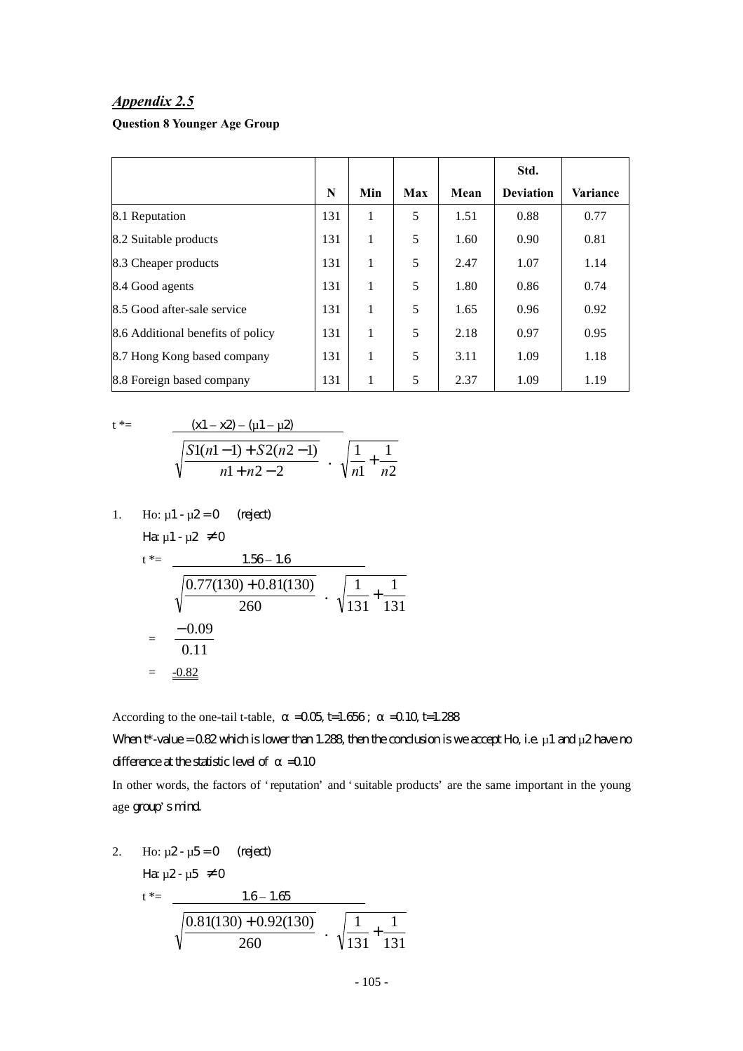## *Appendix 2.5*

**Question 8 Younger Age Group**

| | N | Min | Max | Mean | Std. Deviation | Variance |
|---|---|---|---|---|---|---|
| 8.1 Reputation | 131 | 1 | 5 | 1.51 | 0.88 | 0.77 |
| 8.2 Suitable products | 131 | 1 | 5 | 1.60 | 0.90 | 0.81 |
| 8.3 Cheaper products | 131 | 1 | 5 | 2.47 | 1.07 | 1.14 |
| 8.4 Good agents | 131 | 1 | 5 | 1.80 | 0.86 | 0.74 |
| 8.5 Good after-sale service | 131 | 1 | 5 | 1.65 | 0.96 | 0.92 |
| 8.6 Additional benefits of policy | 131 | 1 | 5 | 2.18 | 0.97 | 0.95 |
| 8.7 Hong Kong based company | 131 | 1 | 5 | 3.11 | 1.09 | 1.18 |
| 8.8 Foreign based company | 131 | 1 | 5 | 2.37 | 1.09 | 1.19 |

$$t^* = \frac{(x1 - x2) - (\mu 1 - \mu 2)}{\sqrt{\frac{S1(n1-1) + S2(n2-1)}{n1+n2-2}} \cdot \sqrt{\frac{1}{n1} + \frac{1}{n2}}}$$

1. Ho: $\mu 1 - \mu 2 = 0$ (reject)

   Ha: $\mu 1 - \mu 2 \neq 0$

   $$t^* = \frac{1.56 - 1.6}{\sqrt{\frac{0.77(130) + 0.81(130)}{260}} \cdot \sqrt{\frac{1}{131} + \frac{1}{131}}}$$

   $$= \frac{-0.09}{0.11}$$

   $$= -0.82$$

According to the one-tail t-table, $\alpha = 0.05$, $t = 1.656$ ; $\alpha = 0.10$, $t = 1.288$

When t\*-value = 0.82 which is lower than 1.288, then the conclusion is we accept Ho, i.e. $\mu 1$ and $\mu 2$ have no difference at the statistic level of $\alpha = 0.10$

In other words, the factors of 'reputation' and 'suitable products' are the same important in the young age group's mind.

2. Ho: $\mu 2 - \mu 5 = 0$ (reject)

   Ha: $\mu 2 - \mu 5 \neq 0$

   $$t^* = \frac{1.6 - 1.65}{\sqrt{\frac{0.81(130) + 0.92(130)}{260}} \cdot \sqrt{\frac{1}{131} + \frac{1}{131}}}$$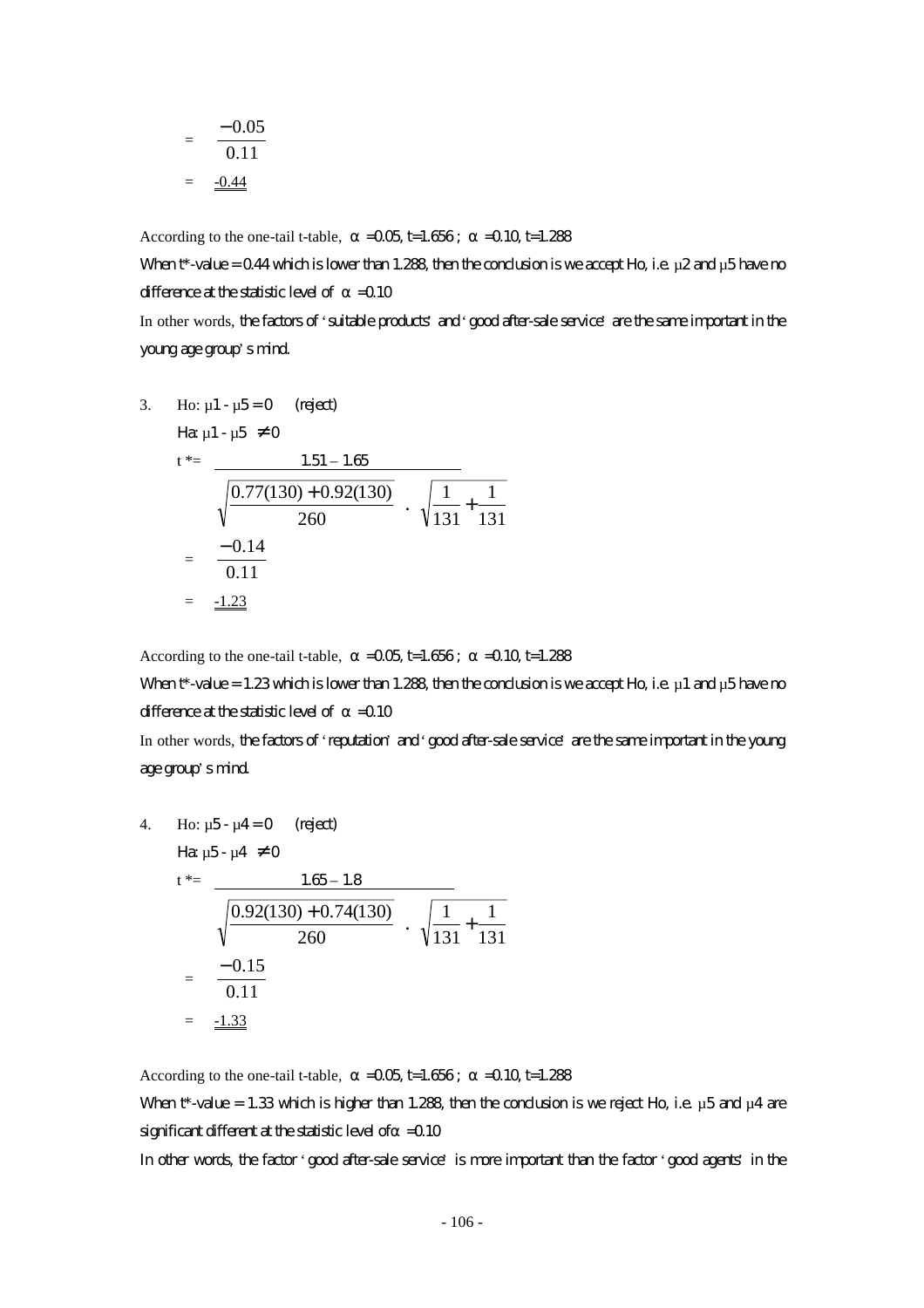$$= \frac{-0.05}{0.11}$$

$$= \underline{\underline{-0.44}}$$

According to the one-tail t-table, $\alpha = 0.05$, $t=1.656$ ; $\alpha = 0.10$, $t=1.288$

When t*-value = 0.44 which is lower than 1.288, then the conclusion is we accept Ho, i.e. $\mu 2$ and $\mu 5$ have no difference at the statistic level of $\alpha = 0.10$

In other words, the factors of 'suitable products' and 'good after-sale service' are the same important in the young age group's mind.

3. Ho: $\mu 1 - \mu 5 = 0$ (reject)

   Ha: $\mu 1 - \mu 5 \neq 0$

$$t^* = \frac{1.51 - 1.65}{\sqrt{\frac{0.77(130) + 0.92(130)}{260}} \cdot \sqrt{\frac{1}{131} + \frac{1}{131}}}$$

$$= \frac{-0.14}{0.11}$$

$$= \underline{\underline{-1.23}}$$

According to the one-tail t-table, $\alpha = 0.05$, $t=1.656$ ; $\alpha = 0.10$, $t=1.288$

When t*-value = 1.23 which is lower than 1.288, then the conclusion is we accept Ho, i.e. $\mu 1$ and $\mu 5$ have no difference at the statistic level of $\alpha = 0.10$

In other words, the factors of 'reputation' and 'good after-sale service' are the same important in the young age group's mind.

4. Ho: $\mu 5 - \mu 4 = 0$ (reject)

   Ha: $\mu 5 - \mu 4 \neq 0$

$$t^* = \frac{1.65 - 1.8}{\sqrt{\frac{0.92(130) + 0.74(130)}{260}} \cdot \sqrt{\frac{1}{131} + \frac{1}{131}}}$$

$$= \frac{-0.15}{0.11}$$

$$= \underline{\underline{-1.33}}$$

According to the one-tail t-table, $\alpha = 0.05$, $t=1.656$ ; $\alpha = 0.10$, $t=1.288$

When t*-value = 1.33 which is higher than 1.288, then the conclusion is we reject Ho, i.e. $\mu 5$ and $\mu 4$ are significant different at the statistic level of $\alpha = 0.10$

In other words, the factor 'good after-sale service' is more important than the factor 'good agents' in the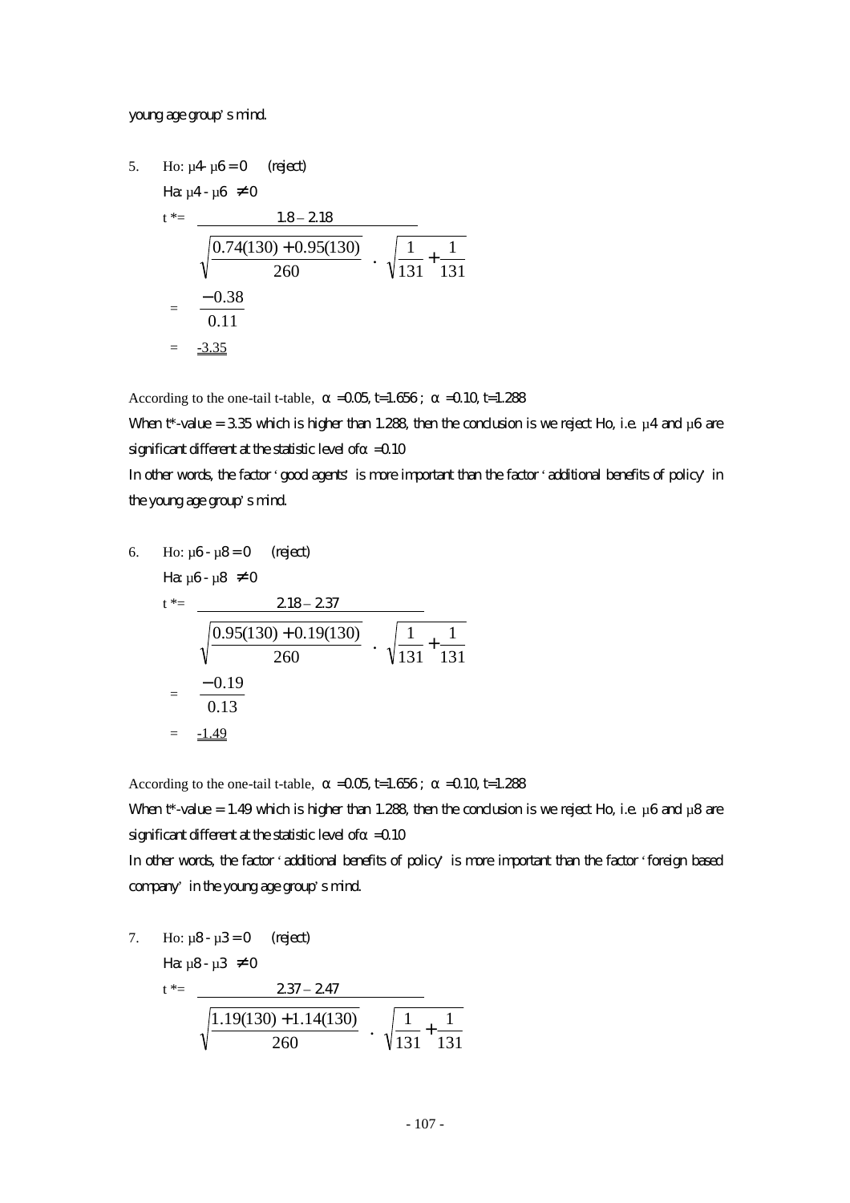young age group' s mind.

5. Ho: $\mu 4 - \mu 6 = 0$ (reject)

   Ha: $\mu 4 - \mu 6 \neq 0$

$$t^* = \frac{1.8 - 2.18}{\sqrt{\frac{0.74(130) + 0.95(130)}{260}} \cdot \sqrt{\frac{1}{131} + \frac{1}{131}}}$$

$$= \frac{-0.38}{0.11}$$

$$= \underline{-3.35}$$

According to the one-tail t-table, $\alpha = 0.05$, $t = 1.656$ ; $\alpha = 0.10$, $t = 1.288$

When t*-value = 3.35 which is higher than 1.288, then the conclusion is we reject Ho, i.e. $\mu 4$ and $\mu 6$ are significant different at the statistic level of $\alpha = 0.10$

In other words, the factor 'good agents' is more important than the factor 'additional benefits of policy' in the young age group' s mind.

6. Ho: $\mu 6 - \mu 8 = 0$ (reject)

   Ha: $\mu 6 - \mu 8 \neq 0$

$$t^* = \frac{2.18 - 2.37}{\sqrt{\frac{0.95(130) + 0.19(130)}{260}} \cdot \sqrt{\frac{1}{131} + \frac{1}{131}}}$$

$$= \frac{-0.19}{0.13}$$

$$= \underline{-1.49}$$

According to the one-tail t-table, $\alpha = 0.05$, $t = 1.656$ ; $\alpha = 0.10$, $t = 1.288$

When t*-value = 1.49 which is higher than 1.288, then the conclusion is we reject Ho, i.e. $\mu 6$ and $\mu 8$ are significant different at the statistic level of $\alpha = 0.10$

In other words, the factor 'additional benefits of policy' is more important than the factor 'foreign based company' in the young age group' s mind.

7. Ho: $\mu 8 - \mu 3 = 0$ (reject)

   Ha: $\mu 8 - \mu 3 \neq 0$

$$t^* = \frac{2.37 - 2.47}{\sqrt{\frac{1.19(130) + 1.14(130)}{260}} \cdot \sqrt{\frac{1}{131} + \frac{1}{131}}}$$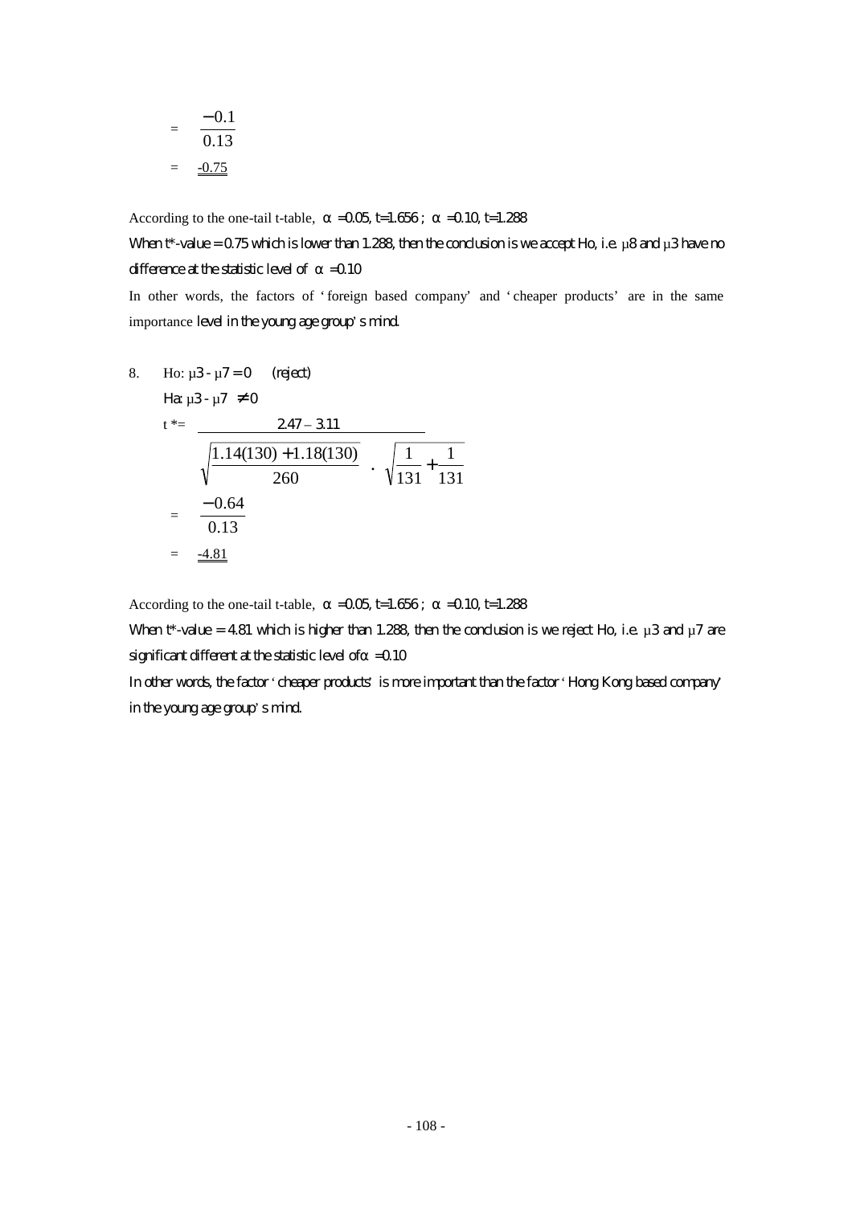$$= \frac{-0.1}{0.13}$$

$$= \underline{\underline{-0.75}}$$

According to the one-tail t-table, $\alpha = 0.05$, $t = 1.656$ ; $\alpha = 0.10$, $t = 1.288$

When t*-value = 0.75 which is lower than 1.288, then the conclusion is we accept Ho, i.e. $\mu 8$ and $\mu 3$ have no difference at the statistic level of $\alpha = 0.10$

In other words, the factors of 'foreign based company' and 'cheaper products' are in the same importance level in the young age group's mind.

8. Ho: $\mu 3 - \mu 7 = 0$ (reject)

   Ha: $\mu 3 - \mu 7 \neq 0$

$$t^* = \frac{2.47 - 3.11}{\sqrt{\frac{1.14(130) + 1.18(130)}{260}} \cdot \sqrt{\frac{1}{131} + \frac{1}{131}}}$$

$$= \frac{-0.64}{0.13}$$

$$= \underline{\underline{-4.81}}$$

According to the one-tail t-table, $\alpha = 0.05$, $t = 1.656$ ; $\alpha = 0.10$, $t = 1.288$

When t*-value = 4.81 which is higher than 1.288, then the conclusion is we reject Ho, i.e. $\mu 3$ and $\mu 7$ are significant different at the statistic level of $\alpha = 0.10$

In other words, the factor 'cheaper products' is more important than the factor 'Hong Kong based company' in the young age group's mind.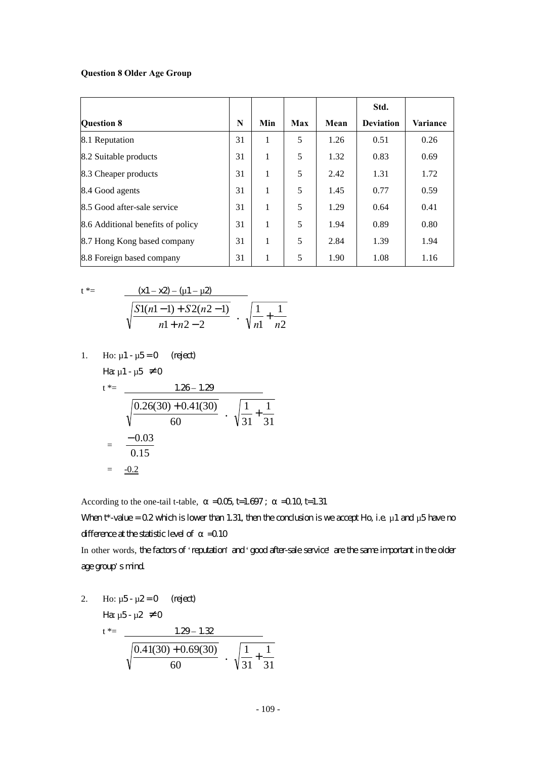**Question 8 Older Age Group**

| Question 8 | N | Min | Max | Mean | Std. Deviation | Variance |
|---|---|---|---|---|---|---|
| 8.1 Reputation | 31 | 1 | 5 | 1.26 | 0.51 | 0.26 |
| 8.2 Suitable products | 31 | 1 | 5 | 1.32 | 0.83 | 0.69 |
| 8.3 Cheaper products | 31 | 1 | 5 | 2.42 | 1.31 | 1.72 |
| 8.4 Good agents | 31 | 1 | 5 | 1.45 | 0.77 | 0.59 |
| 8.5 Good after-sale service | 31 | 1 | 5 | 1.29 | 0.64 | 0.41 |
| 8.6 Additional benefits of policy | 31 | 1 | 5 | 1.94 | 0.89 | 0.80 |
| 8.7 Hong Kong based company | 31 | 1 | 5 | 2.84 | 1.39 | 1.94 |
| 8.8 Foreign based company | 31 | 1 | 5 | 1.90 | 1.08 | 1.16 |

$$t^* = \frac{(x1 - x2) - (\mu 1 - \mu 2)}{\sqrt{\frac{S1(n1-1) + S2(n2-1)}{n1 + n2 - 2}} \cdot \sqrt{\frac{1}{n1} + \frac{1}{n2}}}$$

1. Ho: $\mu 1 - \mu 5 = 0$ (reject)

   Ha: $\mu 1 - \mu 5 \neq 0$

   $$t^* = \frac{1.26 - 1.29}{\sqrt{\frac{0.26(30) + 0.41(30)}{60}} \cdot \sqrt{\frac{1}{31} + \frac{1}{31}}}$$

   $$= \frac{-0.03}{0.15}$$

   $$= -0.2$$

According to the one-tail t-table, $\alpha = 0.05$, $t = 1.697$ ; $\alpha = 0.10$, $t = 1.31$

When t*-value = 0.2 which is lower than 1.31, then the conclusion is we accept Ho, i.e. $\mu 1$ and $\mu 5$ have no difference at the statistic level of $\alpha = 0.10$

In other words, the factors of 'reputation' and 'good after-sale service' are the same important in the older age group's mind.

2. Ho: $\mu 5 - \mu 2 = 0$ (reject)

   Ha: $\mu 5 - \mu 2 \neq 0$

   $$t^* = \frac{1.29 - 1.32}{\sqrt{\frac{0.41(30) + 0.69(30)}{60}} \cdot \sqrt{\frac{1}{31} + \frac{1}{31}}}$$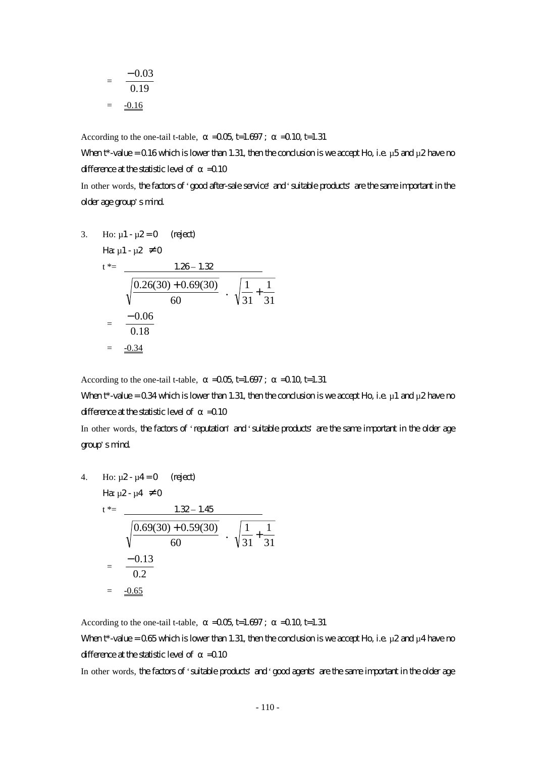$$= \frac{-0.03}{0.19}$$

$$= \underline{\underline{-0.16}}$$

According to the one-tail t-table, $\alpha$ =0.05, t=1.697 ; $\alpha$ =0.10, t=1.31

When t*-value = 0.16 which is lower than 1.31, then the conclusion is we accept Ho, i.e. $\mu 5$ and $\mu 2$ have no difference at the statistic level of $\alpha$ =0.10

In other words, the factors of 'good after-sale service' and 'suitable products' are the same important in the older age group's mind.

3. Ho: $\mu 1 - \mu 2 = 0$ (reject)

   Ha: $\mu 1 - \mu 2 \neq 0$

$$t^* = \frac{1.26 - 1.32}{\sqrt{\frac{0.26(30) + 0.69(30)}{60}} \cdot \sqrt{\frac{1}{31} + \frac{1}{31}}}$$

$$= \frac{-0.06}{0.18}$$

$$= \underline{\underline{-0.34}}$$

According to the one-tail t-table, $\alpha$ =0.05, t=1.697 ; $\alpha$ =0.10, t=1.31

When t*-value = 0.34 which is lower than 1.31, then the conclusion is we accept Ho, i.e. $\mu 1$ and $\mu 2$ have no difference at the statistic level of $\alpha$ =0.10

In other words, the factors of 'reputation' and 'suitable products' are the same important in the older age group's mind.

4. Ho: $\mu 2 - \mu 4 = 0$ (reject)

   Ha: $\mu 2 - \mu 4 \neq 0$

$$t^* = \frac{1.32 - 1.45}{\sqrt{\frac{0.69(30) + 0.59(30)}{60}} \cdot \sqrt{\frac{1}{31} + \frac{1}{31}}}$$

$$= \frac{-0.13}{0.2}$$

$$= \underline{\underline{-0.65}}$$

According to the one-tail t-table, $\alpha$ =0.05, t=1.697 ; $\alpha$ =0.10, t=1.31

When t*-value = 0.65 which is lower than 1.31, then the conclusion is we accept Ho, i.e. $\mu 2$ and $\mu 4$ have no difference at the statistic level of $\alpha$ =0.10

In other words, the factors of 'suitable products' and 'good agents' are the same important in the older age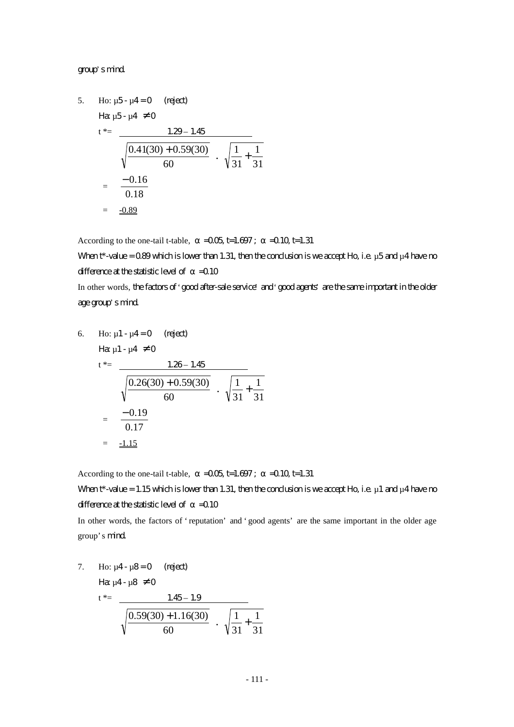group's mind.

5. Ho: $\mu 5 - \mu 4 = 0$ (reject)

   Ha: $\mu 5 - \mu 4 \neq 0$

$$t^* = \frac{1.29 - 1.45}{\sqrt{\frac{0.41(30) + 0.59(30)}{60}} \cdot \sqrt{\frac{1}{31} + \frac{1}{31}}}$$

$$= \frac{-0.16}{0.18}$$

$$= \underline{-0.89}$$

According to the one-tail t-table, $\alpha = 0.05$, $t = 1.697$ ; $\alpha = 0.10$, $t = 1.31$

When t*-value = 0.89 which is lower than 1.31, then the conclusion is we accept Ho, i.e. $\mu 5$ and $\mu 4$ have no difference at the statistic level of $\alpha = 0.10$

In other words, the factors of 'good after-sale service' and 'good agents' are the same important in the older age group's mind.

6. Ho: $\mu 1 - \mu 4 = 0$ (reject)

   Ha: $\mu 1 - \mu 4 \neq 0$

$$t^* = \frac{1.26 - 1.45}{\sqrt{\frac{0.26(30) + 0.59(30)}{60}} \cdot \sqrt{\frac{1}{31} + \frac{1}{31}}}$$

$$= \frac{-0.19}{0.17}$$

$$= \underline{-1.15}$$

According to the one-tail t-table, $\alpha = 0.05$, $t = 1.697$ ; $\alpha = 0.10$, $t = 1.31$

When t*-value = 1.15 which is lower than 1.31, then the conclusion is we accept Ho, i.e. $\mu 1$ and $\mu 4$ have no difference at the statistic level of $\alpha = 0.10$

In other words, the factors of 'reputation' and 'good agents' are the same important in the older age group's mind.

7. Ho: $\mu 4 - \mu 8 = 0$ (reject)

   Ha: $\mu 4 - \mu 8 \neq 0$

$$t^* = \frac{1.45 - 1.9}{\sqrt{\frac{0.59(30) + 1.16(30)}{60}} \cdot \sqrt{\frac{1}{31} + \frac{1}{31}}}$$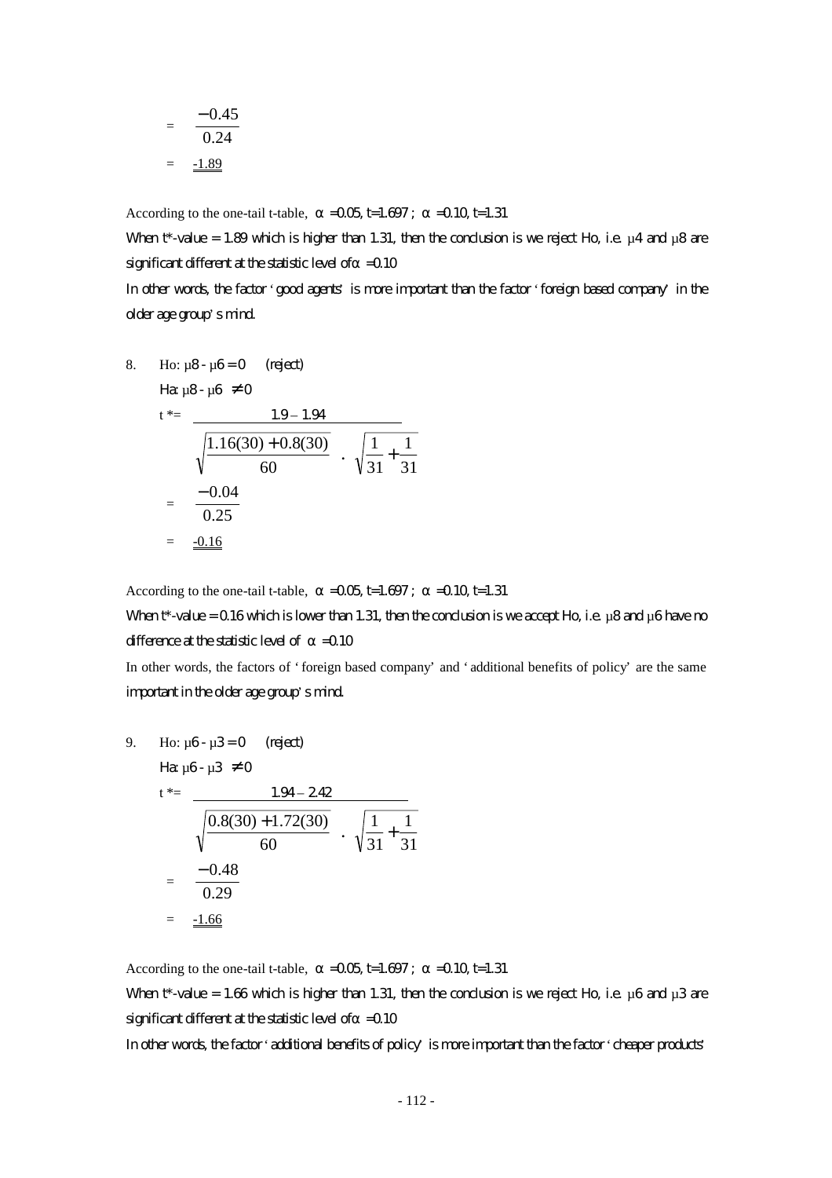$$= \frac{-0.45}{0.24}$$

$$= \underline{\underline{-1.89}}$$

According to the one-tail t-table, $\alpha$ =0.05, t=1.697 ; $\alpha$ =0.10, t=1.31

When t*-value = 1.89 which is higher than 1.31, then the conclusion is we reject Ho, i.e. $\mu 4$ and $\mu 8$ are significant different at the statistic level of $\alpha$ =0.10

In other words, the factor 'good agents' is more important than the factor 'foreign based company' in the older age group's mind.

8. Ho: $\mu 8 - \mu 6 = 0$ (reject)

   Ha: $\mu 8 - \mu 6 \neq 0$

$$t^* = \frac{1.9 - 1.94}{\sqrt{\frac{1.16(30) + 0.8(30)}{60}} \cdot \sqrt{\frac{1}{31} + \frac{1}{31}}}$$

$$= \frac{-0.04}{0.25}$$

$$= \underline{\underline{-0.16}}$$

According to the one-tail t-table, $\alpha$ =0.05, t=1.697 ; $\alpha$ =0.10, t=1.31

When t*-value = 0.16 which is lower than 1.31, then the conclusion is we accept Ho, i.e. $\mu 8$ and $\mu 6$ have no difference at the statistic level of $\alpha$ =0.10

In other words, the factors of 'foreign based company' and 'additional benefits of policy' are the same important in the older age group's mind.

9. Ho: $\mu 6 - \mu 3 = 0$ (reject)

   Ha: $\mu 6 - \mu 3 \neq 0$

$$t^* = \frac{1.94 - 2.42}{\sqrt{\frac{0.8(30) + 1.72(30)}{60}} \cdot \sqrt{\frac{1}{31} + \frac{1}{31}}}$$

$$= \frac{-0.48}{0.29}$$

$$= \underline{\underline{-1.66}}$$

According to the one-tail t-table, $\alpha$ =0.05, t=1.697 ; $\alpha$ =0.10, t=1.31

When t*-value = 1.66 which is higher than 1.31, then the conclusion is we reject Ho, i.e. $\mu 6$ and $\mu 3$ are significant different at the statistic level of $\alpha$ =0.10

In other words, the factor 'additional benefits of policy' is more important than the factor 'cheaper products'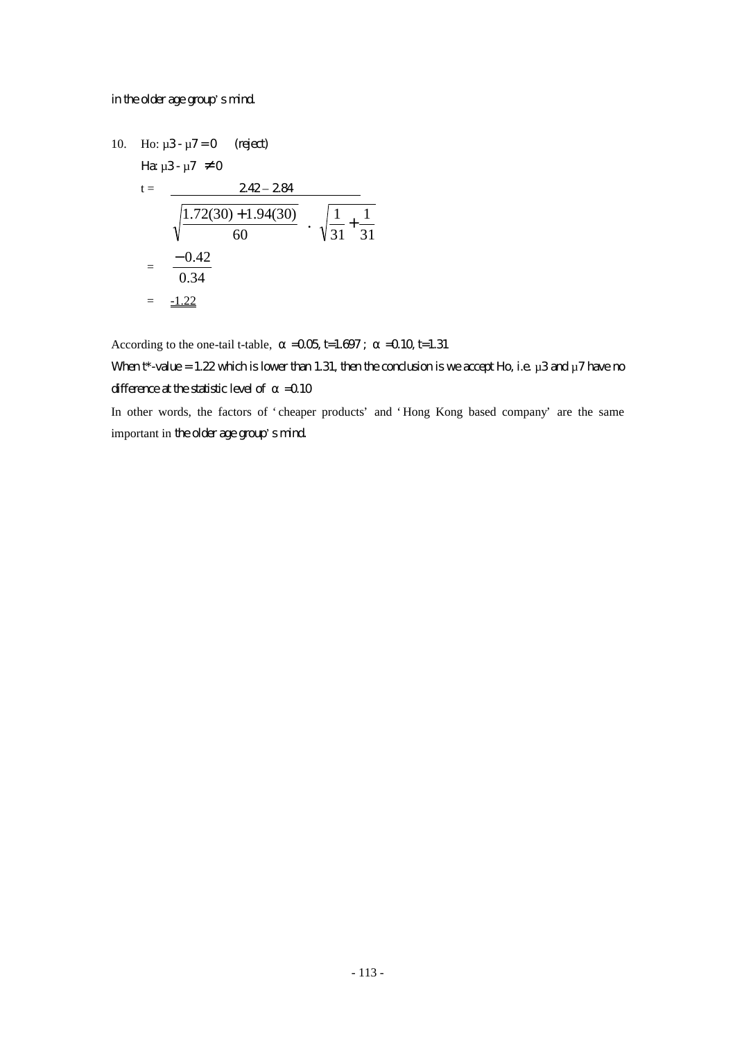in the older age group's mind.

10. Ho: $\mu 3 - \mu 7 = 0$ (reject)

Ha: $\mu 3 - \mu 7 \neq 0$

$$t = \frac{2.42 - 2.84}{\sqrt{\frac{1.72(30) + 1.94(30)}{60}} \cdot \sqrt{\frac{1}{31} + \frac{1}{31}}}$$

$$= \frac{-0.42}{0.34}$$

$$= \underline{\underline{-1.22}}$$

According to the one-tail t-table, $\alpha = 0.05$, $t = 1.697$ ; $\alpha = 0.10$, $t = 1.31$

When t*-value = 1.22 which is lower than 1.31, then the conclusion is we accept Ho, i.e. $\mu 3$ and $\mu 7$ have no difference at the statistic level of $\alpha = 0.10$

In other words, the factors of 'cheaper products' and 'Hong Kong based company' are the same important in the older age group's mind.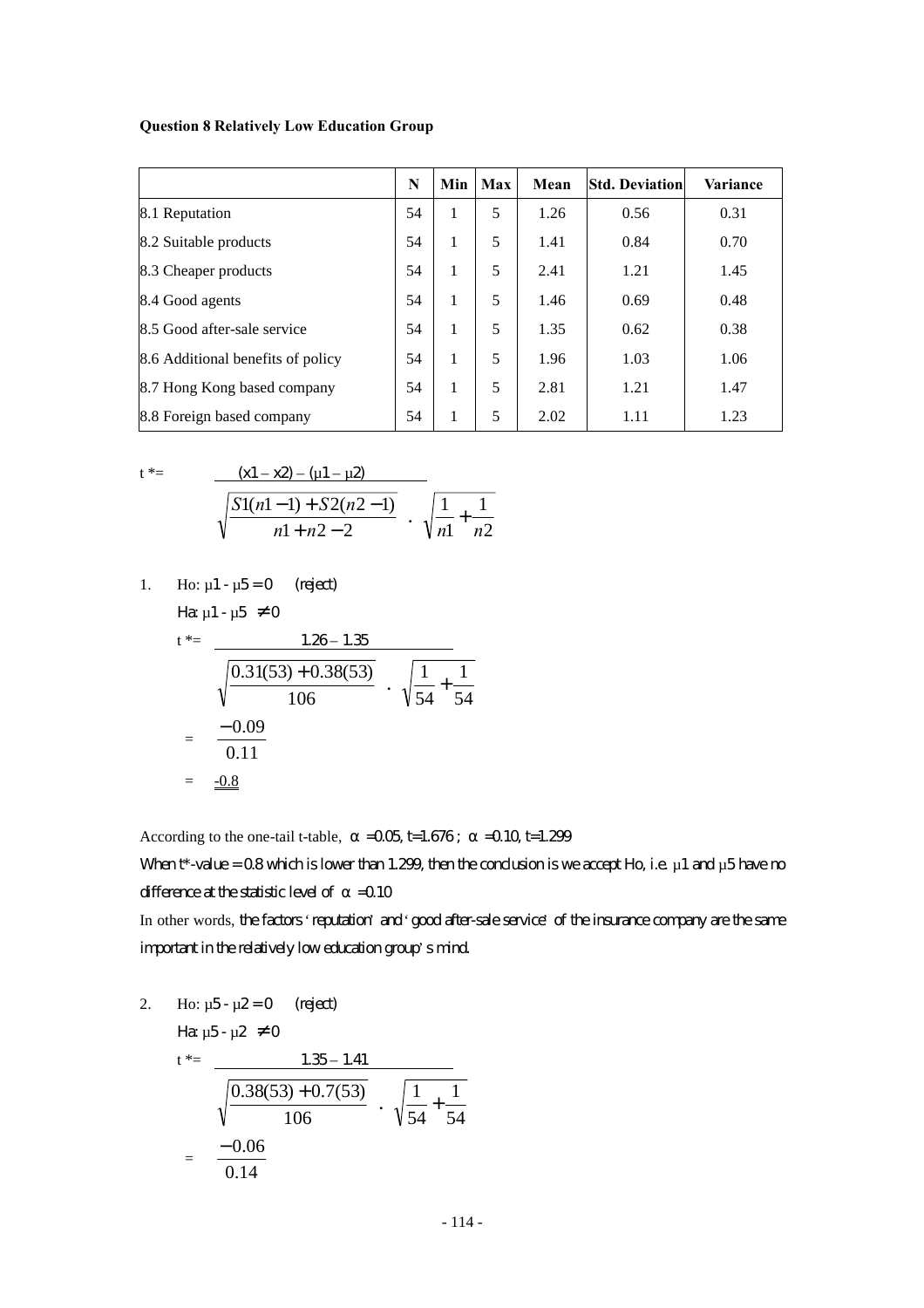**Question 8 Relatively Low Education Group**

| | N | Min | Max | Mean | Std. Deviation | Variance |
|---|---|---|---|---|---|---|
| 8.1 Reputation | 54 | 1 | 5 | 1.26 | 0.56 | 0.31 |
| 8.2 Suitable products | 54 | 1 | 5 | 1.41 | 0.84 | 0.70 |
| 8.3 Cheaper products | 54 | 1 | 5 | 2.41 | 1.21 | 1.45 |
| 8.4 Good agents | 54 | 1 | 5 | 1.46 | 0.69 | 0.48 |
| 8.5 Good after-sale service | 54 | 1 | 5 | 1.35 | 0.62 | 0.38 |
| 8.6 Additional benefits of policy | 54 | 1 | 5 | 1.96 | 1.03 | 1.06 |
| 8.7 Hong Kong based company | 54 | 1 | 5 | 2.81 | 1.21 | 1.47 |
| 8.8 Foreign based company | 54 | 1 | 5 | 2.02 | 1.11 | 1.23 |

$$t^* = \frac{(x1 - x2) - (\mu 1 - \mu 2)}{\sqrt{\dfrac{S1(n1-1) + S2(n2-1)}{n1+n2-2}} \cdot \sqrt{\dfrac{1}{n1} + \dfrac{1}{n2}}}$$

1. Ho: $\mu 1 - \mu 5 = 0$ (reject)

   Ha: $\mu 1 - \mu 5 \neq 0$

   $$t^* = \frac{1.26 - 1.35}{\sqrt{\dfrac{0.31(53) + 0.38(53)}{106}} \cdot \sqrt{\dfrac{1}{54} + \dfrac{1}{54}}}$$

   $$= \frac{-0.09}{0.11}$$

   $$= \underline{\underline{-0.8}}$$

According to the one-tail t-table, $\alpha = 0.05$, $t = 1.676$ ; $\alpha = 0.10$, $t = 1.299$

When t*-value = 0.8 which is lower than 1.299, then the conclusion is we accept Ho, i.e. $\mu 1$ and $\mu 5$ have no difference at the statistic level of $\alpha = 0.10$

In other words, the factors 'reputation' and 'good after-sale service' of the insurance company are the same important in the relatively low education group's mind.

2. Ho: $\mu 5 - \mu 2 = 0$ (reject)

   Ha: $\mu 5 - \mu 2 \neq 0$

   $$t^* = \frac{1.35 - 1.41}{\sqrt{\dfrac{0.38(53) + 0.7(53)}{106}} \cdot \sqrt{\dfrac{1}{54} + \dfrac{1}{54}}}$$

   $$= \frac{-0.06}{0.14}$$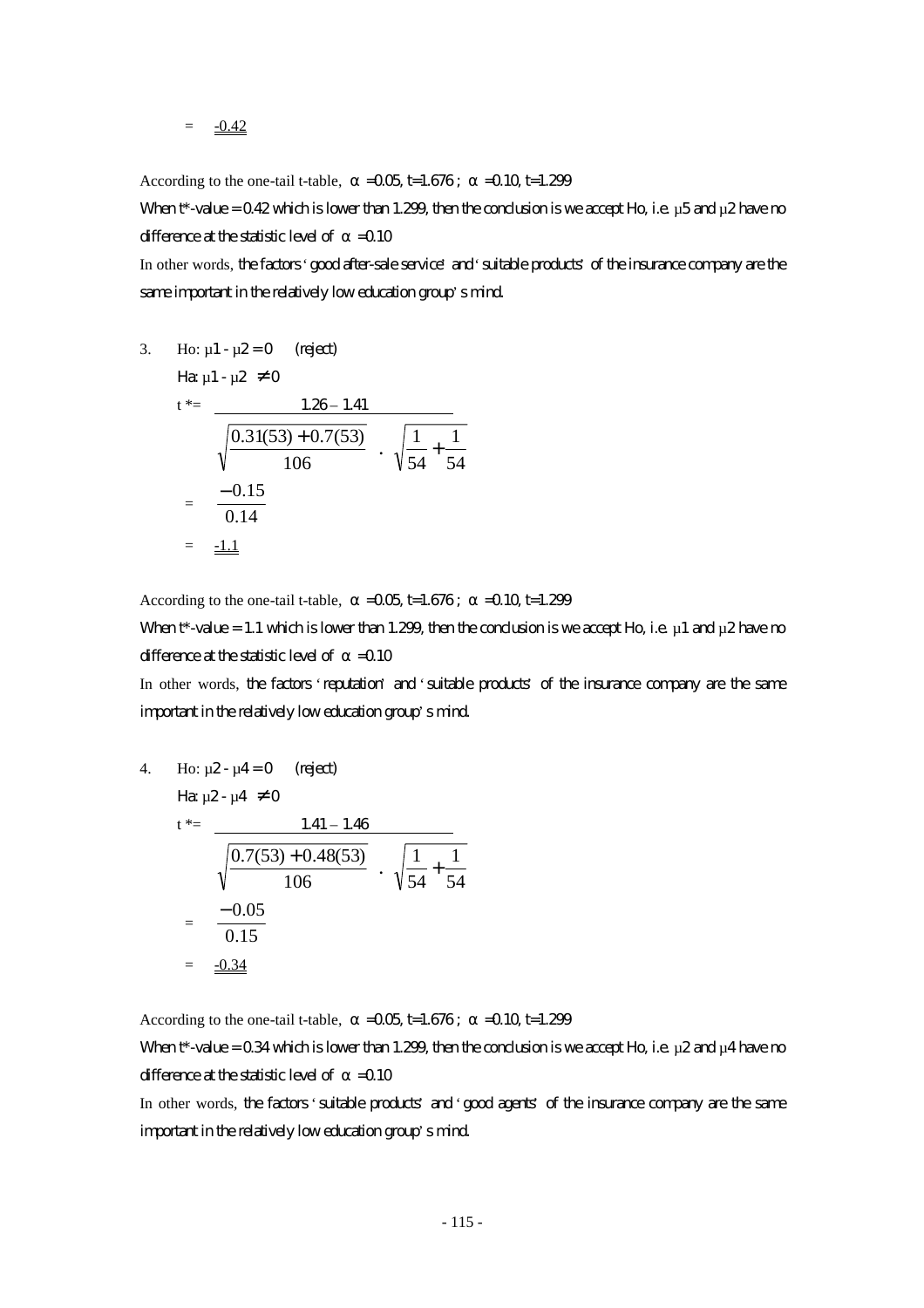$= \underline{-0.42}$

According to the one-tail t-table, $\alpha = 0.05$, $t=1.676$ ; $\alpha = 0.10$, $t=1.299$

When t*-value = 0.42 which is lower than 1.299, then the conclusion is we accept Ho, i.e. $\mu 5$ and $\mu 2$ have no difference at the statistic level of $\alpha = 0.10$

In other words, the factors 'good after-sale service' and 'suitable products' of the insurance company are the same important in the relatively low education group's mind.

3. Ho: $\mu 1 - \mu 2 = 0$ (reject)

   Ha: $\mu 1 - \mu 2 \neq 0$

$$t^* = \frac{1.26 - 1.41}{\sqrt{\frac{0.31(53) + 0.7(53)}{106}} \cdot \sqrt{\frac{1}{54} + \frac{1}{54}}}$$

$$= \frac{-0.15}{0.14}$$

$$= \underline{\underline{-1.1}}$$

According to the one-tail t-table, $\alpha = 0.05$, $t=1.676$ ; $\alpha = 0.10$, $t=1.299$

When t*-value = 1.1 which is lower than 1.299, then the conclusion is we accept Ho, i.e. $\mu 1$ and $\mu 2$ have no difference at the statistic level of $\alpha = 0.10$

In other words, the factors 'reputation' and 'suitable products' of the insurance company are the same important in the relatively low education group's mind.

4. Ho: $\mu 2 - \mu 4 = 0$ (reject)

   Ha: $\mu 2 - \mu 4 \neq 0$

$$t^* = \frac{1.41 - 1.46}{\sqrt{\frac{0.7(53) + 0.48(53)}{106}} \cdot \sqrt{\frac{1}{54} + \frac{1}{54}}}$$

$$= \frac{-0.05}{0.15}$$

$$= \underline{-0.34}$$

According to the one-tail t-table, $\alpha = 0.05$, $t=1.676$ ; $\alpha = 0.10$, $t=1.299$

When t*-value = 0.34 which is lower than 1.299, then the conclusion is we accept Ho, i.e. $\mu 2$ and $\mu 4$ have no difference at the statistic level of $\alpha = 0.10$

In other words, the factors 'suitable products' and 'good agents' of the insurance company are the same important in the relatively low education group's mind.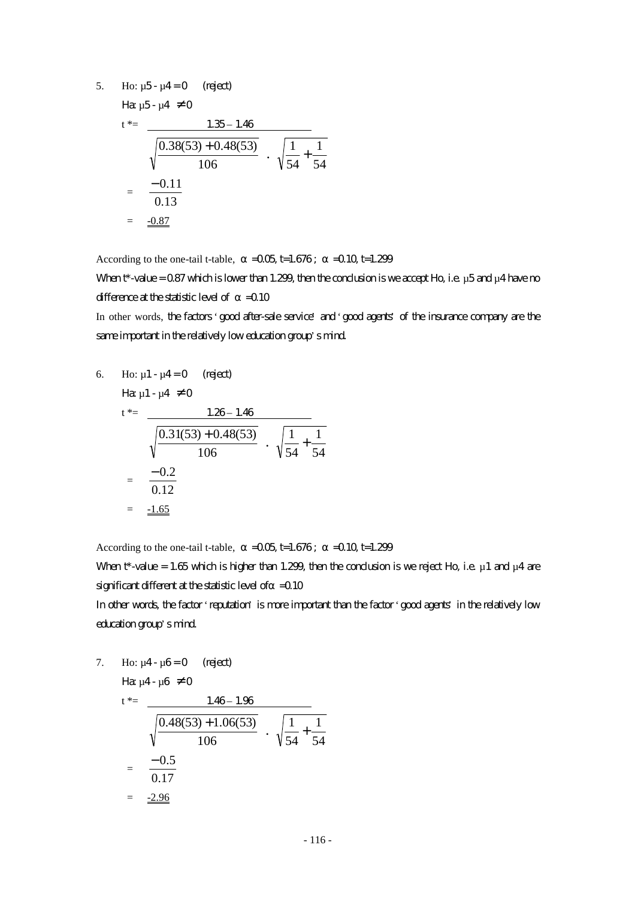5. Ho: $\mu 5 - \mu 4 = 0$ (reject)

   Ha: $\mu 5 - \mu 4 \neq 0$

$$t^* = \frac{1.35 - 1.46}{\sqrt{\frac{0.38(53) + 0.48(53)}{106}} \cdot \sqrt{\frac{1}{54} + \frac{1}{54}}}$$

$$= \frac{-0.11}{0.13}$$

$$= \underline{\underline{-0.87}}$$

According to the one-tail t-table, $\alpha = 0.05$, $t = 1.676$ ; $\alpha = 0.10$, $t = 1.299$

When t*-value = 0.87 which is lower than 1.299, then the conclusion is we accept Ho, i.e. $\mu 5$ and $\mu 4$ have no difference at the statistic level of $\alpha = 0.10$

In other words, the factors 'good after-sale service' and 'good agents' of the insurance company are the same important in the relatively low education group's mind.

6. Ho: $\mu 1 - \mu 4 = 0$ (reject)

   Ha: $\mu 1 - \mu 4 \neq 0$

$$t^* = \frac{1.26 - 1.46}{\sqrt{\frac{0.31(53) + 0.48(53)}{106}} \cdot \sqrt{\frac{1}{54} + \frac{1}{54}}}$$

$$= \frac{-0.2}{0.12}$$

$$= \underline{\underline{-1.65}}$$

According to the one-tail t-table, $\alpha = 0.05$, $t = 1.676$ ; $\alpha = 0.10$, $t = 1.299$

When t*-value = 1.65 which is higher than 1.299, then the conclusion is we reject Ho, i.e. $\mu 1$ and $\mu 4$ are significant different at the statistic level of $\alpha = 0.10$

In other words, the factor 'reputation' is more important than the factor 'good agents' in the relatively low education group's mind.

7. Ho: $\mu 4 - \mu 6 = 0$ (reject)

   Ha: $\mu 4 - \mu 6 \neq 0$

$$t^* = \frac{1.46 - 1.96}{\sqrt{\frac{0.48(53) + 1.06(53)}{106}} \cdot \sqrt{\frac{1}{54} + \frac{1}{54}}}$$

$$= \frac{-0.5}{0.17}$$

$$= \underline{\underline{-2.96}}$$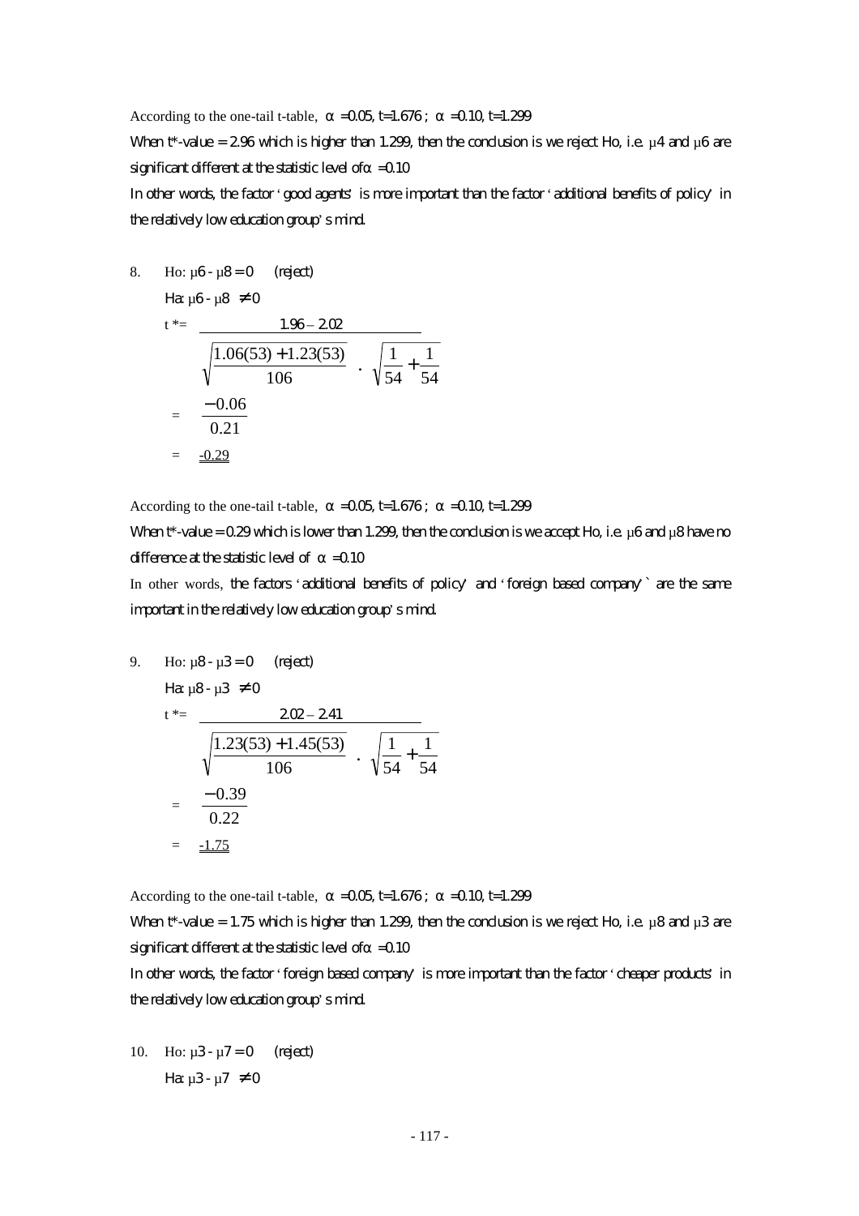According to the one-tail t-table, $\alpha = 0.05$, t=1.676 ; $\alpha = 0.10$, t=1.299

When t*-value = 2.96 which is higher than 1.299, then the conclusion is we reject Ho, i.e. $\mu 4$ and $\mu 6$ are significant different at the statistic level of $\alpha = 0.10$

In other words, the factor 'good agents' is more important than the factor 'additional benefits of policy' in the relatively low education group's mind.

8. Ho: $\mu 6 - \mu 8 = 0$ (reject)

   Ha: $\mu 6 - \mu 8 \neq 0$

$$t^* = \frac{1.96 - 2.02}{\sqrt{\frac{1.06(53) + 1.23(53)}{106}} \cdot \sqrt{\frac{1}{54} + \frac{1}{54}}}$$

$$= \frac{-0.06}{0.21}$$

$$= \underline{-0.29}$$

According to the one-tail t-table, $\alpha = 0.05$, t=1.676 ; $\alpha = 0.10$, t=1.299

When t*-value = 0.29 which is lower than 1.299, then the conclusion is we accept Ho, i.e. $\mu 6$ and $\mu 8$ have no difference at the statistic level of $\alpha = 0.10$

In other words, the factors 'additional benefits of policy' and 'foreign based company'` are the same important in the relatively low education group's mind.

9. Ho: $\mu 8 - \mu 3 = 0$ (reject)

   Ha: $\mu 8 - \mu 3 \neq 0$

$$t^* = \frac{2.02 - 2.41}{\sqrt{\frac{1.23(53) + 1.45(53)}{106}} \cdot \sqrt{\frac{1}{54} + \frac{1}{54}}}$$

$$= \frac{-0.39}{0.22}$$

$$= \underline{-1.75}$$

According to the one-tail t-table, $\alpha = 0.05$, t=1.676 ; $\alpha = 0.10$, t=1.299

When t*-value = 1.75 which is higher than 1.299, then the conclusion is we reject Ho, i.e. $\mu 8$ and $\mu 3$ are significant different at the statistic level of $\alpha = 0.10$

In other words, the factor 'foreign based company' is more important than the factor 'cheaper products' in the relatively low education group's mind.

10. Ho: $\mu 3 - \mu 7 = 0$ (reject)

    Ha: $\mu 3 - \mu 7 \neq 0$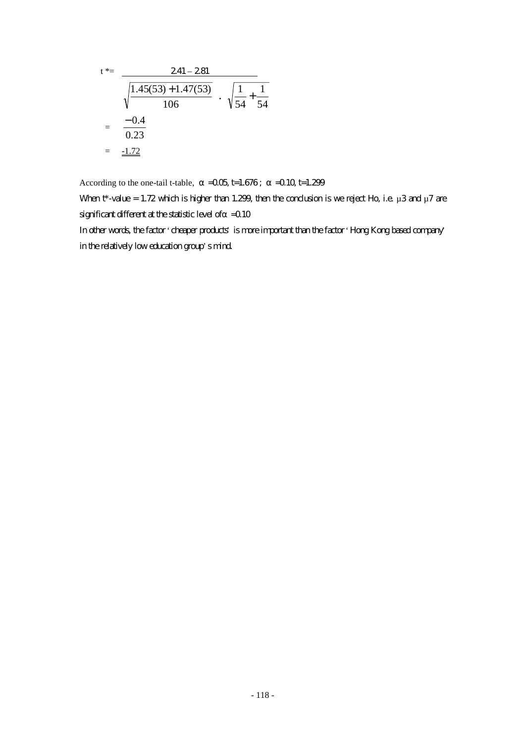$$t^* = \frac{2.41 - 2.81}{\sqrt{\dfrac{1.45(53) + 1.47(53)}{106}} \cdot \sqrt{\dfrac{1}{54} + \dfrac{1}{54}}}$$

$$= \frac{-0.4}{0.23}$$

$$= \underline{\underline{-1.72}}$$

According to the one-tail t-table, $\alpha = 0.05$, $t = 1.676$ ; $\alpha = 0.10$, $t = 1.299$

When t*-value = 1.72 which is higher than 1.299, then the conclusion is we reject Ho, i.e. $\mu 3$ and $\mu 7$ are significant different at the statistic level of $\alpha = 0.10$

In other words, the factor 'cheaper products' is more important than the factor 'Hong Kong based company' in the relatively low education group's mind.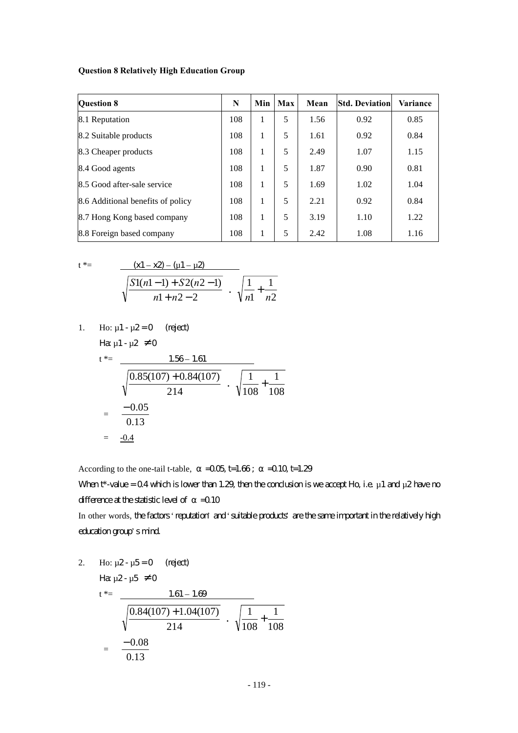**Question 8 Relatively High Education Group**

| Question 8 | N | Min | Max | Mean | Std. Deviation | Variance |
|---|---|---|---|---|---|---|
| 8.1 Reputation | 108 | 1 | 5 | 1.56 | 0.92 | 0.85 |
| 8.2 Suitable products | 108 | 1 | 5 | 1.61 | 0.92 | 0.84 |
| 8.3 Cheaper products | 108 | 1 | 5 | 2.49 | 1.07 | 1.15 |
| 8.4 Good agents | 108 | 1 | 5 | 1.87 | 0.90 | 0.81 |
| 8.5 Good after-sale service | 108 | 1 | 5 | 1.69 | 1.02 | 1.04 |
| 8.6 Additional benefits of policy | 108 | 1 | 5 | 2.21 | 0.92 | 0.84 |
| 8.7 Hong Kong based company | 108 | 1 | 5 | 3.19 | 1.10 | 1.22 |
| 8.8 Foreign based company | 108 | 1 | 5 | 2.42 | 1.08 | 1.16 |

$$t^* = \frac{(x1 - x2) - (\mu1 - \mu2)}{\sqrt{\dfrac{S1(n1-1) + S2(n2-1)}{n1 + n2 - 2}} \cdot \sqrt{\dfrac{1}{n1} + \dfrac{1}{n2}}}$$

1. Ho: $\mu1 - \mu2 = 0$ (reject)

   Ha: $\mu1 - \mu2 \neq 0$

$$t^* = \frac{1.56 - 1.61}{\sqrt{\dfrac{0.85(107) + 0.84(107)}{214}} \cdot \sqrt{\dfrac{1}{108} + \dfrac{1}{108}}}$$

$$= \frac{-0.05}{0.13}$$

$$= -0.4$$

According to the one-tail t-table, $\alpha = 0.05$, $t = 1.66$ ; $\alpha = 0.10$, $t = 1.29$

When t*-value = 0.4 which is lower than 1.29, then the conclusion is we accept Ho, i.e. $\mu1$ and $\mu2$ have no difference at the statistic level of $\alpha = 0.10$

In other words, the factors 'reputation' and 'suitable products' are the same important in the relatively high education group's mind.

2. Ho: $\mu2 - \mu5 = 0$ (reject)

   Ha: $\mu2 - \mu5 \neq 0$

$$t^* = \frac{1.61 - 1.69}{\sqrt{\dfrac{0.84(107) + 1.04(107)}{214}} \cdot \sqrt{\dfrac{1}{108} + \dfrac{1}{108}}}$$

$$= \frac{-0.08}{0.13}$$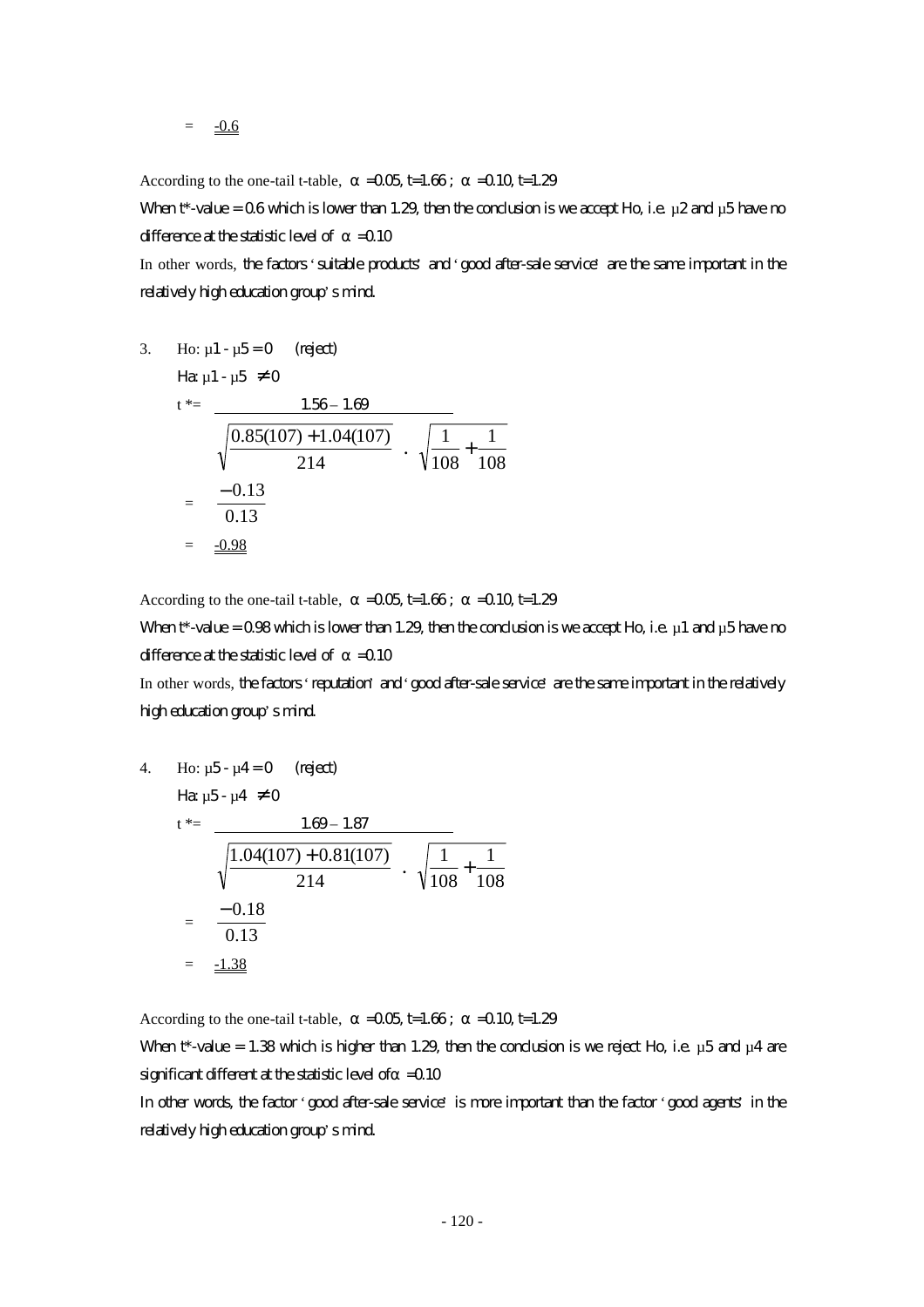$= \underline{-0.6}$

According to the one-tail t-table, $\alpha = 0.05$, $t=1.66$ ; $\alpha = 0.10$, $t=1.29$

When t*-value = 0.6 which is lower than 1.29, then the conclusion is we accept Ho, i.e. $\mu 2$ and $\mu 5$ have no difference at the statistic level of $\alpha = 0.10$

In other words, the factors 'suitable products' and 'good after-sale service' are the same important in the relatively high education group's mind.

3. Ho: $\mu 1 - \mu 5 = 0$ (reject)

   Ha: $\mu 1 - \mu 5 \neq 0$

$$t^* = \frac{1.56 - 1.69}{\sqrt{\dfrac{0.85(107) + 1.04(107)}{214}} \cdot \sqrt{\dfrac{1}{108} + \dfrac{1}{108}}}$$

$$= \frac{-0.13}{0.13}$$

$$= \underline{-0.98}$$

According to the one-tail t-table, $\alpha = 0.05$, $t=1.66$ ; $\alpha = 0.10$, $t=1.29$

When t*-value = 0.98 which is lower than 1.29, then the conclusion is we accept Ho, i.e. $\mu 1$ and $\mu 5$ have no difference at the statistic level of $\alpha = 0.10$

In other words, the factors 'reputation' and 'good after-sale service' are the same important in the relatively high education group's mind.

4. Ho: $\mu 5 - \mu 4 = 0$ (reject)

   Ha: $\mu 5 - \mu 4 \neq 0$

$$t^* = \frac{1.69 - 1.87}{\sqrt{\dfrac{1.04(107) + 0.81(107)}{214}} \cdot \sqrt{\dfrac{1}{108} + \dfrac{1}{108}}}$$

$$= \frac{-0.18}{0.13}$$

$$= \underline{-1.38}$$

According to the one-tail t-table, $\alpha = 0.05$, $t=1.66$ ; $\alpha = 0.10$, $t=1.29$

When t*-value = 1.38 which is higher than 1.29, then the conclusion is we reject Ho, i.e. $\mu 5$ and $\mu 4$ are significant different at the statistic level of $\alpha = 0.10$

In other words, the factor 'good after-sale service' is more important than the factor 'good agents' in the relatively high education group's mind.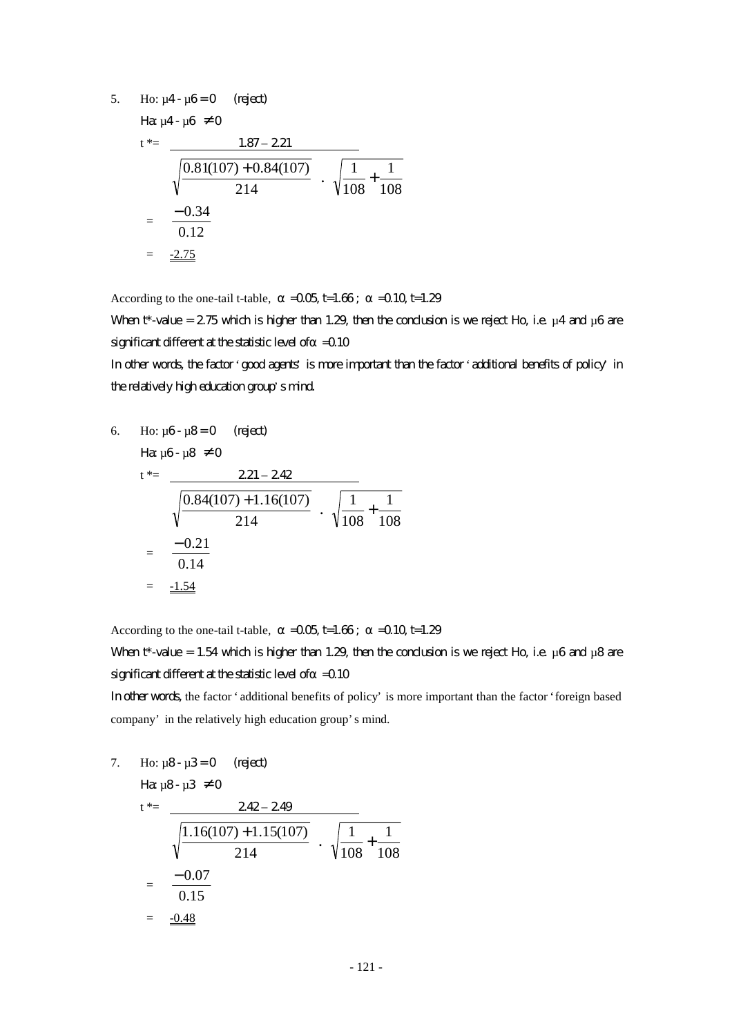5. Ho: $\mu4 - \mu6 = 0$ (reject)

 Ha: $\mu4 - \mu6 \neq 0$

$$t^* = \frac{1.87 - 2.21}{\sqrt{\frac{0.81(107) + 0.84(107)}{214}} \cdot \sqrt{\frac{1}{108} + \frac{1}{108}}}$$

$$= \frac{-0.34}{0.12}$$

$$= \underline{-2.75}$$

According to the one-tail t-table, $\alpha = 0.05$, $t = 1.66$ ; $\alpha = 0.10$, $t = 1.29$

When t\*-value = 2.75 which is higher than 1.29, then the conclusion is we reject Ho, i.e. $\mu4$ and $\mu6$ are significant different at the statistic level of $\alpha = 0.10$

In other words, the factor 'good agents' is more important than the factor 'additional benefits of policy' in the relatively high education group's mind.

6. Ho: $\mu6 - \mu8 = 0$ (reject)

 Ha: $\mu6 - \mu8 \neq 0$

$$t^* = \frac{2.21 - 2.42}{\sqrt{\frac{0.84(107) + 1.16(107)}{214}} \cdot \sqrt{\frac{1}{108} + \frac{1}{108}}}$$

$$= \frac{-0.21}{0.14}$$

$$= \underline{-1.54}$$

According to the one-tail t-table, $\alpha = 0.05$, $t = 1.66$ ; $\alpha = 0.10$, $t = 1.29$

When t\*-value = 1.54 which is higher than 1.29, then the conclusion is we reject Ho, i.e. $\mu6$ and $\mu8$ are significant different at the statistic level of $\alpha = 0.10$

In other words, the factor 'additional benefits of policy' is more important than the factor 'foreign based company' in the relatively high education group's mind.

7. Ho: $\mu8 - \mu3 = 0$ (reject)

 Ha: $\mu8 - \mu3 \neq 0$

$$t^* = \frac{2.42 - 2.49}{\sqrt{\frac{1.16(107) + 1.15(107)}{214}} \cdot \sqrt{\frac{1}{108} + \frac{1}{108}}}$$

$$= \frac{-0.07}{0.15}$$

$$= \underline{-0.48}$$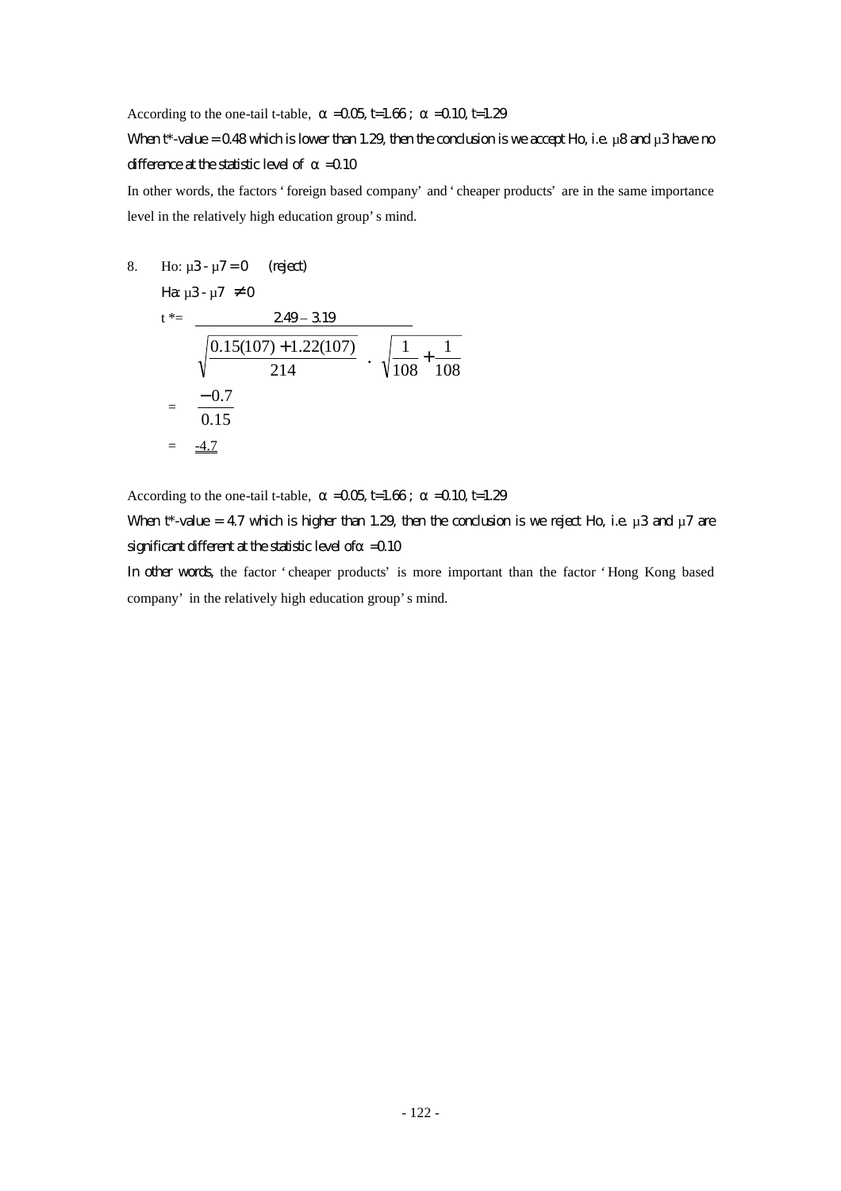According to the one-tail t-table, $\alpha = 0.05$, $t = 1.66$ ; $\alpha = 0.10$, $t = 1.29$

When t*-value = 0.48 which is lower than 1.29, then the conclusion is we accept Ho, i.e. $\mu 8$ and $\mu 3$ have no difference at the statistic level of $\alpha = 0.10$

In other words, the factors 'foreign based company' and 'cheaper products' are in the same importance level in the relatively high education group's mind.

8. Ho: $\mu 3 - \mu 7 = 0$ &nbsp;&nbsp;&nbsp; *(reject)*

Ha: $\mu 3 - \mu 7 \neq 0$

$$t^* = \frac{2.49 - 3.19}{\sqrt{\frac{0.15(107) + 1.22(107)}{214}} \cdot \sqrt{\frac{1}{108} + \frac{1}{108}}}$$

$$= \frac{-0.7}{0.15}$$

$$= \underline{\underline{-4.7}}$$

According to the one-tail t-table, $\alpha = 0.05$, $t = 1.66$ ; $\alpha = 0.10$, $t = 1.29$

When t*-value = 4.7 which is higher than 1.29, then the conclusion is we reject Ho, i.e. $\mu 3$ and $\mu 7$ are significant different at the statistic level of $\alpha = 0.10$

In other words, the factor 'cheaper products' is more important than the factor 'Hong Kong based company' in the relatively high education group's mind.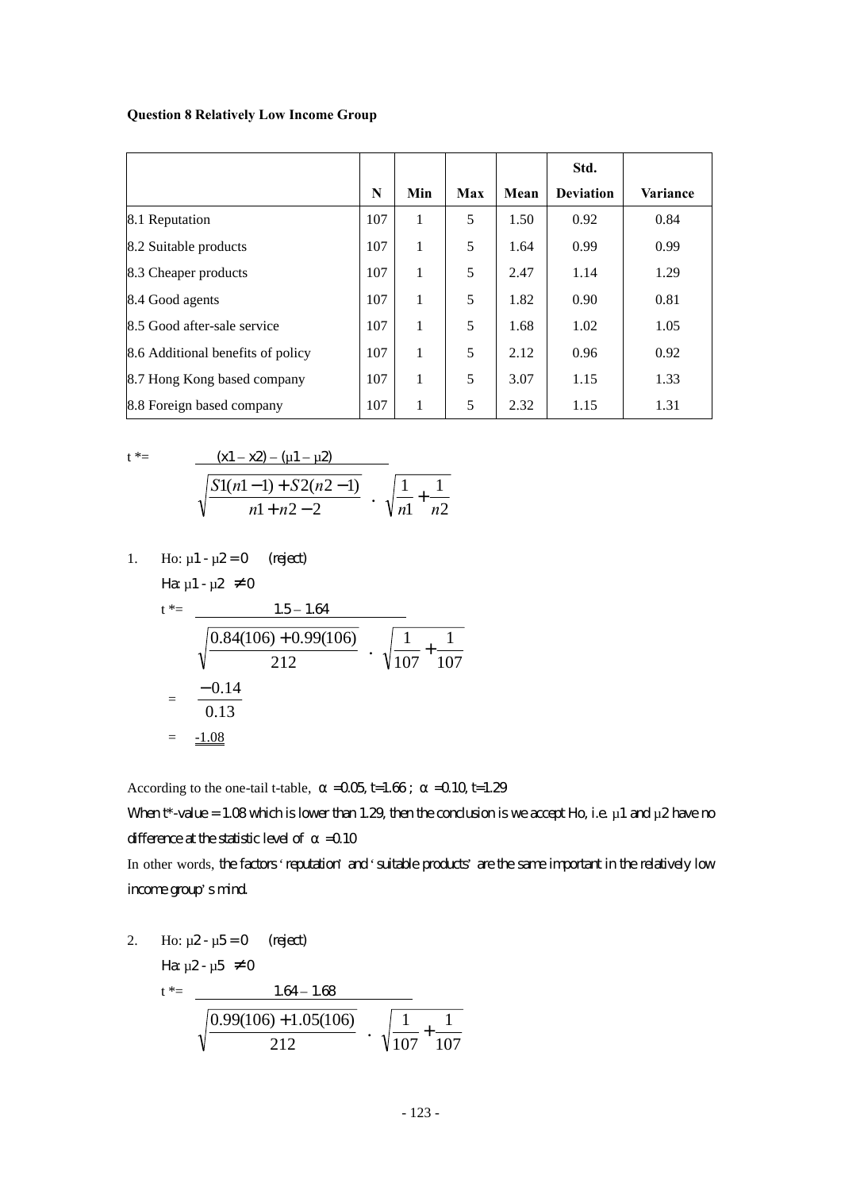**Question 8 Relatively Low Income Group**

| | N | Min | Max | Mean | Std. Deviation | Variance |
|---|---|---|---|---|---|---|
| 8.1 Reputation | 107 | 1 | 5 | 1.50 | 0.92 | 0.84 |
| 8.2 Suitable products | 107 | 1 | 5 | 1.64 | 0.99 | 0.99 |
| 8.3 Cheaper products | 107 | 1 | 5 | 2.47 | 1.14 | 1.29 |
| 8.4 Good agents | 107 | 1 | 5 | 1.82 | 0.90 | 0.81 |
| 8.5 Good after-sale service | 107 | 1 | 5 | 1.68 | 1.02 | 1.05 |
| 8.6 Additional benefits of policy | 107 | 1 | 5 | 2.12 | 0.96 | 0.92 |
| 8.7 Hong Kong based company | 107 | 1 | 5 | 3.07 | 1.15 | 1.33 |
| 8.8 Foreign based company | 107 | 1 | 5 | 2.32 | 1.15 | 1.31 |

$$t^* = \frac{(x1 - x2) - (\mu 1 - \mu 2)}{\sqrt{\frac{S1(n1-1)+S2(n2-1)}{n1+n2-2}} \cdot \sqrt{\frac{1}{n1}+\frac{1}{n2}}}$$

1. Ho: $\mu 1 - \mu 2 = 0$ (reject)

   Ha: $\mu 1 - \mu 2 \neq 0$

   $$t^* = \frac{1.5 - 1.64}{\sqrt{\frac{0.84(106)+0.99(106)}{212}} \cdot \sqrt{\frac{1}{107}+\frac{1}{107}}}$$

   $$= \frac{-0.14}{0.13}$$

   $$= \underline{\underline{-1.08}}$$

According to the one-tail t-table, $\alpha = 0.05$, $t=1.66$ ; $\alpha = 0.10$, $t=1.29$

When t*-value = 1.08 which is lower than 1.29, then the conclusion is we accept Ho, i.e. $\mu 1$ and $\mu 2$ have no difference at the statistic level of $\alpha = 0.10$

In other words, the factors 'reputation' and 'suitable products' are the same important in the relatively low income group's mind.

2. Ho: $\mu 2 - \mu 5 = 0$ (reject)

   Ha: $\mu 2 - \mu 5 \neq 0$

   $$t^* = \frac{1.64 - 1.68}{\sqrt{\frac{0.99(106)+1.05(106)}{212}} \cdot \sqrt{\frac{1}{107}+\frac{1}{107}}}$$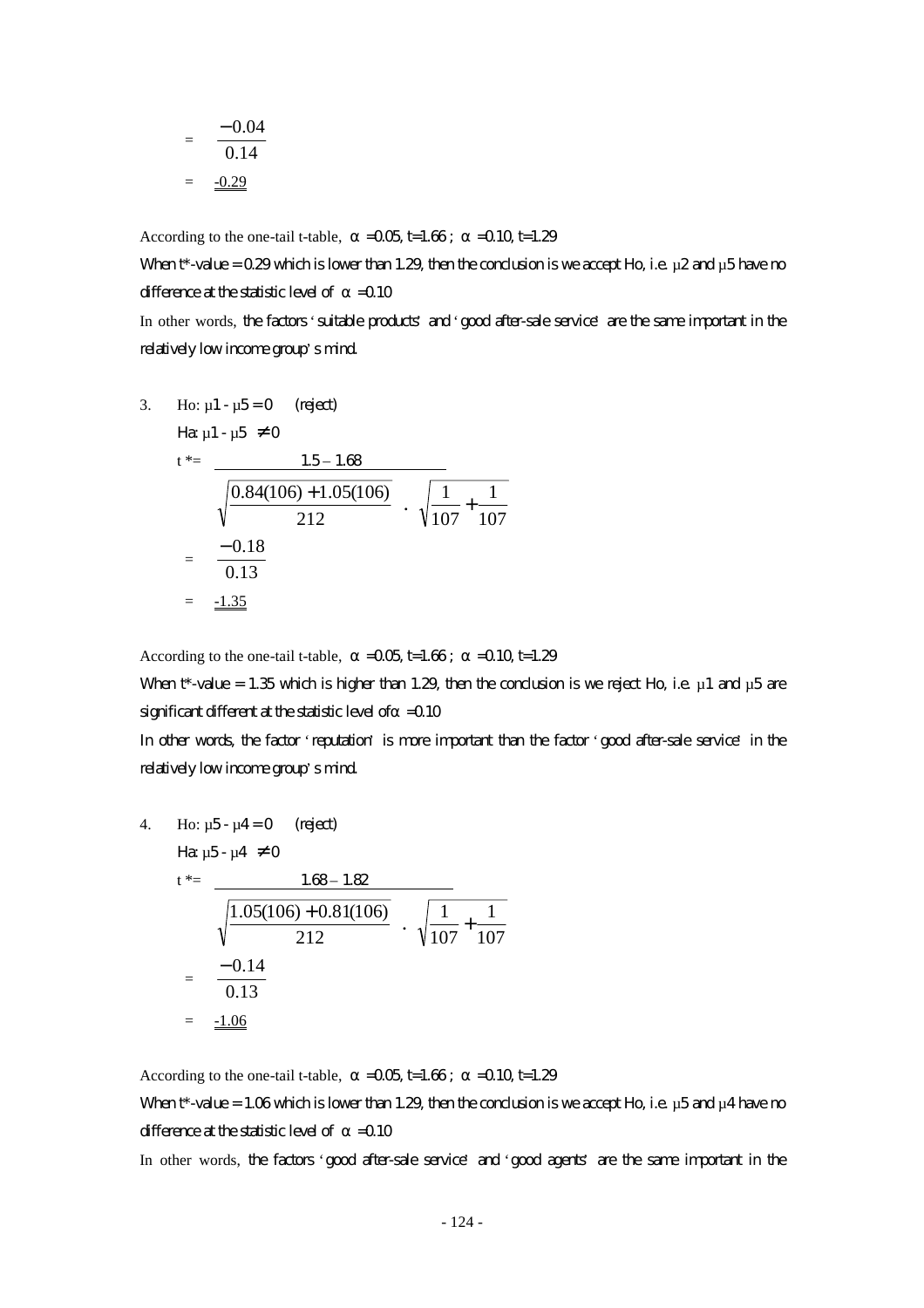$$= \frac{-0.04}{0.14}$$

$$= \underline{\underline{-0.29}}$$

According to the one-tail t-table, $\alpha = 0.05$, $t=1.66$ ; $\alpha = 0.10$, $t=1.29$

When t*-value = 0.29 which is lower than 1.29, then the conclusion is we accept Ho, i.e. $\mu 2$ and $\mu 5$ have no difference at the statistic level of $\alpha = 0.10$

In other words, the factors 'suitable products' and 'good after-sale service' are the same important in the relatively low income group's mind.

3. Ho: $\mu 1 - \mu 5 = 0$ (reject)

   Ha: $\mu 1 - \mu 5 \neq 0$

$$t^* = \frac{1.5 - 1.68}{\sqrt{\frac{0.84(106) + 1.05(106)}{212}} \cdot \sqrt{\frac{1}{107} + \frac{1}{107}}}$$

$$= \frac{-0.18}{0.13}$$

$$= \underline{\underline{-1.35}}$$

According to the one-tail t-table, $\alpha = 0.05$, $t=1.66$ ; $\alpha = 0.10$, $t=1.29$

When t*-value = 1.35 which is higher than 1.29, then the conclusion is we reject Ho, i.e. $\mu 1$ and $\mu 5$ are significant different at the statistic level of $\alpha = 0.10$

In other words, the factor 'reputation' is more important than the factor 'good after-sale service' in the relatively low income group's mind.

4. Ho: $\mu 5 - \mu 4 = 0$ (reject)

   Ha: $\mu 5 - \mu 4 \neq 0$

$$t^* = \frac{1.68 - 1.82}{\sqrt{\frac{1.05(106) + 0.81(106)}{212}} \cdot \sqrt{\frac{1}{107} + \frac{1}{107}}}$$

$$= \frac{-0.14}{0.13}$$

$$= \underline{\underline{-1.06}}$$

According to the one-tail t-table, $\alpha = 0.05$, $t=1.66$ ; $\alpha = 0.10$, $t=1.29$

When t*-value = 1.06 which is lower than 1.29, then the conclusion is we accept Ho, i.e. $\mu 5$ and $\mu 4$ have no difference at the statistic level of $\alpha = 0.10$

In other words, the factors 'good after-sale service' and 'good agents' are the same important in the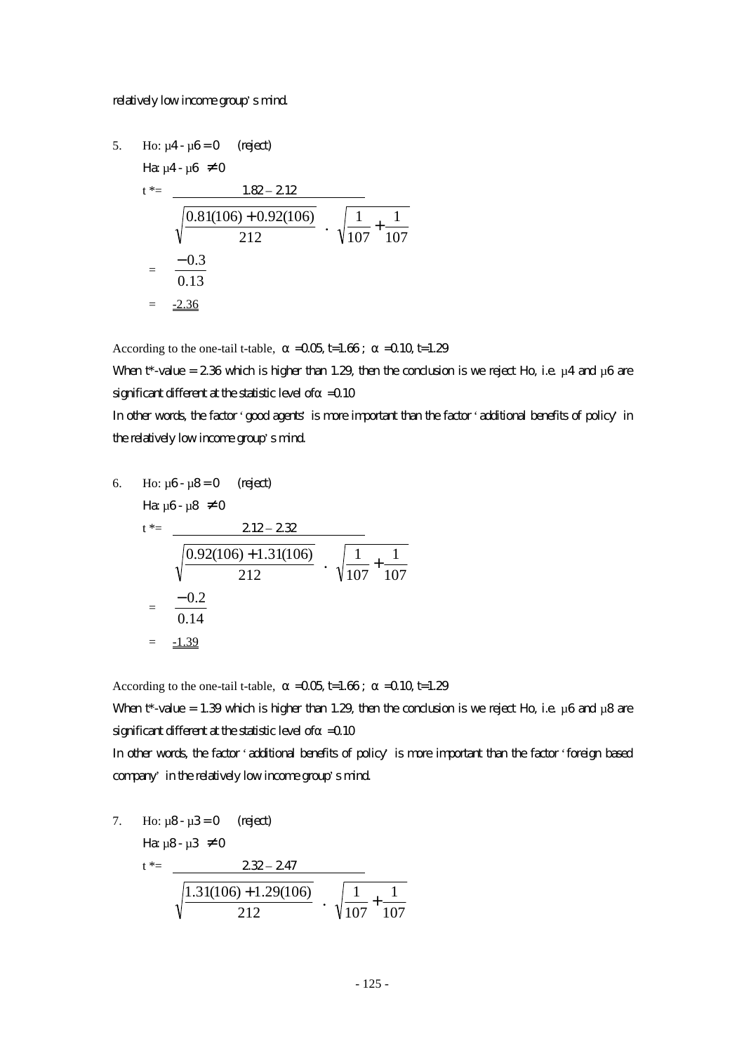relatively low income group's mind.

5. Ho: $\mu 4 - \mu 6 = 0$ (reject)

   Ha: $\mu 4 - \mu 6 \neq 0$

$$t^* = \frac{1.82 - 2.12}{\sqrt{\frac{0.81(106) + 0.92(106)}{212}} \cdot \sqrt{\frac{1}{107} + \frac{1}{107}}}$$

$$= \frac{-0.3}{0.13}$$

$$= \underline{-2.36}$$

According to the one-tail t-table, $\alpha = 0.05$, $t = 1.66$ ; $\alpha = 0.10$, $t = 1.29$

When t*-value = 2.36 which is higher than 1.29, then the conclusion is we reject Ho, i.e. $\mu 4$ and $\mu 6$ are significant different at the statistic level of $\alpha = 0.10$

In other words, the factor 'good agents' is more important than the factor 'additional benefits of policy' in the relatively low income group's mind.

6. Ho: $\mu 6 - \mu 8 = 0$ (reject)

   Ha: $\mu 6 - \mu 8 \neq 0$

$$t^* = \frac{2.12 - 2.32}{\sqrt{\frac{0.92(106) + 1.31(106)}{212}} \cdot \sqrt{\frac{1}{107} + \frac{1}{107}}}$$

$$= \frac{-0.2}{0.14}$$

$$= \underline{-1.39}$$

According to the one-tail t-table, $\alpha = 0.05$, $t = 1.66$ ; $\alpha = 0.10$, $t = 1.29$

When t*-value = 1.39 which is higher than 1.29, then the conclusion is we reject Ho, i.e. $\mu 6$ and $\mu 8$ are significant different at the statistic level of $\alpha = 0.10$

In other words, the factor 'additional benefits of policy' is more important than the factor 'foreign based company' in the relatively low income group's mind.

7. Ho: $\mu 8 - \mu 3 = 0$ (reject)

   Ha: $\mu 8 - \mu 3 \neq 0$

$$t^* = \frac{2.32 - 2.47}{\sqrt{\frac{1.31(106) + 1.29(106)}{212}} \cdot \sqrt{\frac{1}{107} + \frac{1}{107}}}$$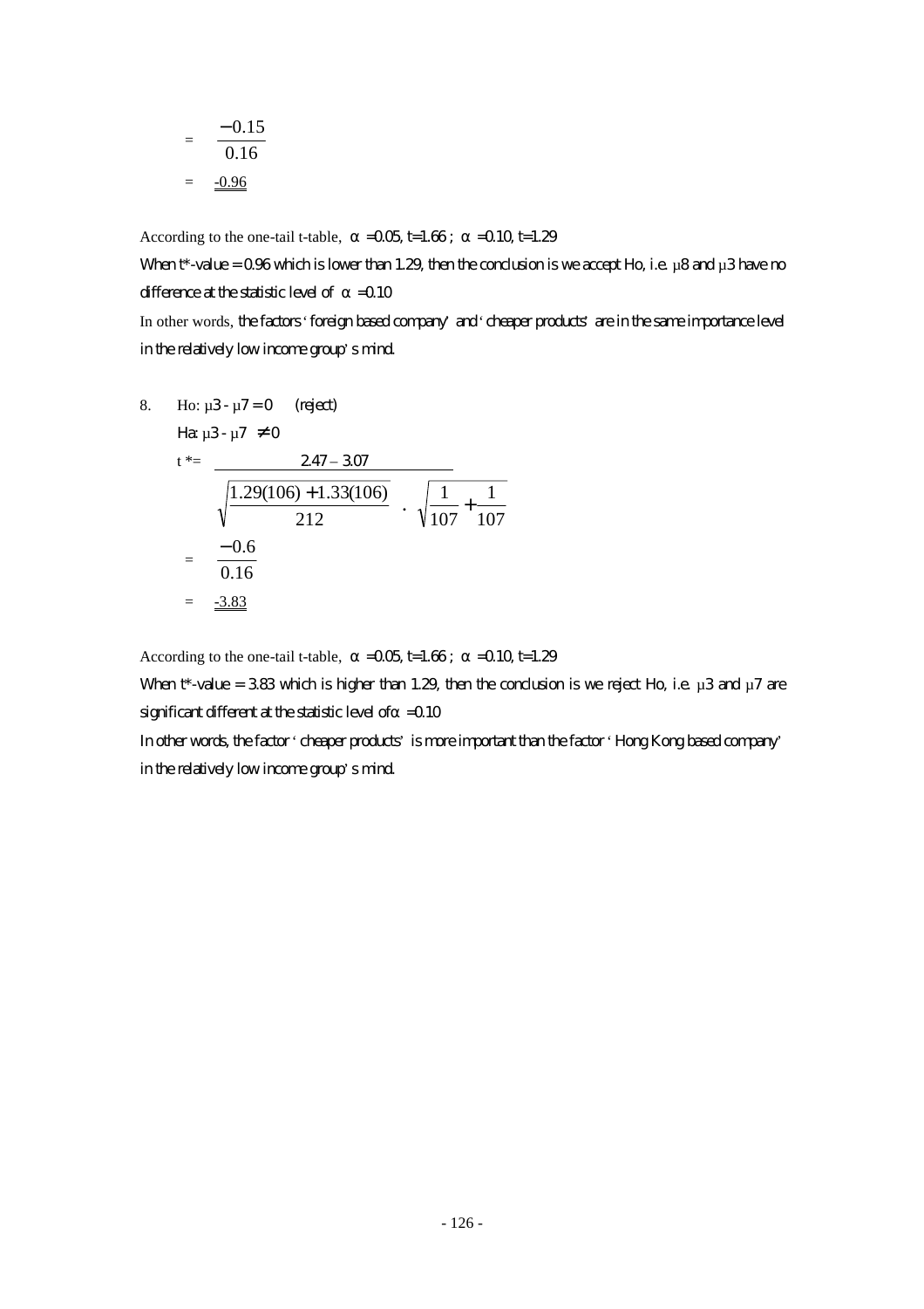$$= \frac{-0.15}{0.16}$$

$$= \underline{\underline{-0.96}}$$

According to the one-tail t-table, $\alpha = 0.05$, $t = 1.66$ ; $\alpha = 0.10$, $t = 1.29$

When t*-value = 0.96 which is lower than 1.29, then the conclusion is we accept Ho, i.e. $\mu 8$ and $\mu 3$ have no difference at the statistic level of $\alpha = 0.10$

In other words, the factors 'foreign based company' and 'cheaper products' are in the same importance level in the relatively low income group's mind.

8. Ho: $\mu 3 - \mu 7 = 0$ (reject)

   Ha: $\mu 3 - \mu 7 \neq 0$

$$t^* = \frac{2.47 - 3.07}{\sqrt{\frac{1.29(106) + 1.33(106)}{212}} \cdot \sqrt{\frac{1}{107} + \frac{1}{107}}}$$

$$= \frac{-0.6}{0.16}$$

$$= \underline{\underline{-3.83}}$$

According to the one-tail t-table, $\alpha = 0.05$, $t = 1.66$ ; $\alpha = 0.10$, $t = 1.29$

When t*-value = 3.83 which is higher than 1.29, then the conclusion is we reject Ho, i.e. $\mu 3$ and $\mu 7$ are significant different at the statistic level of $\alpha = 0.10$

In other words, the factor 'cheaper products' is more important than the factor 'Hong Kong based company' in the relatively low income group's mind.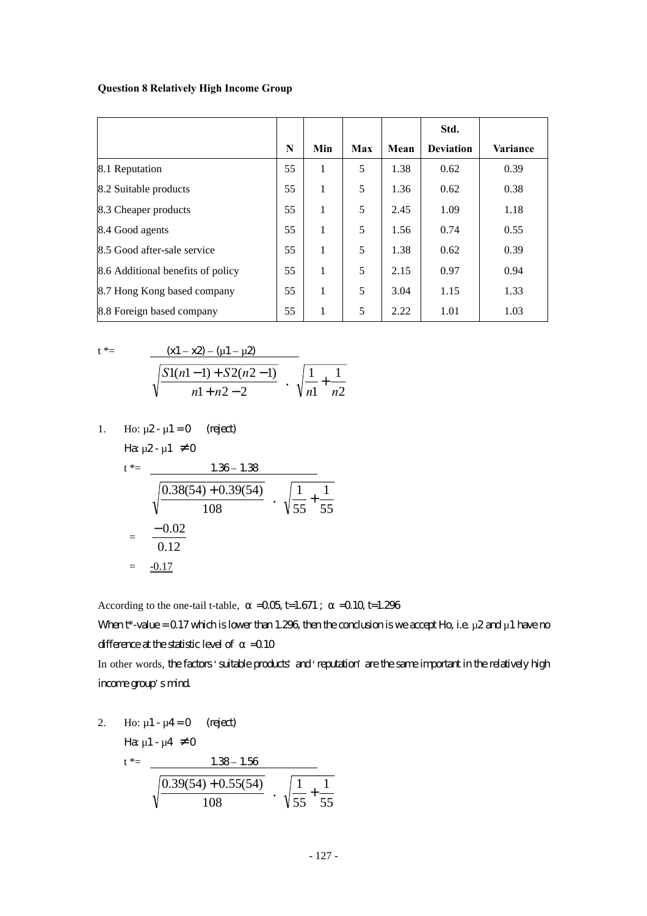**Question 8 Relatively High Income Group**

| | N | Min | Max | Mean | Std. Deviation | Variance |
|---|---|---|---|---|---|---|
| 8.1 Reputation | 55 | 1 | 5 | 1.38 | 0.62 | 0.39 |
| 8.2 Suitable products | 55 | 1 | 5 | 1.36 | 0.62 | 0.38 |
| 8.3 Cheaper products | 55 | 1 | 5 | 2.45 | 1.09 | 1.18 |
| 8.4 Good agents | 55 | 1 | 5 | 1.56 | 0.74 | 0.55 |
| 8.5 Good after-sale service | 55 | 1 | 5 | 1.38 | 0.62 | 0.39 |
| 8.6 Additional benefits of policy | 55 | 1 | 5 | 2.15 | 0.97 | 0.94 |
| 8.7 Hong Kong based company | 55 | 1 | 5 | 3.04 | 1.15 | 1.33 |
| 8.8 Foreign based company | 55 | 1 | 5 | 2.22 | 1.01 | 1.03 |

$$t^* = \frac{(x1 - x2) - (\mu 1 - \mu 2)}{\sqrt{\dfrac{S1(n1-1) + S2(n2-1)}{n1+n2-2}} \cdot \sqrt{\dfrac{1}{n1} + \dfrac{1}{n2}}}$$

1. Ho: $\mu 2 - \mu 1 = 0$ (reject)

   Ha: $\mu 2 - \mu 1 \neq 0$

$$t^* = \frac{1.36 - 1.38}{\sqrt{\dfrac{0.38(54) + 0.39(54)}{108}} \cdot \sqrt{\dfrac{1}{55} + \dfrac{1}{55}}}$$

$$= \frac{-0.02}{0.12}$$

$$= \underline{\underline{-0.17}}$$

According to the one-tail t-table, $\alpha = 0.05$, $t = 1.671$ ; $\alpha = 0.10$, $t = 1.296$

When t*-value = 0.17 which is lower than 1.296, then the conclusion is we accept Ho, i.e. $\mu 2$ and $\mu 1$ have no difference at the statistic level of $\alpha = 0.10$

In other words, the factors 'suitable products' and 'reputation' are the same important in the relatively high income group's mind.

2. Ho: $\mu 1 - \mu 4 = 0$ (reject)

   Ha: $\mu 1 - \mu 4 \neq 0$

$$t^* = \frac{1.38 - 1.56}{\sqrt{\dfrac{0.39(54) + 0.55(54)}{108}} \cdot \sqrt{\dfrac{1}{55} + \dfrac{1}{55}}}$$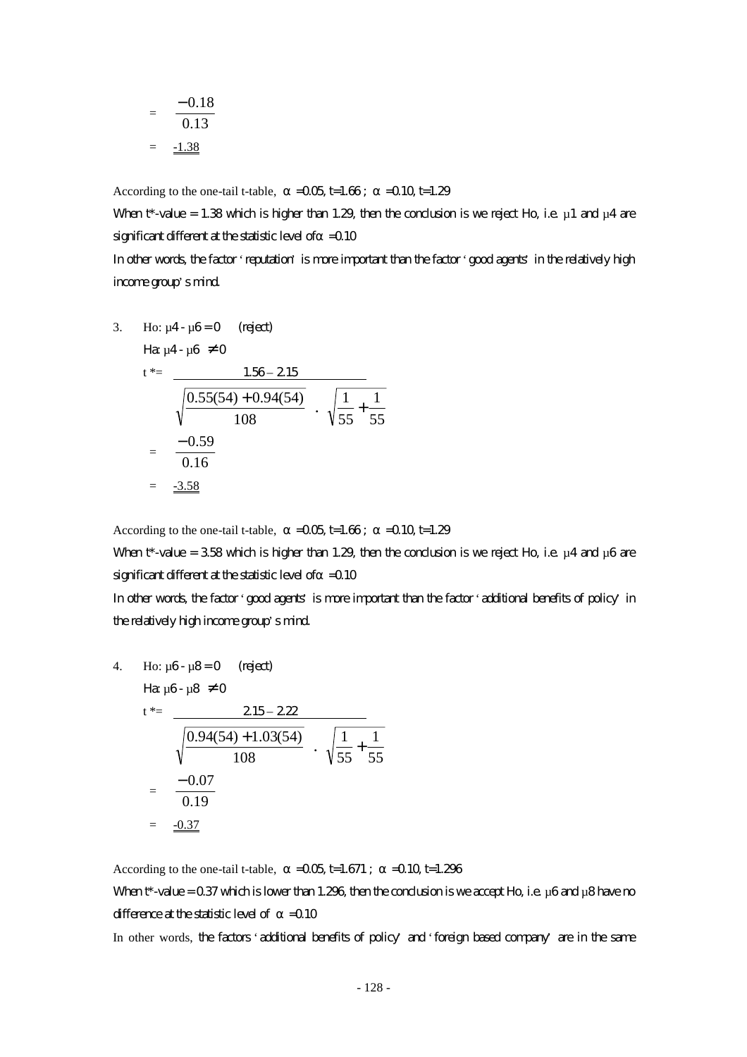$$= \frac{-0.18}{0.13}$$

$$= \underline{\underline{-1.38}}$$

According to the one-tail t-table, $\alpha = 0.05$, $t=1.66$ ; $\alpha = 0.10$, $t=1.29$

When t*-value = 1.38 which is higher than 1.29, then the conclusion is we reject Ho, i.e. $\mu 1$ and $\mu 4$ are significant different at the statistic level of $\alpha = 0.10$

In other words, the factor 'reputation' is more important than the factor 'good agents' in the relatively high income group's mind.

3. Ho: $\mu 4 - \mu 6 = 0$ (reject)

   Ha: $\mu 4 - \mu 6 \neq 0$

$$t^* = \frac{1.56 - 2.15}{\sqrt{\frac{0.55(54) + 0.94(54)}{108}} \cdot \sqrt{\frac{1}{55} + \frac{1}{55}}}$$

$$= \frac{-0.59}{0.16}$$

$$= \underline{\underline{-3.58}}$$

According to the one-tail t-table, $\alpha = 0.05$, $t=1.66$ ; $\alpha = 0.10$, $t=1.29$

When t*-value = 3.58 which is higher than 1.29, then the conclusion is we reject Ho, i.e. $\mu 4$ and $\mu 6$ are significant different at the statistic level of $\alpha = 0.10$

In other words, the factor 'good agents' is more important than the factor 'additional benefits of policy' in the relatively high income group's mind.

4. Ho: $\mu 6 - \mu 8 = 0$ (reject)

   Ha: $\mu 6 - \mu 8 \neq 0$

$$t^* = \frac{2.15 - 2.22}{\sqrt{\frac{0.94(54) + 1.03(54)}{108}} \cdot \sqrt{\frac{1}{55} + \frac{1}{55}}}$$

$$= \frac{-0.07}{0.19}$$

$$= \underline{\underline{-0.37}}$$

According to the one-tail t-table, $\alpha = 0.05$, $t=1.671$ ; $\alpha = 0.10$, $t=1.296$

When t*-value = 0.37 which is lower than 1.296, then the conclusion is we accept Ho, i.e. $\mu 6$ and $\mu 8$ have no difference at the statistic level of $\alpha = 0.10$

In other words, the factors 'additional benefits of policy' and 'foreign based company' are in the same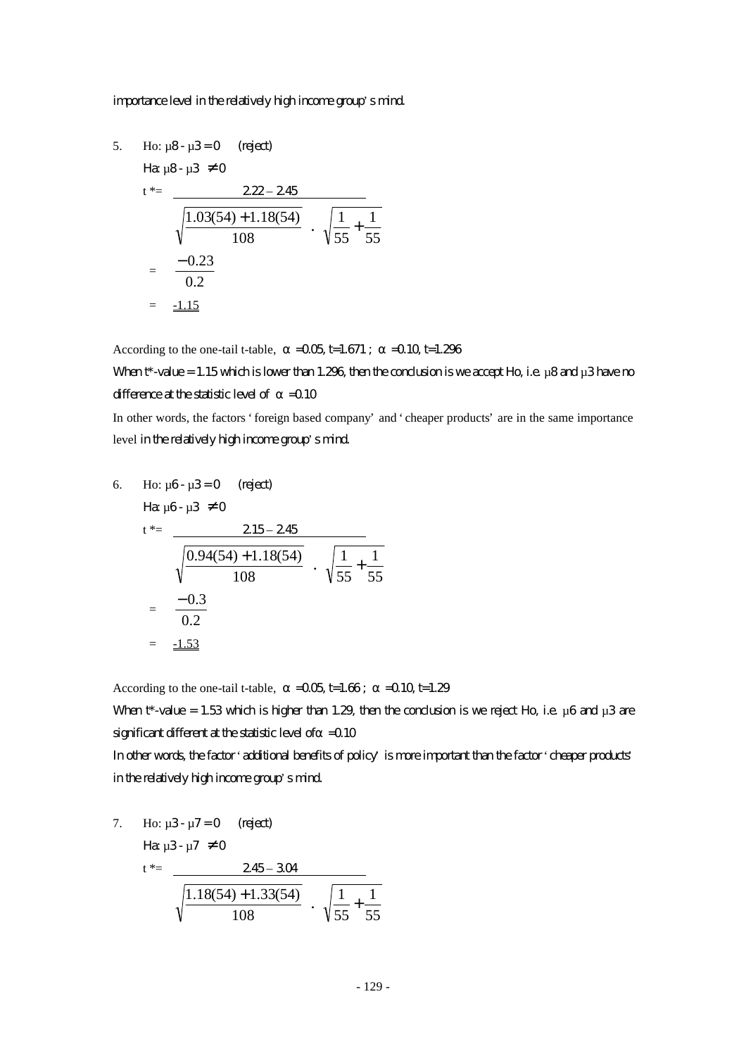importance level in the relatively high income group's mind.

5. Ho: $\mu 8 - \mu 3 = 0$ (reject)

   Ha: $\mu 8 - \mu 3 \neq 0$

$$t^* = \frac{2.22 - 2.45}{\sqrt{\frac{1.03(54) + 1.18(54)}{108}} \cdot \sqrt{\frac{1}{55} + \frac{1}{55}}}$$

$$= \frac{-0.23}{0.2}$$

$$= \underline{-1.15}$$

According to the one-tail t-table, $\alpha = 0.05$, $t = 1.671$ ; $\alpha = 0.10$, $t = 1.296$

When t*-value = 1.15 which is lower than 1.296, then the conclusion is we accept Ho, i.e. $\mu 8$ and $\mu 3$ have no difference at the statistic level of $\alpha = 0.10$

In other words, the factors 'foreign based company' and 'cheaper products' are in the same importance level in the relatively high income group's mind.

6. Ho: $\mu 6 - \mu 3 = 0$ (reject)

   Ha: $\mu 6 - \mu 3 \neq 0$

$$t^* = \frac{2.15 - 2.45}{\sqrt{\frac{0.94(54) + 1.18(54)}{108}} \cdot \sqrt{\frac{1}{55} + \frac{1}{55}}}$$

$$= \frac{-0.3}{0.2}$$

$$= \underline{-1.53}$$

According to the one-tail t-table, $\alpha = 0.05$, $t = 1.66$ ; $\alpha = 0.10$, $t = 1.29$

When t*-value = 1.53 which is higher than 1.29, then the conclusion is we reject Ho, i.e. $\mu 6$ and $\mu 3$ are significant different at the statistic level of $\alpha = 0.10$

In other words, the factor 'additional benefits of policy' is more important than the factor 'cheaper products' in the relatively high income group's mind.

7. Ho: $\mu 3 - \mu 7 = 0$ (reject)

   Ha: $\mu 3 - \mu 7 \neq 0$

$$t^* = \frac{2.45 - 3.04}{\sqrt{\frac{1.18(54) + 1.33(54)}{108}} \cdot \sqrt{\frac{1}{55} + \frac{1}{55}}}$$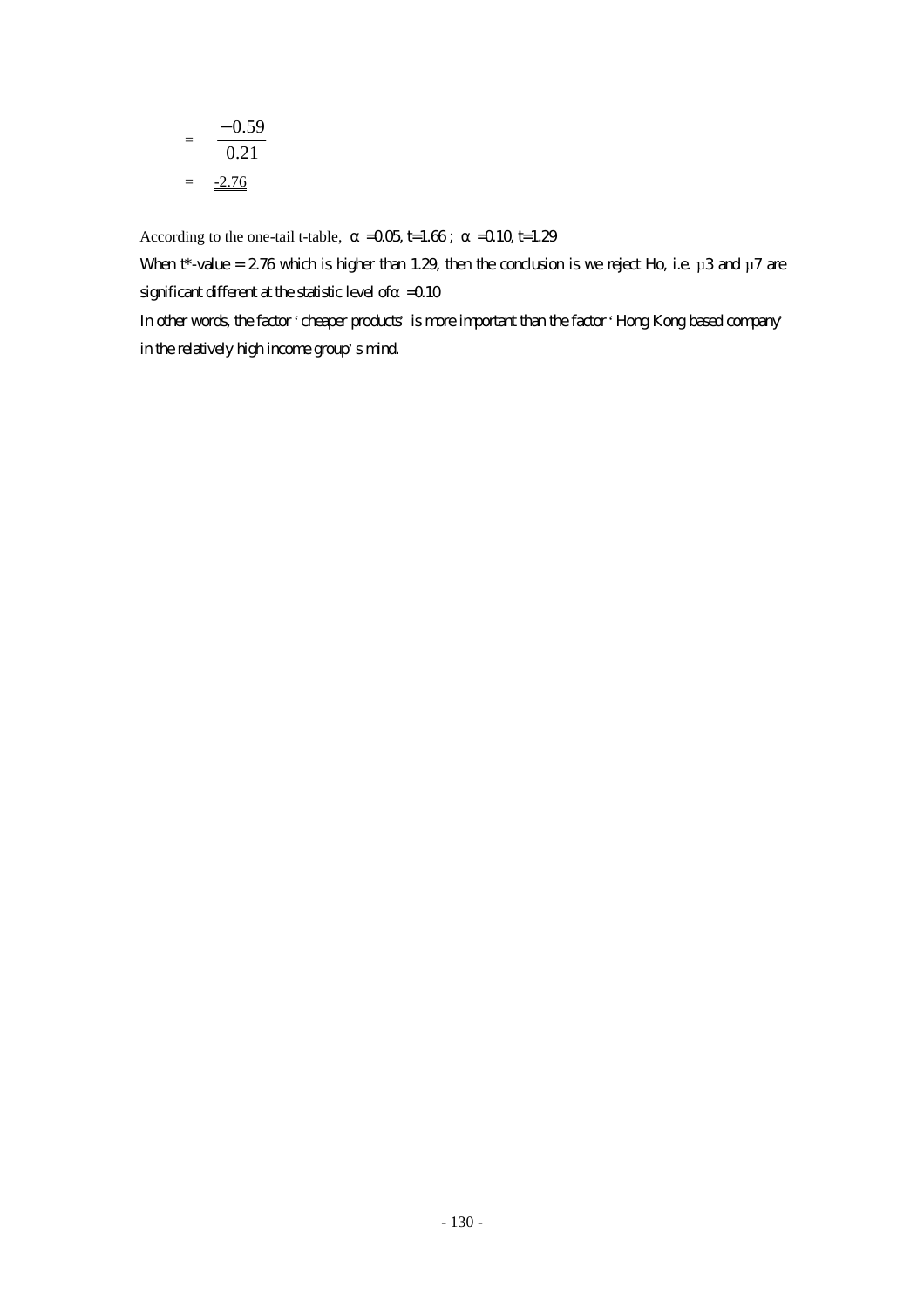$$= \frac{-0.59}{0.21}$$

$$= \underline{\underline{-2.76}}$$

According to the one-tail t-table, $\alpha = 0.05$, $t = 1.66$ ; $\alpha = 0.10$, $t = 1.29$

When t*-value = 2.76 which is higher than 1.29, then the conclusion is we reject Ho, i.e. $\mu 3$ and $\mu 7$ are significant different at the statistic level of $\alpha = 0.10$

In other words, the factor 'cheaper products' is more important than the factor 'Hong Kong based company' in the relatively high income group's mind.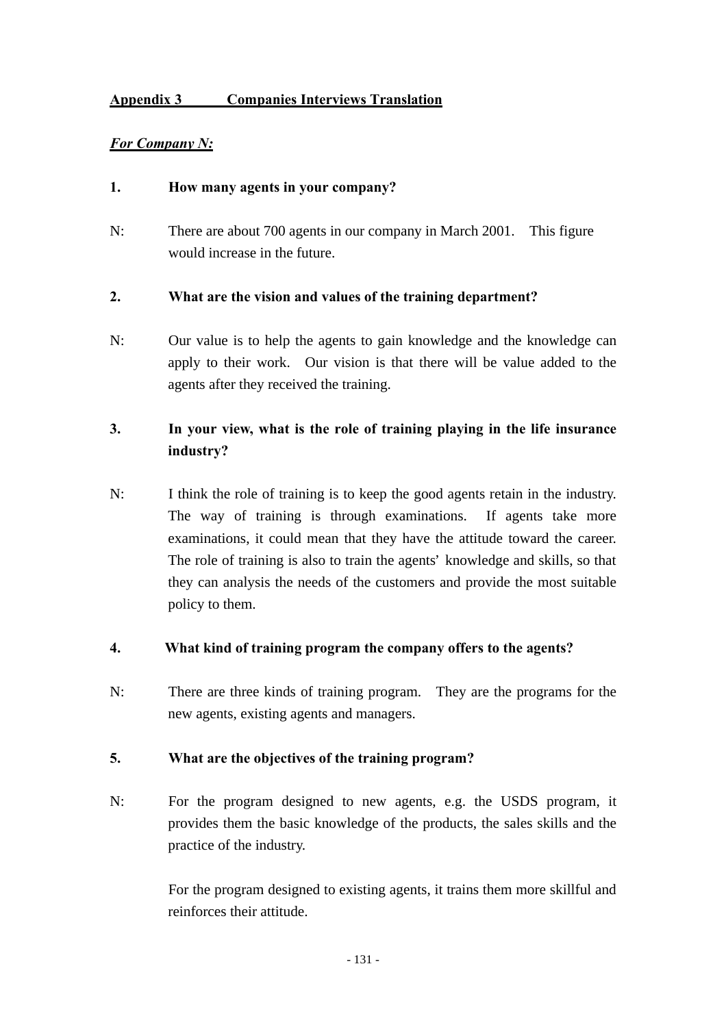## Appendix 3 Companies Interviews Translation

***For Company N:***

**1. How many agents in your company?**

N: There are about 700 agents in our company in March 2001. This figure would increase in the future.

**2. What are the vision and values of the training department?**

N: Our value is to help the agents to gain knowledge and the knowledge can apply to their work. Our vision is that there will be value added to the agents after they received the training.

**3. In your view, what is the role of training playing in the life insurance industry?**

N: I think the role of training is to keep the good agents retain in the industry. The way of training is through examinations. If agents take more examinations, it could mean that they have the attitude toward the career. The role of training is also to train the agents' knowledge and skills, so that they can analysis the needs of the customers and provide the most suitable policy to them.

**4. What kind of training program the company offers to the agents?**

N: There are three kinds of training program. They are the programs for the new agents, existing agents and managers.

**5. What are the objectives of the training program?**

N: For the program designed to new agents, e.g. the USDS program, it provides them the basic knowledge of the products, the sales skills and the practice of the industry.

For the program designed to existing agents, it trains them more skillful and reinforces their attitude.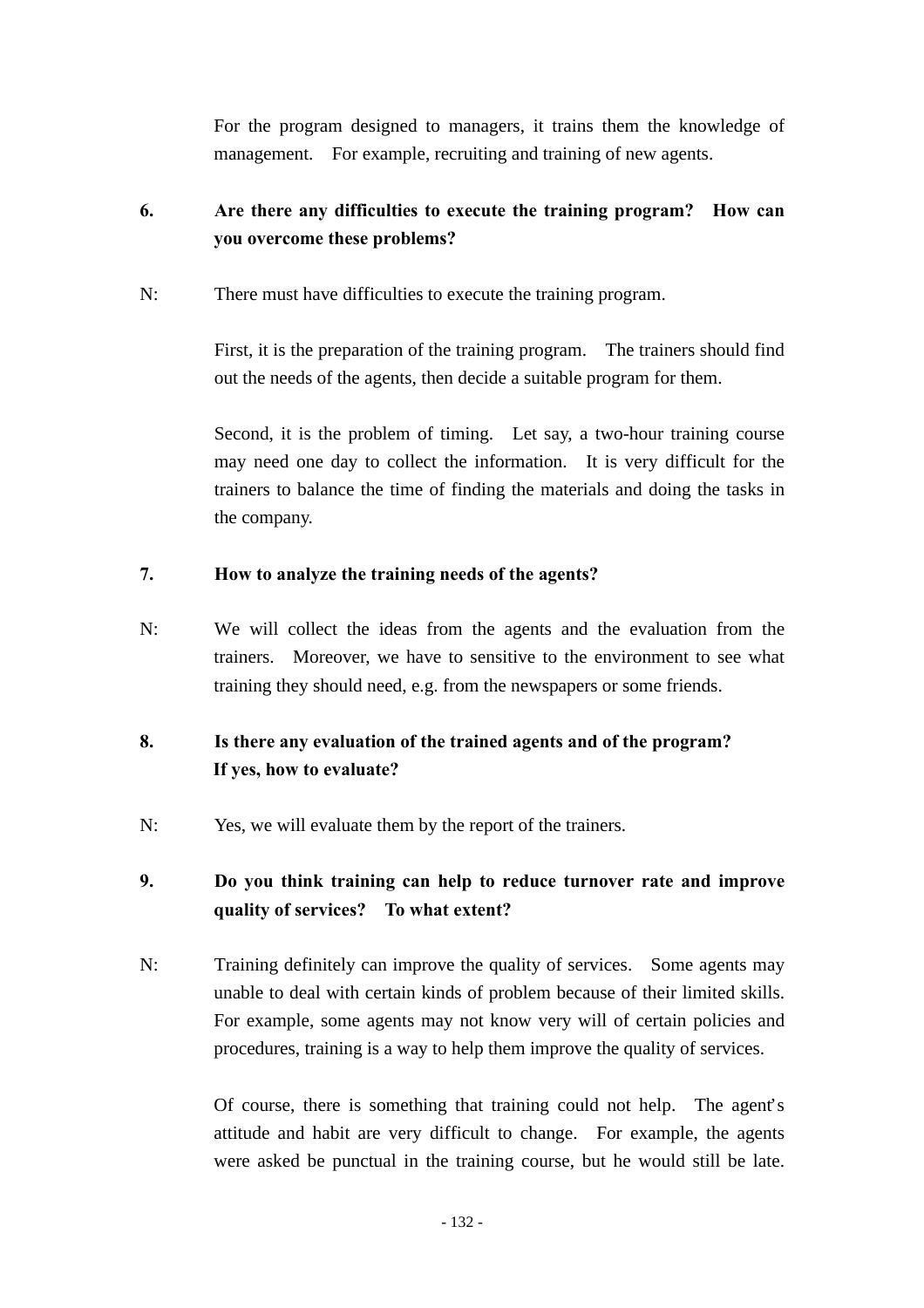For the program designed to managers, it trains them the knowledge of management. For example, recruiting and training of new agents.

**6. Are there any difficulties to execute the training program? How can you overcome these problems?**

N: There must have difficulties to execute the training program.

First, it is the preparation of the training program. The trainers should find out the needs of the agents, then decide a suitable program for them.

Second, it is the problem of timing. Let say, a two-hour training course may need one day to collect the information. It is very difficult for the trainers to balance the time of finding the materials and doing the tasks in the company.

**7. How to analyze the training needs of the agents?**

N: We will collect the ideas from the agents and the evaluation from the trainers. Moreover, we have to sensitive to the environment to see what training they should need, e.g. from the newspapers or some friends.

**8. Is there any evaluation of the trained agents and of the program? If yes, how to evaluate?**

N: Yes, we will evaluate them by the report of the trainers.

**9. Do you think training can help to reduce turnover rate and improve quality of services? To what extent?**

N: Training definitely can improve the quality of services. Some agents may unable to deal with certain kinds of problem because of their limited skills. For example, some agents may not know very will of certain policies and procedures, training is a way to help them improve the quality of services.

Of course, there is something that training could not help. The agent's attitude and habit are very difficult to change. For example, the agents were asked be punctual in the training course, but he would still be late.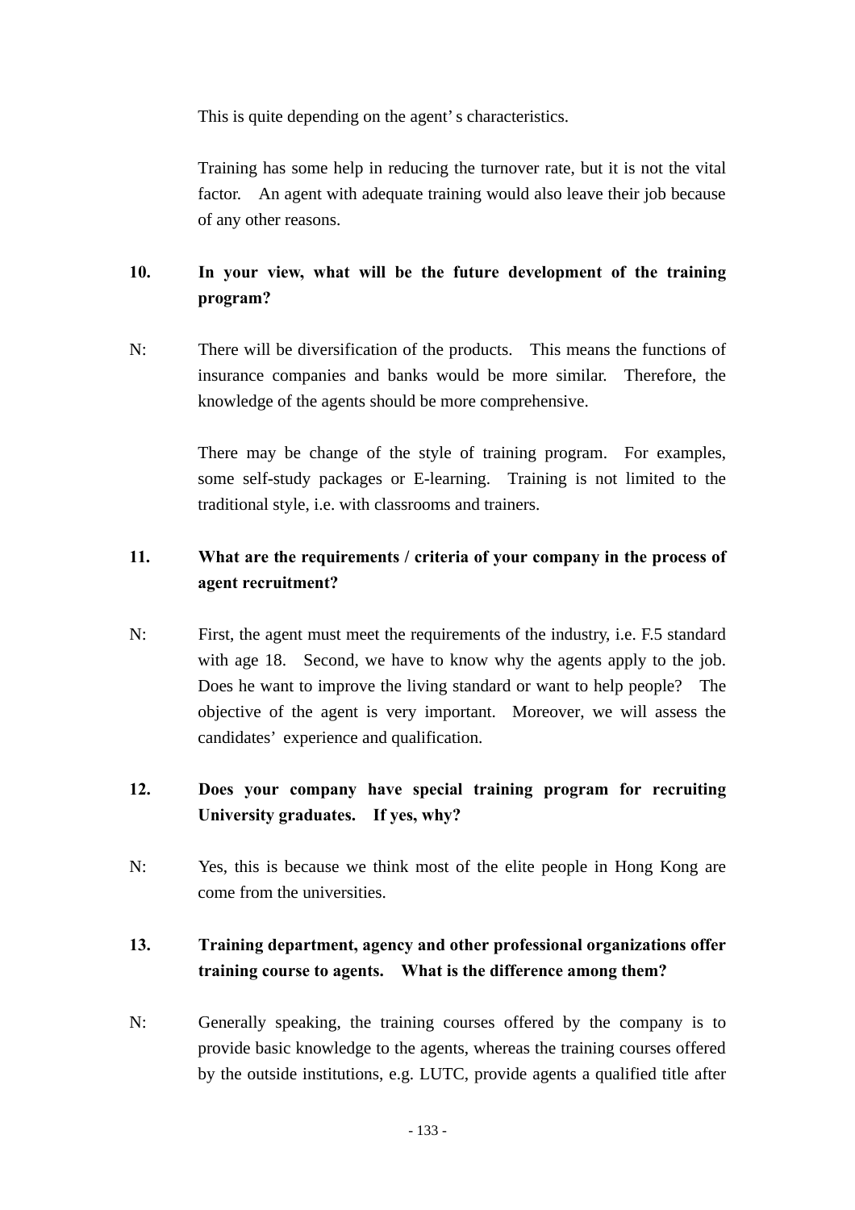This is quite depending on the agent' s characteristics.

Training has some help in reducing the turnover rate, but it is not the vital factor. An agent with adequate training would also leave their job because of any other reasons.

**10. In your view, what will be the future development of the training program?**

N: There will be diversification of the products. This means the functions of insurance companies and banks would be more similar. Therefore, the knowledge of the agents should be more comprehensive.

There may be change of the style of training program. For examples, some self-study packages or E-learning. Training is not limited to the traditional style, i.e. with classrooms and trainers.

**11. What are the requirements / criteria of your company in the process of agent recruitment?**

N: First, the agent must meet the requirements of the industry, i.e. F.5 standard with age 18. Second, we have to know why the agents apply to the job. Does he want to improve the living standard or want to help people? The objective of the agent is very important. Moreover, we will assess the candidates' experience and qualification.

**12. Does your company have special training program for recruiting University graduates. If yes, why?**

N: Yes, this is because we think most of the elite people in Hong Kong are come from the universities.

**13. Training department, agency and other professional organizations offer training course to agents. What is the difference among them?**

N: Generally speaking, the training courses offered by the company is to provide basic knowledge to the agents, whereas the training courses offered by the outside institutions, e.g. LUTC, provide agents a qualified title after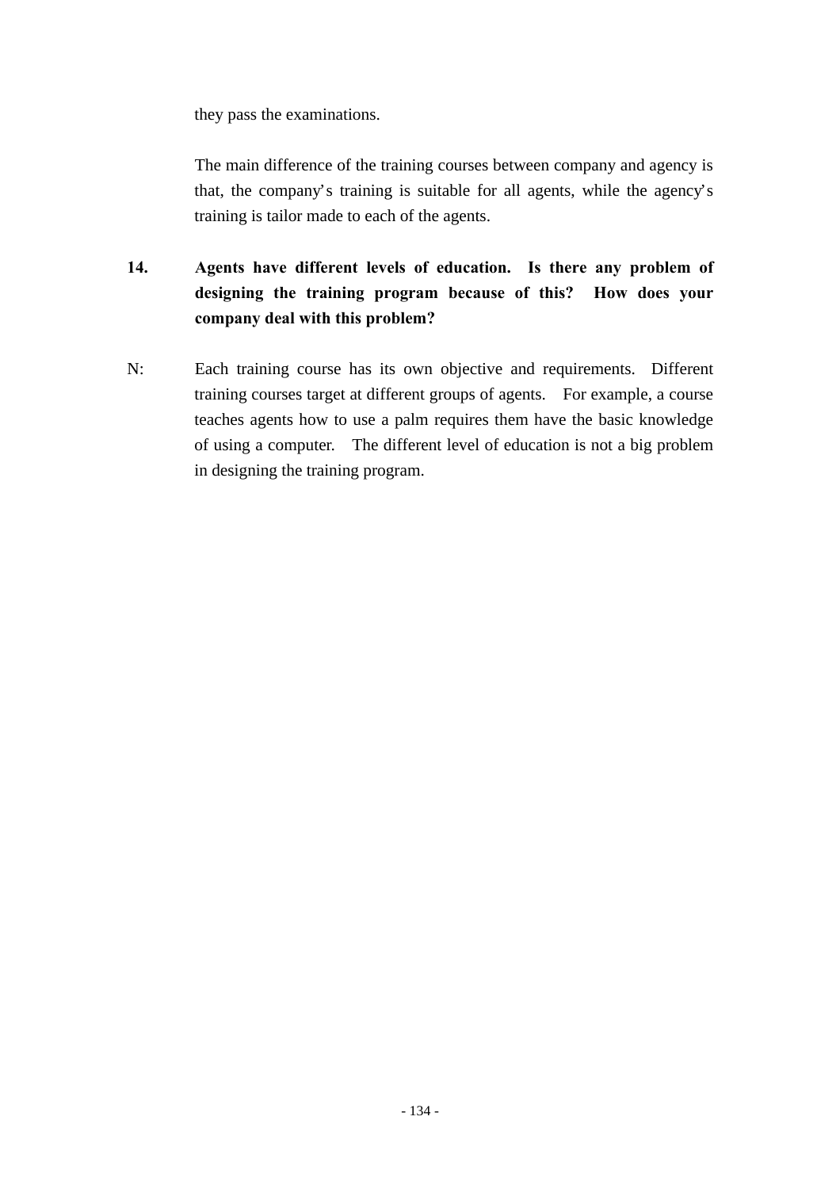they pass the examinations.

The main difference of the training courses between company and agency is that, the company's training is suitable for all agents, while the agency's training is tailor made to each of the agents.

**14. Agents have different levels of education. Is there any problem of designing the training program because of this? How does your company deal with this problem?**

N: Each training course has its own objective and requirements. Different training courses target at different groups of agents. For example, a course teaches agents how to use a palm requires them have the basic knowledge of using a computer. The different level of education is not a big problem in designing the training program.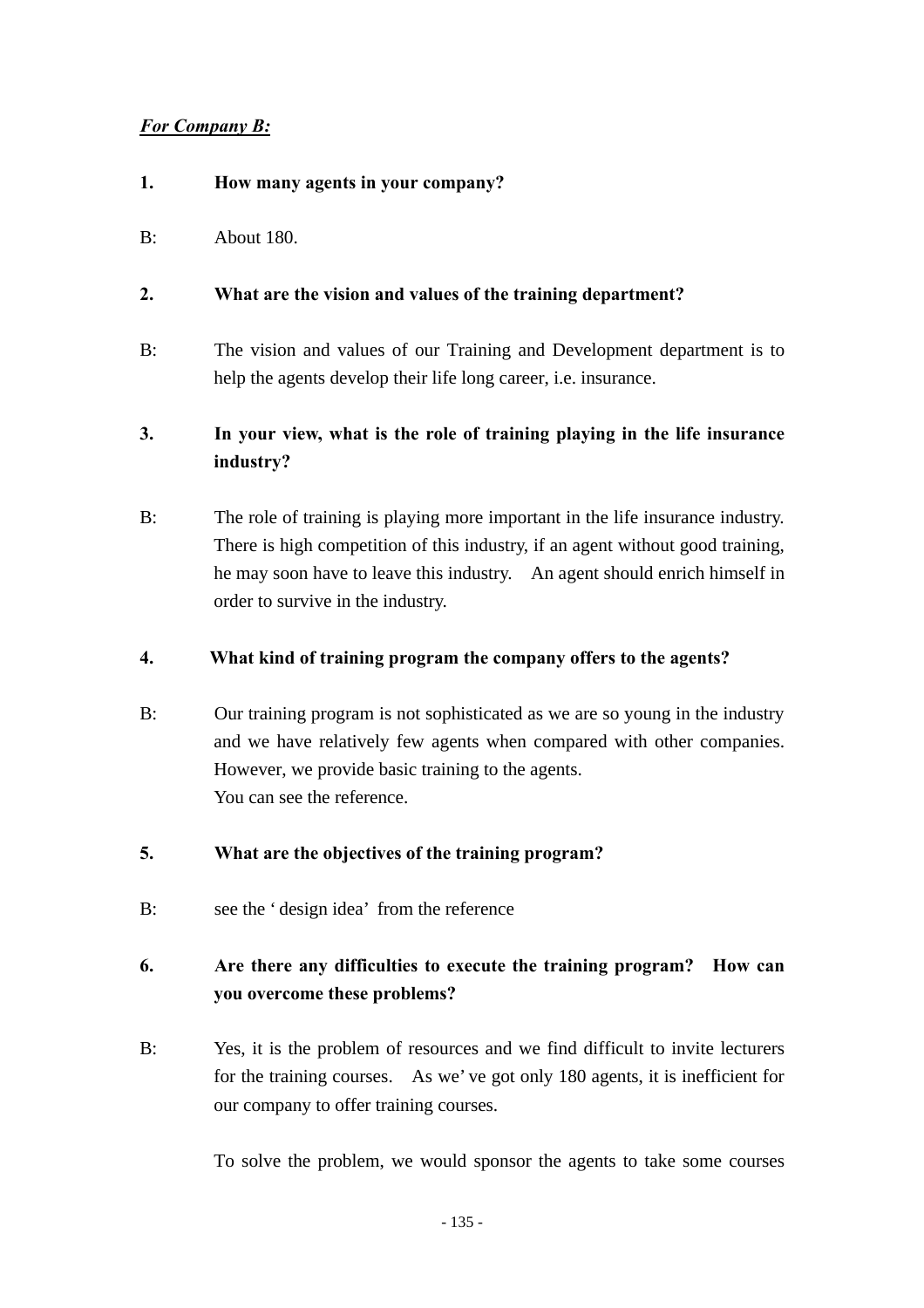***For Company B:***

**1. How many agents in your company?**

B: About 180.

**2. What are the vision and values of the training department?**

B: The vision and values of our Training and Development department is to help the agents develop their life long career, i.e. insurance.

**3. In your view, what is the role of training playing in the life insurance industry?**

B: The role of training is playing more important in the life insurance industry. There is high competition of this industry, if an agent without good training, he may soon have to leave this industry. An agent should enrich himself in order to survive in the industry.

**4. What kind of training program the company offers to the agents?**

B: Our training program is not sophisticated as we are so young in the industry and we have relatively few agents when compared with other companies. However, we provide basic training to the agents.
You can see the reference.

**5. What are the objectives of the training program?**

B: see the ' design idea' from the reference

**6. Are there any difficulties to execute the training program? How can you overcome these problems?**

B: Yes, it is the problem of resources and we find difficult to invite lecturers for the training courses. As we' ve got only 180 agents, it is inefficient for our company to offer training courses.

To solve the problem, we would sponsor the agents to take some courses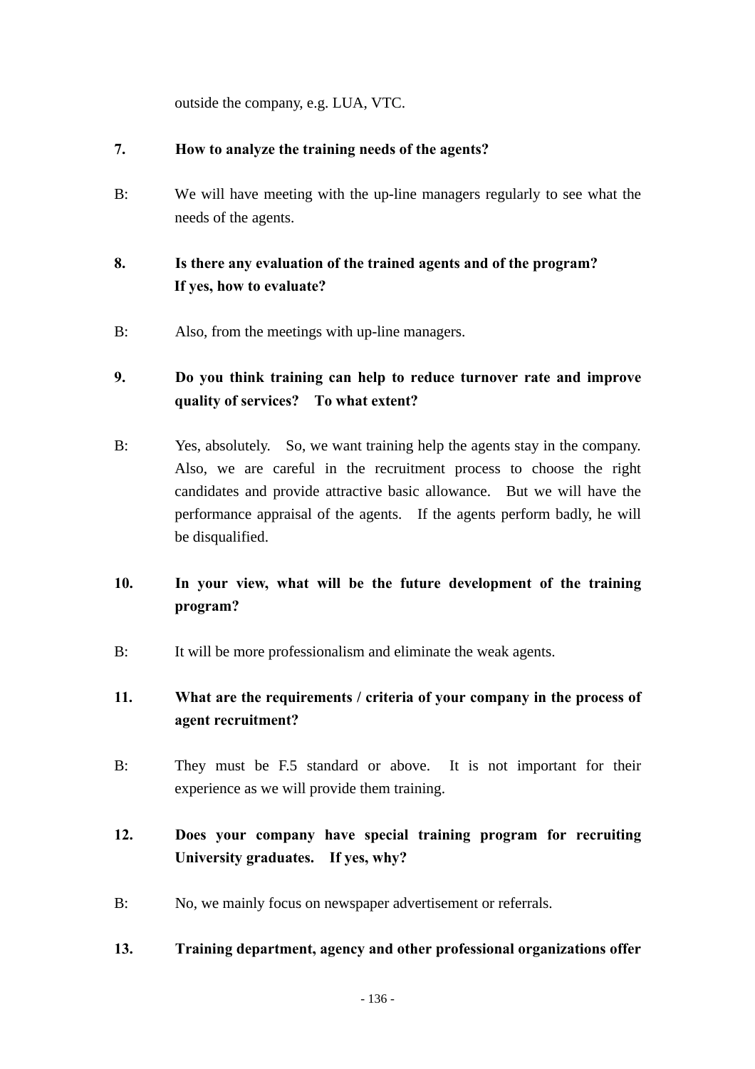outside the company, e.g. LUA, VTC.

**7.	How to analyze the training needs of the agents?**

B:	We will have meeting with the up-line managers regularly to see what the needs of the agents.

**8.	Is there any evaluation of the trained agents and of the program? If yes, how to evaluate?**

B:	Also, from the meetings with up-line managers.

**9.	Do you think training can help to reduce turnover rate and improve quality of services?	To what extent?**

B:	Yes, absolutely.	So, we want training help the agents stay in the company. Also, we are careful in the recruitment process to choose the right candidates and provide attractive basic allowance.	But we will have the performance appraisal of the agents.	If the agents perform badly, he will be disqualified.

**10.	In your view, what will be the future development of the training program?**

B:	It will be more professionalism and eliminate the weak agents.

**11.	What are the requirements / criteria of your company in the process of agent recruitment?**

B:	They must be F.5 standard or above.	It is not important for their experience as we will provide them training.

**12.	Does your company have special training program for recruiting University graduates.	If yes, why?**

B:	No, we mainly focus on newspaper advertisement or referrals.

**13.	Training department, agency and other professional organizations offer**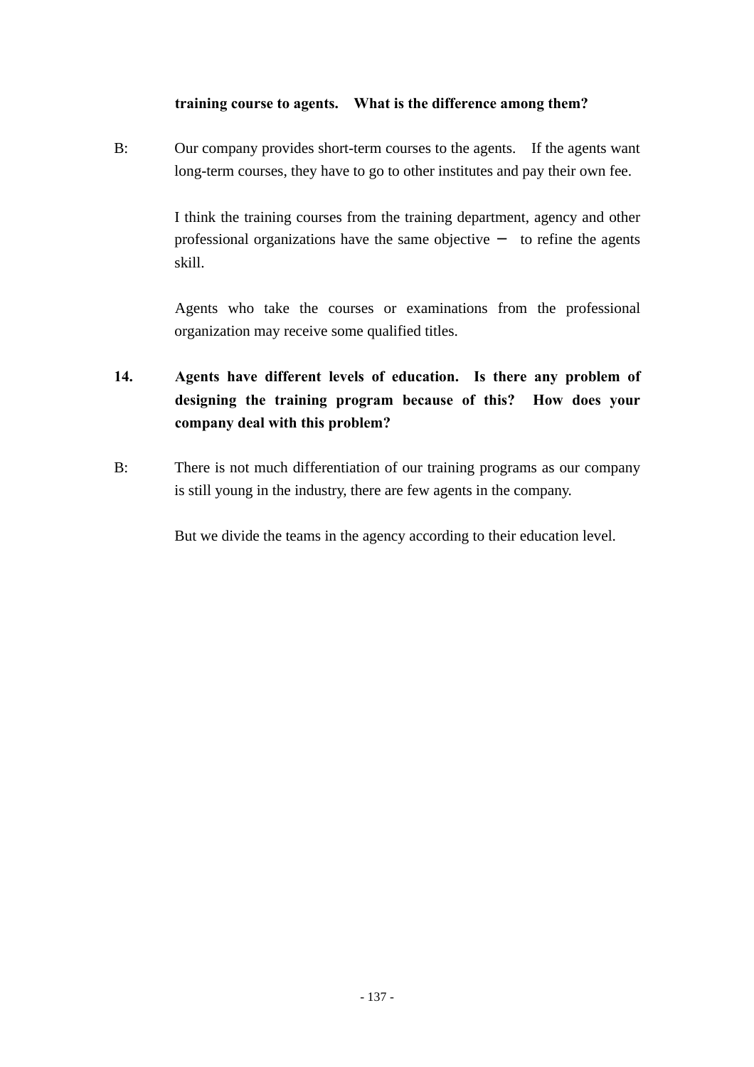**training course to agents. What is the difference among them?**

B: Our company provides short-term courses to the agents. If the agents want long-term courses, they have to go to other institutes and pay their own fee.

I think the training courses from the training department, agency and other professional organizations have the same objective – to refine the agents skill.

Agents who take the courses or examinations from the professional organization may receive some qualified titles.

**14. Agents have different levels of education. Is there any problem of designing the training program because of this? How does your company deal with this problem?**

B: There is not much differentiation of our training programs as our company is still young in the industry, there are few agents in the company.

But we divide the teams in the agency according to their education level.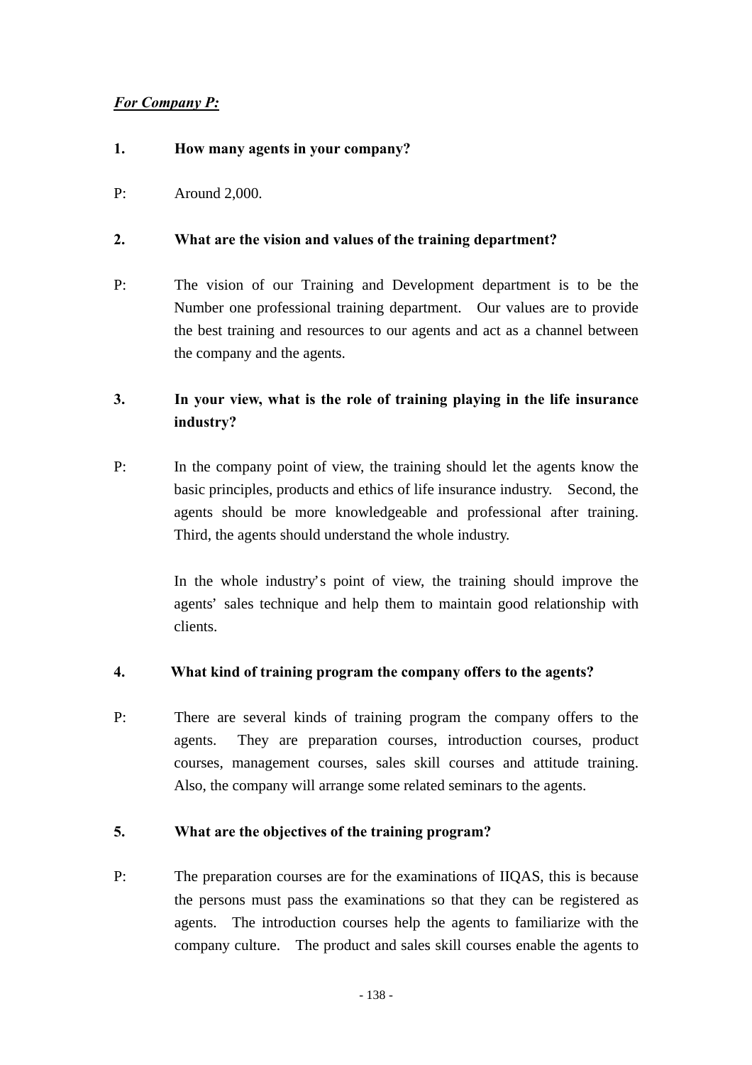***For Company P:***

**1. How many agents in your company?**

P: Around 2,000.

**2. What are the vision and values of the training department?**

P: The vision of our Training and Development department is to be the Number one professional training department. Our values are to provide the best training and resources to our agents and act as a channel between the company and the agents.

**3. In your view, what is the role of training playing in the life insurance industry?**

P: In the company point of view, the training should let the agents know the basic principles, products and ethics of life insurance industry. Second, the agents should be more knowledgeable and professional after training. Third, the agents should understand the whole industry.

In the whole industry's point of view, the training should improve the agents' sales technique and help them to maintain good relationship with clients.

**4. What kind of training program the company offers to the agents?**

P: There are several kinds of training program the company offers to the agents. They are preparation courses, introduction courses, product courses, management courses, sales skill courses and attitude training. Also, the company will arrange some related seminars to the agents.

**5. What are the objectives of the training program?**

P: The preparation courses are for the examinations of IIQAS, this is because the persons must pass the examinations so that they can be registered as agents. The introduction courses help the agents to familiarize with the company culture. The product and sales skill courses enable the agents to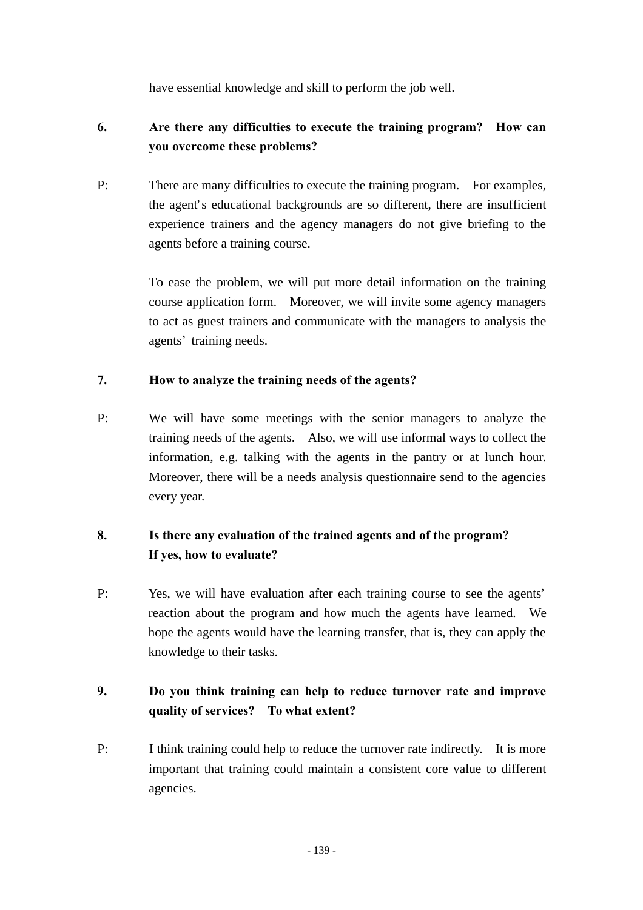have essential knowledge and skill to perform the job well.

**6. Are there any difficulties to execute the training program? How can you overcome these problems?**

P: There are many difficulties to execute the training program. For examples, the agent's educational backgrounds are so different, there are insufficient experience trainers and the agency managers do not give briefing to the agents before a training course.

To ease the problem, we will put more detail information on the training course application form. Moreover, we will invite some agency managers to act as guest trainers and communicate with the managers to analysis the agents' training needs.

**7. How to analyze the training needs of the agents?**

P: We will have some meetings with the senior managers to analyze the training needs of the agents. Also, we will use informal ways to collect the information, e.g. talking with the agents in the pantry or at lunch hour. Moreover, there will be a needs analysis questionnaire send to the agencies every year.

**8. Is there any evaluation of the trained agents and of the program? If yes, how to evaluate?**

P: Yes, we will have evaluation after each training course to see the agents' reaction about the program and how much the agents have learned. We hope the agents would have the learning transfer, that is, they can apply the knowledge to their tasks.

**9. Do you think training can help to reduce turnover rate and improve quality of services? To what extent?**

P: I think training could help to reduce the turnover rate indirectly. It is more important that training could maintain a consistent core value to different agencies.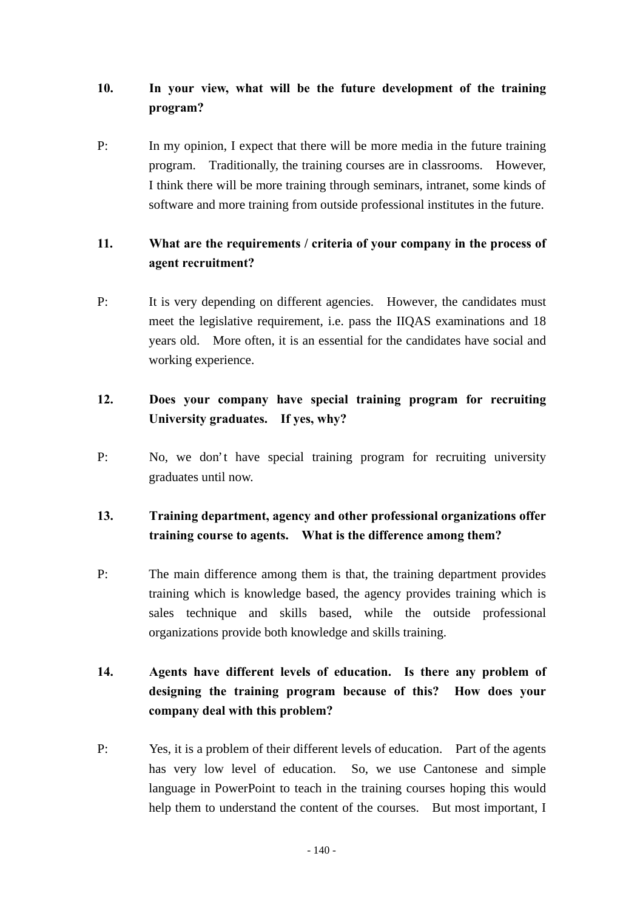**10. In your view, what will be the future development of the training program?**

P: In my opinion, I expect that there will be more media in the future training program. Traditionally, the training courses are in classrooms. However, I think there will be more training through seminars, intranet, some kinds of software and more training from outside professional institutes in the future.

**11. What are the requirements / criteria of your company in the process of agent recruitment?**

P: It is very depending on different agencies. However, the candidates must meet the legislative requirement, i.e. pass the IIQAS examinations and 18 years old. More often, it is an essential for the candidates have social and working experience.

**12. Does your company have special training program for recruiting University graduates. If yes, why?**

P: No, we don't have special training program for recruiting university graduates until now.

**13. Training department, agency and other professional organizations offer training course to agents. What is the difference among them?**

P: The main difference among them is that, the training department provides training which is knowledge based, the agency provides training which is sales technique and skills based, while the outside professional organizations provide both knowledge and skills training.

**14. Agents have different levels of education. Is there any problem of designing the training program because of this? How does your company deal with this problem?**

P: Yes, it is a problem of their different levels of education. Part of the agents has very low level of education. So, we use Cantonese and simple language in PowerPoint to teach in the training courses hoping this would help them to understand the content of the courses. But most important, I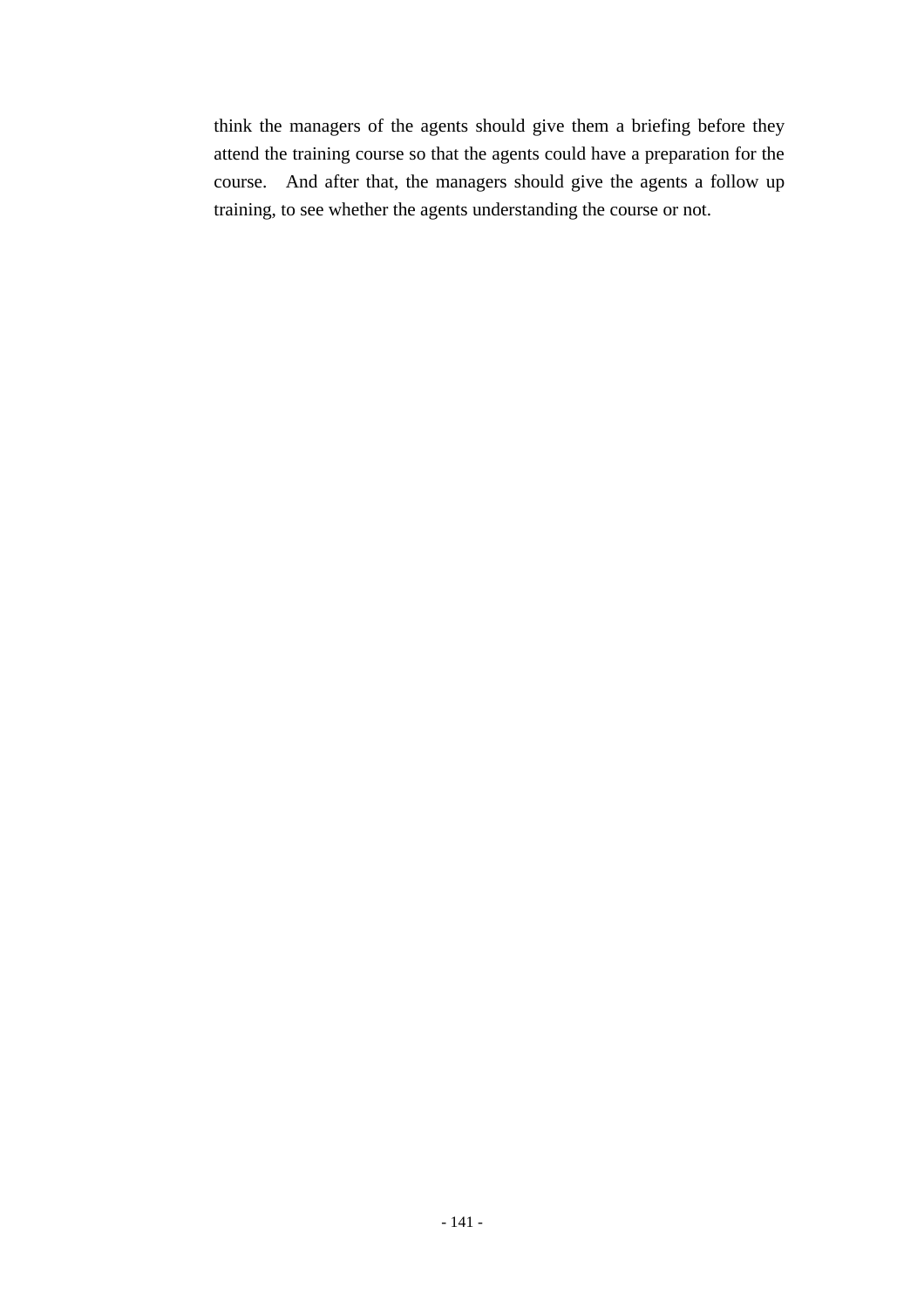think the managers of the agents should give them a briefing before they attend the training course so that the agents could have a preparation for the course. And after that, the managers should give the agents a follow up training, to see whether the agents understanding the course or not.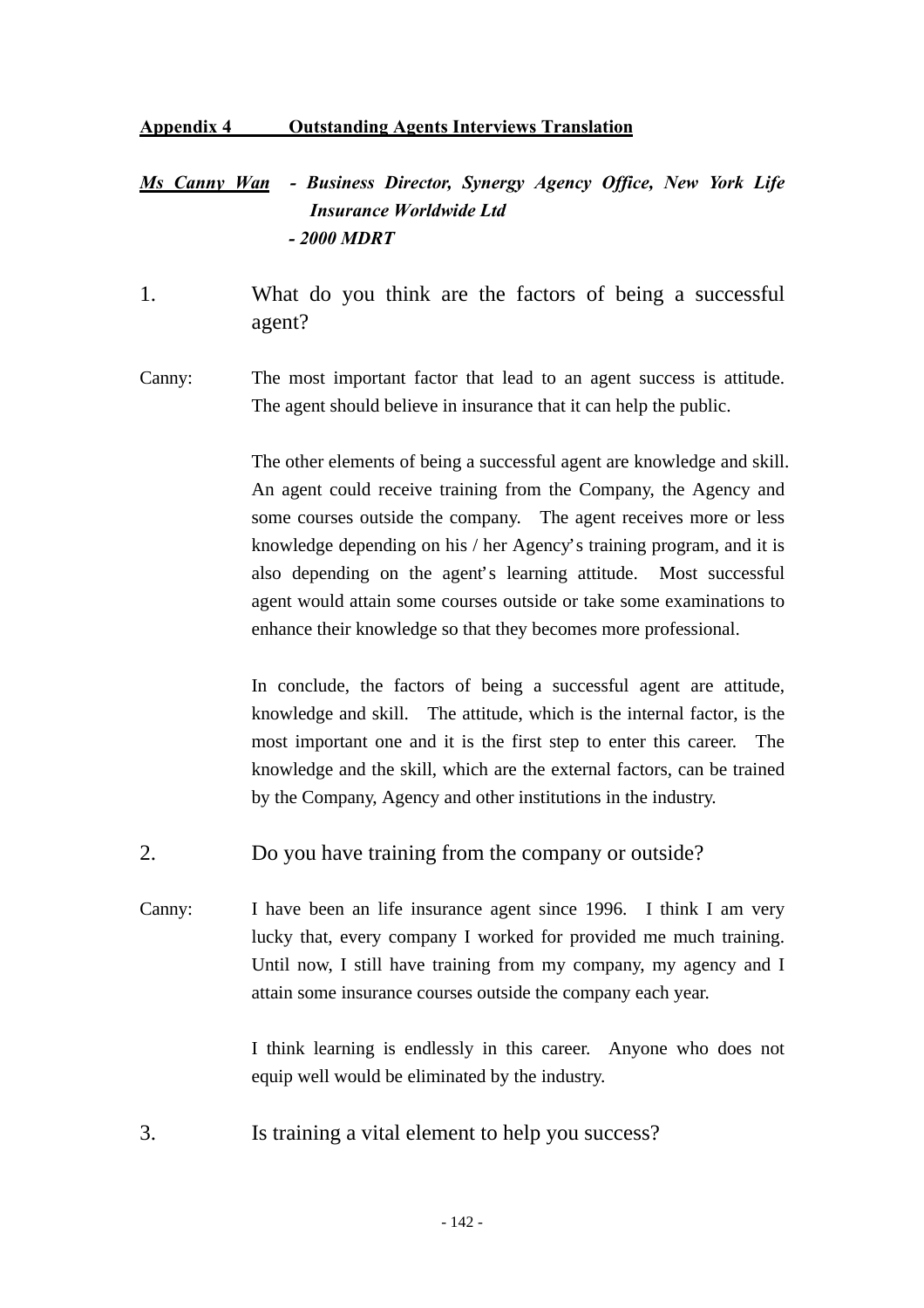**<u>Appendix 4 Outstanding Agents Interviews Translation</u>**

***<u>Ms Canny Wan</u>* - *Business Director, Synergy Agency Office, New York Life Insurance Worldwide Ltd***
***- 2000 MDRT***

1. What do you think are the factors of being a successful agent?

Canny: The most important factor that lead to an agent success is attitude. The agent should believe in insurance that it can help the public.

The other elements of being a successful agent are knowledge and skill. An agent could receive training from the Company, the Agency and some courses outside the company. The agent receives more or less knowledge depending on his / her Agency's training program, and it is also depending on the agent's learning attitude. Most successful agent would attain some courses outside or take some examinations to enhance their knowledge so that they becomes more professional.

In conclude, the factors of being a successful agent are attitude, knowledge and skill. The attitude, which is the internal factor, is the most important one and it is the first step to enter this career. The knowledge and the skill, which are the external factors, can be trained by the Company, Agency and other institutions in the industry.

2. Do you have training from the company or outside?

Canny: I have been an life insurance agent since 1996. I think I am very lucky that, every company I worked for provided me much training. Until now, I still have training from my company, my agency and I attain some insurance courses outside the company each year.

I think learning is endlessly in this career. Anyone who does not equip well would be eliminated by the industry.

3. Is training a vital element to help you success?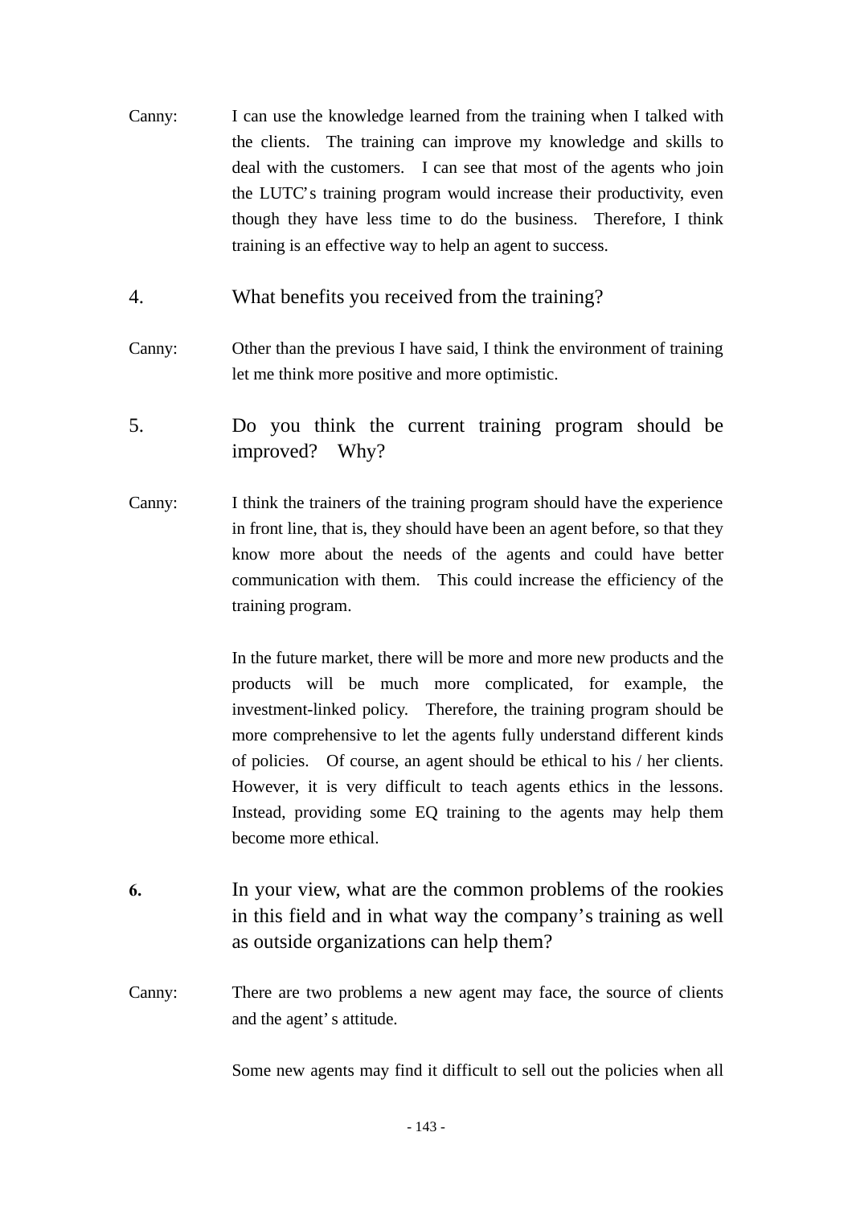Canny: I can use the knowledge learned from the training when I talked with the clients. The training can improve my knowledge and skills to deal with the customers. I can see that most of the agents who join the LUTC's training program would increase their productivity, even though they have less time to do the business. Therefore, I think training is an effective way to help an agent to success.

4. What benefits you received from the training?

Canny: Other than the previous I have said, I think the environment of training let me think more positive and more optimistic.

5. Do you think the current training program should be improved? Why?

Canny: I think the trainers of the training program should have the experience in front line, that is, they should have been an agent before, so that they know more about the needs of the agents and could have better communication with them. This could increase the efficiency of the training program.

In the future market, there will be more and more new products and the products will be much more complicated, for example, the investment-linked policy. Therefore, the training program should be more comprehensive to let the agents fully understand different kinds of policies. Of course, an agent should be ethical to his / her clients. However, it is very difficult to teach agents ethics in the lessons. Instead, providing some EQ training to the agents may help them become more ethical.

**6.** In your view, what are the common problems of the rookies in this field and in what way the company's training as well as outside organizations can help them?

Canny: There are two problems a new agent may face, the source of clients and the agent' s attitude.

Some new agents may find it difficult to sell out the policies when all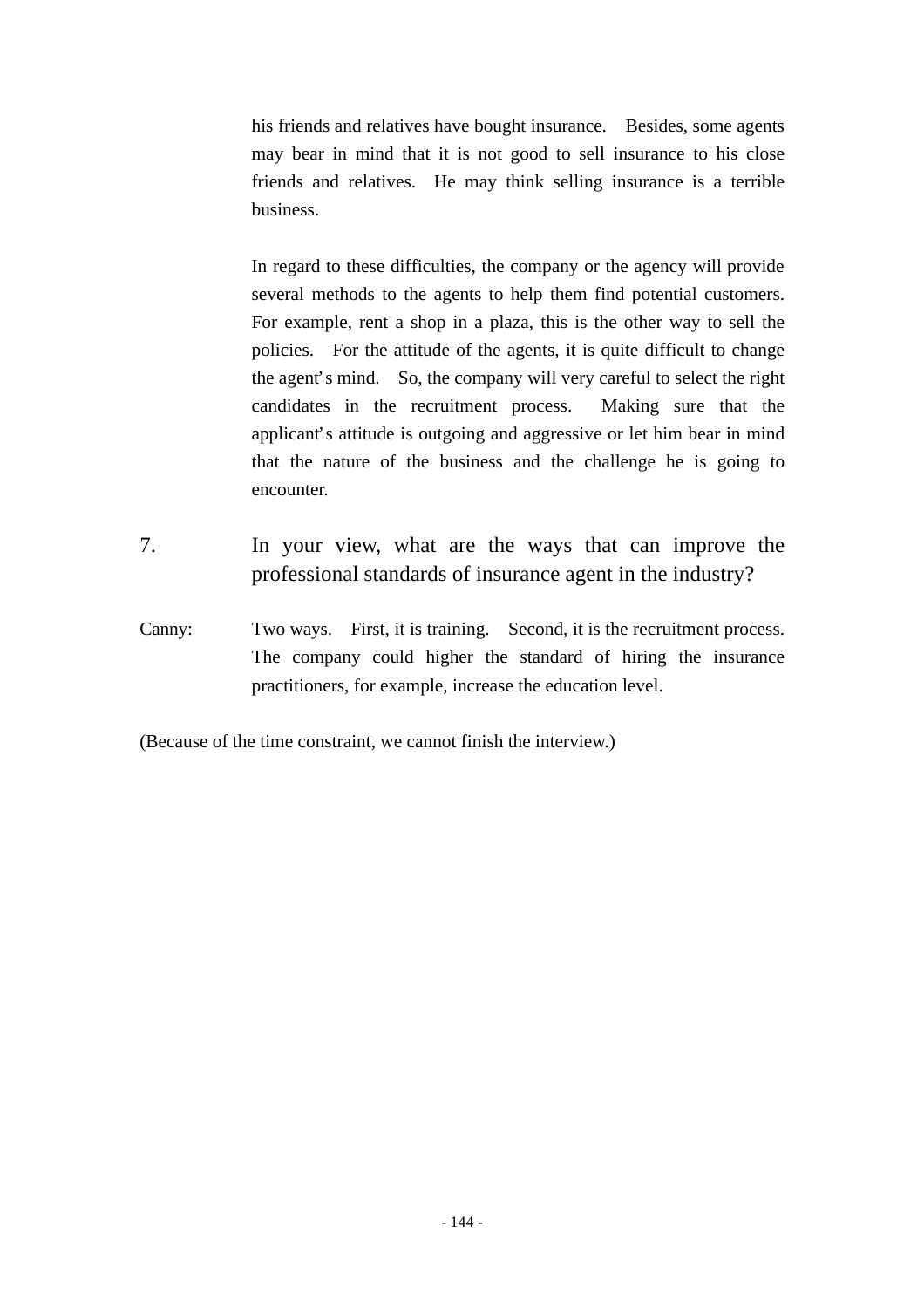his friends and relatives have bought insurance. Besides, some agents may bear in mind that it is not good to sell insurance to his close friends and relatives. He may think selling insurance is a terrible business.

In regard to these difficulties, the company or the agency will provide several methods to the agents to help them find potential customers. For example, rent a shop in a plaza, this is the other way to sell the policies. For the attitude of the agents, it is quite difficult to change the agent's mind. So, the company will very careful to select the right candidates in the recruitment process. Making sure that the applicant's attitude is outgoing and aggressive or let him bear in mind that the nature of the business and the challenge he is going to encounter.

7. In your view, what are the ways that can improve the professional standards of insurance agent in the industry?

Canny: Two ways. First, it is training. Second, it is the recruitment process. The company could higher the standard of hiring the insurance practitioners, for example, increase the education level.

(Because of the time constraint, we cannot finish the interview.)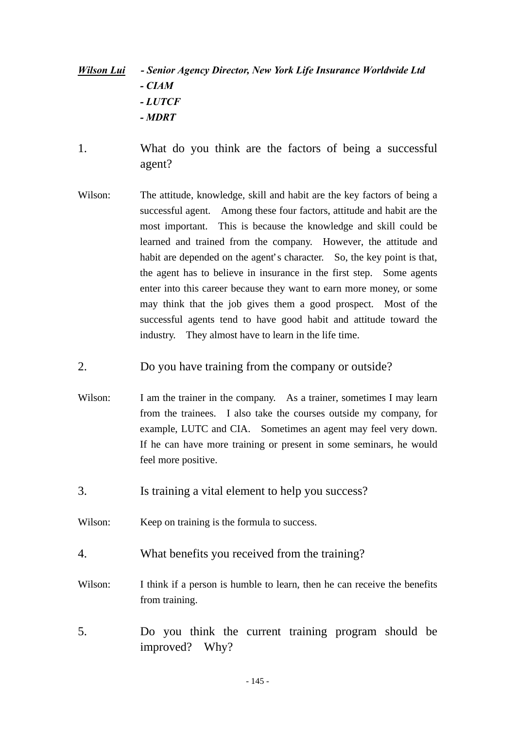***<u>Wilson Lui</u>*** ***- Senior Agency Director, New York Life Insurance Worldwide Ltd***
***- CIAM***
***- LUTCF***
***- MDRT***

1. What do you think are the factors of being a successful agent?

Wilson: The attitude, knowledge, skill and habit are the key factors of being a successful agent. Among these four factors, attitude and habit are the most important. This is because the knowledge and skill could be learned and trained from the company. However, the attitude and habit are depended on the agent's character. So, the key point is that, the agent has to believe in insurance in the first step. Some agents enter into this career because they want to earn more money, or some may think that the job gives them a good prospect. Most of the successful agents tend to have good habit and attitude toward the industry. They almost have to learn in the life time.

2. Do you have training from the company or outside?

Wilson: I am the trainer in the company. As a trainer, sometimes I may learn from the trainees. I also take the courses outside my company, for example, LUTC and CIA. Sometimes an agent may feel very down. If he can have more training or present in some seminars, he would feel more positive.

3. Is training a vital element to help you success?

Wilson: Keep on training is the formula to success.

4. What benefits you received from the training?

Wilson: I think if a person is humble to learn, then he can receive the benefits from training.

5. Do you think the current training program should be improved? Why?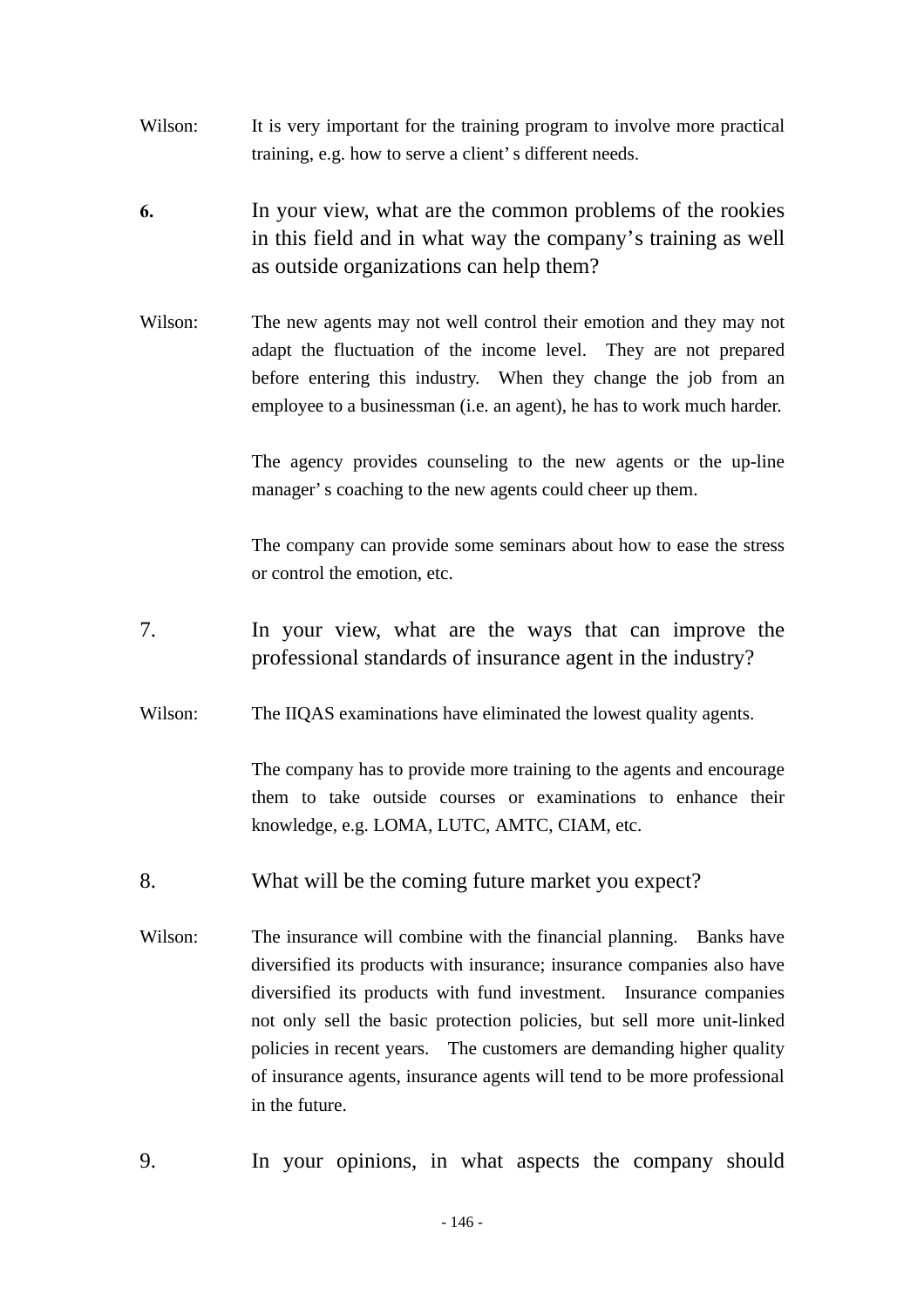Wilson: It is very important for the training program to involve more practical training, e.g. how to serve a client' s different needs.

**6.** In your view, what are the common problems of the rookies in this field and in what way the company's training as well as outside organizations can help them?

Wilson: The new agents may not well control their emotion and they may not adapt the fluctuation of the income level. They are not prepared before entering this industry. When they change the job from an employee to a businessman (i.e. an agent), he has to work much harder.

The agency provides counseling to the new agents or the up-line manager' s coaching to the new agents could cheer up them.

The company can provide some seminars about how to ease the stress or control the emotion, etc.

7. In your view, what are the ways that can improve the professional standards of insurance agent in the industry?

Wilson: The IIQAS examinations have eliminated the lowest quality agents.

The company has to provide more training to the agents and encourage them to take outside courses or examinations to enhance their knowledge, e.g. LOMA, LUTC, AMTC, CIAM, etc.

8. What will be the coming future market you expect?

Wilson: The insurance will combine with the financial planning. Banks have diversified its products with insurance; insurance companies also have diversified its products with fund investment. Insurance companies not only sell the basic protection policies, but sell more unit-linked policies in recent years. The customers are demanding higher quality of insurance agents, insurance agents will tend to be more professional in the future.

9. In your opinions, in what aspects the company should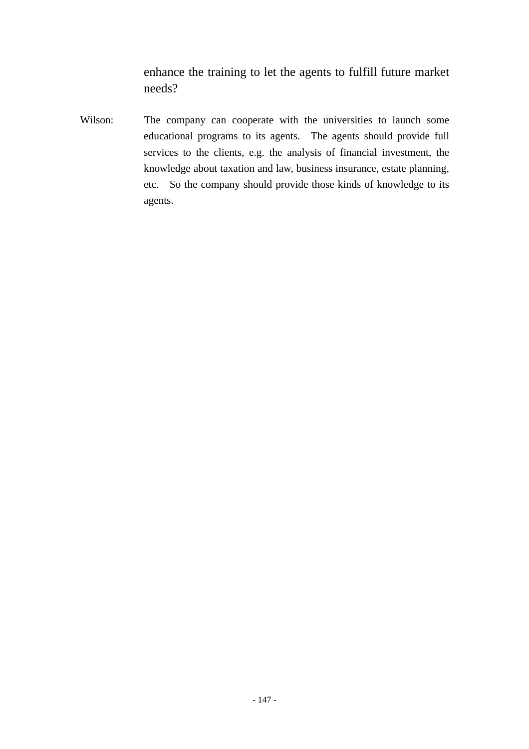enhance the training to let the agents to fulfill future market needs?

Wilson: The company can cooperate with the universities to launch some educational programs to its agents. The agents should provide full services to the clients, e.g. the analysis of financial investment, the knowledge about taxation and law, business insurance, estate planning, etc. So the company should provide those kinds of knowledge to its agents.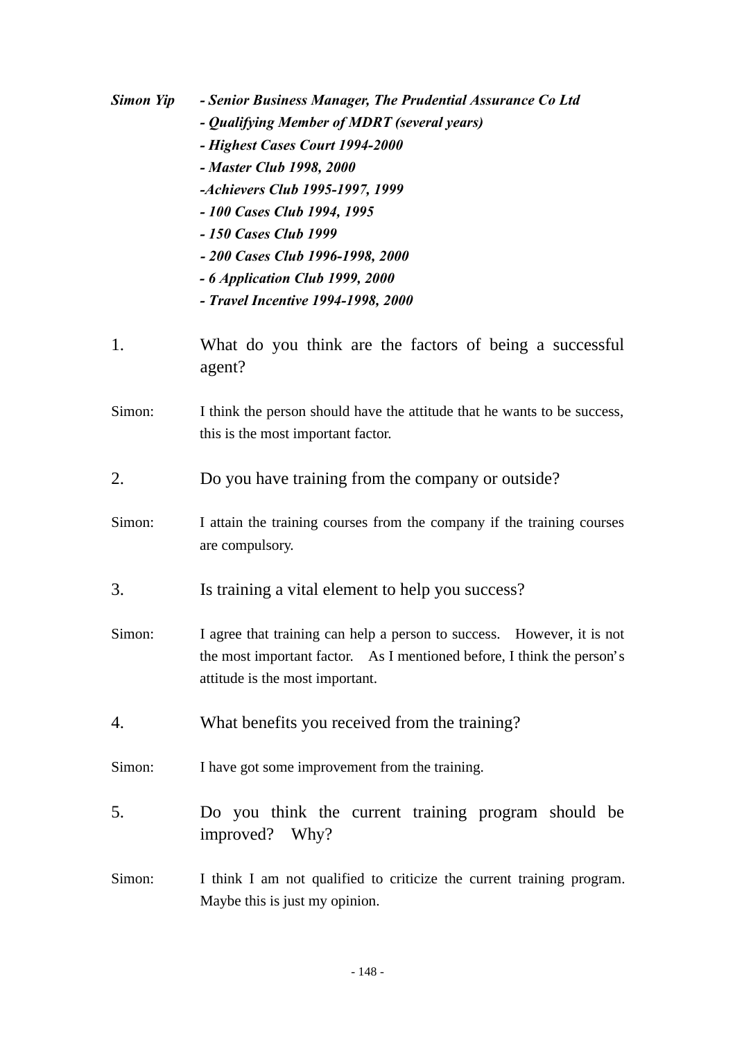***Simon Yip***

***- Senior Business Manager, The Prudential Assurance Co Ltd***
***- Qualifying Member of MDRT (several years)***
***- Highest Cases Court 1994-2000***
***- Master Club 1998, 2000***
***-Achievers Club 1995-1997, 1999***
***- 100 Cases Club 1994, 1995***
***- 150 Cases Club 1999***
***- 200 Cases Club 1996-1998, 2000***
***- 6 Application Club 1999, 2000***
***- Travel Incentive 1994-1998, 2000***

1. What do you think are the factors of being a successful agent?

Simon: I think the person should have the attitude that he wants to be success, this is the most important factor.

2. Do you have training from the company or outside?

Simon: I attain the training courses from the company if the training courses are compulsory.

3. Is training a vital element to help you success?

Simon: I agree that training can help a person to success. However, it is not the most important factor. As I mentioned before, I think the person's attitude is the most important.

4. What benefits you received from the training?

Simon: I have got some improvement from the training.

5. Do you think the current training program should be improved? Why?

Simon: I think I am not qualified to criticize the current training program. Maybe this is just my opinion.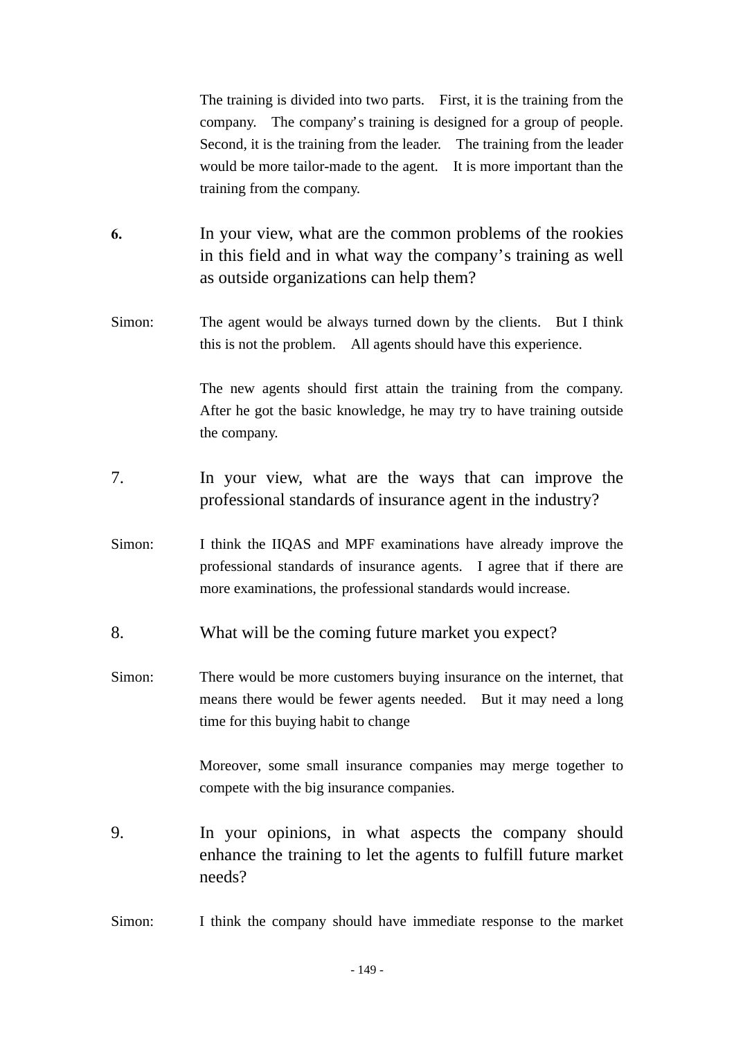The training is divided into two parts. First, it is the training from the company. The company's training is designed for a group of people. Second, it is the training from the leader. The training from the leader would be more tailor-made to the agent. It is more important than the training from the company.

**6.** In your view, what are the common problems of the rookies in this field and in what way the company's training as well as outside organizations can help them?

Simon: The agent would be always turned down by the clients. But I think this is not the problem. All agents should have this experience.

The new agents should first attain the training from the company. After he got the basic knowledge, he may try to have training outside the company.

7. In your view, what are the ways that can improve the professional standards of insurance agent in the industry?

Simon: I think the IIQAS and MPF examinations have already improve the professional standards of insurance agents. I agree that if there are more examinations, the professional standards would increase.

8. What will be the coming future market you expect?

Simon: There would be more customers buying insurance on the internet, that means there would be fewer agents needed. But it may need a long time for this buying habit to change

Moreover, some small insurance companies may merge together to compete with the big insurance companies.

9. In your opinions, in what aspects the company should enhance the training to let the agents to fulfill future market needs?

Simon: I think the company should have immediate response to the market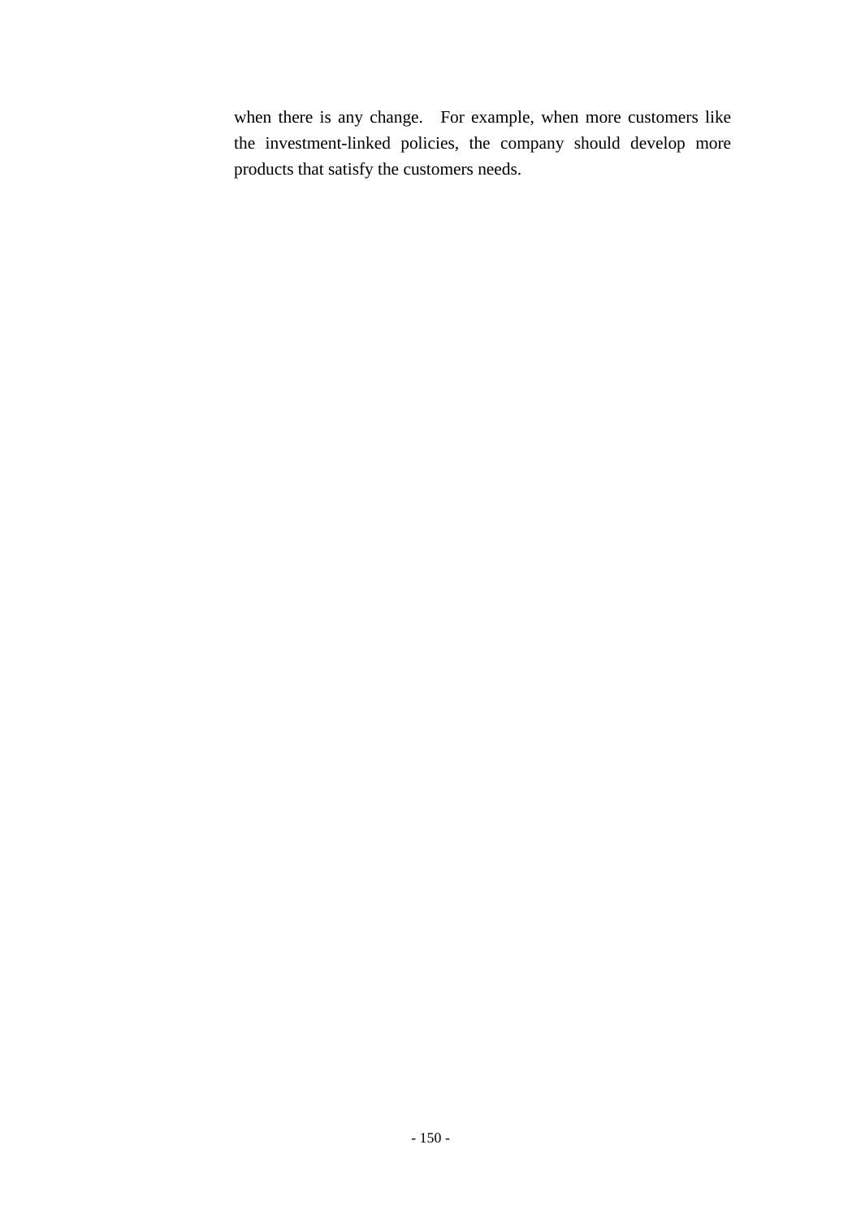when there is any change.  For example, when more customers like the investment-linked policies, the company should develop more products that satisfy the customers needs.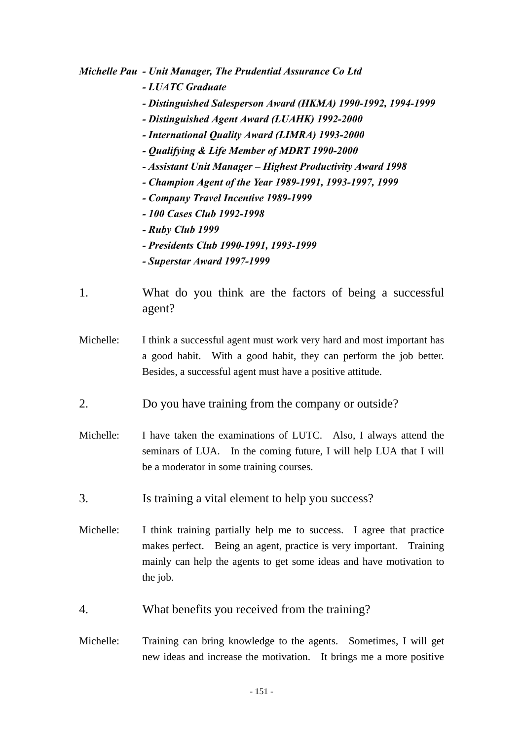***Michelle Pau - Unit Manager, The Prudential Assurance Co Ltd***

***- LUATC Graduate***

***- Distinguished Salesperson Award (HKMA) 1990-1992, 1994-1999***

***- Distinguished Agent Award (LUAHK) 1992-2000***

***- International Quality Award (LIMRA) 1993-2000***

***- Qualifying & Life Member of MDRT 1990-2000***

***- Assistant Unit Manager – Highest Productivity Award 1998***

***- Champion Agent of the Year 1989-1991, 1993-1997, 1999***

***- Company Travel Incentive 1989-1999***

***- 100 Cases Club 1992-1998***

***- Ruby Club 1999***

***- Presidents Club 1990-1991, 1993-1999***

***- Superstar Award 1997-1999***

1. What do you think are the factors of being a successful agent?

Michelle: I think a successful agent must work very hard and most important has a good habit. With a good habit, they can perform the job better. Besides, a successful agent must have a positive attitude.

2. Do you have training from the company or outside?

Michelle: I have taken the examinations of LUTC. Also, I always attend the seminars of LUA. In the coming future, I will help LUA that I will be a moderator in some training courses.

3. Is training a vital element to help you success?

Michelle: I think training partially help me to success. I agree that practice makes perfect. Being an agent, practice is very important. Training mainly can help the agents to get some ideas and have motivation to the job.

4. What benefits you received from the training?

Michelle: Training can bring knowledge to the agents. Sometimes, I will get new ideas and increase the motivation. It brings me a more positive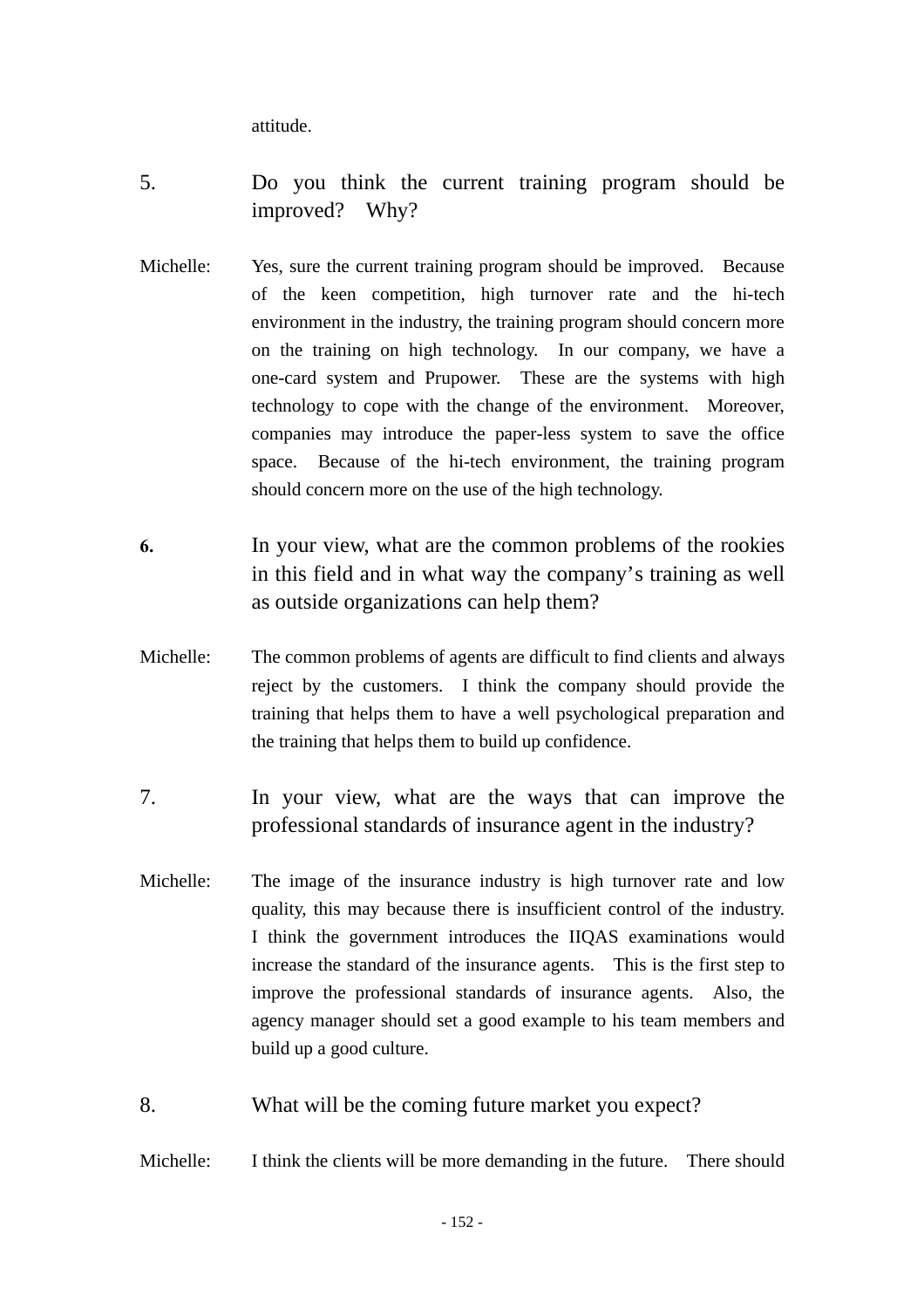attitude.

5. Do you think the current training program should be improved? Why?

Michelle: Yes, sure the current training program should be improved. Because of the keen competition, high turnover rate and the hi-tech environment in the industry, the training program should concern more on the training on high technology. In our company, we have a one-card system and Prupower. These are the systems with high technology to cope with the change of the environment. Moreover, companies may introduce the paper-less system to save the office space. Because of the hi-tech environment, the training program should concern more on the use of the high technology.

**6.** In your view, what are the common problems of the rookies in this field and in what way the company's training as well as outside organizations can help them?

Michelle: The common problems of agents are difficult to find clients and always reject by the customers. I think the company should provide the training that helps them to have a well psychological preparation and the training that helps them to build up confidence.

7. In your view, what are the ways that can improve the professional standards of insurance agent in the industry?

Michelle: The image of the insurance industry is high turnover rate and low quality, this may because there is insufficient control of the industry. I think the government introduces the IIQAS examinations would increase the standard of the insurance agents. This is the first step to improve the professional standards of insurance agents. Also, the agency manager should set a good example to his team members and build up a good culture.

8. What will be the coming future market you expect?

Michelle: I think the clients will be more demanding in the future. There should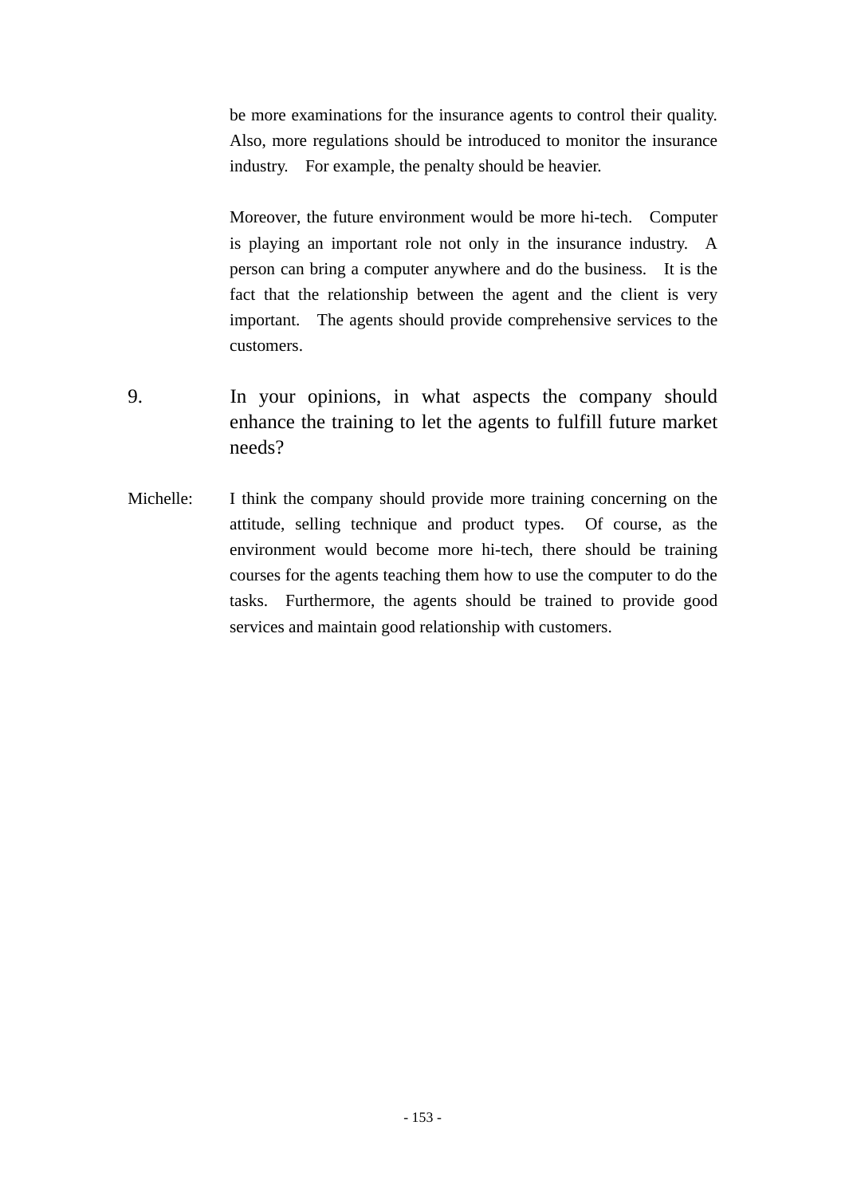be more examinations for the insurance agents to control their quality. Also, more regulations should be introduced to monitor the insurance industry. For example, the penalty should be heavier.

Moreover, the future environment would be more hi-tech. Computer is playing an important role not only in the insurance industry. A person can bring a computer anywhere and do the business. It is the fact that the relationship between the agent and the client is very important. The agents should provide comprehensive services to the customers.

9. In your opinions, in what aspects the company should enhance the training to let the agents to fulfill future market needs?

Michelle: I think the company should provide more training concerning on the attitude, selling technique and product types. Of course, as the environment would become more hi-tech, there should be training courses for the agents teaching them how to use the computer to do the tasks. Furthermore, the agents should be trained to provide good services and maintain good relationship with customers.